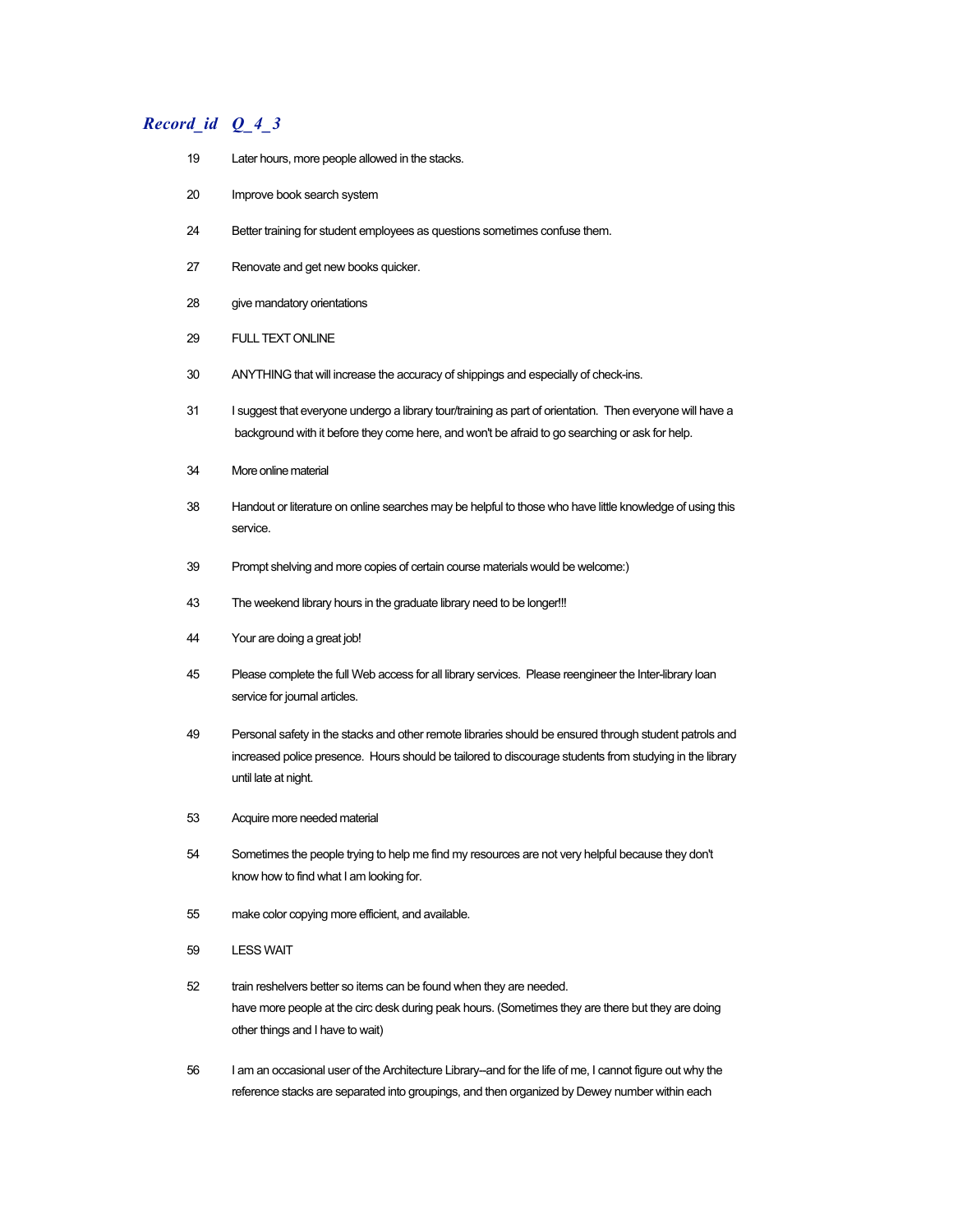| *Record_id* | *Q_4_3* |
|---|---|
| 19 | Later hours, more people allowed in the stacks. |
| 20 | Improve book search system |
| 24 | Better training for student employees as questions sometimes confuse them. |
| 27 | Renovate and get new books quicker. |
| 28 | give mandatory orientations |
| 29 | FULL TEXT ONLINE |
| 30 | ANYTHING that will increase the accuracy of shippings and especially of check-ins. |
| 31 | I suggest that everyone undergo a library tour/training as part of orientation. Then everyone will have a background with it before they come here, and won't be afraid to go searching or ask for help. |
| 34 | More online material |
| 38 | Handout or literature on online searches may be helpful to those who have little knowledge of using this service. |
| 39 | Prompt shelving and more copies of certain course materials would be welcome:) |
| 43 | The weekend library hours in the graduate library need to be longer!!! |
| 44 | Your are doing a great job! |
| 45 | Please complete the full Web access for all library services. Please reengineer the Inter-library loan service for journal articles. |
| 49 | Personal safety in the stacks and other remote libraries should be ensured through student patrols and increased police presence. Hours should be tailored to discourage students from studying in the library until late at night. |
| 53 | Acquire more needed material |
| 54 | Sometimes the people trying to help me find my resources are not very helpful because they don't know how to find what I am looking for. |
| 55 | make color copying more efficient, and available. |
| 59 | LESS WAIT |
| 52 | train reshelvers better so items can be found when they are needed.<br>have more people at the circ desk during peak hours. (Sometimes they are there but they are doing other things and I have to wait) |
| 56 | I am an occasional user of the Architecture Library--and for the life of me, I cannot figure out why the reference stacks are separated into groupings, and then organized by Dewey number within each |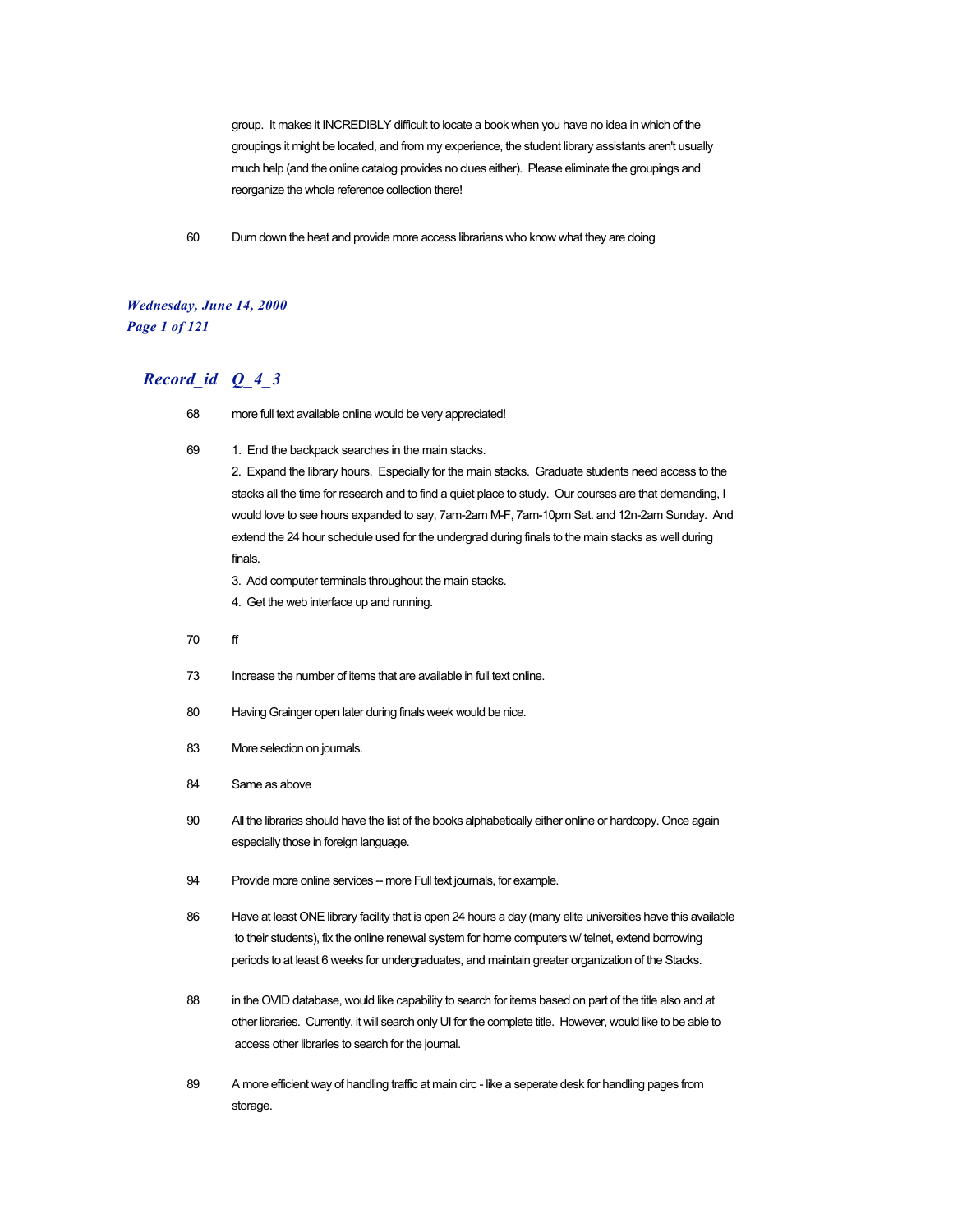group. It makes it INCREDIBLY difficult to locate a book when you have no idea in which of the groupings it might be located, and from my experience, the student library assistants aren't usually much help (and the online catalog provides no clues either). Please eliminate the groupings and reorganize the whole reference collection there!

60 Durn down the heat and provide more access librarians who know what they are doing

## Record_id Q_4_3

68 more full text available online would be very appreciated!

69 1. End the backpack searches in the main stacks.
2. Expand the library hours. Especially for the main stacks. Graduate students need access to the stacks all the time for research and to find a quiet place to study. Our courses are that demanding, I would love to see hours expanded to say, 7am-2am M-F, 7am-10pm Sat. and 12n-2am Sunday. And extend the 24 hour schedule used for the undergrad during finals to the main stacks as well during finals.
3. Add computer terminals throughout the main stacks.
4. Get the web interface up and running.

70 ff

73 Increase the number of items that are available in full text online.

80 Having Grainger open later during finals week would be nice.

83 More selection on journals.

84 Same as above

90 All the libraries should have the list of the books alphabetically either online or hardcopy. Once again especially those in foreign language.

94 Provide more online services -- more Full text journals, for example.

86 Have at least ONE library facility that is open 24 hours a day (many elite universities have this available to their students), fix the online renewal system for home computers w/ telnet, extend borrowing periods to at least 6 weeks for undergraduates, and maintain greater organization of the Stacks.

88 in the OVID database, would like capability to search for items based on part of the title also and at other libraries. Currently, it will search only UI for the complete title. However, would like to be able to access other libraries to search for the journal.

89 A more efficient way of handling traffic at main circ - like a seperate desk for handling pages from storage.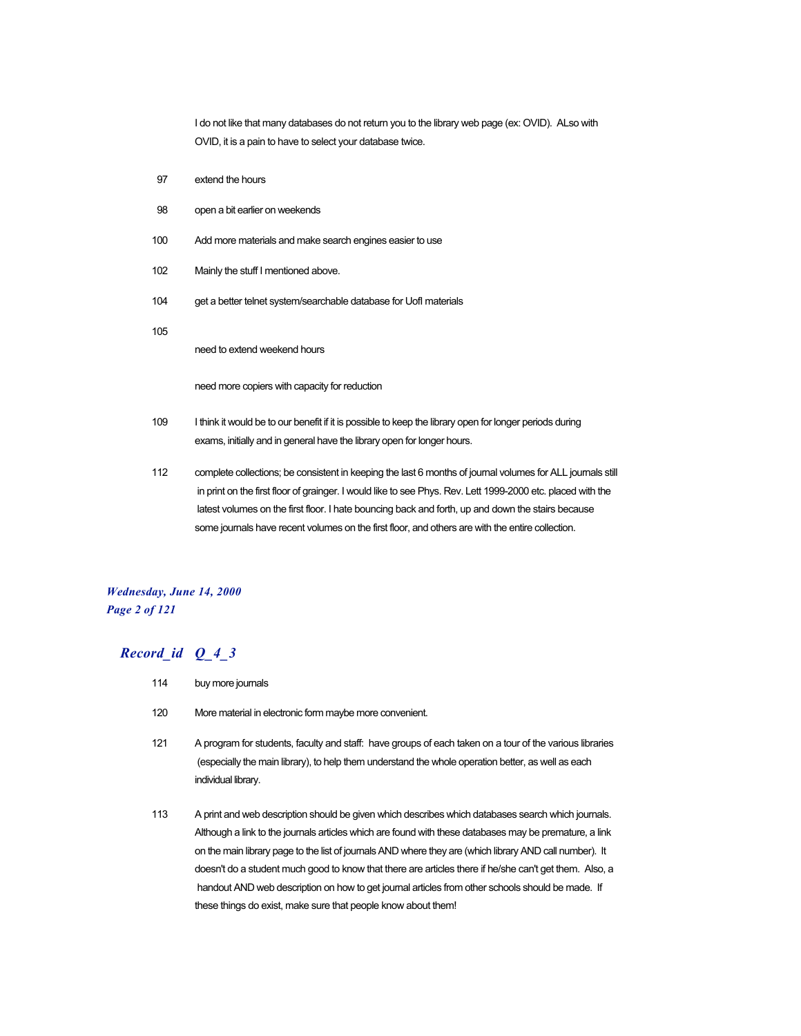I do not like that many databases do not return you to the library web page (ex: OVID). ALso with OVID, it is a pain to have to select your database twice.

97 extend the hours

98 open a bit earlier on weekends

100 Add more materials and make search engines easier to use

102 Mainly the stuff I mentioned above.

104 get a better telnet system/searchable database for UofI materials

105

need to extend weekend hours

need more copiers with capacity for reduction

109 I think it would be to our benefit if it is possible to keep the library open for longer periods during exams, initially and in general have the library open for longer hours.

112 complete collections; be consistent in keeping the last 6 months of journal volumes for ALL journals still in print on the first floor of grainger. I would like to see Phys. Rev. Lett 1999-2000 etc. placed with the latest volumes on the first floor. I hate bouncing back and forth, up and down the stairs because some journals have recent volumes on the first floor, and others are with the entire collection.

## *Record_id Q_4_3*

114 buy more journals

120 More material in electronic form maybe more convenient.

121 A program for students, faculty and staff: have groups of each taken on a tour of the various libraries (especially the main library), to help them understand the whole operation better, as well as each individual library.

113 A print and web description should be given which describes which databases search which journals. Although a link to the journals articles which are found with these databases may be premature, a link on the main library page to the list of journals AND where they are (which library AND call number). It doesn't do a student much good to know that there are articles there if he/she can't get them. Also, a handout AND web description on how to get journal articles from other schools should be made. If these things do exist, make sure that people know about them!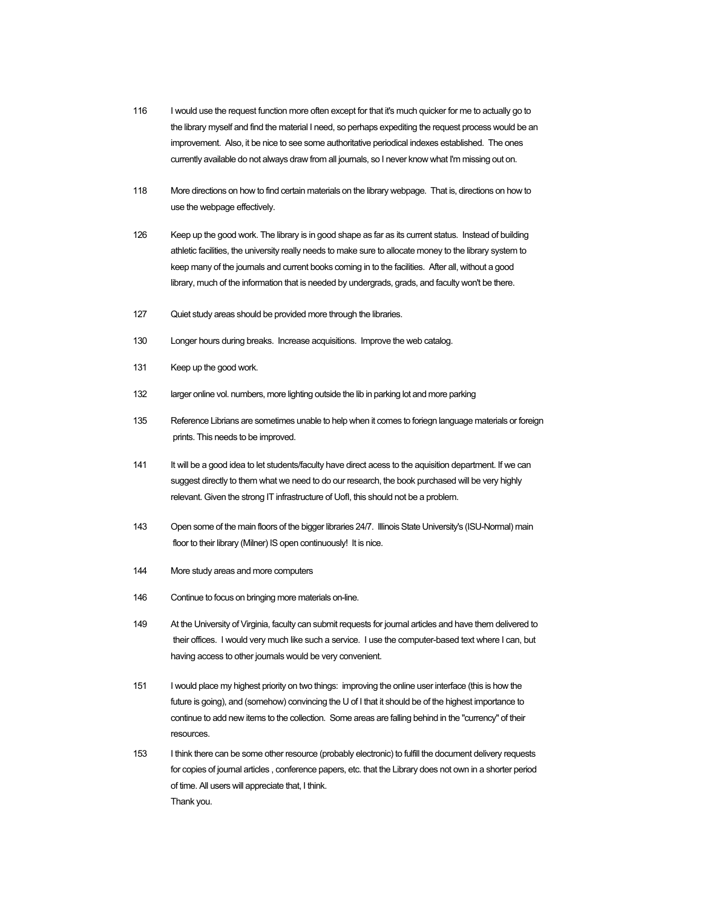116 I would use the request function more often except for that it's much quicker for me to actually go to the library myself and find the material I need, so perhaps expediting the request process would be an improvement. Also, it be nice to see some authoritative periodical indexes established. The ones currently available do not always draw from all journals, so I never know what I'm missing out on.

118 More directions on how to find certain materials on the library webpage. That is, directions on how to use the webpage effectively.

126 Keep up the good work. The library is in good shape as far as its current status. Instead of building athletic facilities, the university really needs to make sure to allocate money to the library system to keep many of the journals and current books coming in to the facilities. After all, without a good library, much of the information that is needed by undergrads, grads, and faculty won't be there.

127 Quiet study areas should be provided more through the libraries.

130 Longer hours during breaks. Increase acquisitions. Improve the web catalog.

131 Keep up the good work.

132 larger online vol. numbers, more lighting outside the lib in parking lot and more parking

135 Reference Librians are sometimes unable to help when it comes to foriegn language materials or foreign prints. This needs to be improved.

141 It will be a good idea to let students/faculty have direct acess to the aquisition department. If we can suggest directly to them what we need to do our research, the book purchased will be very highly relevant. Given the strong IT infrastructure of UofI, this should not be a problem.

143 Open some of the main floors of the bigger libraries 24/7. Illinois State University's (ISU-Normal) main floor to their library (Milner) IS open continuously! It is nice.

144 More study areas and more computers

146 Continue to focus on bringing more materials on-line.

149 At the University of Virginia, faculty can submit requests for journal articles and have them delivered to their offices. I would very much like such a service. I use the computer-based text where I can, but having access to other journals would be very convenient.

151 I would place my highest priority on two things: improving the online user interface (this is how the future is going), and (somehow) convincing the U of I that it should be of the highest importance to continue to add new items to the collection. Some areas are falling behind in the "currency" of their resources.

153 I think there can be some other resource (probably electronic) to fulfill the document delivery requests for copies of journal articles , conference papers, etc. that the Library does not own in a shorter period of time. All users will appreciate that, I think.
Thank you.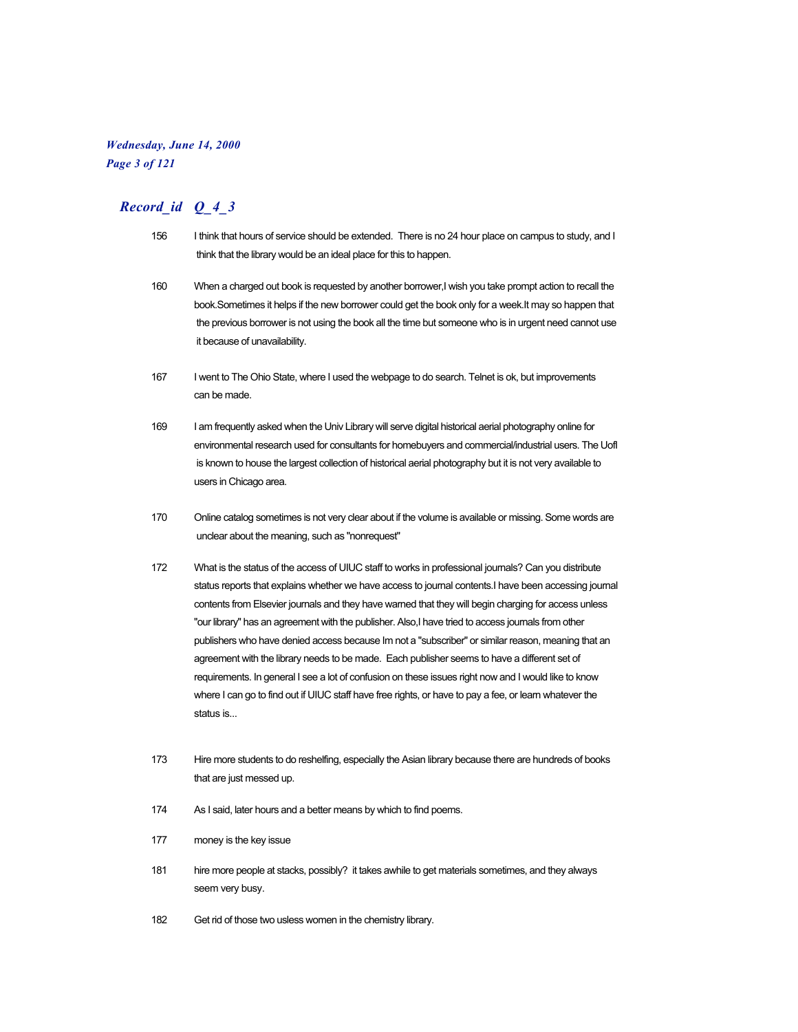## *Record_id Q_4_3*

156 I think that hours of service should be extended. There is no 24 hour place on campus to study, and I think that the library would be an ideal place for this to happen.

160 When a charged out book is requested by another borrower,I wish you take prompt action to recall the book.Sometimes it helps if the new borrower could get the book only for a week.It may so happen that the previous borrower is not using the book all the time but someone who is in urgent need cannot use it because of unavailability.

167 I went to The Ohio State, where I used the webpage to do search. Telnet is ok, but improvements can be made.

169 I am frequently asked when the Univ Library will serve digital historical aerial photography online for environmental research used for consultants for homebuyers and commercial/industrial users. The UofI is known to house the largest collection of historical aerial photography but it is not very available to users in Chicago area.

170 Online catalog sometimes is not very clear about if the volume is available or missing. Some words are unclear about the meaning, such as "nonrequest"

172 What is the status of the access of UIUC staff to works in professional journals? Can you distribute status reports that explains whether we have access to journal contents.I have been accessing journal contents from Elsevier journals and they have warned that they will begin charging for access unless "our library" has an agreement with the publisher. Also,I have tried to access journals from other publishers who have denied access because Im not a "subscriber" or similar reason, meaning that an agreement with the library needs to be made. Each publisher seems to have a different set of requirements. In general I see a lot of confusion on these issues right now and I would like to know where I can go to find out if UIUC staff have free rights, or have to pay a fee, or learn whatever the status is...

173 Hire more students to do reshelfing, especially the Asian library because there are hundreds of books that are just messed up.

174 As I said, later hours and a better means by which to find poems.

177 money is the key issue

181 hire more people at stacks, possibly? it takes awhile to get materials sometimes, and they always seem very busy.

182 Get rid of those two usless women in the chemistry library.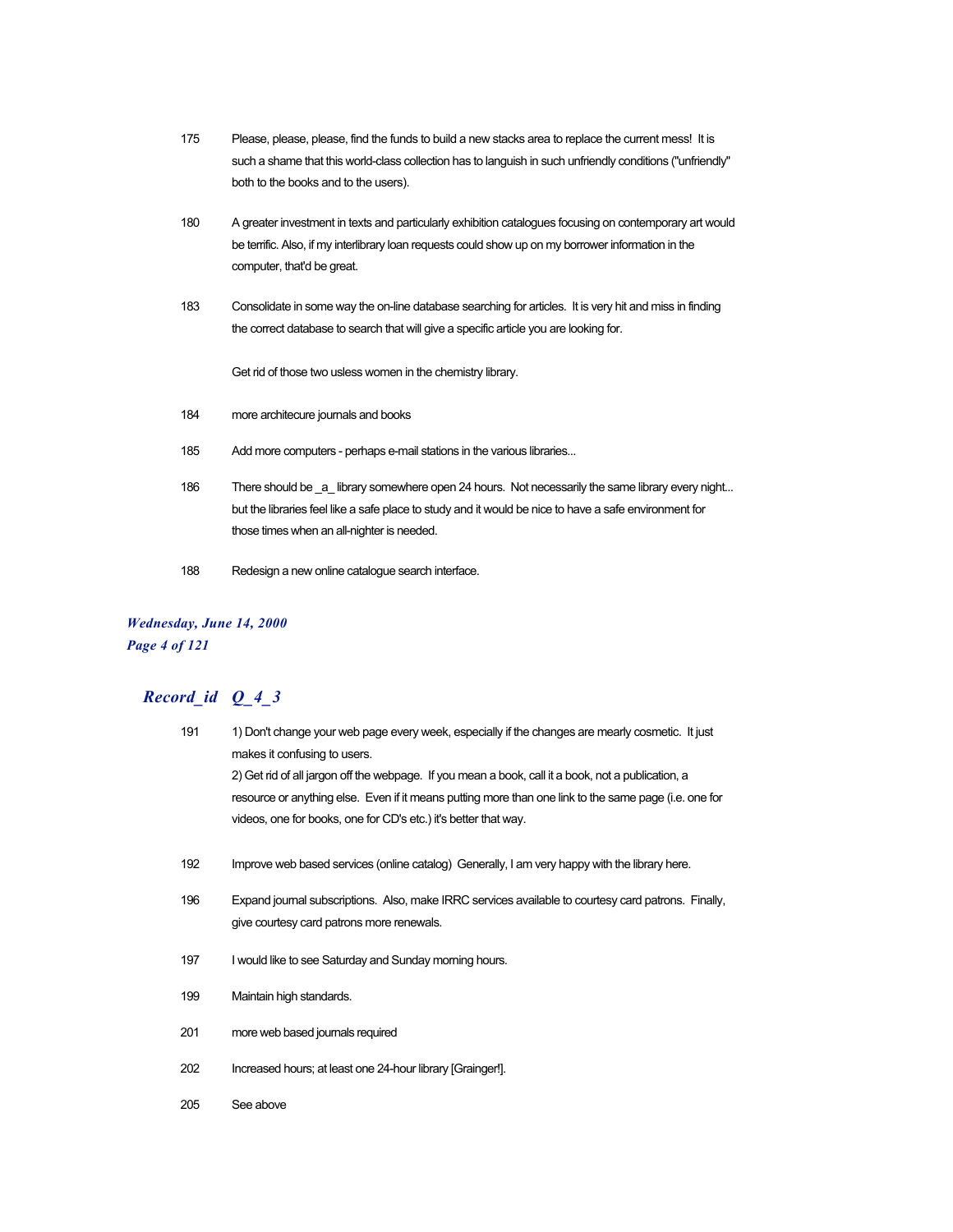175 Please, please, please, find the funds to build a new stacks area to replace the current mess! It is such a shame that this world-class collection has to languish in such unfriendly conditions ("unfriendly" both to the books and to the users).

180 A greater investment in texts and particularly exhibition catalogues focusing on contemporary art would be terrific. Also, if my interlibrary loan requests could show up on my borrower information in the computer, that'd be great.

183 Consolidate in some way the on-line database searching for articles. It is very hit and miss in finding the correct database to search that will give a specific article you are looking for.

Get rid of those two usless women in the chemistry library.

184 more architecure journals and books

185 Add more computers - perhaps e-mail stations in the various libraries...

186 There should be _a_ library somewhere open 24 hours. Not necessarily the same library every night... but the libraries feel like a safe place to study and it would be nice to have a safe environment for those times when an all-nighter is needed.

188 Redesign a new online catalogue search interface.

## *Record_id Q_4_3*

191 1) Don't change your web page every week, especially if the changes are mearly cosmetic. It just makes it confusing to users.
2) Get rid of all jargon off the webpage. If you mean a book, call it a book, not a publication, a resource or anything else. Even if it means putting more than one link to the same page (i.e. one for videos, one for books, one for CD's etc.) it's better that way.

192 Improve web based services (online catalog) Generally, I am very happy with the library here.

196 Expand journal subscriptions. Also, make IRRC services available to courtesy card patrons. Finally, give courtesy card patrons more renewals.

197 I would like to see Saturday and Sunday morning hours.

199 Maintain high standards.

201 more web based journals required

202 Increased hours; at least one 24-hour library [Grainger!].

205 See above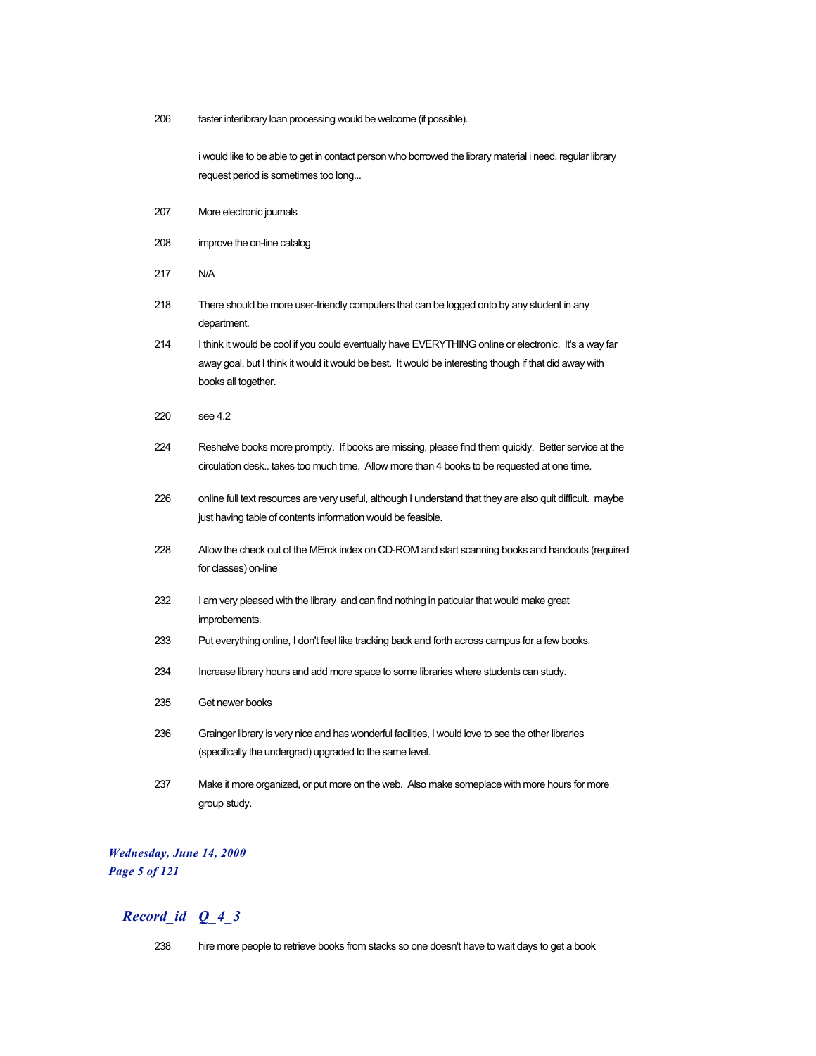| | |
|---|---|
| 206 | faster interlibrary loan processing would be welcome (if possible).<br><br>i would like to be able to get in contact person who borrowed the library material i need. regular library request period is sometimes too long... |
| 207 | More electronic journals |
| 208 | improve the on-line catalog |
| 217 | N/A |
| 218 | There should be more user-friendly computers that can be logged onto by any student in any department. |
| 214 | I think it would be cool if you could eventually have EVERYTHING online or electronic. It's a way far away goal, but I think it would it would be best. It would be interesting though if that did away with books all together. |
| 220 | see 4.2 |
| 224 | Reshelve books more promptly. If books are missing, please find them quickly. Better service at the circulation desk.. takes too much time. Allow more than 4 books to be requested at one time. |
| 226 | online full text resources are very useful, although I understand that they are also quit difficult. maybe just having table of contents information would be feasible. |
| 228 | Allow the check out of the MErck index on CD-ROM and start scanning books and handouts (required for classes) on-line |
| 232 | I am very pleased with the library and can find nothing in paticular that would make great improbements. |
| 233 | Put everything online, I don't feel like tracking back and forth across campus for a few books. |
| 234 | Increase library hours and add more space to some libraries where students can study. |
| 235 | Get newer books |
| 236 | Grainger library is very nice and has wonderful facilities, I would love to see the other libraries (specifically the undergrad) upgraded to the same level. |
| 237 | Make it more organized, or put more on the web. Also make someplace with more hours for more group study. |

***Record_id Q_4_3***

| | |
|---|---|
| 238 | hire more people to retrieve books from stacks so one doesn't have to wait days to get a book |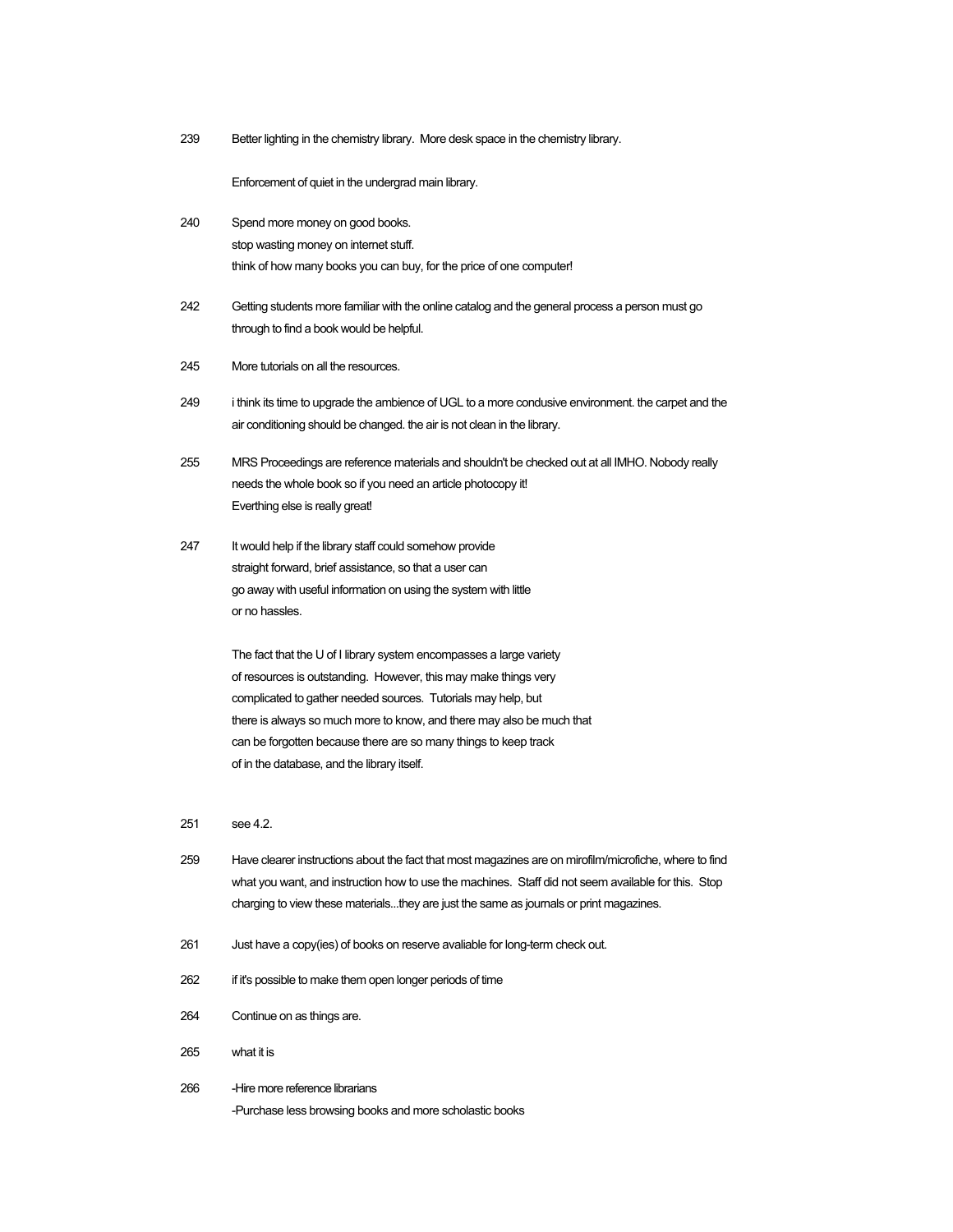239 Better lighting in the chemistry library. More desk space in the chemistry library.

Enforcement of quiet in the undergrad main library.

240 Spend more money on good books.
stop wasting money on internet stuff.
think of how many books you can buy, for the price of one computer!

242 Getting students more familiar with the online catalog and the general process a person must go through to find a book would be helpful.

245 More tutorials on all the resources.

249 i think its time to upgrade the ambience of UGL to a more condusive environment. the carpet and the air conditioning should be changed. the air is not clean in the library.

255 MRS Proceedings are reference materials and shouldn't be checked out at all IMHO. Nobody really needs the whole book so if you need an article photocopy it!
Everthing else is really great!

247 It would help if the library staff could somehow provide
straight forward, brief assistance, so that a user can
go away with useful information on using the system with little
or no hassles.

The fact that the U of I library system encompasses a large variety
of resources is outstanding. However, this may make things very
complicated to gather needed sources. Tutorials may help, but
there is always so much more to know, and there may also be much that
can be forgotten because there are so many things to keep track
of in the database, and the library itself.

251 see 4.2.

259 Have clearer instructions about the fact that most magazines are on mirofilm/microfiche, where to find what you want, and instruction how to use the machines. Staff did not seem available for this. Stop charging to view these materials...they are just the same as journals or print magazines.

261 Just have a copy(ies) of books on reserve avaliable for long-term check out.

262 if it's possible to make them open longer periods of time

264 Continue on as things are.

265 what it is

266 -Hire more reference librarians
-Purchase less browsing books and more scholastic books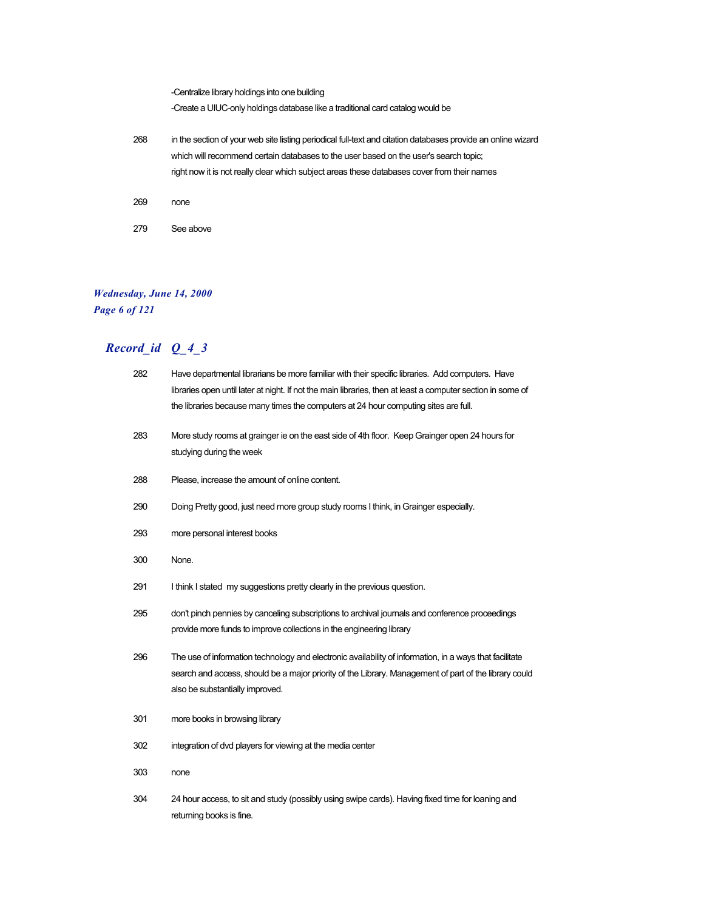-Centralize library holdings into one building
-Create a UIUC-only holdings database like a traditional card catalog would be

268 in the section of your web site listing periodical full-text and citation databases provide an online wizard which will recommend certain databases to the user based on the user's search topic;
right now it is not really clear which subject areas these databases cover from their names

269 none

279 See above

## *Record_id Q_4_3*

282 Have departmental librarians be more familiar with their specific libraries. Add computers. Have libraries open until later at night. If not the main libraries, then at least a computer section in some of the libraries because many times the computers at 24 hour computing sites are full.

283 More study rooms at grainger ie on the east side of 4th floor. Keep Grainger open 24 hours for studying during the week

288 Please, increase the amount of online content.

290 Doing Pretty good, just need more group study rooms I think, in Grainger especially.

293 more personal interest books

300 None.

291 I think I stated my suggestions pretty clearly in the previous question.

295 don't pinch pennies by canceling subscriptions to archival journals and conference proceedings
provide more funds to improve collections in the engineering library

296 The use of information technology and electronic availability of information, in a ways that facilitate search and access, should be a major priority of the Library. Management of part of the library could also be substantially improved.

301 more books in browsing library

302 integration of dvd players for viewing at the media center

303 none

304 24 hour access, to sit and study (possibly using swipe cards). Having fixed time for loaning and returning books is fine.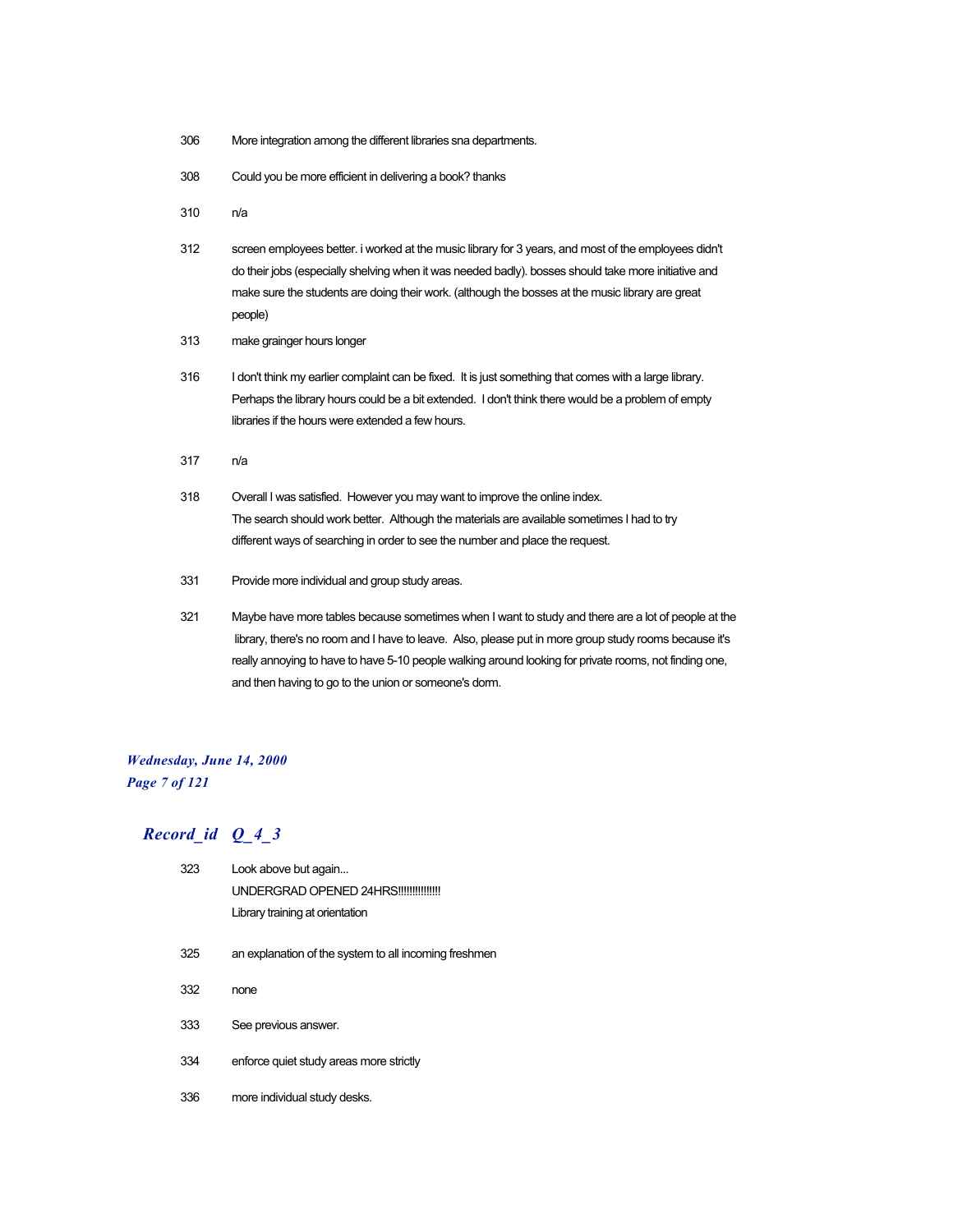| | |
|---|---|
| 306 | More integration among the different libraries sna departments. |
| 308 | Could you be more efficient in delivering a book? thanks |
| 310 | n/a |
| 312 | screen employees better. i worked at the music library for 3 years, and most of the employees didn't do their jobs (especially shelving when it was needed badly). bosses should take more initiative and make sure the students are doing their work. (although the bosses at the music library are great people) |
| 313 | make grainger hours longer |
| 316 | I don't think my earlier complaint can be fixed. It is just something that comes with a large library. Perhaps the library hours could be a bit extended. I don't think there would be a problem of empty libraries if the hours were extended a few hours. |
| 317 | n/a |
| 318 | Overall I was satisfied. However you may want to improve the online index. The search should work better. Although the materials are available sometimes I had to try different ways of searching in order to see the number and place the request. |
| 331 | Provide more individual and group study areas. |
| 321 | Maybe have more tables because sometimes when I want to study and there are a lot of people at the library, there's no room and I have to leave. Also, please put in more group study rooms because it's really annoying to have to have 5-10 people walking around looking for private rooms, not finding one, and then having to go to the union or someone's dorm. |

***Wednesday, June 14, 2000***

## *Record_id Q_4_3*

| | |
|---|---|
| 323 | Look above but again...<br>UNDERGRAD OPENED 24HRS!!!!!!!!!!!!!!<br>Library training at orientation |
| 325 | an explanation of the system to all incoming freshmen |
| 332 | none |
| 333 | See previous answer. |
| 334 | enforce quiet study areas more strictly |
| 336 | more individual study desks. |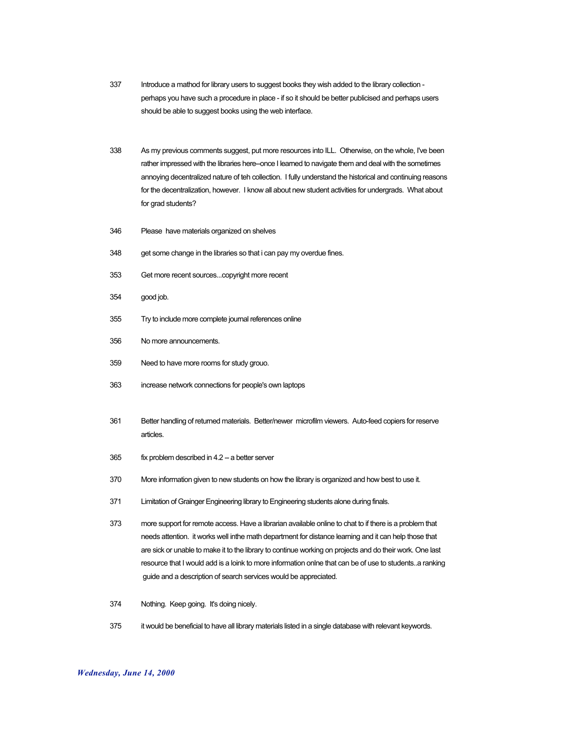337 Introduce a mathod for library users to suggest books they wish added to the library collection - perhaps you have such a procedure in place - if so it should be better publicised and perhaps users should be able to suggest books using the web interface.

338 As my previous comments suggest, put more resources into ILL. Otherwise, on the whole, I've been rather impressed with the libraries here--once I learned to navigate them and deal with the sometimes annoying decentralized nature of teh collection. I fully understand the historical and continuing reasons for the decentralization, however. I know all about new student activities for undergrads. What about for grad students?

346 Please have materials organized on shelves

348 get some change in the libraries so that i can pay my overdue fines.

353 Get more recent sources...copyright more recent

354 good job.

355 Try to include more complete journal references online

356 No more announcements.

359 Need to have more rooms for study grouo.

363 increase network connections for people's own laptops

361 Better handling of returned materials. Better/newer microfilm viewers. Auto-feed copiers for reserve articles.

365 fix problem described in 4.2 -- a better server

370 More information given to new students on how the library is organized and how best to use it.

371 Limitation of Grainger Engineering library to Engineering students alone during finals.

373 more support for remote access. Have a librarian available online to chat to if there is a problem that needs attention. it works well inthe math department for distance learning and it can help those that are sick or unable to make it to the library to continue working on projects and do their work. One last resource that I would add is a loink to more information onlne that can be of use to students..a ranking guide and a description of search services would be appreciated.

374 Nothing. Keep going. It's doing nicely.

375 it would be beneficial to have all library materials listed in a single database with relevant keywords.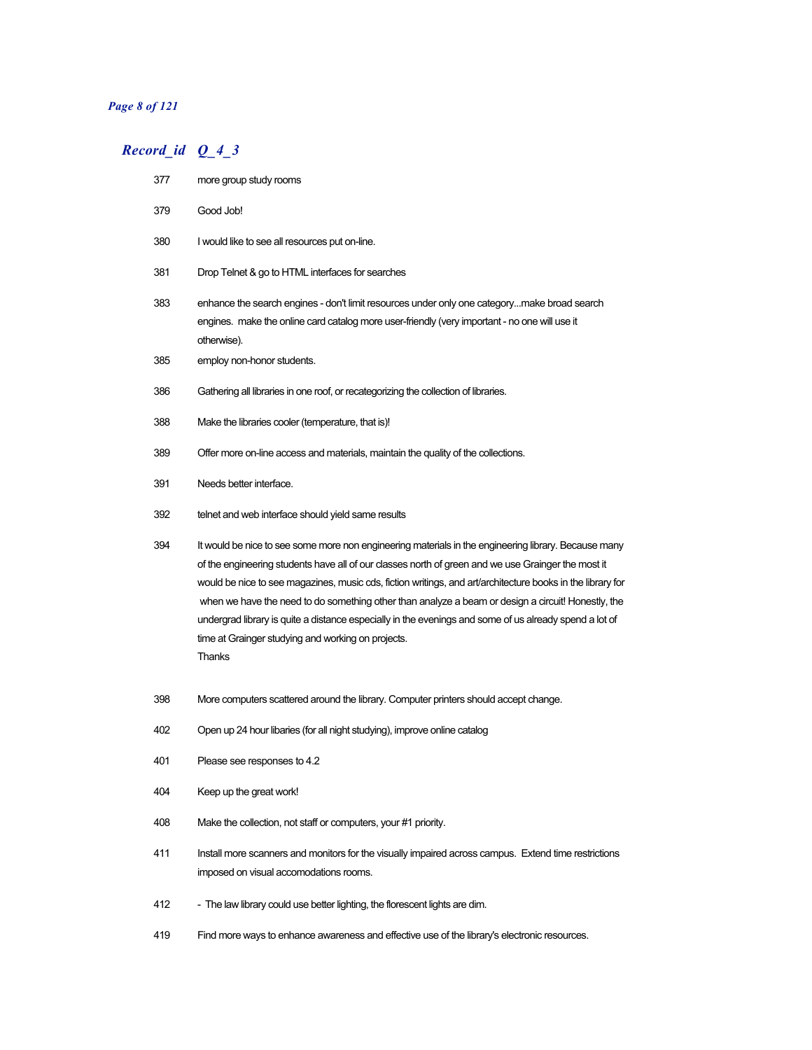| Record_id | Q_4_3 |
| --- | --- |
| 377 | more group study rooms |
| 379 | Good Job! |
| 380 | I would like to see all resources put on-line. |
| 381 | Drop Telnet & go to HTML interfaces for searches |
| 383 | enhance the search engines - don't limit resources under only one category...make broad search engines.  make the online card catalog more user-friendly (very important - no one will use it otherwise). |
| 385 | employ non-honor students. |
| 386 | Gathering all libraries in one roof, or recategorizing the collection of libraries. |
| 388 | Make the libraries cooler (temperature, that is)! |
| 389 | Offer more on-line access and materials, maintain the quality of the collections. |
| 391 | Needs better interface. |
| 392 | telnet and web interface should yield same results |
| 394 | It would be nice to see some more non engineering materials in the engineering library. Because many of the engineering students have all of our classes north of green and we use Grainger the most it would be nice to see magazines, music cds, fiction writings, and art/architecture books in the library for when we have the need to do something other than analyze a beam or design a circuit! Honestly, the undergrad library is quite a distance especially in the evenings and some of us already spend a lot of time at Grainger studying and working on projects. Thanks |
| 398 | More computers scattered around the library. Computer printers should accept change. |
| 402 | Open up 24 hour libaries (for all night studying), improve online catalog |
| 401 | Please see responses to 4.2 |
| 404 | Keep up the great work! |
| 408 | Make the collection, not staff or computers, your #1 priority. |
| 411 | Install more scanners and monitors for the visually impaired across campus.  Extend time restrictions imposed on visual accomodations rooms. |
| 412 | -  The law library could use better lighting, the florescent lights are dim. |
| 419 | Find more ways to enhance awareness and effective use of the library's electronic resources. |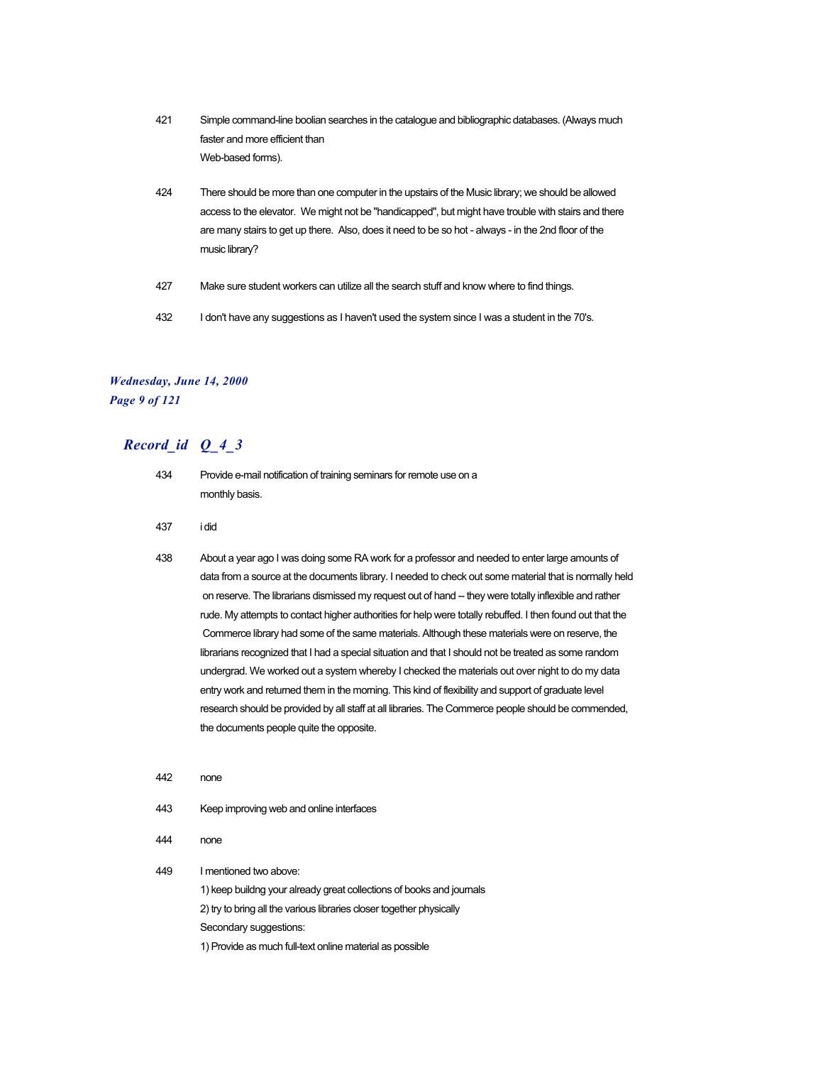421 Simple command-line boolian searches in the catalogue and bibliographic databases. (Always much faster and more efficient than
Web-based forms).

424 There should be more than one computer in the upstairs of the Music library; we should be allowed access to the elevator. We might not be "handicapped", but might have trouble with stairs and there are many stairs to get up there. Also, does it need to be so hot - always - in the 2nd floor of the music library?

427 Make sure student workers can utilize all the search stuff and know where to find things.

432 I don't have any suggestions as I haven't used the system since I was a student in the 70's.

## *Record_id Q_4_3*

434 Provide e-mail notification of training seminars for remote use on a
monthly basis.

437 i did

438 About a year ago I was doing some RA work for a professor and needed to enter large amounts of data from a source at the documents library. I needed to check out some material that is normally held on reserve. The librarians dismissed my request out of hand -- they were totally inflexible and rather rude. My attempts to contact higher authorities for help were totally rebuffed. I then found out that the Commerce library had some of the same materials. Although these materials were on reserve, the librarians recognized that I had a special situation and that I should not be treated as some random undergrad. We worked out a system whereby I checked the materials out over night to do my data entry work and returned them in the morning. This kind of flexibility and support of graduate level research should be provided by all staff at all libraries. The Commerce people should be commended, the documents people quite the opposite.

442 none

443 Keep improving web and online interfaces

444 none

449 I mentioned two above:
1) keep buildng your already great collections of books and journals
2) try to bring all the various libraries closer together physically
Secondary suggestions:
1) Provide as much full-text online material as possible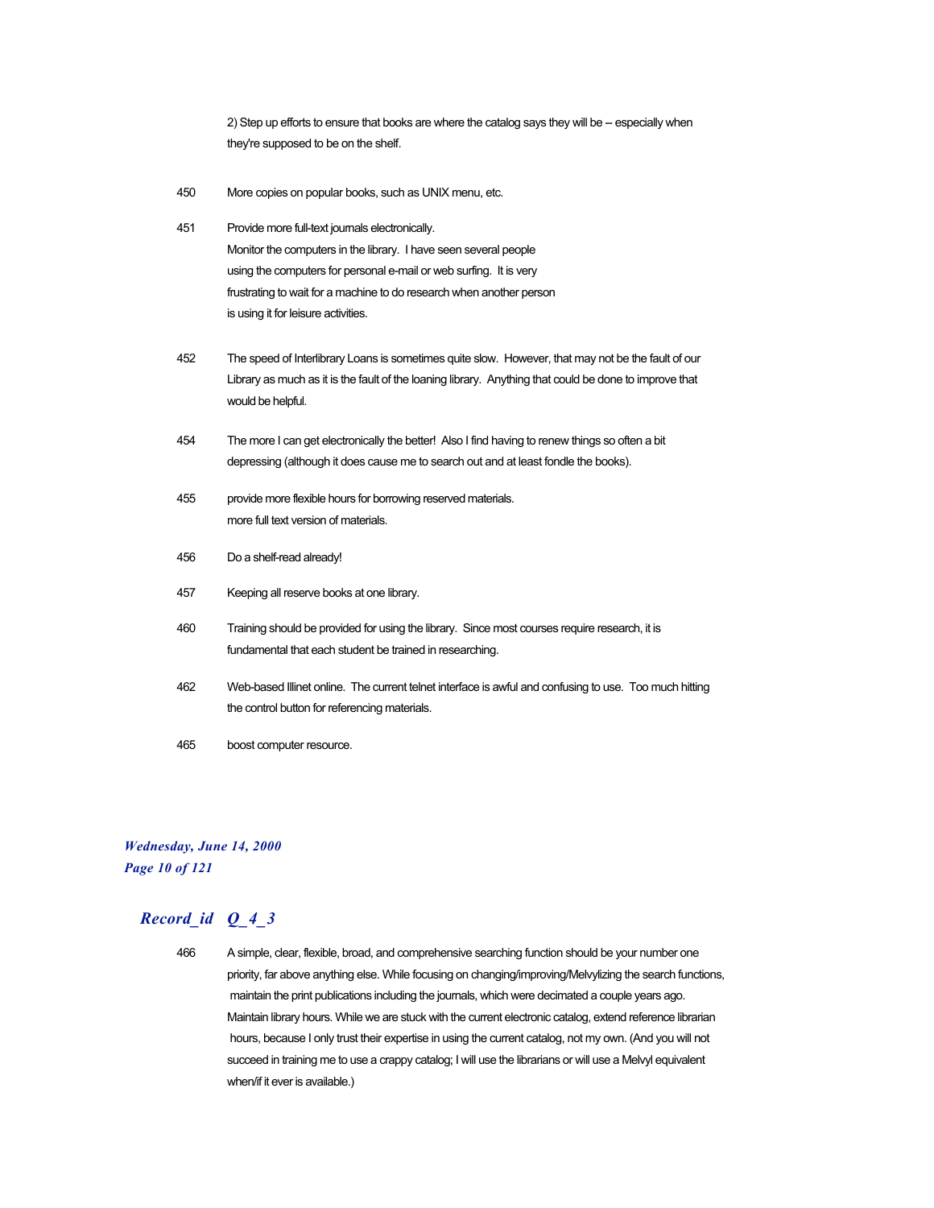2) Step up efforts to ensure that books are where the catalog says they will be -- especially when they're supposed to be on the shelf.

450 More copies on popular books, such as UNIX menu, etc.

451 Provide more full-text journals electronically.
Monitor the computers in the library. I have seen several people using the computers for personal e-mail or web surfing. It is very frustrating to wait for a machine to do research when another person is using it for leisure activities.

452 The speed of Interlibrary Loans is sometimes quite slow. However, that may not be the fault of our Library as much as it is the fault of the loaning library. Anything that could be done to improve that would be helpful.

454 The more I can get electronically the better! Also I find having to renew things so often a bit depressing (although it does cause me to search out and at least fondle the books).

455 provide more flexible hours for borrowing reserved materials.
more full text version of materials.

456 Do a shelf-read already!

457 Keeping all reserve books at one library.

460 Training should be provided for using the library. Since most courses require research, it is fundamental that each student be trained in researching.

462 Web-based Illinet online. The current telnet interface is awful and confusing to use. Too much hitting the control button for referencing materials.

465 boost computer resource.

## *Record_id Q_4_3*

466 A simple, clear, flexible, broad, and comprehensive searching function should be your number one priority, far above anything else. While focusing on changing/improving/Melvylizing the search functions, maintain the print publications including the journals, which were decimated a couple years ago. Maintain library hours. While we are stuck with the current electronic catalog, extend reference librarian hours, because I only trust their expertise in using the current catalog, not my own. (And you will not succeed in training me to use a crappy catalog; I will use the librarians or will use a Melvyl equivalent when/if it ever is available.)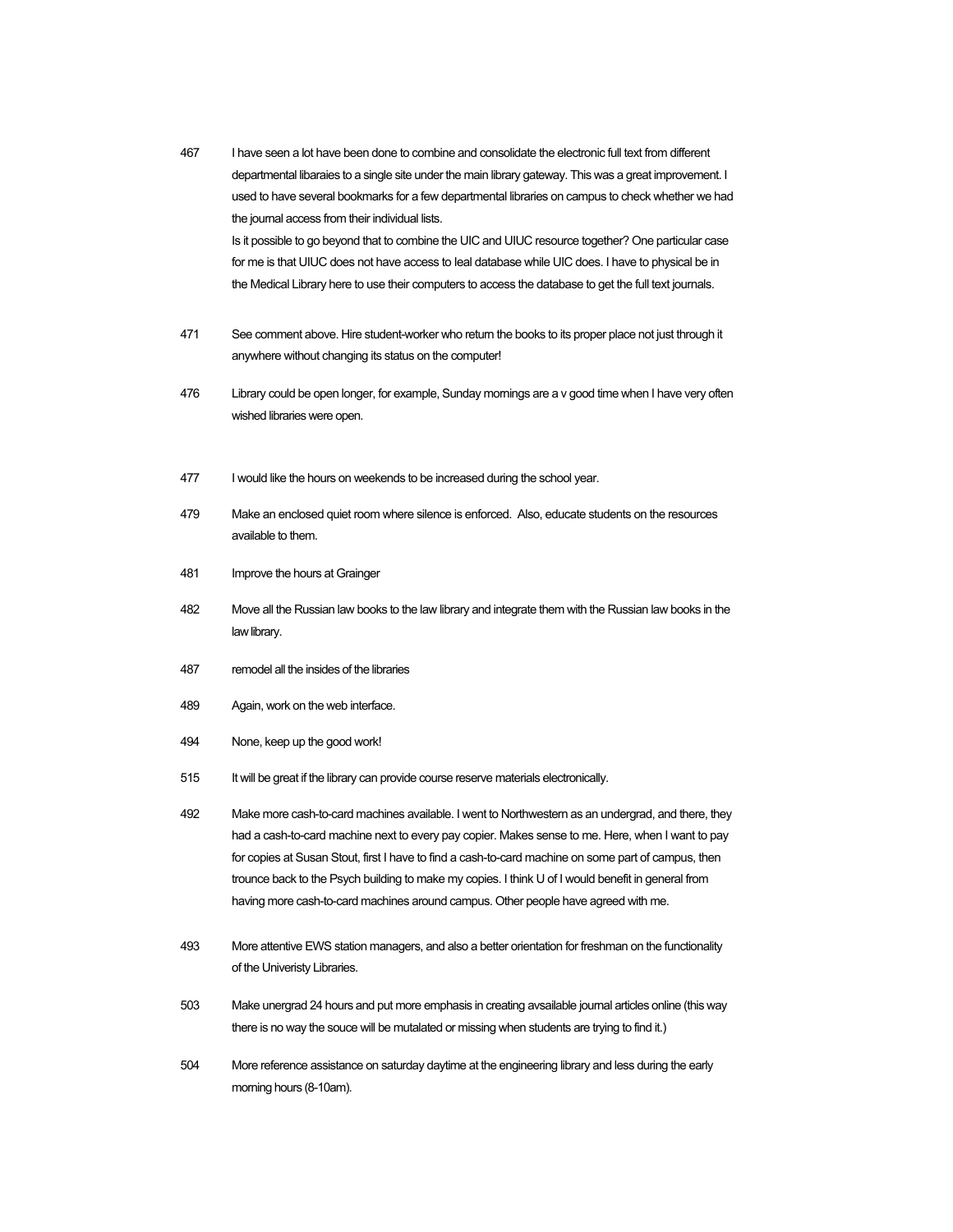467 I have seen a lot have been done to combine and consolidate the electronic full text from different departmental libaraies to a single site under the main library gateway. This was a great improvement. I used to have several bookmarks for a few departmental libraries on campus to check whether we had the journal access from their individual lists.
Is it possible to go beyond that to combine the UIC and UIUC resource together? One particular case for me is that UIUC does not have access to leal database while UIC does. I have to physical be in the Medical Library here to use their computers to access the database to get the full text journals.

471 See comment above. Hire student-worker who return the books to its proper place not just through it anywhere without changing its status on the computer!

476 Library could be open longer, for example, Sunday mornings are a v good time when I have very often wished libraries were open.

477 I would like the hours on weekends to be increased during the school year.

479 Make an enclosed quiet room where silence is enforced. Also, educate students on the resources available to them.

481 Improve the hours at Grainger

482 Move all the Russian law books to the law library and integrate them with the Russian law books in the law library.

487 remodel all the insides of the libraries

489 Again, work on the web interface.

494 None, keep up the good work!

515 It will be great if the library can provide course reserve materials electronically.

492 Make more cash-to-card machines available. I went to Northwestern as an undergrad, and there, they had a cash-to-card machine next to every pay copier. Makes sense to me. Here, when I want to pay for copies at Susan Stout, first I have to find a cash-to-card machine on some part of campus, then trounce back to the Psych building to make my copies. I think U of I would benefit in general from having more cash-to-card machines around campus. Other people have agreed with me.

493 More attentive EWS station managers, and also a better orientation for freshman on the functionality of the Univeristy Libraries.

503 Make unergrad 24 hours and put more emphasis in creating avsailable journal articles online (this way there is no way the souce will be mutalated or missing when students are trying to find it.)

504 More reference assistance on saturday daytime at the engineering library and less during the early morning hours (8-10am).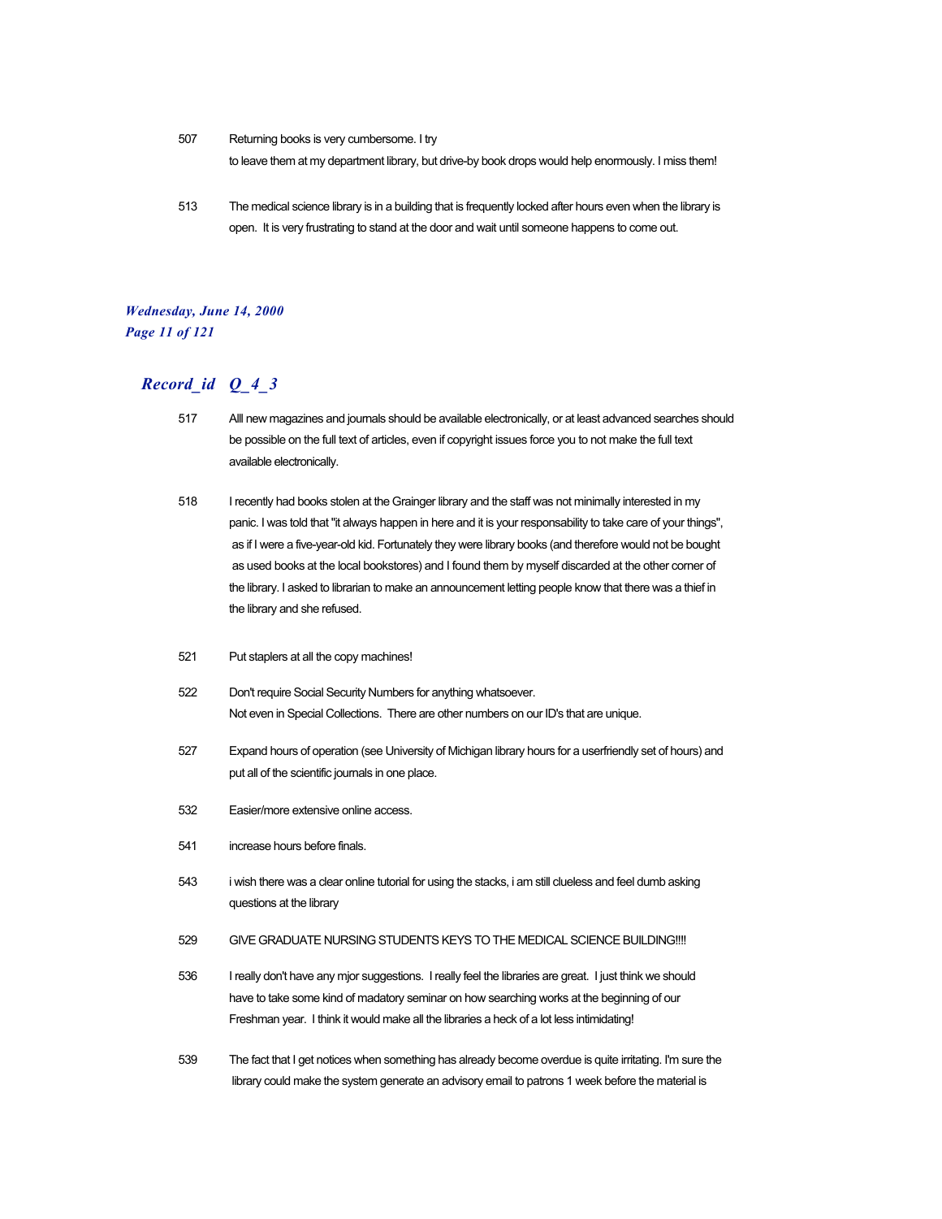507 Returning books is very cumbersome. I try to leave them at my department library, but drive-by book drops would help enormously. I miss them!

513 The medical science library is in a building that is frequently locked after hours even when the library is open. It is very frustrating to stand at the door and wait until someone happens to come out.

## *Record_id Q_4_3*

517 Alll new magazines and journals should be available electronically, or at least advanced searches should be possible on the full text of articles, even if copyright issues force you to not make the full text available electronically.

518 I recently had books stolen at the Grainger library and the staff was not minimally interested in my panic. I was told that "it always happen in here and it is your responsability to take care of your things", as if I were a five-year-old kid. Fortunately they were library books (and therefore would not be bought as used books at the local bookstores) and I found them by myself discarded at the other corner of the library. I asked to librarian to make an announcement letting people know that there was a thief in the library and she refused.

521 Put staplers at all the copy machines!

522 Don't require Social Security Numbers for anything whatsoever. Not even in Special Collections. There are other numbers on our ID's that are unique.

527 Expand hours of operation (see University of Michigan library hours for a userfriendly set of hours) and put all of the scientific journals in one place.

532 Easier/more extensive online access.

541 increase hours before finals.

543 i wish there was a clear online tutorial for using the stacks, i am still clueless and feel dumb asking questions at the library

529 GIVE GRADUATE NURSING STUDENTS KEYS TO THE MEDICAL SCIENCE BUILDING!!!!

536 I really don't have any mjor suggestions. I really feel the libraries are great. I just think we should have to take some kind of madatory seminar on how searching works at the beginning of our Freshman year. I think it would make all the libraries a heck of a lot less intimidating!

539 The fact that I get notices when something has already become overdue is quite irritating. I'm sure the library could make the system generate an advisory email to patrons 1 week before the material is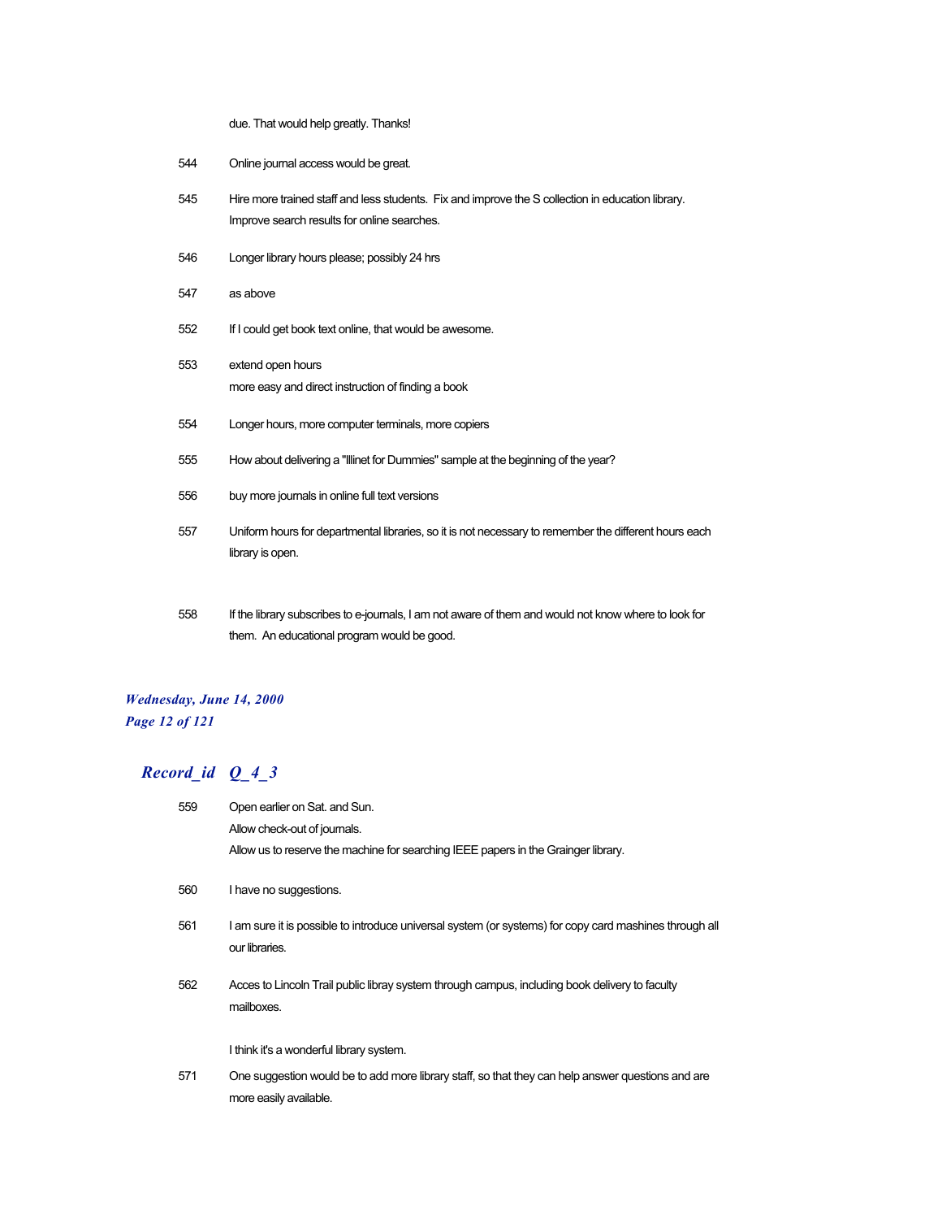due. That would help greatly. Thanks!

| | |
|---|---|
| 544 | Online journal access would be great. |
| 545 | Hire more trained staff and less students. Fix and improve the S collection in education library. Improve search results for online searches. |
| 546 | Longer library hours please; possibly 24 hrs |
| 547 | as above |
| 552 | If I could get book text online, that would be awesome. |
| 553 | extend open hours<br>more easy and direct instruction of finding a book |
| 554 | Longer hours, more computer terminals, more copiers |
| 555 | How about delivering a "Illinet for Dummies" sample at the beginning of the year? |
| 556 | buy more journals in online full text versions |
| 557 | Uniform hours for departmental libraries, so it is not necessary to remember the different hours each library is open. |
| 558 | If the library subscribes to e-journals, I am not aware of them and would not know where to look for them. An educational program would be good. |

## *Record_id Q_4_3*

| | |
|---|---|
| 559 | Open earlier on Sat. and Sun.<br>Allow check-out of journals.<br>Allow us to reserve the machine for searching IEEE papers in the Grainger library. |
| 560 | I have no suggestions. |
| 561 | I am sure it is possible to introduce universal system (or systems) for copy card mashines through all our libraries. |
| 562 | Acces to Lincoln Trail public libray system through campus, including book delivery to faculty mailboxes.<br><br>I think it's a wonderful library system. |
| 571 | One suggestion would be to add more library staff, so that they can help answer questions and are more easily available. |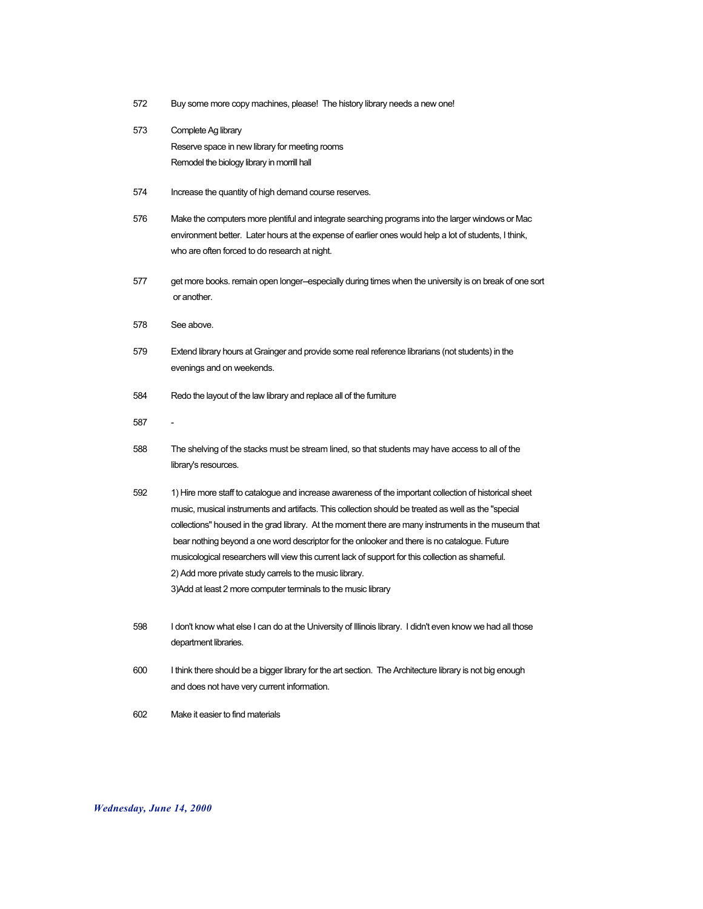572 Buy some more copy machines, please! The history library needs a new one!

573 Complete Ag library
Reserve space in new library for meeting rooms
Remodel the biology library in morrill hall

574 Increase the quantity of high demand course reserves.

576 Make the computers more plentiful and integrate searching programs into the larger windows or Mac environment better. Later hours at the expense of earlier ones would help a lot of students, I think, who are often forced to do research at night.

577 get more books. remain open longer--especially during times when the university is on break of one sort or another.

578 See above.

579 Extend library hours at Grainger and provide some real reference librarians (not students) in the evenings and on weekends.

584 Redo the layout of the law library and replace all of the furniture

587 -

588 The shelving of the stacks must be stream lined, so that students may have access to all of the library's resources.

592 1) Hire more staff to catalogue and increase awareness of the important collection of historical sheet music, musical instruments and artifacts. This collection should be treated as well as the "special collections" housed in the grad library. At the moment there are many instruments in the museum that bear nothing beyond a one word descriptor for the onlooker and there is no catalogue. Future musicological researchers will view this current lack of support for this collection as shameful.
2) Add more private study carrels to the music library.
3)Add at least 2 more computer terminals to the music library

598 I don't know what else I can do at the University of Illinois library. I didn't even know we had all those department libraries.

600 I think there should be a bigger library for the art section. The Architecture library is not big enough and does not have very current information.

602 Make it easier to find materials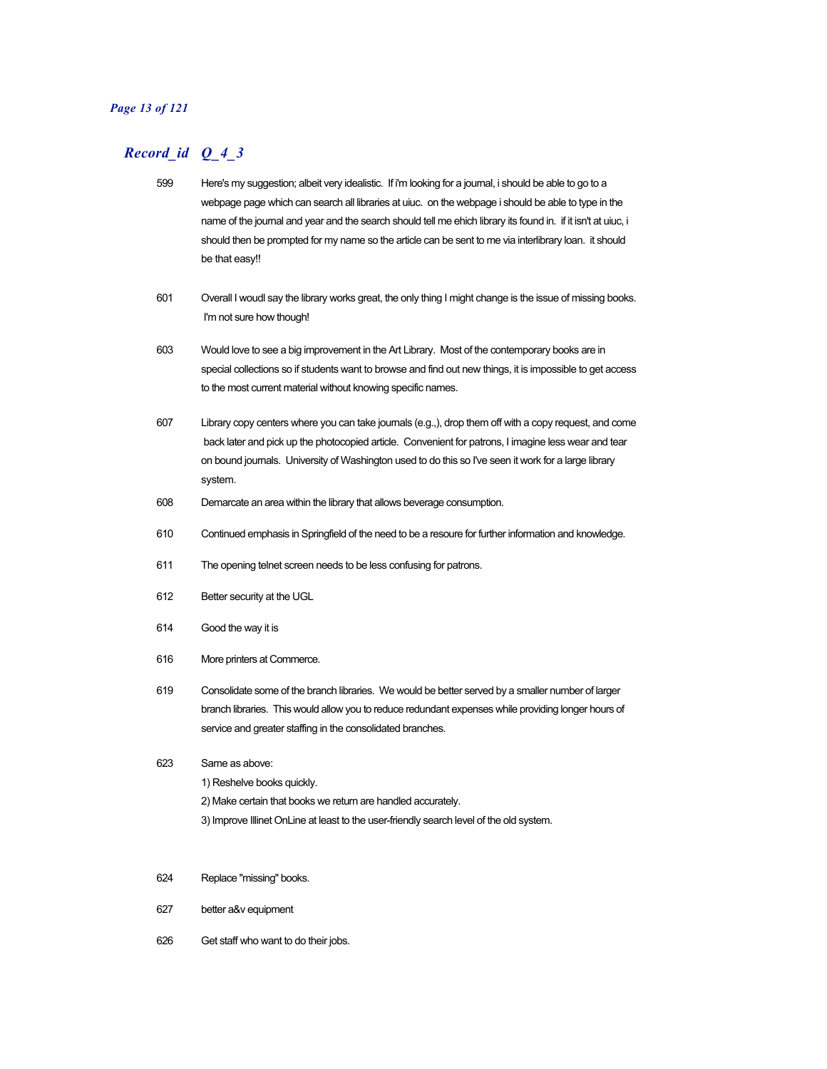## *Record_id Q_4_3*

| Record_id | Q_4_3 |
|---|---|
| 599 | Here's my suggestion; albeit very idealistic. If i'm looking for a journal, i should be able to go to a webpage page which can search all libraries at uiuc. on the webpage i should be able to type in the name of the journal and year and the search should tell me ehich library its found in. if it isn't at uiuc, i should then be prompted for my name so the article can be sent to me via interlibrary loan. it should be that easy!! |
| 601 | Overall I woudl say the library works great, the only thing I might change is the issue of missing books. I'm not sure how though! |
| 603 | Would love to see a big improvement in the Art Library. Most of the contemporary books are in special collections so if students want to browse and find out new things, it is impossible to get access to the most current material without knowing specific names. |
| 607 | Library copy centers where you can take journals (e.g.,), drop them off with a copy request, and come back later and pick up the photocopied article. Convenient for patrons, I imagine less wear and tear on bound journals. University of Washington used to do this so I've seen it work for a large library system. |
| 608 | Demarcate an area within the library that allows beverage consumption. |
| 610 | Continued emphasis in Springfield of the need to be a resoure for further information and knowledge. |
| 611 | The opening telnet screen needs to be less confusing for patrons. |
| 612 | Better security at the UGL |
| 614 | Good the way it is |
| 616 | More printers at Commerce. |
| 619 | Consolidate some of the branch libraries. We would be better served by a smaller number of larger branch libraries. This would allow you to reduce redundant expenses while providing longer hours of service and greater staffing in the consolidated branches. |
| 623 | Same as above:<br>1) Reshelve books quickly.<br>2) Make certain that books we return are handled accurately.<br>3) Improve Illinet OnLine at least to the user-friendly search level of the old system. |
| 624 | Replace "missing" books. |
| 627 | better a&v equipment |
| 626 | Get staff who want to do their jobs. |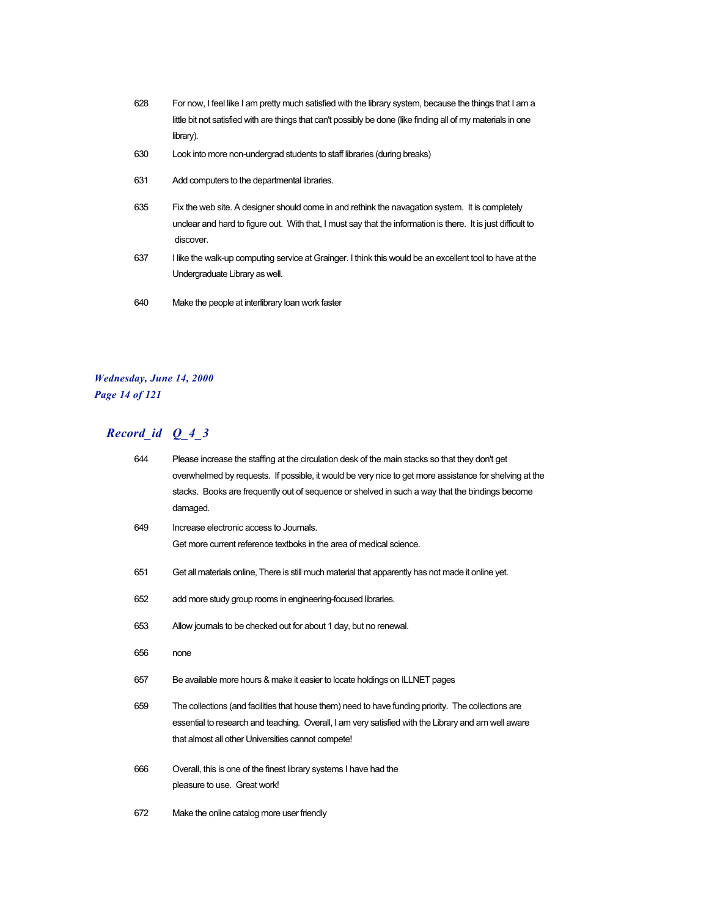| | |
|---|---|
| 628 | For now, I feel like I am pretty much satisfied with the library system, because the things that I am a little bit not satisfied with are things that can't possibly be done (like finding all of my materials in one library). |
| 630 | Look into more non-undergrad students to staff libraries (during breaks) |
| 631 | Add computers to the departmental libraries. |
| 635 | Fix the web site. A designer should come in and rethink the navagation system. It is completely unclear and hard to figure out. With that, I must say that the information is there. It is just difficult to discover. |
| 637 | I like the walk-up computing service at Grainger. I think this would be an excellent tool to have at the Undergraduate Library as well. |
| 640 | Make the people at interlibrary loan work faster |

## *Record_id Q_4_3*

| | |
|---|---|
| 644 | Please increase the staffing at the circulation desk of the main stacks so that they don't get overwhelmed by requests. If possible, it would be very nice to get more assistance for shelving at the stacks. Books are frequently out of sequence or shelved in such a way that the bindings become damaged. |
| 649 | Increase electronic access to Journals.<br>Get more current reference textboks in the area of medical science. |
| 651 | Get all materials online, There is still much material that apparently has not made it online yet. |
| 652 | add more study group rooms in engineering-focused libraries. |
| 653 | Allow journals to be checked out for about 1 day, but no renewal. |
| 656 | none |
| 657 | Be available more hours & make it easier to locate holdings on ILLNET pages |
| 659 | The collections (and facilities that house them) need to have funding priority. The collections are essential to research and teaching. Overall, I am very satisfied with the Library and am well aware that almost all other Universities cannot compete! |
| 666 | Overall, this is one of the finest library systems I have had the pleasure to use. Great work! |
| 672 | Make the online catalog more user friendly |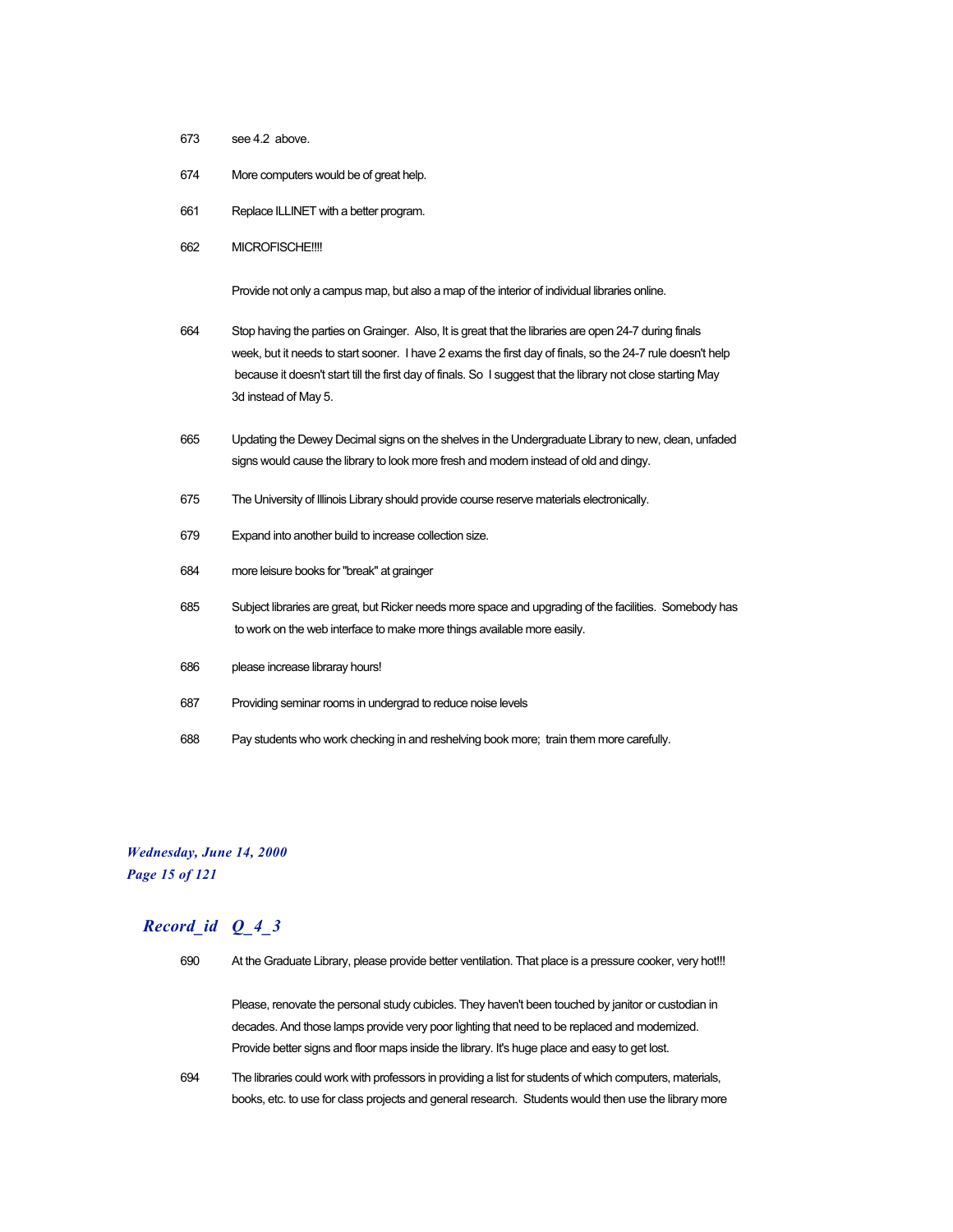673 see 4.2 above.

674 More computers would be of great help.

661 Replace ILLINET with a better program.

662 MICROFISCHE!!!!

Provide not only a campus map, but also a map of the interior of individual libraries online.

664 Stop having the parties on Grainger. Also, It is great that the libraries are open 24-7 during finals week, but it needs to start sooner. I have 2 exams the first day of finals, so the 24-7 rule doesn't help because it doesn't start till the first day of finals. So I suggest that the library not close starting May 3d instead of May 5.

665 Updating the Dewey Decimal signs on the shelves in the Undergraduate Library to new, clean, unfaded signs would cause the library to look more fresh and modern instead of old and dingy.

675 The University of Illinois Library should provide course reserve materials electronically.

679 Expand into another build to increase collection size.

684 more leisure books for "break" at grainger

685 Subject libraries are great, but Ricker needs more space and upgrading of the facilities. Somebody has to work on the web interface to make more things available more easily.

686 please increase libraray hours!

687 Providing seminar rooms in undergrad to reduce noise levels

688 Pay students who work checking in and reshelving book more; train them more carefully.

## *Record_id Q_4_3*

690 At the Graduate Library, please provide better ventilation. That place is a pressure cooker, very hot!!!

Please, renovate the personal study cubicles. They haven't been touched by janitor or custodian in decades. And those lamps provide very poor lighting that need to be replaced and modernized. Provide better signs and floor maps inside the library. It's huge place and easy to get lost.

694 The libraries could work with professors in providing a list for students of which computers, materials, books, etc. to use for class projects and general research. Students would then use the library more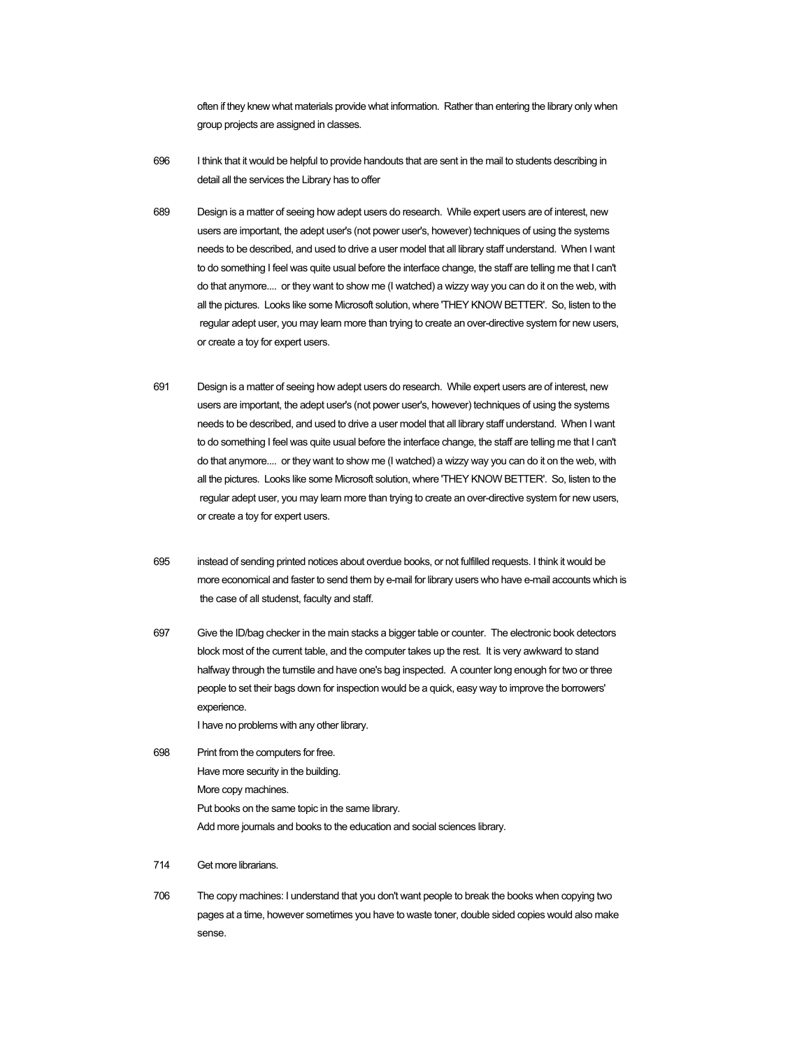often if they knew what materials provide what information. Rather than entering the library only when group projects are assigned in classes.

696 I think that it would be helpful to provide handouts that are sent in the mail to students describing in detail all the services the Library has to offer

689 Design is a matter of seeing how adept users do research. While expert users are of interest, new users are important, the adept user's (not power user's, however) techniques of using the systems needs to be described, and used to drive a user model that all library staff understand. When I want to do something I feel was quite usual before the interface change, the staff are telling me that I can't do that anymore.... or they want to show me (I watched) a wizzy way you can do it on the web, with all the pictures. Looks like some Microsoft solution, where 'THEY KNOW BETTER'. So, listen to the regular adept user, you may learn more than trying to create an over-directive system for new users, or create a toy for expert users.

691 Design is a matter of seeing how adept users do research. While expert users are of interest, new users are important, the adept user's (not power user's, however) techniques of using the systems needs to be described, and used to drive a user model that all library staff understand. When I want to do something I feel was quite usual before the interface change, the staff are telling me that I can't do that anymore.... or they want to show me (I watched) a wizzy way you can do it on the web, with all the pictures. Looks like some Microsoft solution, where 'THEY KNOW BETTER'. So, listen to the regular adept user, you may learn more than trying to create an over-directive system for new users, or create a toy for expert users.

695 instead of sending printed notices about overdue books, or not fulfilled requests. I think it would be more economical and faster to send them by e-mail for library users who have e-mail accounts which is the case of all studenst, faculty and staff.

697 Give the ID/bag checker in the main stacks a bigger table or counter. The electronic book detectors block most of the current table, and the computer takes up the rest. It is very awkward to stand halfway through the turnstile and have one's bag inspected. A counter long enough for two or three people to set their bags down for inspection would be a quick, easy way to improve the borrowers' experience.
I have no problems with any other library.

698 Print from the computers for free.
Have more security in the building.
More copy machines.
Put books on the same topic in the same library.
Add more journals and books to the education and social sciences library.

714 Get more librarians.

706 The copy machines: I understand that you don't want people to break the books when copying two pages at a time, however sometimes you have to waste toner, double sided copies would also make sense.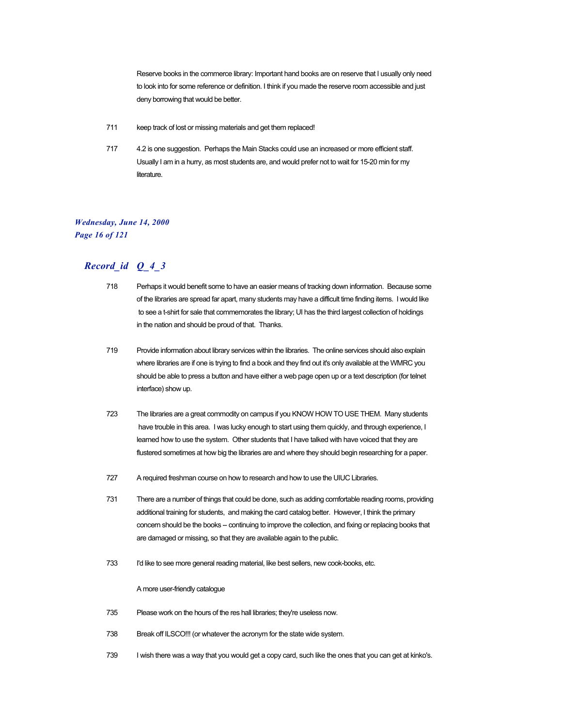Reserve books in the commerce library: Important hand books are on reserve that I usually only need to look into for some reference or definition. I think if you made the reserve room accessible and just deny borrowing that would be better.

711 keep track of lost or missing materials and get them replaced!

717 4.2 is one suggestion. Perhaps the Main Stacks could use an increased or more efficient staff. Usually I am in a hurry, as most students are, and would prefer not to wait for 15-20 min for my literature.

## *Record_id Q_4_3*

718 Perhaps it would benefit some to have an easier means of tracking down information. Because some of the libraries are spread far apart, many students may have a difficult time finding items. I would like to see a t-shirt for sale that commemorates the library; UI has the third largest collection of holdings in the nation and should be proud of that. Thanks.

719 Provide information about library services within the libraries. The online services should also explain where libraries are if one is trying to find a book and they find out it's only available at the WMRC you should be able to press a button and have either a web page open up or a text description (for telnet interface) show up.

723 The libraries are a great commodity on campus if you KNOW HOW TO USE THEM. Many students have trouble in this area. I was lucky enough to start using them quickly, and through experience, I learned how to use the system. Other students that I have talked with have voiced that they are flustered sometimes at how big the libraries are and where they should begin researching for a paper.

727 A required freshman course on how to research and how to use the UIUC Libraries.

731 There are a number of things that could be done, such as adding comfortable reading rooms, providing additional training for students, and making the card catalog better. However, I think the primary concern should be the books -- continuing to improve the collection, and fixing or replacing books that are damaged or missing, so that they are available again to the public.

733 I'd like to see more general reading material, like best sellers, new cook-books, etc.

A more user-friendly catalogue

735 Please work on the hours of the res hall libraries; they're useless now.

738 Break off ILSCO!!! (or whatever the acronym for the state wide system.

739 I wish there was a way that you would get a copy card, such like the ones that you can get at kinko's.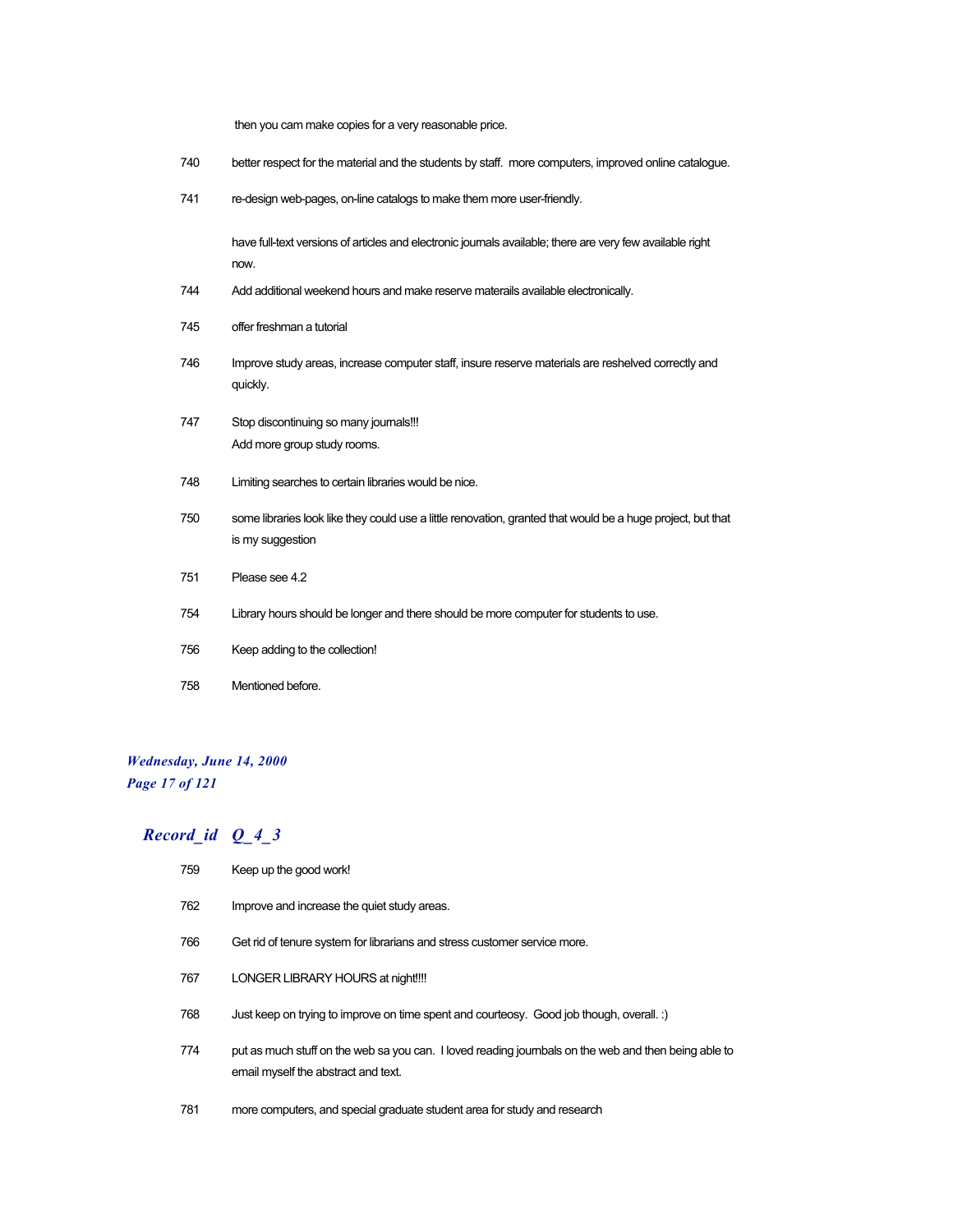then you cam make copies for a very reasonable price.

740 better respect for the material and the students by staff.  more computers, improved online catalogue.

741 re-design web-pages, on-line catalogs to make them more user-friendly.

have full-text versions of articles and electronic journals available; there are very few available right now.

744 Add additional weekend hours and make reserve materails available electronically.

745 offer freshman a tutorial

746 Improve study areas, increase computer staff, insure reserve materials are reshelved correctly and quickly.

747 Stop discontinuing so many journals!!!
Add more group study rooms.

748 Limiting searches to certain libraries would be nice.

750 some libraries look like they could use a little renovation, granted that would be a huge project, but that is my suggestion

751 Please see 4.2

754 Library hours should be longer and there should be more computer for students to use.

756 Keep adding to the collection!

758 Mentioned before.

## *Record_id Q_4_3*

759 Keep up the good work!

762 Improve and increase the quiet study areas.

766 Get rid of tenure system for librarians and stress customer service more.

767 LONGER LIBRARY HOURS at night!!!!

768 Just keep on trying to improve on time spent and courteosy.  Good job though, overall. :)

774 put as much stuff on the web sa you can.  I loved reading journbals on the web and then being able to email myself the abstract and text.

781 more computers, and special graduate student area for study and research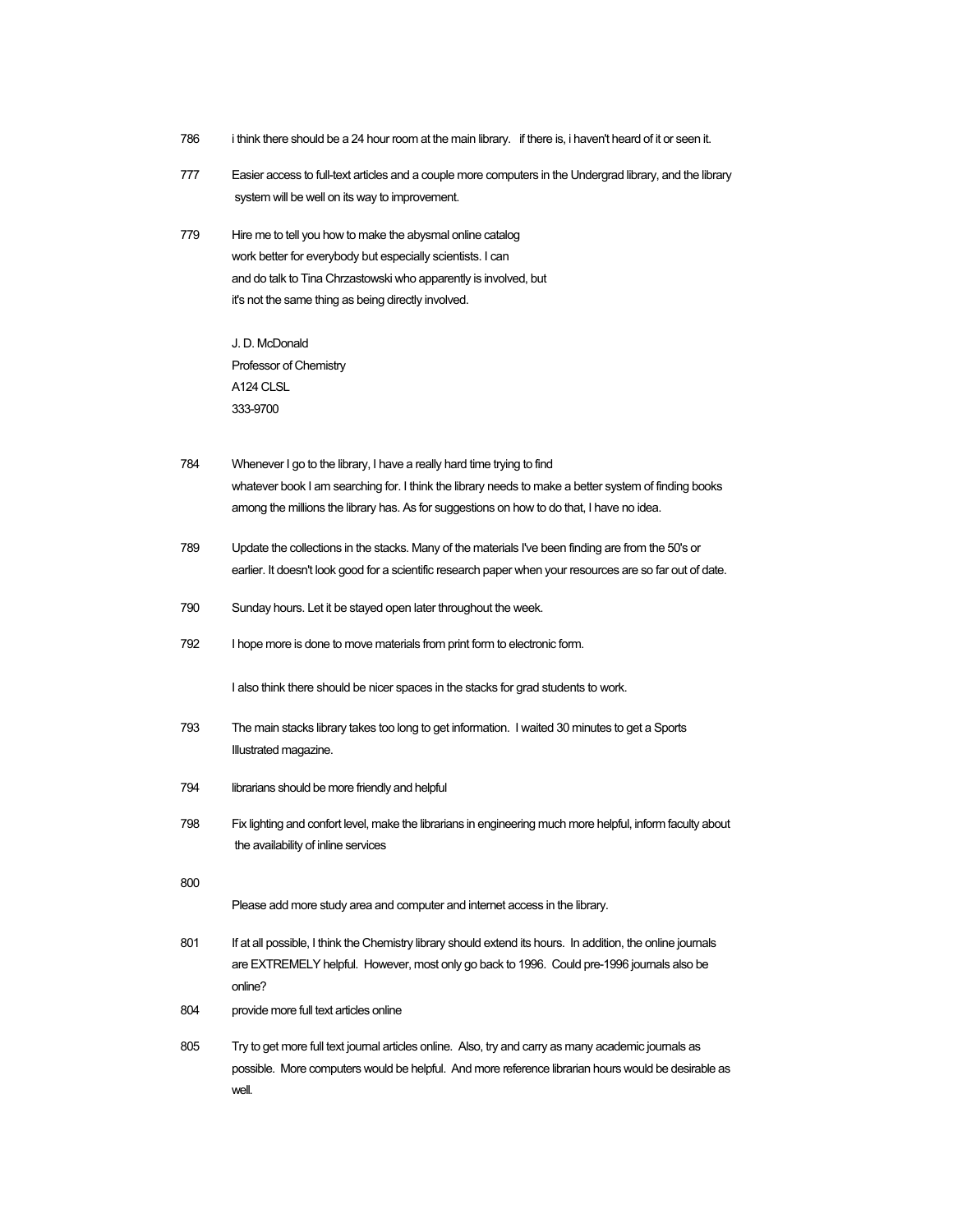786 i think there should be a 24 hour room at the main library. if there is, i haven't heard of it or seen it.

777 Easier access to full-text articles and a couple more computers in the Undergrad library, and the library system will be well on its way to improvement.

779 Hire me to tell you how to make the abysmal online catalog
work better for everybody but especially scientists. I can
and do talk to Tina Chrzastowski who apparently is involved, but
it's not the same thing as being directly involved.

J. D. McDonald
Professor of Chemistry
A124 CLSL
333-9700

784 Whenever I go to the library, I have a really hard time trying to find
whatever book I am searching for. I think the library needs to make a better system of finding books among the millions the library has. As for suggestions on how to do that, I have no idea.

789 Update the collections in the stacks. Many of the materials I've been finding are from the 50's or earlier. It doesn't look good for a scientific research paper when your resources are so far out of date.

790 Sunday hours. Let it be stayed open later throughout the week.

792 I hope more is done to move materials from print form to electronic form.

I also think there should be nicer spaces in the stacks for grad students to work.

793 The main stacks library takes too long to get information. I waited 30 minutes to get a Sports Illustrated magazine.

794 librarians should be more friendly and helpful

798 Fix lighting and confort level, make the librarians in engineering much more helpful, inform faculty about the availability of inline services

800

Please add more study area and computer and internet access in the library.

801 If at all possible, I think the Chemistry library should extend its hours. In addition, the online journals are EXTREMELY helpful. However, most only go back to 1996. Could pre-1996 journals also be online?

804 provide more full text articles online

805 Try to get more full text journal articles online. Also, try and carry as many academic journals as possible. More computers would be helpful. And more reference librarian hours would be desirable as well.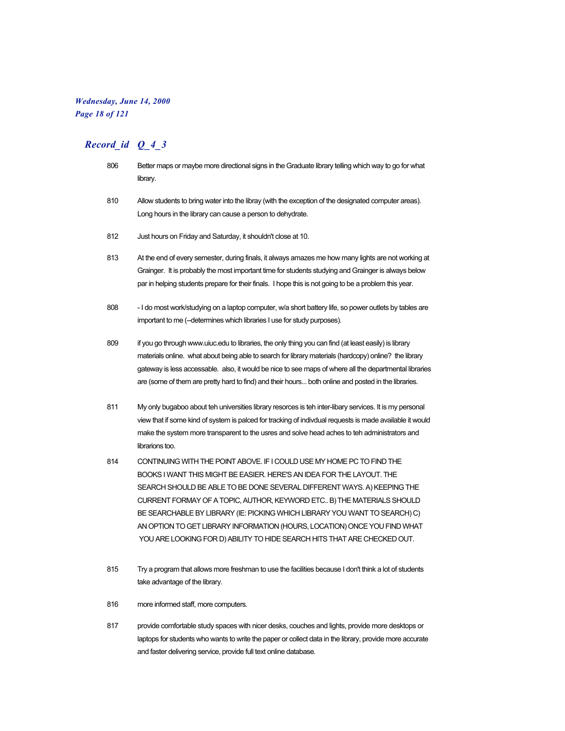## *Record_id Q_4_3*

| | |
|---|---|
| 806 | Better maps or maybe more directional signs in the Graduate library telling which way to go for what library. |
| 810 | Allow students to bring water into the libray (with the exception of the designated computer areas). Long hours in the library can cause a person to dehydrate. |
| 812 | Just hours on Friday and Saturday, it shouldn't close at 10. |
| 813 | At the end of every semester, during finals, it always amazes me how many lights are not working at Grainger. It is probably the most important time for students studying and Grainger is always below par in helping students prepare for their finals. I hope this is not going to be a problem this year. |
| 808 | - I do most work/studying on a laptop computer, w/a short battery life, so power outlets by tables are important to me (--determines which libraries I use for study purposes). |
| 809 | if you go through www.uiuc.edu to libraries, the only thing you can find (at least easily) is library materials online. what about being able to search for library materials (hardcopy) online? the library gateway is less accessable. also, it would be nice to see maps of where all the departmental libraries are (some of them are pretty hard to find) and their hours... both online and posted in the libraries. |
| 811 | My only bugaboo about teh universities library resorces is teh inter-libary services. It is my personal view that if some kind of system is palced for tracking of indivdual requests is made available it would make the system more transparent to the usres and solve head aches to teh administrators and librarions too. |
| 814 | CONTINUING WITH THE POINT ABOVE. IF I COULD USE MY HOME PC TO FIND THE BOOKS I WANT THIS MIGHT BE EASIER. HERE'S AN IDEA FOR THE LAYOUT. THE SEARCH SHOULD BE ABLE TO BE DONE SEVERAL DIFFERENT WAYS. A) KEEPING THE CURRENT FORMAY OF A TOPIC, AUTHOR, KEYWORD ETC.. B) THE MATERIALS SHOULD BE SEARCHABLE BY LIBRARY (IE: PICKING WHICH LIBRARY YOU WANT TO SEARCH) C) AN OPTION TO GET LIBRARY INFORMATION (HOURS, LOCATION) ONCE YOU FIND WHAT YOU ARE LOOKING FOR D) ABILITY TO HIDE SEARCH HITS THAT ARE CHECKED OUT. |
| 815 | Try a program that allows more freshman to use the facilities because I don't think a lot of students take advantage of the library. |
| 816 | more informed staff, more computers. |
| 817 | provide comfortable study spaces with nicer desks, couches and lights, provide more desktops or laptops for students who wants to write the paper or collect data in the library, provide more accurate and faster delivering service, provide full text online database. |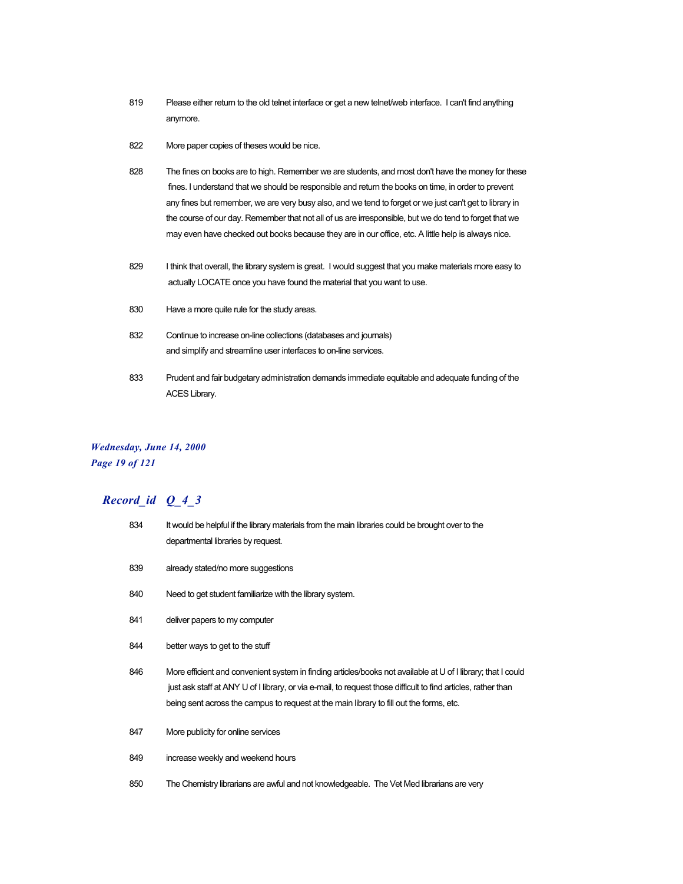819 Please either return to the old telnet interface or get a new telnet/web interface. I can't find anything anymore.

822 More paper copies of theses would be nice.

828 The fines on books are to high. Remember we are students, and most don't have the money for these fines. I understand that we should be responsible and return the books on time, in order to prevent any fines but remember, we are very busy also, and we tend to forget or we just can't get to library in the course of our day. Remember that not all of us are irresponsible, but we do tend to forget that we may even have checked out books because they are in our office, etc. A little help is always nice.

829 I think that overall, the library system is great. I would suggest that you make materials more easy to actually LOCATE once you have found the material that you want to use.

830 Have a more quite rule for the study areas.

832 Continue to increase on-line collections (databases and journals) and simplify and streamline user interfaces to on-line services.

833 Prudent and fair budgetary administration demands immediate equitable and adequate funding of the ACES Library.

***Wednesday, June 14, 2000***

## *Record_id Q_4_3*

834 It would be helpful if the library materials from the main libraries could be brought over to the departmental libraries by request.

839 already stated/no more suggestions

840 Need to get student familiarize with the library system.

841 deliver papers to my computer

844 better ways to get to the stuff

846 More efficient and convenient system in finding articles/books not available at U of I library; that I could just ask staff at ANY U of I library, or via e-mail, to request those difficult to find articles, rather than being sent across the campus to request at the main library to fill out the forms, etc.

847 More publicity for online services

849 increase weekly and weekend hours

850 The Chemistry librarians are awful and not knowledgeable. The Vet Med librarians are very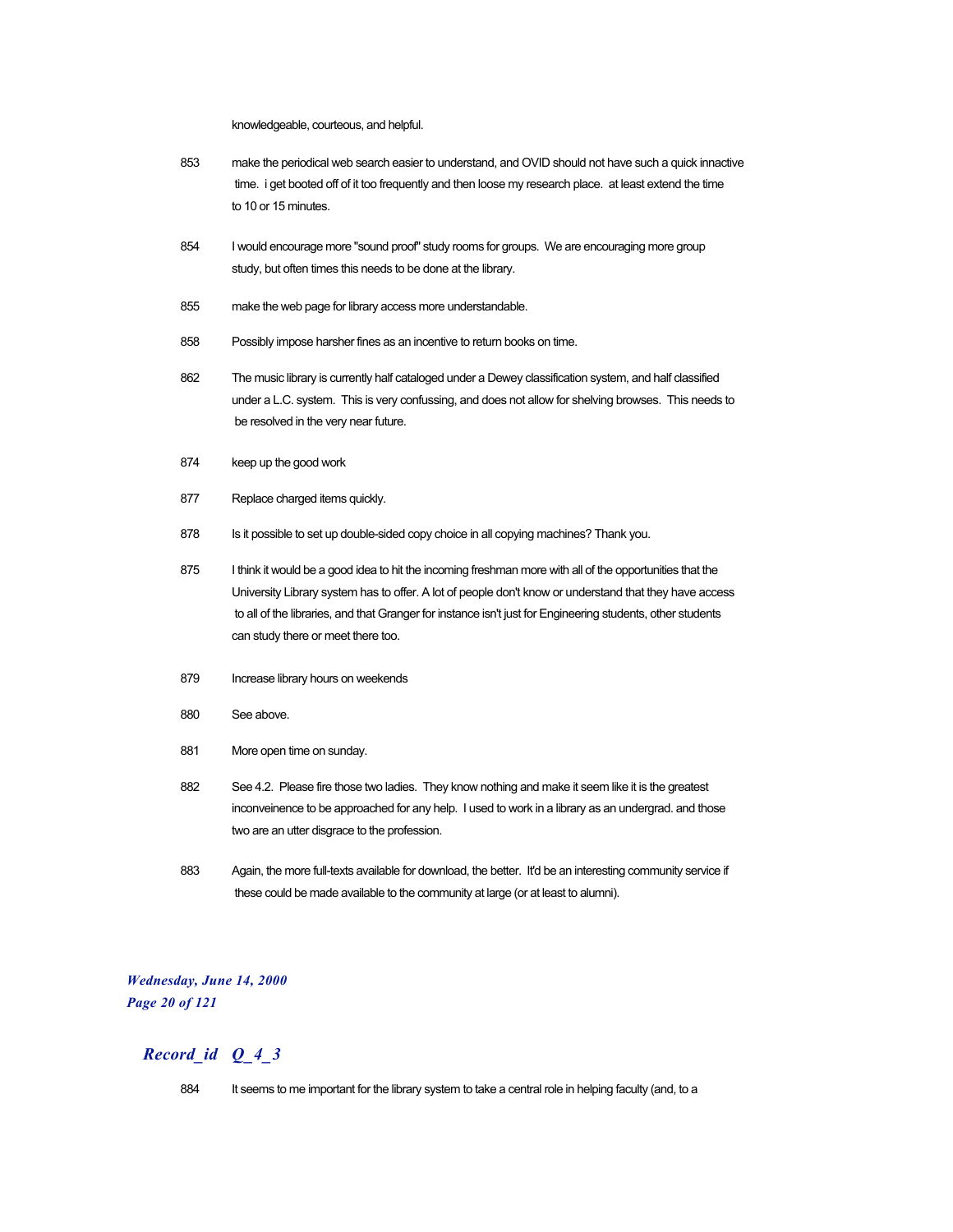knowledgeable, courteous, and helpful.

853 make the periodical web search easier to understand, and OVID should not have such a quick innactive time. i get booted off of it too frequently and then loose my research place. at least extend the time to 10 or 15 minutes.

854 I would encourage more "sound proof" study rooms for groups. We are encouraging more group study, but often times this needs to be done at the library.

855 make the web page for library access more understandable.

858 Possibly impose harsher fines as an incentive to return books on time.

862 The music library is currently half cataloged under a Dewey classification system, and half classified under a L.C. system. This is very confussing, and does not allow for shelving browses. This needs to be resolved in the very near future.

874 keep up the good work

877 Replace charged items quickly.

878 Is it possible to set up double-sided copy choice in all copying machines? Thank you.

875 I think it would be a good idea to hit the incoming freshman more with all of the opportunities that the University Library system has to offer. A lot of people don't know or understand that they have access to all of the libraries, and that Granger for instance isn't just for Engineering students, other students can study there or meet there too.

879 Increase library hours on weekends

880 See above.

881 More open time on sunday.

882 See 4.2. Please fire those two ladies. They know nothing and make it seem like it is the greatest inconveinence to be approached for any help. I used to work in a library as an undergrad. and those two are an utter disgrace to the profession.

883 Again, the more full-texts available for download, the better. It'd be an interesting community service if these could be made available to the community at large (or at least to alumni).

## *Record_id Q_4_3*

884 It seems to me important for the library system to take a central role in helping faculty (and, to a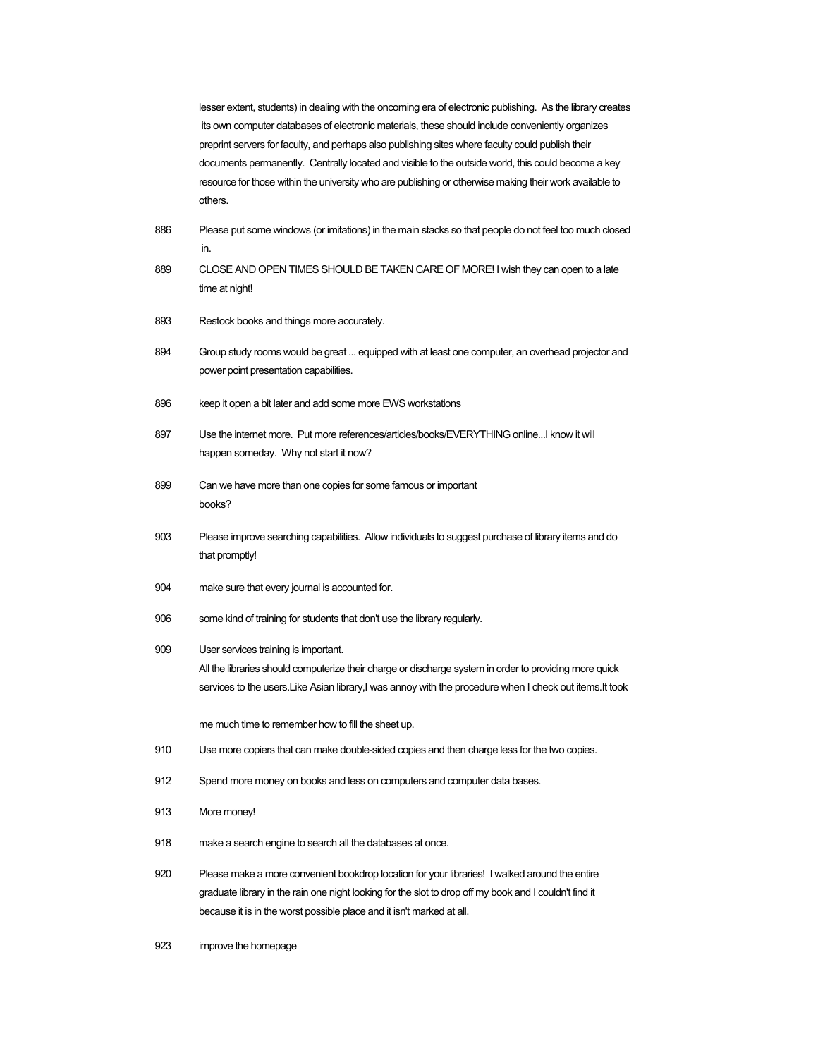lesser extent, students) in dealing with the oncoming era of electronic publishing. As the library creates its own computer databases of electronic materials, these should include conveniently organizes preprint servers for faculty, and perhaps also publishing sites where faculty could publish their documents permanently. Centrally located and visible to the outside world, this could become a key resource for those within the university who are publishing or otherwise making their work available to others.

886 Please put some windows (or imitations) in the main stacks so that people do not feel too much closed in.

889 CLOSE AND OPEN TIMES SHOULD BE TAKEN CARE OF MORE! I wish they can open to a late time at night!

893 Restock books and things more accurately.

894 Group study rooms would be great ... equipped with at least one computer, an overhead projector and power point presentation capabilities.

896 keep it open a bit later and add some more EWS workstations

897 Use the internet more. Put more references/articles/books/EVERYTHING online...I know it will happen someday. Why not start it now?

899 Can we have more than one copies for some famous or important books?

903 Please improve searching capabilities. Allow individuals to suggest purchase of library items and do that promptly!

904 make sure that every journal is accounted for.

906 some kind of training for students that don't use the library regularly.

909 User services training is important.
All the libraries should computerize their charge or discharge system in order to providing more quick services to the users.Like Asian library,I was annoy with the procedure when I check out items.It took

me much time to remember how to fill the sheet up.

910 Use more copiers that can make double-sided copies and then charge less for the two copies.

912 Spend more money on books and less on computers and computer data bases.

913 More money!

918 make a search engine to search all the databases at once.

920 Please make a more convenient bookdrop location for your libraries! I walked around the entire graduate library in the rain one night looking for the slot to drop off my book and I couldn't find it because it is in the worst possible place and it isn't marked at all.

923 improve the homepage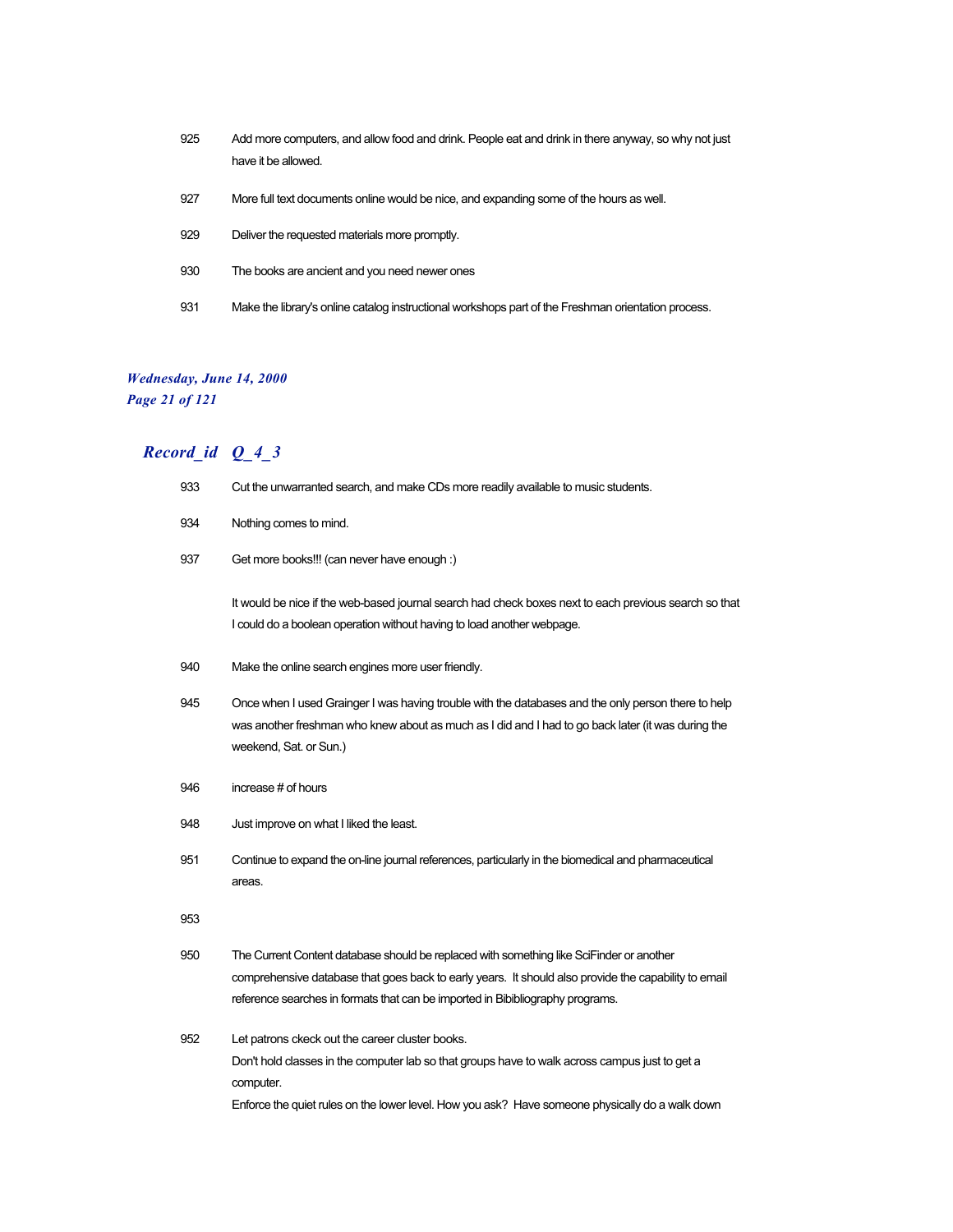925 Add more computers, and allow food and drink. People eat and drink in there anyway, so why not just have it be allowed.

927 More full text documents online would be nice, and expanding some of the hours as well.

929 Deliver the requested materials more promptly.

930 The books are ancient and you need newer ones

931 Make the library's online catalog instructional workshops part of the Freshman orientation process.

## *Record_id Q_4_3*

933 Cut the unwarranted search, and make CDs more readily available to music students.

934 Nothing comes to mind.

937 Get more books!!! (can never have enough :)

It would be nice if the web-based journal search had check boxes next to each previous search so that I could do a boolean operation without having to load another webpage.

940 Make the online search engines more user friendly.

945 Once when I used Grainger I was having trouble with the databases and the only person there to help was another freshman who knew about as much as I did and I had to go back later (it was during the weekend, Sat. or Sun.)

946 increase # of hours

948 Just improve on what I liked the least.

951 Continue to expand the on-line journal references, particularly in the biomedical and pharmaceutical areas.

953

950 The Current Content database should be replaced with something like SciFinder or another comprehensive database that goes back to early years. It should also provide the capability to email reference searches in formats that can be imported in Bibibliography programs.

952 Let patrons ckeck out the career cluster books.
Don't hold classes in the computer lab so that groups have to walk across campus just to get a computer.
Enforce the quiet rules on the lower level. How you ask? Have someone physically do a walk down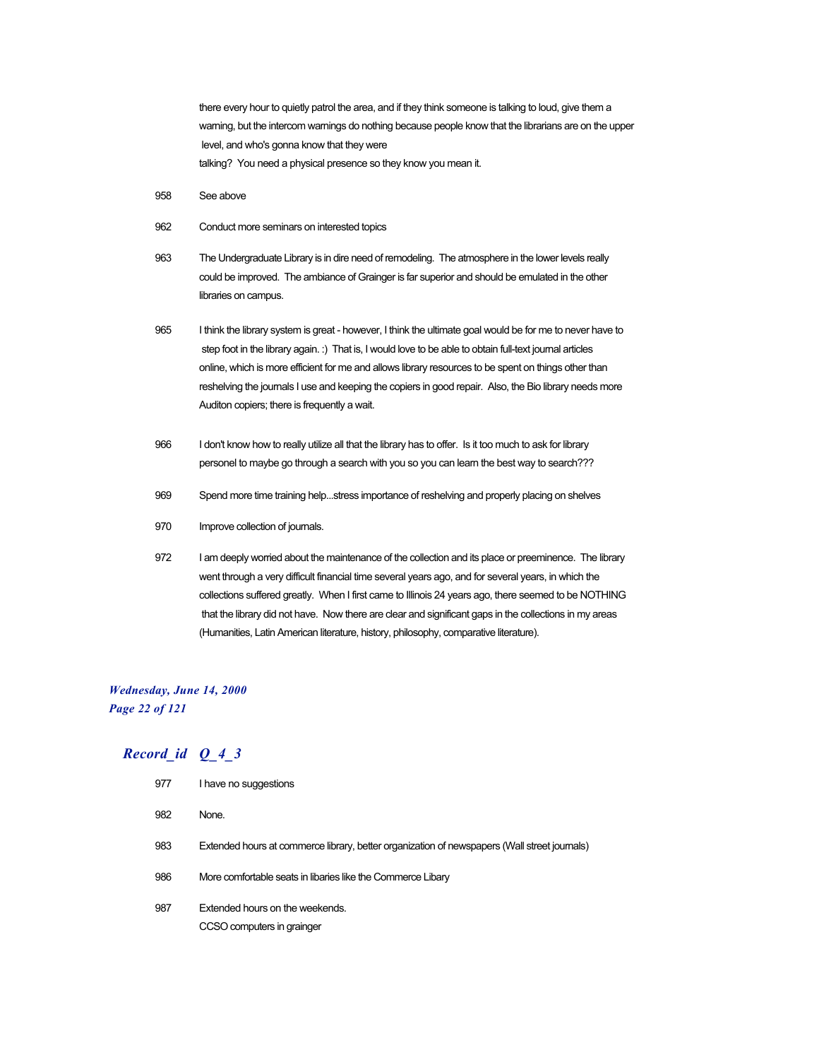there every hour to quietly patrol the area, and if they think someone is talking to loud, give them a warning, but the intercom warnings do nothing because people know that the librarians are on the upper level, and who's gonna know that they were talking? You need a physical presence so they know you mean it.

958 See above

962 Conduct more seminars on interested topics

963 The Undergraduate Library is in dire need of remodeling. The atmosphere in the lower levels really could be improved. The ambiance of Grainger is far superior and should be emulated in the other libraries on campus.

965 I think the library system is great - however, I think the ultimate goal would be for me to never have to step foot in the library again. :) That is, I would love to be able to obtain full-text journal articles online, which is more efficient for me and allows library resources to be spent on things other than reshelving the journals I use and keeping the copiers in good repair. Also, the Bio library needs more Auditon copiers; there is frequently a wait.

966 I don't know how to really utilize all that the library has to offer. Is it too much to ask for library personel to maybe go through a search with you so you can learn the best way to search???

969 Spend more time training help...stress importance of reshelving and properly placing on shelves

970 Improve collection of journals.

972 I am deeply worried about the maintenance of the collection and its place or preeminence. The library went through a very difficult financial time several years ago, and for several years, in which the collections suffered greatly. When I first came to Illinois 24 years ago, there seemed to be NOTHING that the library did not have. Now there are clear and significant gaps in the collections in my areas (Humanities, Latin American literature, history, philosophy, comparative literature).

## *Record_id Q_4_3*

977 I have no suggestions

982 None.

983 Extended hours at commerce library, better organization of newspapers (Wall street journals)

986 More comfortable seats in libaries like the Commerce Libary

987 Extended hours on the weekends.
CCSO computers in grainger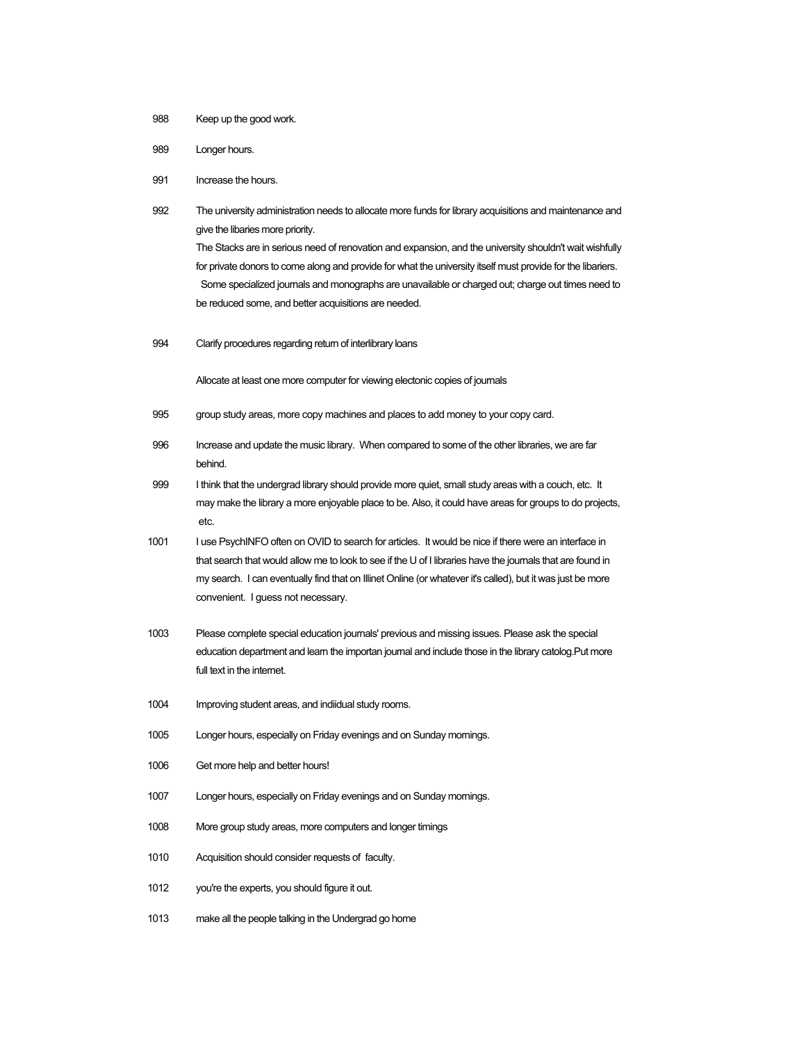988 Keep up the good work.

989 Longer hours.

991 Increase the hours.

992 The university administration needs to allocate more funds for library acquisitions and maintenance and give the libaries more priority.
The Stacks are in serious need of renovation and expansion, and the university shouldn't wait wishfully for private donors to come along and provide for what the university itself must provide for the libariers.
Some specialized journals and monographs are unavailable or charged out; charge out times need to be reduced some, and better acquisitions are needed.

994 Clarify procedures regarding return of interlibrary loans

Allocate at least one more computer for viewing electonic copies of journals

995 group study areas, more copy machines and places to add money to your copy card.

996 Increase and update the music library. When compared to some of the other libraries, we are far behind.

999 I think that the undergrad library should provide more quiet, small study areas with a couch, etc. It may make the library a more enjoyable place to be. Also, it could have areas for groups to do projects, etc.

1001 I use PsychINFO often on OVID to search for articles. It would be nice if there were an interface in that search that would allow me to look to see if the U of I libraries have the journals that are found in my search. I can eventually find that on Illinet Online (or whatever it's called), but it was just be more convenient. I guess not necessary.

1003 Please complete special education journals' previous and missing issues. Please ask the special education department and learn the importan journal and include those in the library catolog.Put more full text in the internet.

1004 Improving student areas, and indiidual study rooms.

1005 Longer hours, especially on Friday evenings and on Sunday mornings.

1006 Get more help and better hours!

1007 Longer hours, especially on Friday evenings and on Sunday mornings.

1008 More group study areas, more computers and longer timings

1010 Acquisition should consider requests of faculty.

1012 you're the experts, you should figure it out.

1013 make all the people talking in the Undergrad go home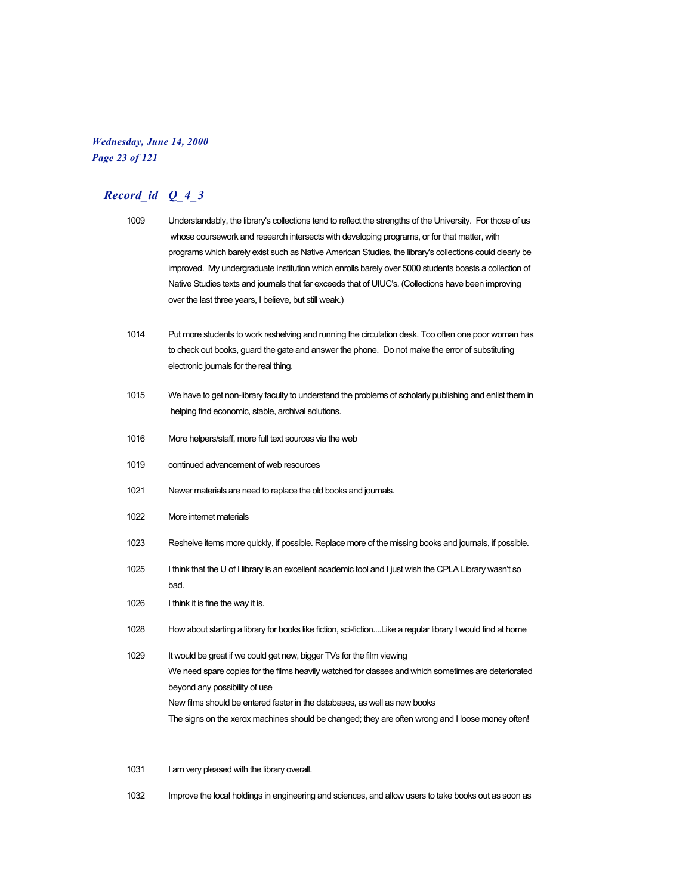## *Record_id Q_4_3*

| | |
|---|---|
| 1009 | Understandably, the library's collections tend to reflect the strengths of the University. For those of us whose coursework and research intersects with developing programs, or for that matter, with programs which barely exist such as Native American Studies, the library's collections could clearly be improved. My undergraduate institution which enrolls barely over 5000 students boasts a collection of Native Studies texts and journals that far exceeds that of UIUC's. (Collections have been improving over the last three years, I believe, but still weak.) |
| 1014 | Put more students to work reshelving and running the circulation desk. Too often one poor woman has to check out books, guard the gate and answer the phone. Do not make the error of substituting electronic journals for the real thing. |
| 1015 | We have to get non-library faculty to understand the problems of scholarly publishing and enlist them in helping find economic, stable, archival solutions. |
| 1016 | More helpers/staff, more full text sources via the web |
| 1019 | continued advancement of web resources |
| 1021 | Newer materials are need to replace the old books and journals. |
| 1022 | More internet materials |
| 1023 | Reshelve items more quickly, if possible. Replace more of the missing books and journals, if possible. |
| 1025 | I think that the U of I library is an excellent academic tool and I just wish the CPLA Library wasn't so bad. |
| 1026 | I think it is fine the way it is. |
| 1028 | How about starting a library for books like fiction, sci-fiction....Like a regular library I would find at home |
| 1029 | It would be great if we could get new, bigger TVs for the film viewing<br>We need spare copies for the films heavily watched for classes and which sometimes are deteriorated beyond any possibility of use<br>New films should be entered faster in the databases, as well as new books<br>The signs on the xerox machines should be changed; they are often wrong and I loose money often! |
| 1031 | I am very pleased with the library overall. |
| 1032 | Improve the local holdings in engineering and sciences, and allow users to take books out as soon as |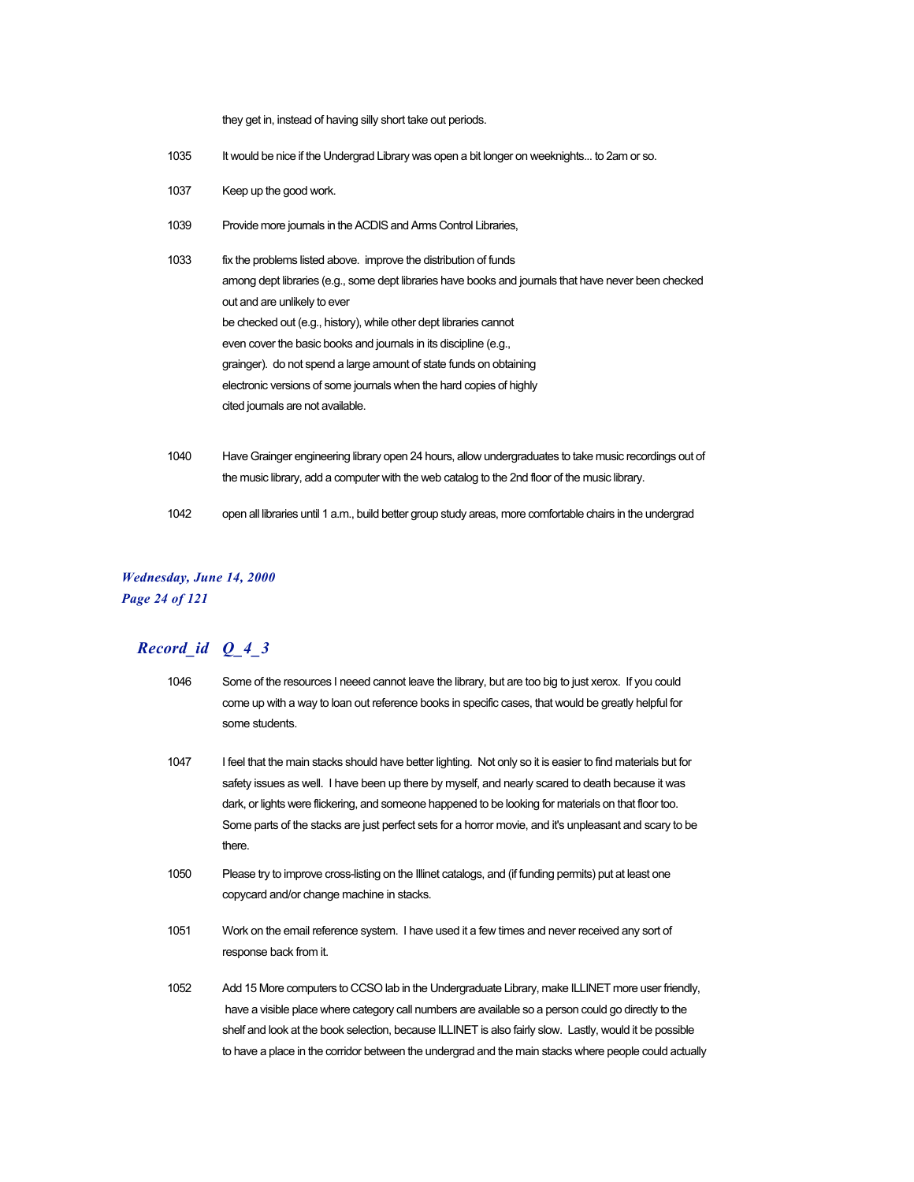they get in, instead of having silly short take out periods.

1035 It would be nice if the Undergrad Library was open a bit longer on weeknights... to 2am or so.

1037 Keep up the good work.

1039 Provide more journals in the ACDIS and Arms Control Libraries,

1033 fix the problems listed above. improve the distribution of funds among dept libraries (e.g., some dept libraries have books and journals that have never been checked out and are unlikely to ever be checked out (e.g., history), while other dept libraries cannot even cover the basic books and journals in its discipline (e.g., grainger). do not spend a large amount of state funds on obtaining electronic versions of some journals when the hard copies of highly cited journals are not available.

1040 Have Grainger engineering library open 24 hours, allow undergraduates to take music recordings out of the music library, add a computer with the web catalog to the 2nd floor of the music library.

1042 open all libraries until 1 a.m., build better group study areas, more comfortable chairs in the undergrad

## *Record_id Q_4_3*

1046 Some of the resources I neeed cannot leave the library, but are too big to just xerox. If you could come up with a way to loan out reference books in specific cases, that would be greatly helpful for some students.

1047 I feel that the main stacks should have better lighting. Not only so it is easier to find materials but for safety issues as well. I have been up there by myself, and nearly scared to death because it was dark, or lights were flickering, and someone happened to be looking for materials on that floor too. Some parts of the stacks are just perfect sets for a horror movie, and it's unpleasant and scary to be there.

1050 Please try to improve cross-listing on the Illinet catalogs, and (if funding permits) put at least one copycard and/or change machine in stacks.

1051 Work on the email reference system. I have used it a few times and never received any sort of response back from it.

1052 Add 15 More computers to CCSO lab in the Undergraduate Library, make ILLINET more user friendly, have a visible place where category call numbers are available so a person could go directly to the shelf and look at the book selection, because ILLINET is also fairly slow. Lastly, would it be possible to have a place in the corridor between the undergrad and the main stacks where people could actually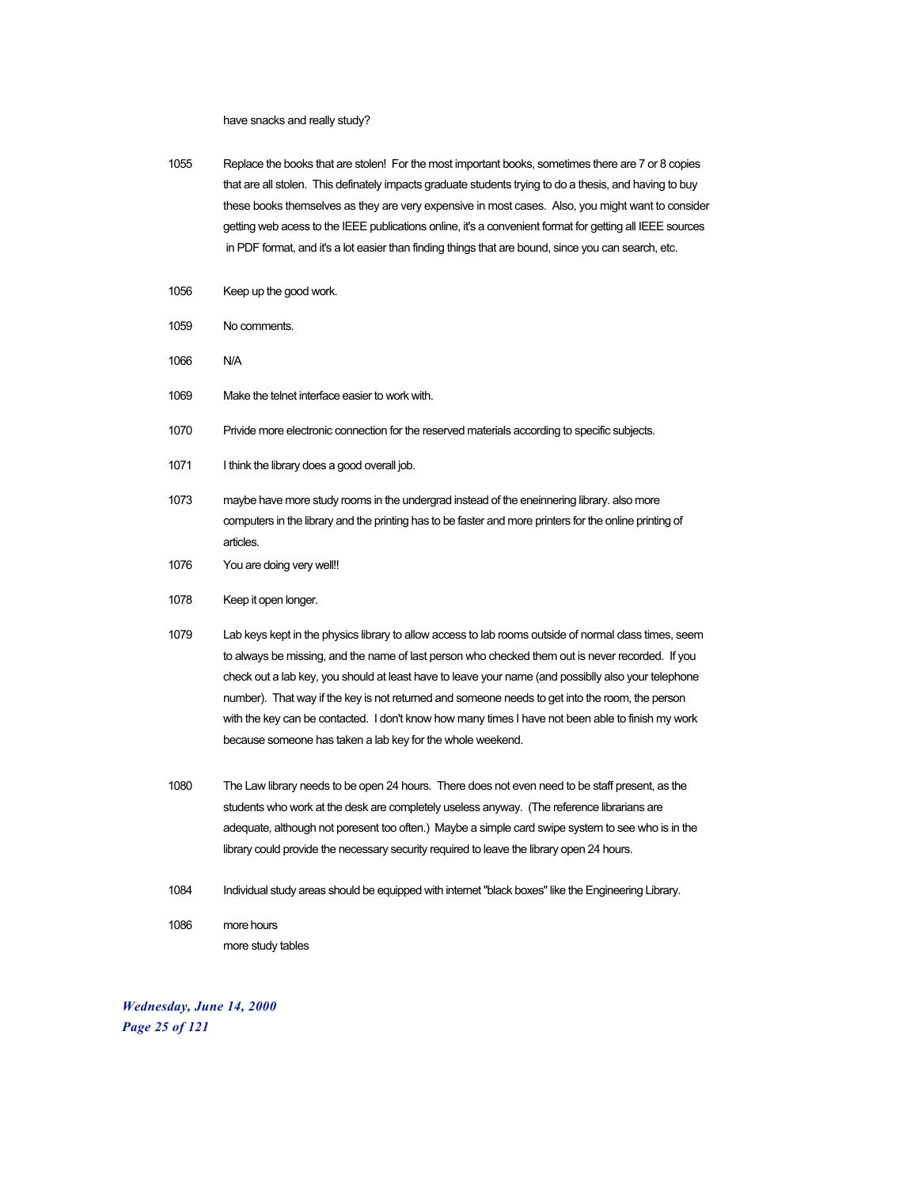have snacks and really study?

1055 Replace the books that are stolen! For the most important books, sometimes there are 7 or 8 copies that are all stolen. This definately impacts graduate students trying to do a thesis, and having to buy these books themselves as they are very expensive in most cases. Also, you might want to consider getting web acess to the IEEE publications online, it's a convenient format for getting all IEEE sources in PDF format, and it's a lot easier than finding things that are bound, since you can search, etc.

1056 Keep up the good work.

1059 No comments.

1066 N/A

1069 Make the telnet interface easier to work with.

1070 Privide more electronic connection for the reserved materials according to specific subjects.

1071 I think the library does a good overall job.

1073 maybe have more study rooms in the undergrad instead of the eneinnering library. also more computers in the library and the printing has to be faster and more printers for the online printing of articles.

1076 You are doing very well!!

1078 Keep it open longer.

1079 Lab keys kept in the physics library to allow access to lab rooms outside of normal class times, seem to always be missing, and the name of last person who checked them out is never recorded. If you check out a lab key, you should at least have to leave your name (and possiblly also your telephone number). That way if the key is not returned and someone needs to get into the room, the person with the key can be contacted. I don't know how many times I have not been able to finish my work because someone has taken a lab key for the whole weekend.

1080 The Law library needs to be open 24 hours. There does not even need to be staff present, as the students who work at the desk are completely useless anyway. (The reference librarians are adequate, although not poresent too often.) Maybe a simple card swipe system to see who is in the library could provide the necessary security required to leave the library open 24 hours.

1084 Individual study areas should be equipped with internet "black boxes" like the Engineering Library.

1086 more hours
more study tables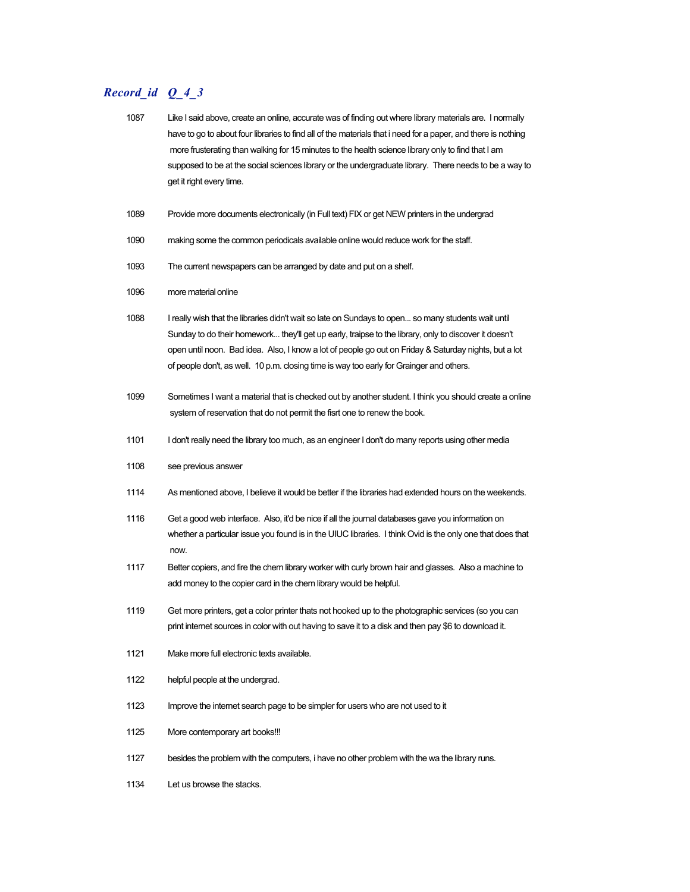| *Record_id* | *Q_4_3* |
|---|---|
| 1087 | Like I said above, create an online, accurate was of finding out where library materials are. I normally have to go to about four libraries to find all of the materials that i need for a paper, and there is nothing more frusterating than walking for 15 minutes to the health science library only to find that I am supposed to be at the social sciences library or the undergraduate library. There needs to be a way to get it right every time. |
| 1089 | Provide more documents electronically (in Full text) FIX or get NEW printers in the undergrad |
| 1090 | making some the common periodicals available online would reduce work for the staff. |
| 1093 | The current newspapers can be arranged by date and put on a shelf. |
| 1096 | more material online |
| 1088 | I really wish that the libraries didn't wait so late on Sundays to open... so many students wait until Sunday to do their homework... they'll get up early, traipse to the library, only to discover it doesn't open until noon. Bad idea. Also, I know a lot of people go out on Friday & Saturday nights, but a lot of people don't, as well. 10 p.m. closing time is way too early for Grainger and others. |
| 1099 | Sometimes I want a material that is checked out by another student. I think you should create a online system of reservation that do not permit the fisrt one to renew the book. |
| 1101 | I don't really need the library too much, as an engineer I don't do many reports using other media |
| 1108 | see previous answer |
| 1114 | As mentioned above, I believe it would be better if the libraries had extended hours on the weekends. |
| 1116 | Get a good web interface. Also, it'd be nice if all the journal databases gave you information on whether a particular issue you found is in the UIUC libraries. I think Ovid is the only one that does that now. |
| 1117 | Better copiers, and fire the chem library worker with curly brown hair and glasses. Also a machine to add money to the copier card in the chem library would be helpful. |
| 1119 | Get more printers, get a color printer thats not hooked up to the photographic services (so you can print internet sources in color with out having to save it to a disk and then pay $6 to download it. |
| 1121 | Make more full electronic texts available. |
| 1122 | helpful people at the undergrad. |
| 1123 | Improve the internet search page to be simpler for users who are not used to it |
| 1125 | More contemporary art books!!! |
| 1127 | besides the problem with the computers, i have no other problem with the wa the library runs. |
| 1134 | Let us browse the stacks. |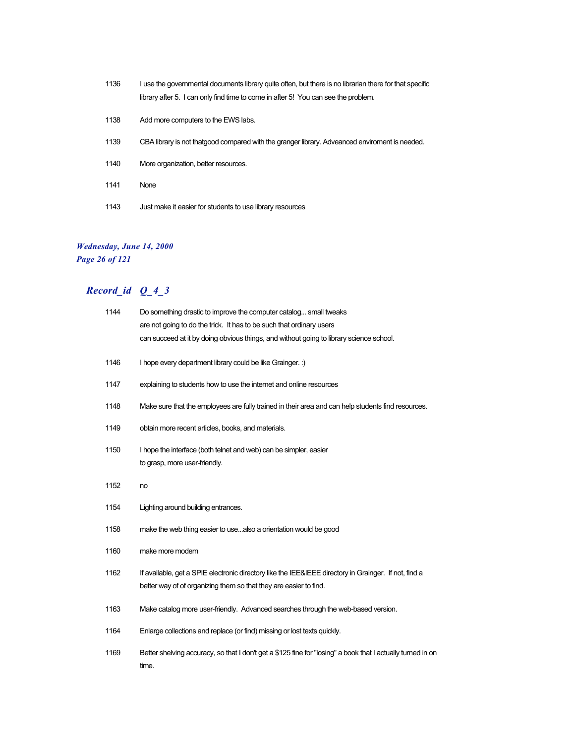| | |
|---|---|
| 1136 | I use the governmental documents library quite often, but there is no librarian there for that specific library after 5. I can only find time to come in after 5! You can see the problem. |
| 1138 | Add more computers to the EWS labs. |
| 1139 | CBA library is not thatgood compared with the granger library. Adveanced enviroment is needed. |
| 1140 | More organization, better resources. |
| 1141 | None |
| 1143 | Just make it easier for students to use library resources |

## *Record_id Q_4_3*

| | |
|---|---|
| 1144 | Do something drastic to improve the computer catalog... small tweaks are not going to do the trick. It has to be such that ordinary users can succeed at it by doing obvious things, and without going to library science school. |
| 1146 | I hope every department library could be like Grainger. :) |
| 1147 | explaining to students how to use the internet and online resources |
| 1148 | Make sure that the employees are fully trained in their area and can help students find resources. |
| 1149 | obtain more recent articles, books, and materials. |
| 1150 | I hope the interface (both telnet and web) can be simpler, easier to grasp, more user-friendly. |
| 1152 | no |
| 1154 | Lighting around building entrances. |
| 1158 | make the web thing easier to use...also a orientation would be good |
| 1160 | make more modern |
| 1162 | If available, get a SPIE electronic directory like the IEE&IEEE directory in Grainger. If not, find a better way of of organizing them so that they are easier to find. |
| 1163 | Make catalog more user-friendly. Advanced searches through the web-based version. |
| 1164 | Enlarge collections and replace (or find) missing or lost texts quickly. |
| 1169 | Better shelving accuracy, so that I don't get a $125 fine for "losing" a book that I actually turned in on time. |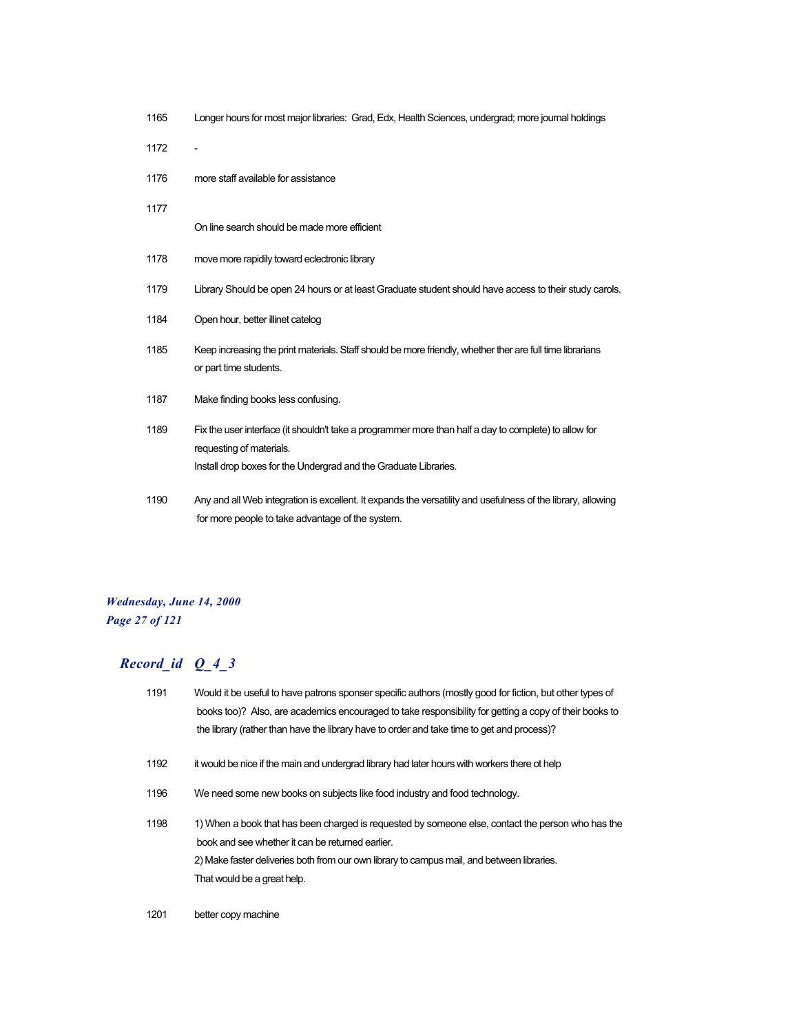1165 Longer hours for most major libraries: Grad, Edx, Health Sciences, undergrad; more journal holdings

1172 -

1176 more staff available for assistance

1177

On line search should be made more efficient

1178 move more rapidily toward eclectronic library

1179 Library Should be open 24 hours or at least Graduate student should have access to their study carols.

1184 Open hour, better illinet catelog

1185 Keep increasing the print materials. Staff should be more friendly, whether ther are full time librarians or part time students.

1187 Make finding books less confusing.

1189 Fix the user interface (it shouldn't take a programmer more than half a day to complete) to allow for requesting of materials.
Install drop boxes for the Undergrad and the Graduate Libraries.

1190 Any and all Web integration is excellent. It expands the versatility and usefulness of the library, allowing for more people to take advantage of the system.

## *Record_id Q_4_3*

1191 Would it be useful to have patrons sponser specific authors (mostly good for fiction, but other types of books too)? Also, are academics encouraged to take responsibility for getting a copy of their books to the library (rather than have the library have to order and take time to get and process)?

1192 it would be nice if the main and undergrad library had later hours with workers there ot help

1196 We need some new books on subjects like food industry and food technology.

1198 1) When a book that has been charged is requested by someone else, contact the person who has the book and see whether it can be returned earlier.
2) Make faster deliveries both from our own library to campus mail, and between libraries.
That would be a great help.

1201 better copy machine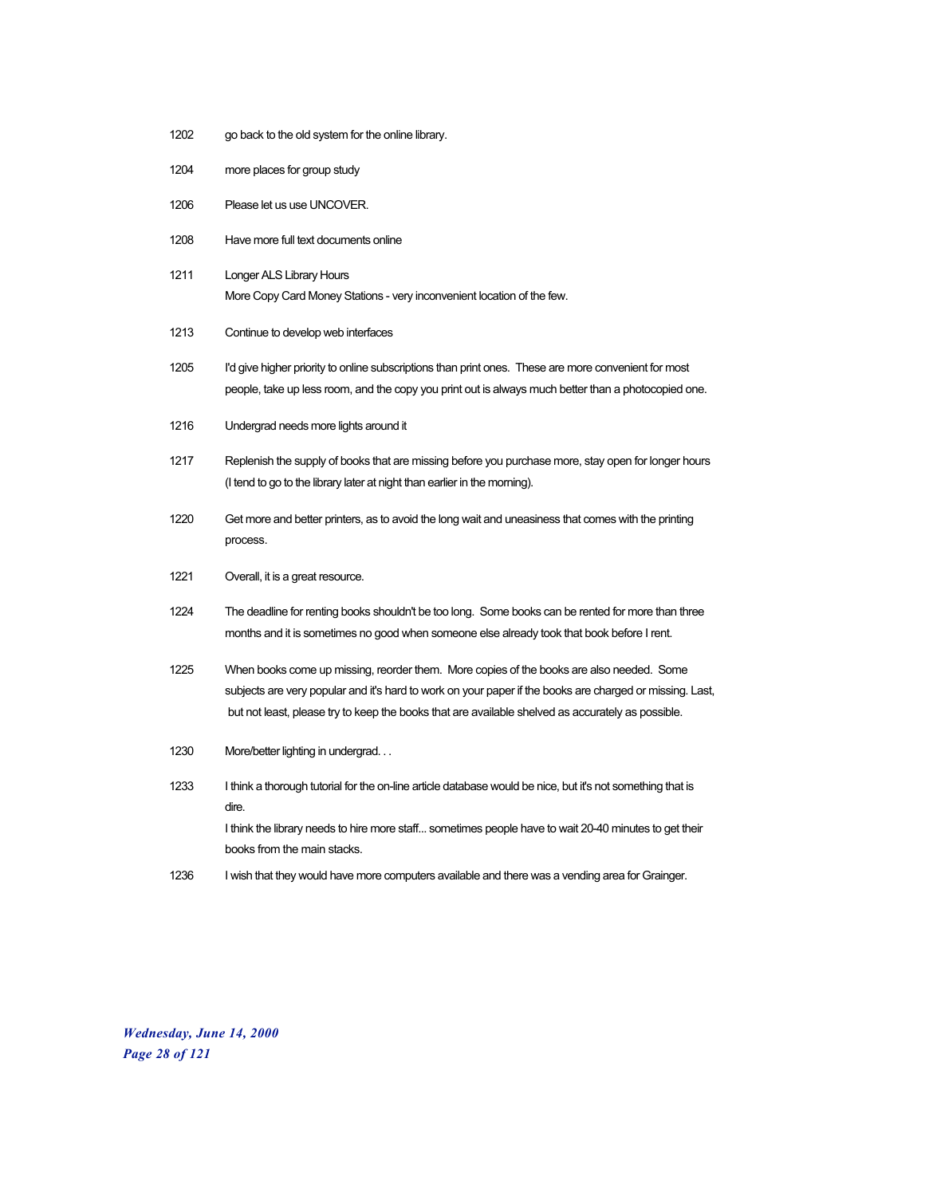1202 go back to the old system for the online library.

1204 more places for group study

1206 Please let us use UNCOVER.

1208 Have more full text documents online

1211 Longer ALS Library Hours
More Copy Card Money Stations - very inconvenient location of the few.

1213 Continue to develop web interfaces

1205 I'd give higher priority to online subscriptions than print ones. These are more convenient for most people, take up less room, and the copy you print out is always much better than a photocopied one.

1216 Undergrad needs more lights around it

1217 Replenish the supply of books that are missing before you purchase more, stay open for longer hours (I tend to go to the library later at night than earlier in the morning).

1220 Get more and better printers, as to avoid the long wait and uneasiness that comes with the printing process.

1221 Overall, it is a great resource.

1224 The deadline for renting books shouldn't be too long. Some books can be rented for more than three months and it is sometimes no good when someone else already took that book before I rent.

1225 When books come up missing, reorder them. More copies of the books are also needed. Some subjects are very popular and it's hard to work on your paper if the books are charged or missing. Last, but not least, please try to keep the books that are available shelved as accurately as possible.

1230 More/better lighting in undergrad. . .

1233 I think a thorough tutorial for the on-line article database would be nice, but it's not something that is dire.
I think the library needs to hire more staff... sometimes people have to wait 20-40 minutes to get their books from the main stacks.

1236 I wish that they would have more computers available and there was a vending area for Grainger.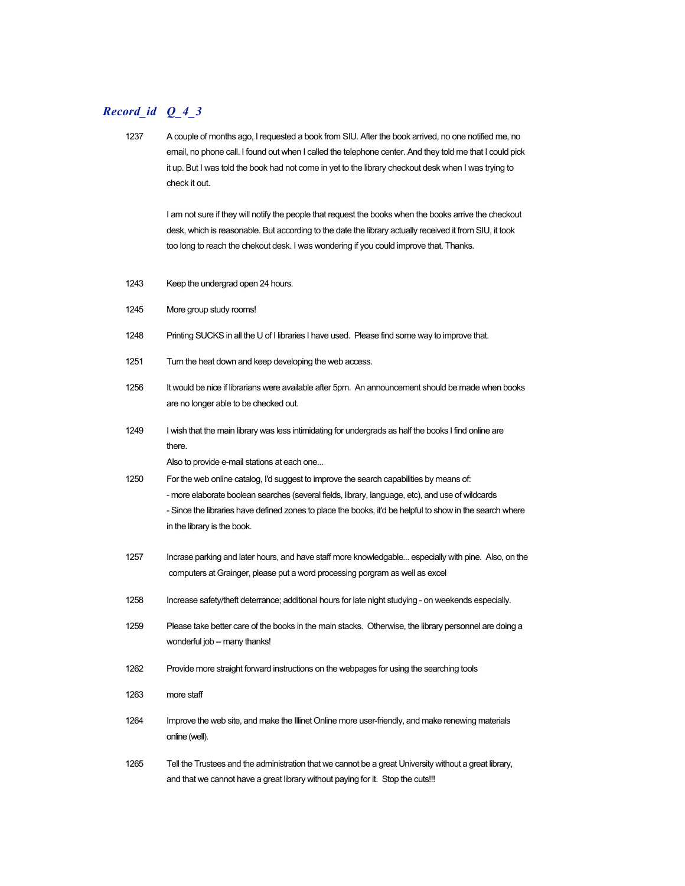| Record_id | Q_4_3 |
|---|---|
| 1237 | A couple of months ago, I requested a book from SIU. After the book arrived, no one notified me, no email, no phone call. I found out when I called the telephone center. And they told me that I could pick it up. But I was told the book had not come in yet to the library checkout desk when I was trying to check it out.<br><br>I am not sure if they will notify the people that request the books when the books arrive the checkout desk, which is reasonable. But according to the date the library actually received it from SIU, it took too long to reach the chekout desk. I was wondering if you could improve that. Thanks. |
| 1243 | Keep the undergrad open 24 hours. |
| 1245 | More group study rooms! |
| 1248 | Printing SUCKS in all the U of I libraries I have used. Please find some way to improve that. |
| 1251 | Turn the heat down and keep developing the web access. |
| 1256 | It would be nice if librarians were available after 5pm. An announcement should be made when books are no longer able to be checked out. |
| 1249 | I wish that the main library was less intimidating for undergrads as half the books I find online are there.<br>Also to provide e-mail stations at each one... |
| 1250 | For the web online catalog, I'd suggest to improve the search capabilities by means of:<br>- more elaborate boolean searches (several fields, library, language, etc), and use of wildcards<br>- Since the libraries have defined zones to place the books, it'd be helpful to show in the search where in the library is the book. |
| 1257 | Incrase parking and later hours, and have staff more knowledgable... especially with pine. Also, on the computers at Grainger, please put a word processing porgram as well as excel |
| 1258 | Increase safety/theft deterrance; additional hours for late night studying - on weekends especially. |
| 1259 | Please take better care of the books in the main stacks. Otherwise, the library personnel are doing a wonderful job -- many thanks! |
| 1262 | Provide more straight forward instructions on the webpages for using the searching tools |
| 1263 | more staff |
| 1264 | Improve the web site, and make the Illinet Online more user-friendly, and make renewing materials online (well). |
| 1265 | Tell the Trustees and the administration that we cannot be a great University without a great library, and that we cannot have a great library without paying for it. Stop the cuts!!! |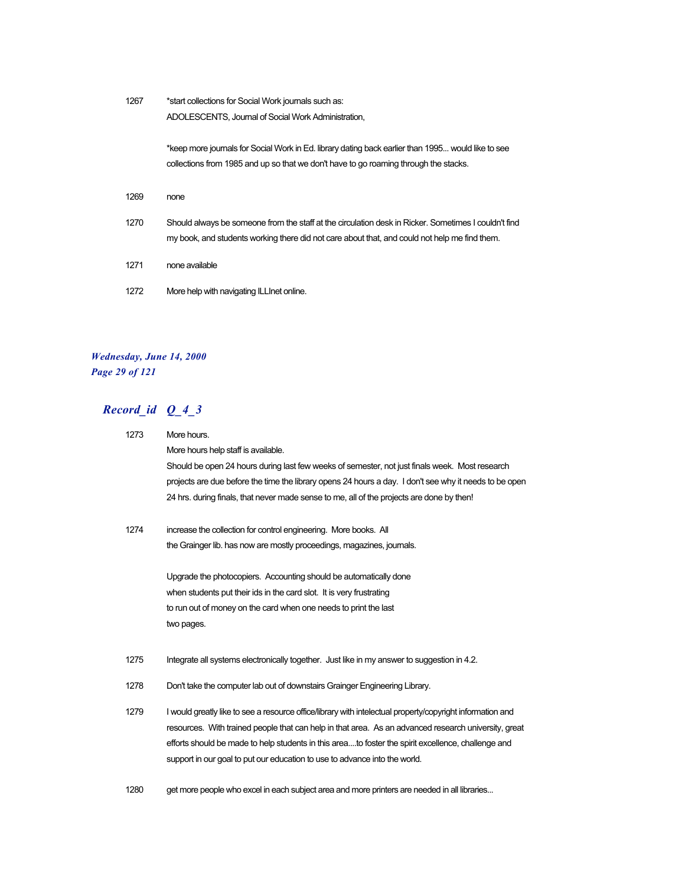1267 *start collections for Social Work journals such as: ADOLESCENTS, Journal of Social Work Administration,

*keep more journals for Social Work in Ed. library dating back earlier than 1995... would like to see collections from 1985 and up so that we don't have to go roaming through the stacks.

1269 none

1270 Should always be someone from the staff at the circulation desk in Ricker. Sometimes I couldn't find my book, and students working there did not care about that, and could not help me find them.

1271 none available

1272 More help with navigating ILLInet online.

## *Record_id Q_4_3*

1273 More hours.
More hours help staff is available.
Should be open 24 hours during last few weeks of semester, not just finals week. Most research projects are due before the time the library opens 24 hours a day. I don't see why it needs to be open 24 hrs. during finals, that never made sense to me, all of the projects are done by then!

1274 increase the collection for control engineering. More books. All the Grainger lib. has now are mostly proceedings, magazines, journals.

Upgrade the photocopiers. Accounting should be automatically done when students put their ids in the card slot. It is very frustrating to run out of money on the card when one needs to print the last two pages.

1275 Integrate all systems electronically together. Just like in my answer to suggestion in 4.2.

1278 Don't take the computer lab out of downstairs Grainger Engineering Library.

1279 I would greatly like to see a resource office/library with intelectual property/copyright information and resources. With trained people that can help in that area. As an advanced research university, great efforts should be made to help students in this area....to foster the spirit excellence, challenge and support in our goal to put our education to use to advance into the world.

1280 get more people who excel in each subject area and more printers are needed in all libraries...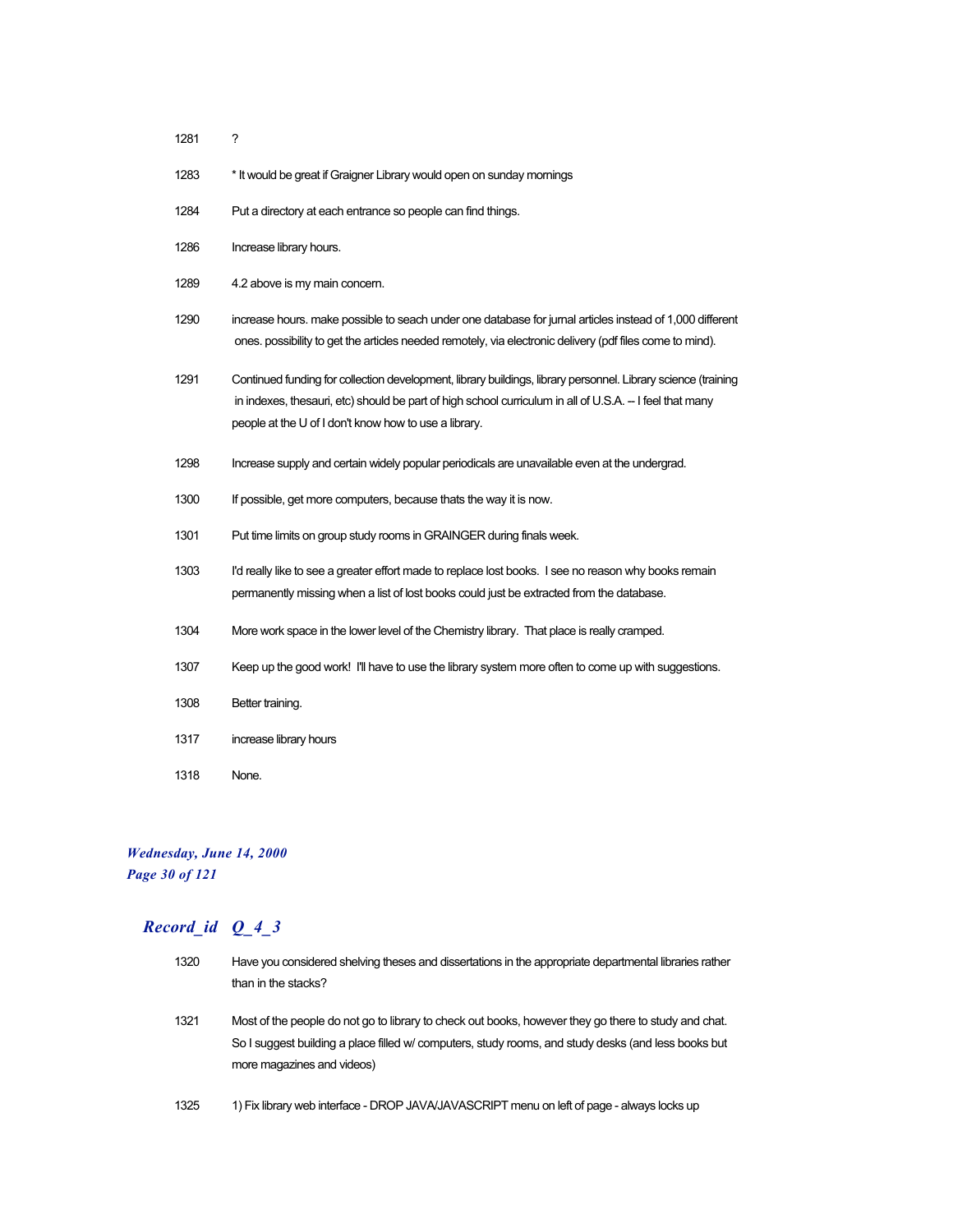| | |
|---|---|
| 1281 | ? |
| 1283 | * It would be great if Graigner Library would open on sunday mornings |
| 1284 | Put a directory at each entrance so people can find things. |
| 1286 | Increase library hours. |
| 1289 | 4.2 above is my main concern. |
| 1290 | increase hours. make possible to seach under one database for jurnal articles instead of 1,000 different ones. possibility to get the articles needed remotely, via electronic delivery (pdf files come to mind). |
| 1291 | Continued funding for collection development, library buildings, library personnel. Library science (training in indexes, thesauri, etc) should be part of high school curriculum in all of U.S.A. -- I feel that many people at the U of I don't know how to use a library. |
| 1298 | Increase supply and certain widely popular periodicals are unavailable even at the undergrad. |
| 1300 | If possible, get more computers, because thats the way it is now. |
| 1301 | Put time limits on group study rooms in GRAINGER during finals week. |
| 1303 | I'd really like to see a greater effort made to replace lost books. I see no reason why books remain permanently missing when a list of lost books could just be extracted from the database. |
| 1304 | More work space in the lower level of the Chemistry library. That place is really cramped. |
| 1307 | Keep up the good work! I'll have to use the library system more often to come up with suggestions. |
| 1308 | Better training. |
| 1317 | increase library hours |
| 1318 | None. |

## *Record_id Q_4_3*

| | |
|---|---|
| 1320 | Have you considered shelving theses and dissertations in the appropriate departmental libraries rather than in the stacks? |
| 1321 | Most of the people do not go to library to check out books, however they go there to study and chat. So I suggest building a place filled w/ computers, study rooms, and study desks (and less books but more magazines and videos) |
| 1325 | 1) Fix library web interface - DROP JAVA/JAVASCRIPT menu on left of page - always locks up |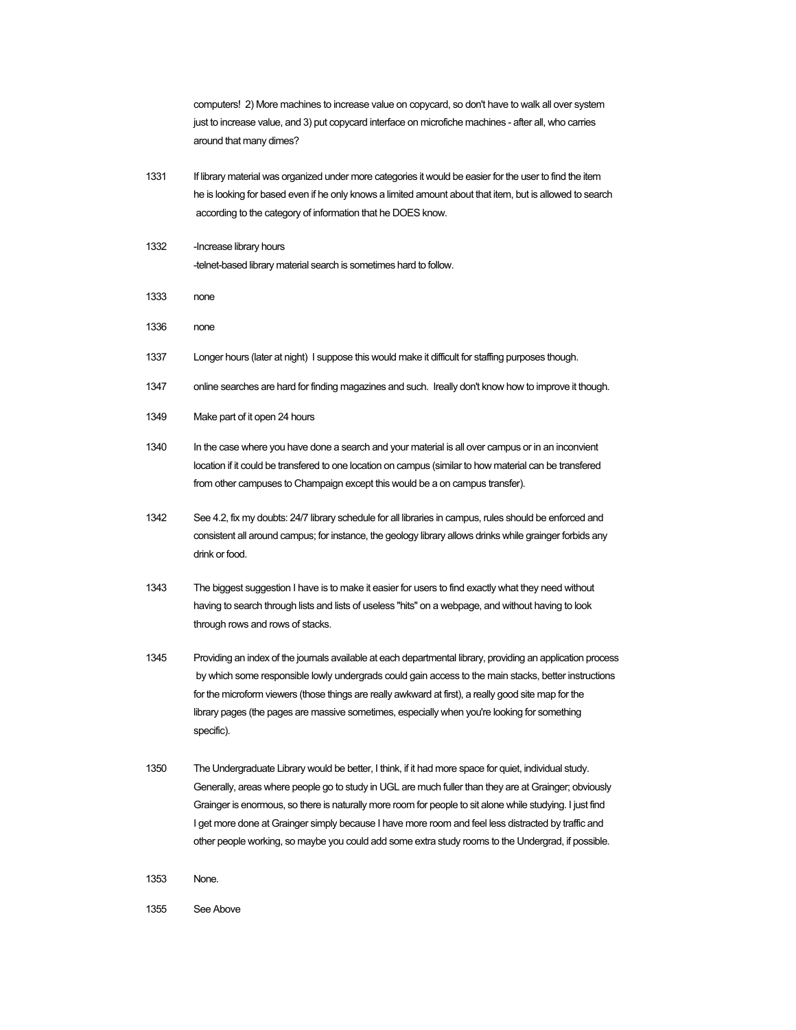computers! 2) More machines to increase value on copycard, so don't have to walk all over system just to increase value, and 3) put copycard interface on microfiche machines - after all, who carries around that many dimes?

| | |
|---|---|
| 1331 | If library material was organized under more categories it would be easier for the user to find the item he is looking for based even if he only knows a limited amount about that item, but is allowed to search according to the category of information that he DOES know. |
| 1332 | -Increase library hours<br>-telnet-based library material search is sometimes hard to follow. |
| 1333 | none |
| 1336 | none |
| 1337 | Longer hours (later at night) I suppose this would make it difficult for staffing purposes though. |
| 1347 | online searches are hard for finding magazines and such. Ireally don't know how to improve it though. |
| 1349 | Make part of it open 24 hours |
| 1340 | In the case where you have done a search and your material is all over campus or in an inconvient location if it could be transfered to one location on campus (similar to how material can be transfered from other campuses to Champaign except this would be a on campus transfer). |
| 1342 | See 4.2, fix my doubts: 24/7 library schedule for all libraries in campus, rules should be enforced and consistent all around campus; for instance, the geology library allows drinks while grainger forbids any drink or food. |
| 1343 | The biggest suggestion I have is to make it easier for users to find exactly what they need without having to search through lists and lists of useless "hits" on a webpage, and without having to look through rows and rows of stacks. |
| 1345 | Providing an index of the journals available at each departmental library, providing an application process by which some responsible lowly undergrads could gain access to the main stacks, better instructions for the microform viewers (those things are really awkward at first), a really good site map for the library pages (the pages are massive sometimes, especially when you're looking for something specific). |
| 1350 | The Undergraduate Library would be better, I think, if it had more space for quiet, individual study. Generally, areas where people go to study in UGL are much fuller than they are at Grainger; obviously Grainger is enormous, so there is naturally more room for people to sit alone while studying. I just find I get more done at Grainger simply because I have more room and feel less distracted by traffic and other people working, so maybe you could add some extra study rooms to the Undergrad, if possible. |
| 1353 | None. |
| 1355 | See Above |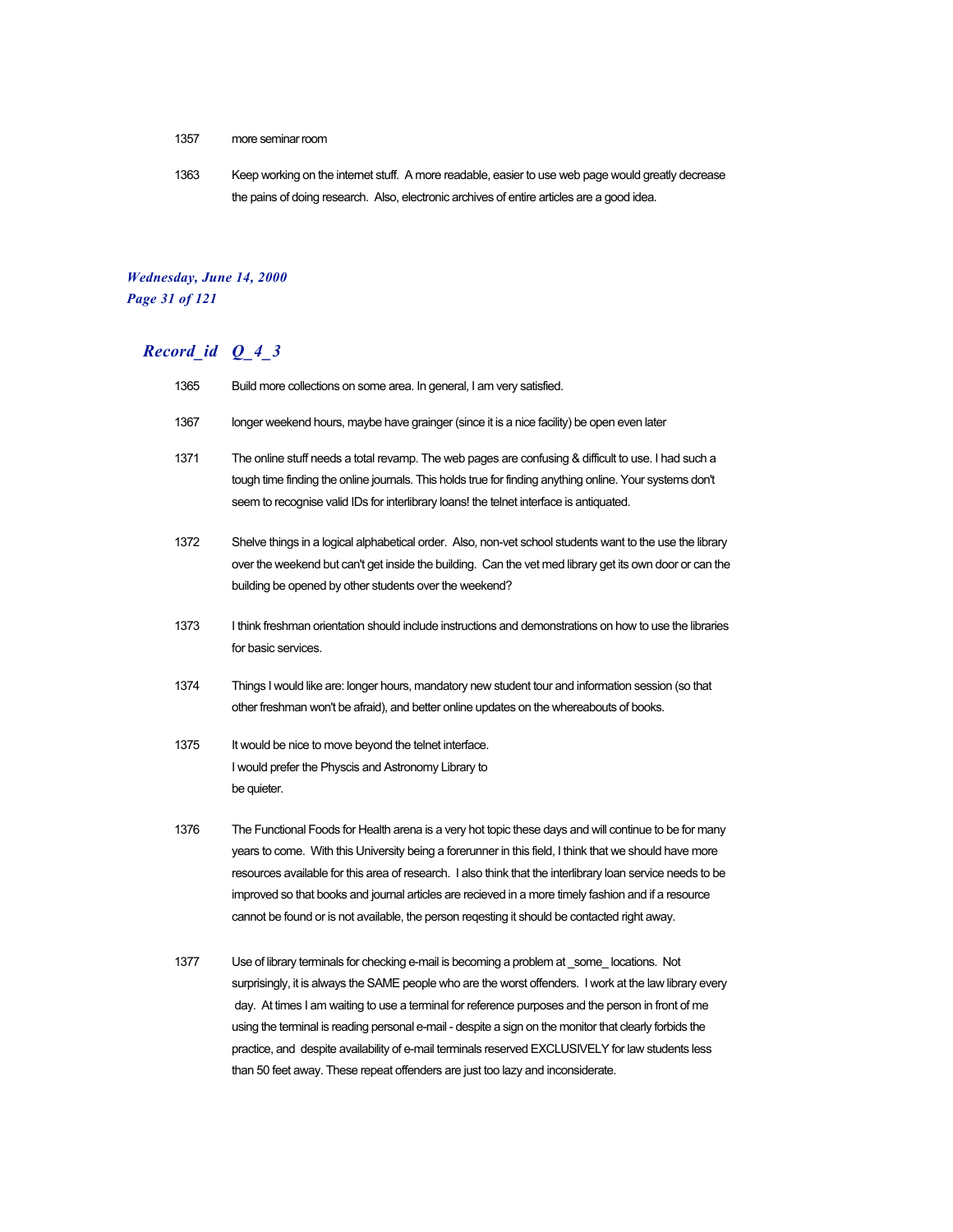1357 more seminar room

1363 Keep working on the internet stuff.  A more readable, easier to use web page would greatly decrease the pains of doing research.  Also, electronic archives of entire articles are a good idea.

## *Record_id Q_4_3*

1365 Build more collections on some area. In general, I am very satisfied.

1367 longer weekend hours, maybe have grainger (since it is a nice facility) be open even later

1371 The online stuff needs a total revamp. The web pages are confusing & difficult to use. I had such a tough time finding the online journals. This holds true for finding anything online. Your systems don't seem to recognise valid IDs for interlibrary loans! the telnet interface is antiquated.

1372 Shelve things in a logical alphabetical order.  Also, non-vet school students want to the use the library over the weekend but can't get inside the building.  Can the vet med library get its own door or can the building be opened by other students over the weekend?

1373 I think freshman orientation should include instructions and demonstrations on how to use the libraries for basic services.

1374 Things I would like are: longer hours, mandatory new student tour and information session (so that other freshman won't be afraid), and better online updates on the whereabouts of books.

1375 It would be nice to move beyond the telnet interface.
I would prefer the Physcis and Astronomy Library to
be quieter.

1376 The Functional Foods for Health arena is a very hot topic these days and will continue to be for many years to come.  With this University being a forerunner in this field, I think that we should have more resources available for this area of research.  I also think that the interlibrary loan service needs to be improved so that books and journal articles are recieved in a more timely fashion and if a resource cannot be found or is not available, the person reqesting it should be contacted right away.

1377 Use of library terminals for checking e-mail is becoming a problem at _some_ locations.  Not surprisingly, it is always the SAME people who are the worst offenders.  I work at the law library every day.  At times I am waiting to use a terminal for reference purposes and the person in front of me using the terminal is reading personal e-mail - despite a sign on the monitor that clearly forbids the practice, and  despite availability of e-mail terminals reserved EXCLUSIVELY for law students less than 50 feet away. These repeat offenders are just too lazy and inconsiderate.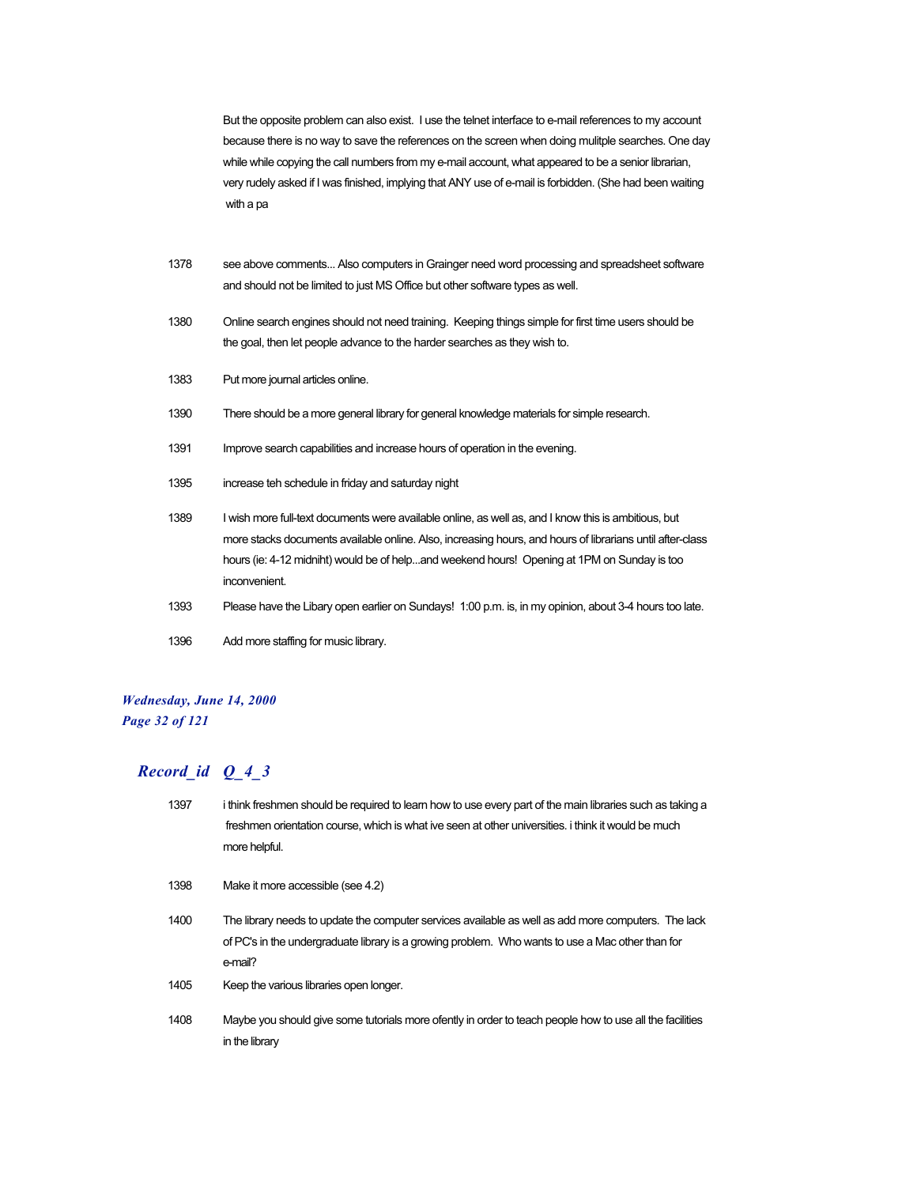But the opposite problem can also exist. I use the telnet interface to e-mail references to my account because there is no way to save the references on the screen when doing mulitple searches. One day while while copying the call numbers from my e-mail account, what appeared to be a senior librarian, very rudely asked if I was finished, implying that ANY use of e-mail is forbidden. (She had been waiting with a pa

| | |
|---|---|
| 1378 | see above comments... Also computers in Grainger need word processing and spreadsheet software and should not be limited to just MS Office but other software types as well. |
| 1380 | Online search engines should not need training. Keeping things simple for first time users should be the goal, then let people advance to the harder searches as they wish to. |
| 1383 | Put more journal articles online. |
| 1390 | There should be a more general library for general knowledge materials for simple research. |
| 1391 | Improve search capabilities and increase hours of operation in the evening. |
| 1395 | increase teh schedule in friday and saturday night |
| 1389 | I wish more full-text documents were available online, as well as, and I know this is ambitious, but more stacks documents available online. Also, increasing hours, and hours of librarians until after-class hours (ie: 4-12 midniht) would be of help...and weekend hours! Opening at 1PM on Sunday is too inconvenient. |
| 1393 | Please have the Libary open earlier on Sundays! 1:00 p.m. is, in my opinion, about 3-4 hours too late. |
| 1396 | Add more staffing for music library. |

## *Record_id Q_4_3*

| | |
|---|---|
| 1397 | i think freshmen should be required to learn how to use every part of the main libraries such as taking a freshmen orientation course, which is what ive seen at other universities. i think it would be much more helpful. |
| 1398 | Make it more accessible (see 4.2) |
| 1400 | The library needs to update the computer services available as well as add more computers. The lack of PC's in the undergraduate library is a growing problem. Who wants to use a Mac other than for e-mail? |
| 1405 | Keep the various libraries open longer. |
| 1408 | Maybe you should give some tutorials more ofently in order to teach people how to use all the facilities in the library |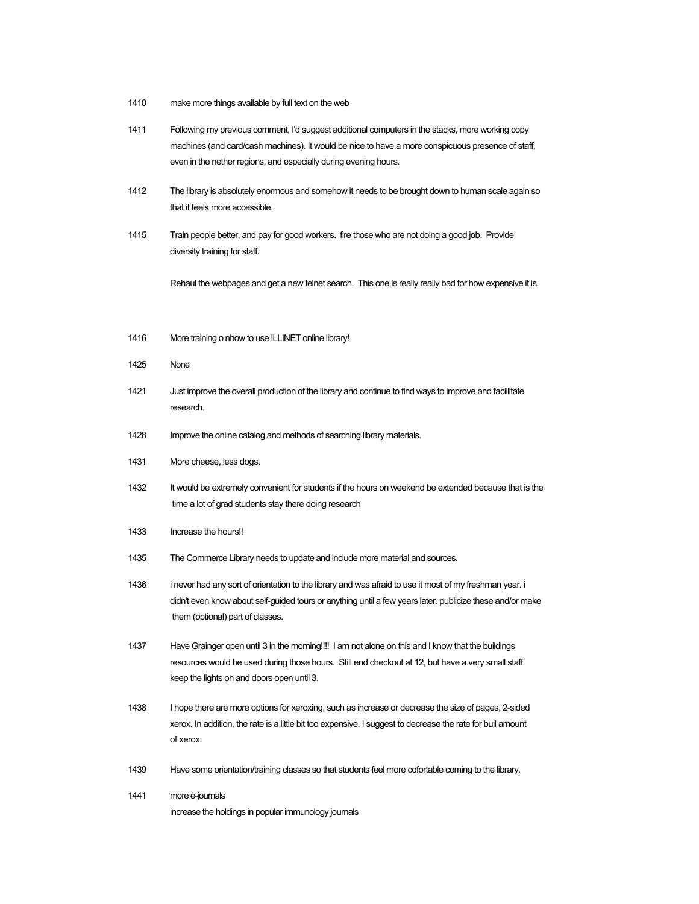1410 make more things available by full text on the web

1411 Following my previous comment, I'd suggest additional computers in the stacks, more working copy machines (and card/cash machines). It would be nice to have a more conspicuous presence of staff, even in the nether regions, and especially during evening hours.

1412 The library is absolutely enormous and somehow it needs to be brought down to human scale again so that it feels more accessible.

1415 Train people better, and pay for good workers. fire those who are not doing a good job. Provide diversity training for staff.

Rehaul the webpages and get a new telnet search. This one is really really bad for how expensive it is.

1416 More training o nhow to use ILLINET online library!

1425 None

1421 Just improve the overall production of the library and continue to find ways to improve and facillitate research.

1428 Improve the online catalog and methods of searching library materials.

1431 More cheese, less dogs.

1432 It would be extremely convenient for students if the hours on weekend be extended because that is the time a lot of grad students stay there doing research

1433 Increase the hours!!

1435 The Commerce Library needs to update and include more material and sources.

1436 i never had any sort of orientation to the library and was afraid to use it most of my freshman year. i didn't even know about self-guided tours or anything until a few years later. publicize these and/or make them (optional) part of classes.

1437 Have Grainger open until 3 in the morning!!!! I am not alone on this and I know that the buildings resources would be used during those hours. Still end checkout at 12, but have a very small staff keep the lights on and doors open until 3.

1438 I hope there are more options for xeroxing, such as increase or decrease the size of pages, 2-sided xerox. In addition, the rate is a little bit too expensive. I suggest to decrease the rate for buil amount of xerox.

1439 Have some orientation/training classes so that students feel more cofortable coming to the library.

1441 more e-journals
increase the holdings in popular immunology journals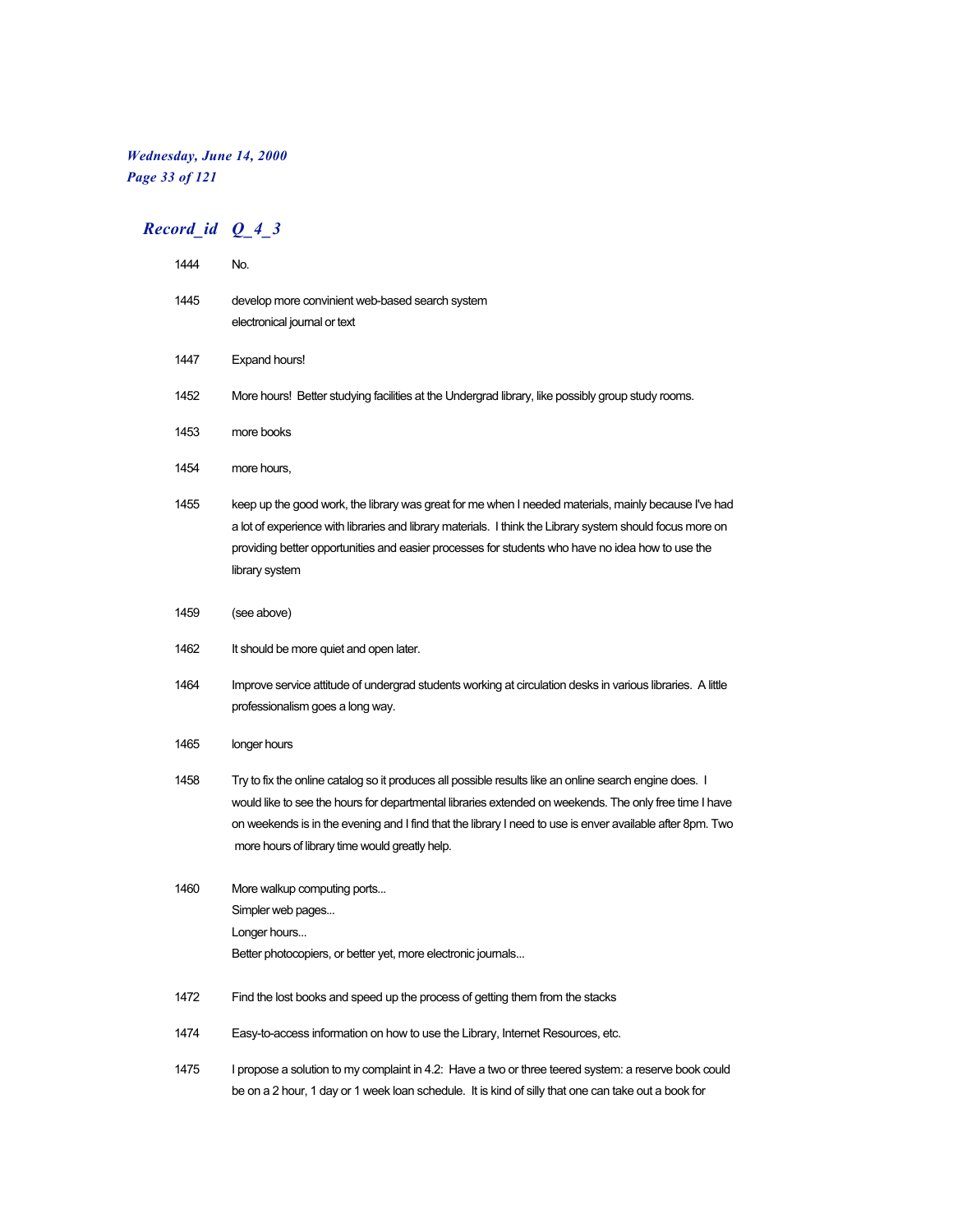## *Record_id Q_4_3*

| Record_id | Q_4_3 |
|---|---|
| 1444 | No. |
| 1445 | develop more convinient web-based search system<br>electronical journal or text |
| 1447 | Expand hours! |
| 1452 | More hours! Better studying facilities at the Undergrad library, like possibly group study rooms. |
| 1453 | more books |
| 1454 | more hours, |
| 1455 | keep up the good work, the library was great for me when I needed materials, mainly because I've had a lot of experience with libraries and library materials. I think the Library system should focus more on providing better opportunities and easier processes for students who have no idea how to use the library system |
| 1459 | (see above) |
| 1462 | It should be more quiet and open later. |
| 1464 | Improve service attitude of undergrad students working at circulation desks in various libraries. A little professionalism goes a long way. |
| 1465 | longer hours |
| 1458 | Try to fix the online catalog so it produces all possible results like an online search engine does. I would like to see the hours for departmental libraries extended on weekends. The only free time I have on weekends is in the evening and I find that the library I need to use is enver available after 8pm. Two more hours of library time would greatly help. |
| 1460 | More walkup computing ports...<br>Simpler web pages...<br>Longer hours...<br>Better photocopiers, or better yet, more electronic journals... |
| 1472 | Find the lost books and speed up the process of getting them from the stacks |
| 1474 | Easy-to-access information on how to use the Library, Internet Resources, etc. |
| 1475 | I propose a solution to my complaint in 4.2: Have a two or three teered system: a reserve book could be on a 2 hour, 1 day or 1 week loan schedule. It is kind of silly that one can take out a book for |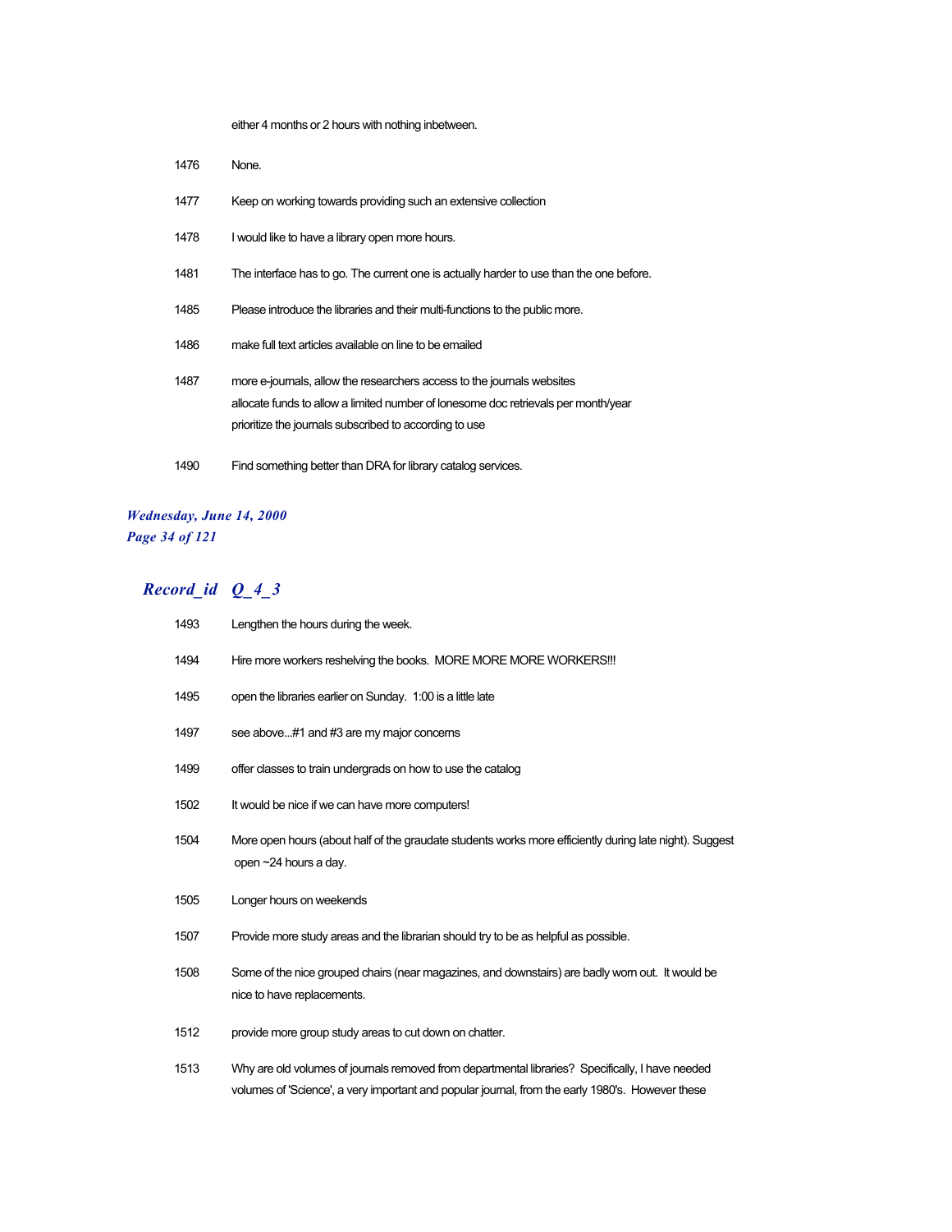either 4 months or 2 hours with nothing inbetween.

| | |
|---|---|
| 1476 | None. |
| 1477 | Keep on working towards providing such an extensive collection |
| 1478 | I would like to have a library open more hours. |
| 1481 | The interface has to go. The current one is actually harder to use than the one before. |
| 1485 | Please introduce the libraries and their multi-functions to the public more. |
| 1486 | make full text articles available on line to be emailed |
| 1487 | more e-journals, allow the researchers access to the journals websites<br>allocate funds to allow a limited number of lonesome doc retrievals per month/year<br>prioritize the journals subscribed to according to use |
| 1490 | Find something better than DRA for library catalog services. |

## *Record_id Q_4_3*

| | |
|---|---|
| 1493 | Lengthen the hours during the week. |
| 1494 | Hire more workers reshelving the books. MORE MORE MORE WORKERS!!! |
| 1495 | open the libraries earlier on Sunday. 1:00 is a little late |
| 1497 | see above...#1 and #3 are my major concerns |
| 1499 | offer classes to train undergrads on how to use the catalog |
| 1502 | It would be nice if we can have more computers! |
| 1504 | More open hours (about half of the graudate students works more efficiently during late night). Suggest open ~24 hours a day. |
| 1505 | Longer hours on weekends |
| 1507 | Provide more study areas and the librarian should try to be as helpful as possible. |
| 1508 | Some of the nice grouped chairs (near magazines, and downstairs) are badly worn out. It would be nice to have replacements. |
| 1512 | provide more group study areas to cut down on chatter. |
| 1513 | Why are old volumes of journals removed from departmental libraries? Specifically, I have needed volumes of 'Science', a very important and popular journal, from the early 1980's. However these |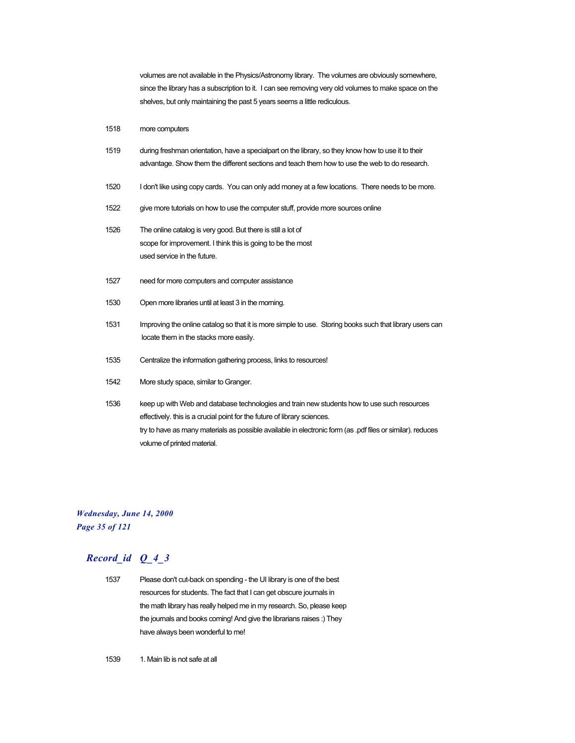volumes are not available in the Physics/Astronomy library. The volumes are obviously somewhere, since the library has a subscription to it. I can see removing very old volumes to make space on the shelves, but only maintaining the past 5 years seems a little rediculous.

1518 more computers

1519 during freshman orientation, have a specialpart on the library, so they know how to use it to their advantage. Show them the different sections and teach them how to use the web to do research.

1520 I don't like using copy cards. You can only add money at a few locations. There needs to be more.

1522 give more tutorials on how to use the computer stuff, provide more sources online

1526 The online catalog is very good. But there is still a lot of scope for improvement. I think this is going to be the most used service in the future.

1527 need for more computers and computer assistance

1530 Open more libraries until at least 3 in the morning.

1531 Improving the online catalog so that it is more simple to use. Storing books such that library users can locate them in the stacks more easily.

1535 Centralize the information gathering process, links to resources!

1542 More study space, similar to Granger.

1536 keep up with Web and database technologies and train new students how to use such resources effectively. this is a crucial point for the future of library sciences.
try to have as many materials as possible available in electronic form (as .pdf files or similar). reduces volume of printed material.

## *Record_id Q_4_3*

1537 Please don't cut-back on spending - the UI library is one of the best resources for students. The fact that I can get obscure journals in the math library has really helped me in my research. So, please keep the journals and books coming! And give the librarians raises :) They have always been wonderful to me!

1539 1. Main lib is not safe at all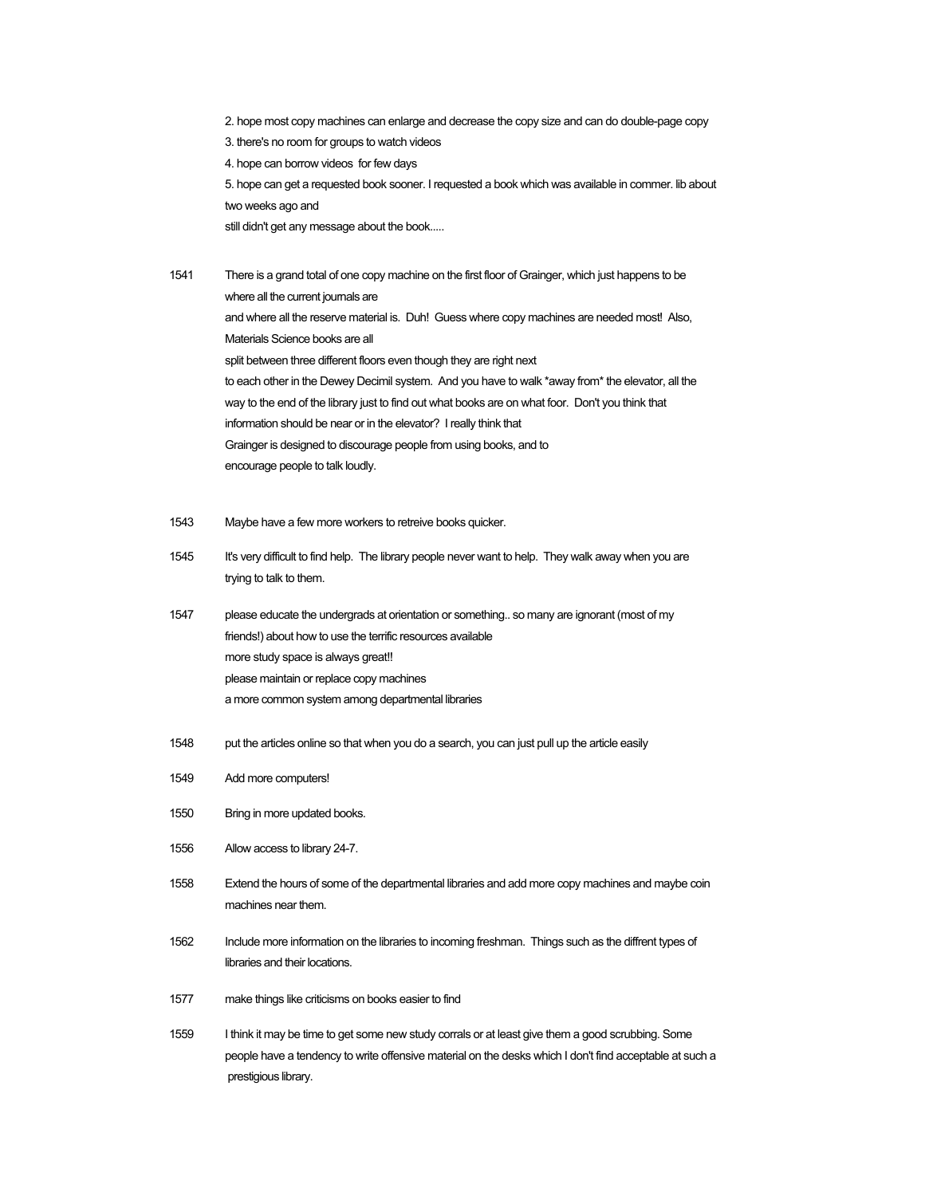2. hope most copy machines can enlarge and decrease the copy size and can do double-page copy
3. there's no room for groups to watch videos
4. hope can borrow videos for few days
5. hope can get a requested book sooner. I requested a book which was available in commer. lib about two weeks ago and
still didn't get any message about the book.....

1541 There is a grand total of one copy machine on the first floor of Grainger, which just happens to be where all the current journals are
and where all the reserve material is. Duh! Guess where copy machines are needed most! Also, Materials Science books are all
split between three different floors even though they are right next
to each other in the Dewey Decimil system. And you have to walk *away from* the elevator, all the way to the end of the library just to find out what books are on what foor. Don't you think that information should be near or in the elevator? I really think that
Grainger is designed to discourage people from using books, and to
encourage people to talk loudly.

1543 Maybe have a few more workers to retreive books quicker.

1545 It's very difficult to find help. The library people never want to help. They walk away when you are trying to talk to them.

1547 please educate the undergrads at orientation or something.. so many are ignorant (most of my friends!) about how to use the terrific resources available
more study space is always great!!
please maintain or replace copy machines
a more common system among departmental libraries

1548 put the articles online so that when you do a search, you can just pull up the article easily

1549 Add more computers!

1550 Bring in more updated books.

1556 Allow access to library 24-7.

1558 Extend the hours of some of the departmental libraries and add more copy machines and maybe coin machines near them.

1562 Include more information on the libraries to incoming freshman. Things such as the diffrent types of libraries and their locations.

1577 make things like criticisms on books easier to find

1559 I think it may be time to get some new study corrals or at least give them a good scrubbing. Some people have a tendency to write offensive material on the desks which I don't find acceptable at such a prestigious library.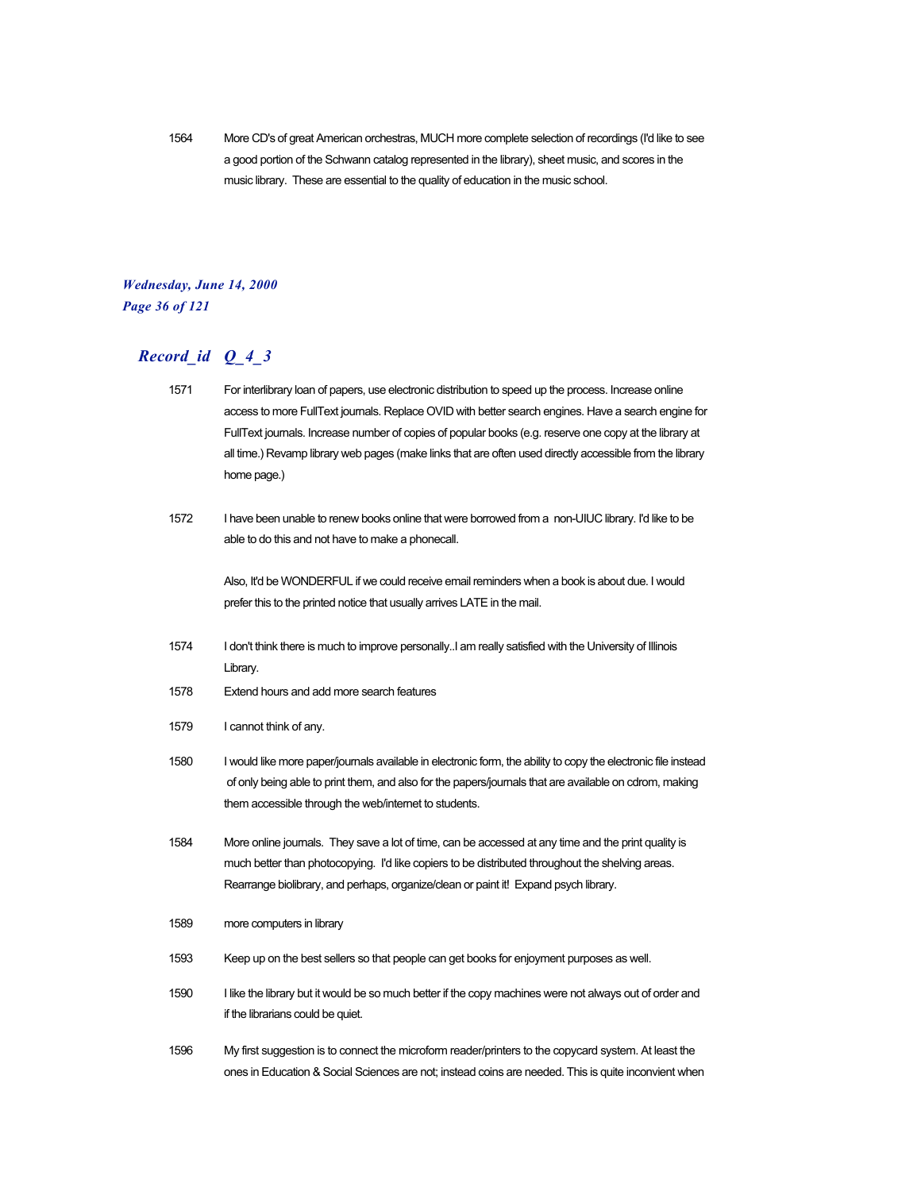1564 More CD's of great American orchestras, MUCH more complete selection of recordings (I'd like to see a good portion of the Schwann catalog represented in the library), sheet music, and scores in the music library. These are essential to the quality of education in the music school.

## *Record_id Q_4_3*

1571 For interlibrary loan of papers, use electronic distribution to speed up the process. Increase online access to more FullText journals. Replace OVID with better search engines. Have a search engine for FullText journals. Increase number of copies of popular books (e.g. reserve one copy at the library at all time.) Revamp library web pages (make links that are often used directly accessible from the library home page.)

1572 I have been unable to renew books online that were borrowed from a non-UIUC library. I'd like to be able to do this and not have to make a phonecall.

Also, It'd be WONDERFUL if we could receive email reminders when a book is about due. I would prefer this to the printed notice that usually arrives LATE in the mail.

1574 I don't think there is much to improve personally..I am really satisfied with the University of Illinois Library.

1578 Extend hours and add more search features

1579 I cannot think of any.

1580 I would like more paper/journals available in electronic form, the ability to copy the electronic file instead of only being able to print them, and also for the papers/journals that are available on cdrom, making them accessible through the web/internet to students.

1584 More online journals. They save a lot of time, can be accessed at any time and the print quality is much better than photocopying. I'd like copiers to be distributed throughout the shelving areas. Rearrange biolibrary, and perhaps, organize/clean or paint it! Expand psych library.

1589 more computers in library

1593 Keep up on the best sellers so that people can get books for enjoyment purposes as well.

1590 I like the library but it would be so much better if the copy machines were not always out of order and if the librarians could be quiet.

1596 My first suggestion is to connect the microform reader/printers to the copycard system. At least the ones in Education & Social Sciences are not; instead coins are needed. This is quite inconvient when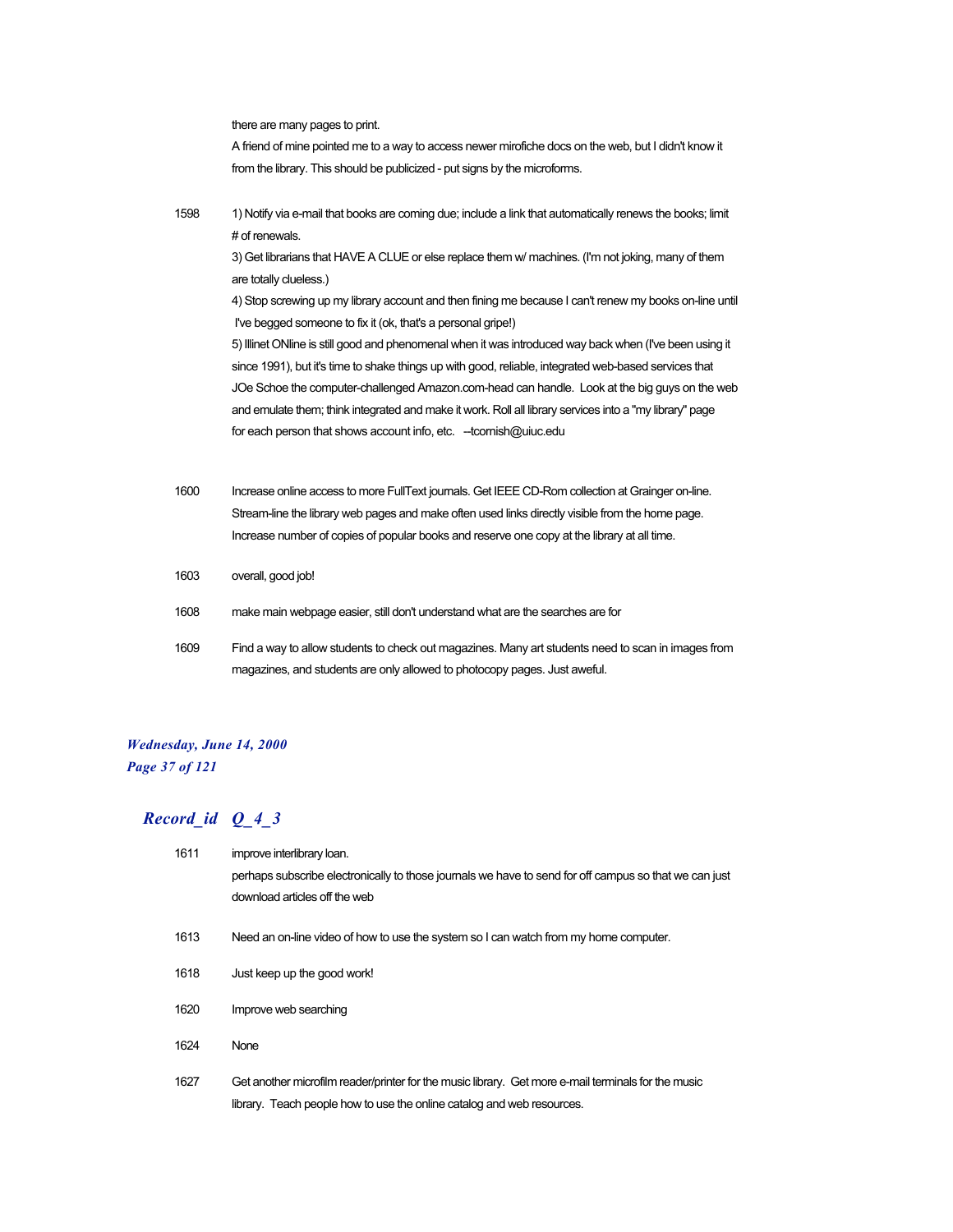there are many pages to print.

A friend of mine pointed me to a way to access newer mirofiche docs on the web, but I didn't know it from the library. This should be publicized - put signs by the microforms.

| | |
|---|---|
| 1598 | 1) Notify via e-mail that books are coming due; include a link that automatically renews the books; limit # of renewals.<br>3) Get librarians that HAVE A CLUE or else replace them w/ machines. (I'm not joking, many of them are totally clueless.)<br>4) Stop screwing up my library account and then fining me because I can't renew my books on-line until I've begged someone to fix it (ok, that's a personal gripe!)<br>5) Illinet ONline is still good and phenomenal when it was introduced way back when (I've been using it since 1991), but it's time to shake things up with good, reliable, integrated web-based services that JOe Schoe the computer-challenged Amazon.com-head can handle. Look at the big guys on the web and emulate them; think integrated and make it work. Roll all library services into a "my library" page for each person that shows account info, etc. --tcornish@uiuc.edu |
| 1600 | Increase online access to more FullText journals. Get IEEE CD-Rom collection at Grainger on-line. Stream-line the library web pages and make often used links directly visible from the home page. Increase number of copies of popular books and reserve one copy at the library at all time. |
| 1603 | overall, good job! |
| 1608 | make main webpage easier, still don't understand what are the searches are for |
| 1609 | Find a way to allow students to check out magazines. Many art students need to scan in images from magazines, and students are only allowed to photocopy pages. Just aweful. |

## *Record_id Q_4_3*

| | |
|---|---|
| 1611 | improve interlibrary loan.<br>perhaps subscribe electronically to those journals we have to send for off campus so that we can just download articles off the web |
| 1613 | Need an on-line video of how to use the system so I can watch from my home computer. |
| 1618 | Just keep up the good work! |
| 1620 | Improve web searching |
| 1624 | None |
| 1627 | Get another microfilm reader/printer for the music library. Get more e-mail terminals for the music library. Teach people how to use the online catalog and web resources. |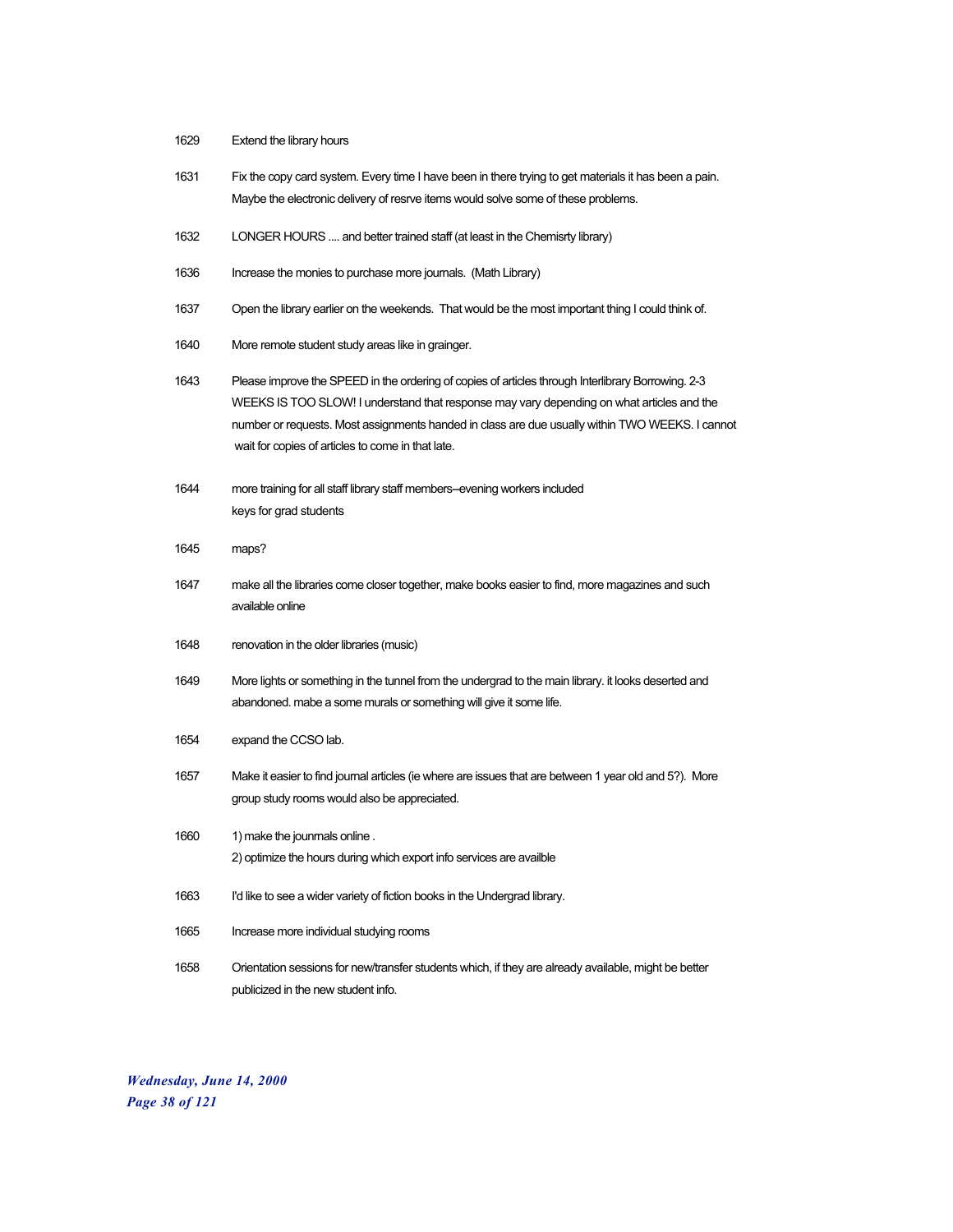1629 Extend the library hours

1631 Fix the copy card system. Every time I have been in there trying to get materials it has been a pain. Maybe the electronic delivery of resrve items would solve some of these problems.

1632 LONGER HOURS .... and better trained staff (at least in the Chemisrty library)

1636 Increase the monies to purchase more journals. (Math Library)

1637 Open the library earlier on the weekends. That would be the most important thing I could think of.

1640 More remote student study areas like in grainger.

1643 Please improve the SPEED in the ordering of copies of articles through Interlibrary Borrowing. 2-3 WEEKS IS TOO SLOW! I understand that response may vary depending on what articles and the number or requests. Most assignments handed in class are due usually within TWO WEEKS. I cannot wait for copies of articles to come in that late.

1644 more training for all staff library staff members--evening workers included
keys for grad students

1645 maps?

1647 make all the libraries come closer together, make books easier to find, more magazines and such available online

1648 renovation in the older libraries (music)

1649 More lights or something in the tunnel from the undergrad to the main library. it looks deserted and abandoned. mabe a some murals or something will give it some life.

1654 expand the CCSO lab.

1657 Make it easier to find journal articles (ie where are issues that are between 1 year old and 5?). More group study rooms would also be appreciated.

1660 1) make the jounmals online .
2) optimize the hours during which export info services are availble

1663 I'd like to see a wider variety of fiction books in the Undergrad library.

1665 Increase more individual studying rooms

1658 Orientation sessions for new/transfer students which, if they are already available, might be better publicized in the new student info.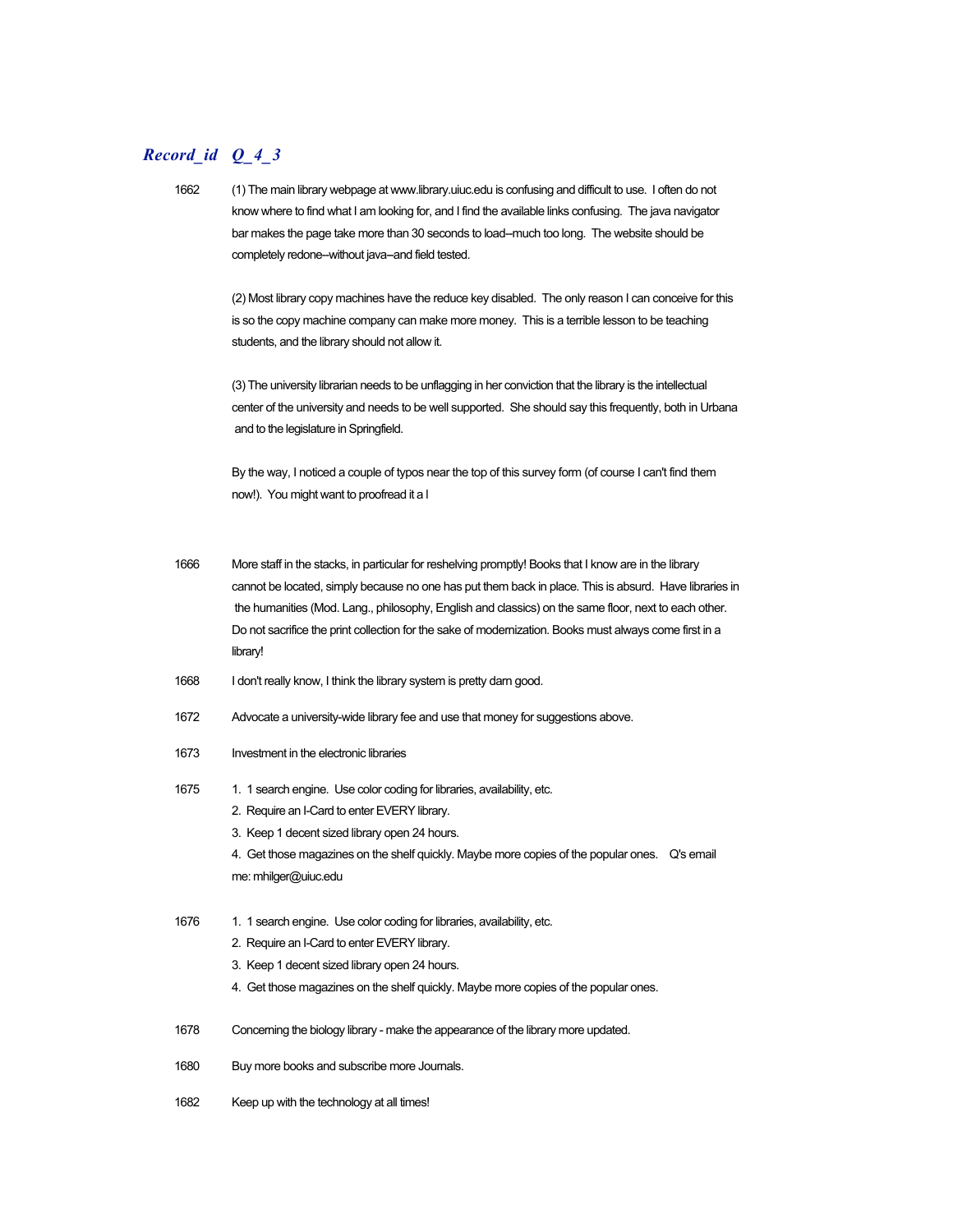| *Record_id* | *Q_4_3* |
|---|---|
| 1662 | (1) The main library webpage at www.library.uiuc.edu is confusing and difficult to use. I often do not know where to find what I am looking for, and I find the available links confusing. The java navigator bar makes the page take more than 30 seconds to load--much too long. The website should be completely redone--without java--and field tested.<br><br>(2) Most library copy machines have the reduce key disabled. The only reason I can conceive for this is so the copy machine company can make more money. This is a terrible lesson to be teaching students, and the library should not allow it.<br><br>(3) The university librarian needs to be unflagging in her conviction that the library is the intellectual center of the university and needs to be well supported. She should say this frequently, both in Urbana and to the legislature in Springfield.<br><br>By the way, I noticed a couple of typos near the top of this survey form (of course I can't find them now!). You might want to proofread it a l |
| 1666 | More staff in the stacks, in particular for reshelving promptly! Books that I know are in the library cannot be located, simply because no one has put them back in place. This is absurd. Have libraries in the humanities (Mod. Lang., philosophy, English and classics) on the same floor, next to each other. Do not sacrifice the print collection for the sake of modernization. Books must always come first in a library! |
| 1668 | I don't really know, I think the library system is pretty darn good. |
| 1672 | Advocate a university-wide library fee and use that money for suggestions above. |
| 1673 | Investment in the electronic libraries |
| 1675 | 1. 1 search engine. Use color coding for libraries, availability, etc.<br>2. Require an I-Card to enter EVERY library.<br>3. Keep 1 decent sized library open 24 hours.<br>4. Get those magazines on the shelf quickly. Maybe more copies of the popular ones. Q's email me: mhilger@uiuc.edu |
| 1676 | 1. 1 search engine. Use color coding for libraries, availability, etc.<br>2. Require an I-Card to enter EVERY library.<br>3. Keep 1 decent sized library open 24 hours.<br>4. Get those magazines on the shelf quickly. Maybe more copies of the popular ones. |
| 1678 | Concerning the biology library - make the appearance of the library more updated. |
| 1680 | Buy more books and subscribe more Journals. |
| 1682 | Keep up with the technology at all times! |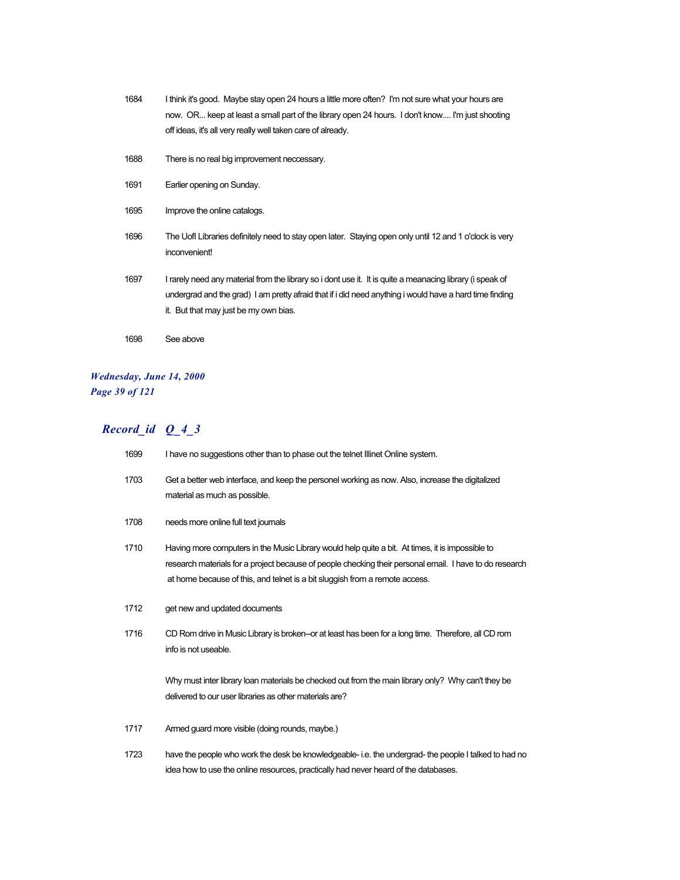| | |
|---|---|
| 1684 | I think it's good. Maybe stay open 24 hours a little more often? I'm not sure what your hours are now. OR... keep at least a small part of the library open 24 hours. I don't know.... I'm just shooting off ideas, it's all very really well taken care of already. |
| 1688 | There is no real big improvement neccessary. |
| 1691 | Earlier opening on Sunday. |
| 1695 | Improve the online catalogs. |
| 1696 | The UofI Libraries definitely need to stay open later. Staying open only until 12 and 1 o'clock is very inconvenient! |
| 1697 | I rarely need any material from the library so i dont use it. It is quite a meanacing library (i speak of undergrad and the grad) I am pretty afraid that if i did need anything i would have a hard time finding it. But that may just be my own bias. |
| 1698 | See above |

## *Record_id Q_4_3*

| | |
|---|---|
| 1699 | I have no suggestions other than to phase out the telnet Illinet Online system. |
| 1703 | Get a better web interface, and keep the personel working as now. Also, increase the digitalized material as much as possible. |
| 1708 | needs more online full text journals |
| 1710 | Having more computers in the Music Library would help quite a bit. At times, it is impossible to research materials for a project because of people checking their personal email. I have to do research at home because of this, and telnet is a bit sluggish from a remote access. |
| 1712 | get new and updated documents |
| 1716 | CD Rom drive in Music Library is broken--or at least has been for a long time. Therefore, all CD rom info is not useable.<br><br>Why must inter library loan materials be checked out from the main library only? Why can't they be delivered to our user libraries as other materials are? |
| 1717 | Armed guard more visible (doing rounds, maybe.) |
| 1723 | have the people who work the desk be knowledgeable- i.e. the undergrad- the people I talked to had no idea how to use the online resources, practically had never heard of the databases. |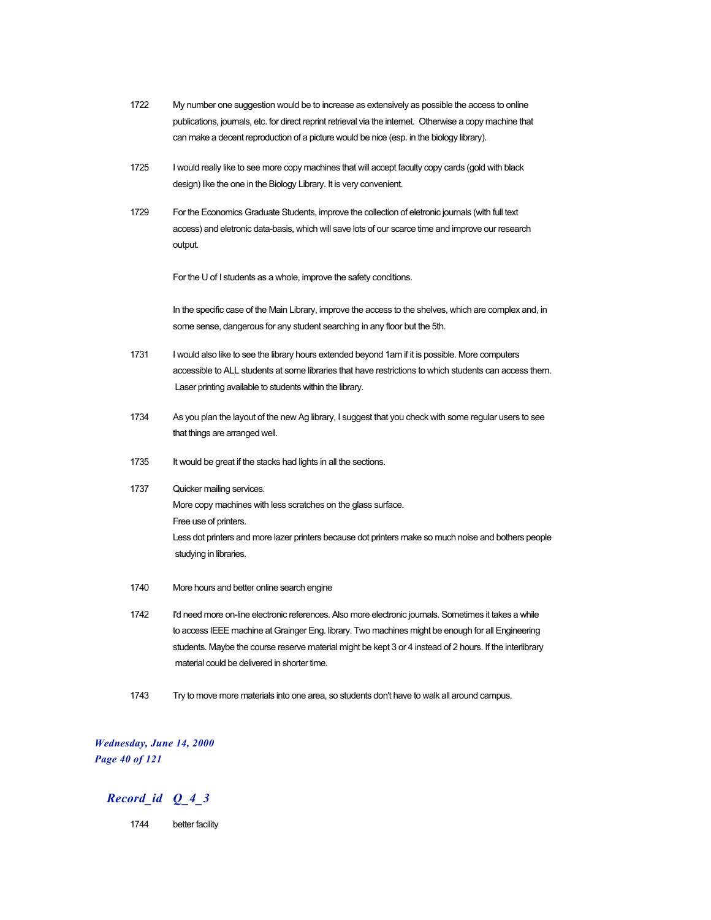1722 My number one suggestion would be to increase as extensively as possible the access to online publications, journals, etc. for direct reprint retrieval via the internet. Otherwise a copy machine that can make a decent reproduction of a picture would be nice (esp. in the biology library).

1725 I would really like to see more copy machines that will accept faculty copy cards (gold with black design) like the one in the Biology Library. It is very convenient.

1729 For the Economics Graduate Students, improve the collection of eletronic journals (with full text access) and eletronic data-basis, which will save lots of our scarce time and improve our research output.

For the U of I students as a whole, improve the safety conditions.

In the specific case of the Main Library, improve the access to the shelves, which are complex and, in some sense, dangerous for any student searching in any floor but the 5th.

1731 I would also like to see the library hours extended beyond 1am if it is possible. More computers accessible to ALL students at some libraries that have restrictions to which students can access them. Laser printing available to students within the library.

1734 As you plan the layout of the new Ag library, I suggest that you check with some regular users to see that things are arranged well.

1735 It would be great if the stacks had lights in all the sections.

1737 Quicker mailing services.
More copy machines with less scratches on the glass surface.
Free use of printers.
Less dot printers and more lazer printers because dot printers make so much noise and bothers people studying in libraries.

1740 More hours and better online search engine

1742 I'd need more on-line electronic references. Also more electronic journals. Sometimes it takes a while to access IEEE machine at Grainger Eng. library. Two machines might be enough for all Engineering students. Maybe the course reserve material might be kept 3 or 4 instead of 2 hours. If the interlibrary material could be delivered in shorter time.

1743 Try to move more materials into one area, so students don't have to walk all around campus.

## *Record_id Q_4_3*

1744 better facility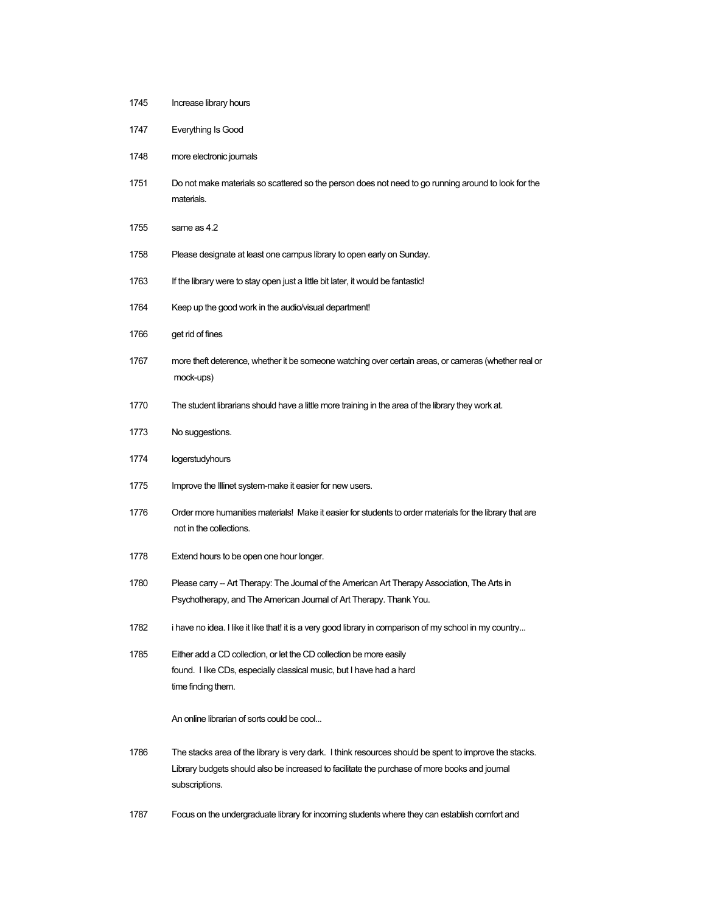1745 Increase library hours

1747 Everything Is Good

1748 more electronic journals

1751 Do not make materials so scattered so the person does not need to go running around to look for the materials.

1755 same as 4.2

1758 Please designate at least one campus library to open early on Sunday.

1763 If the library were to stay open just a little bit later, it would be fantastic!

1764 Keep up the good work in the audio/visual department!

1766 get rid of fines

1767 more theft deterence, whether it be someone watching over certain areas, or cameras (whether real or mock-ups)

1770 The student librarians should have a little more training in the area of the library they work at.

1773 No suggestions.

1774 logerstudyhours

1775 Improve the Illinet system-make it easier for new users.

1776 Order more humanities materials! Make it easier for students to order materials for the library that are not in the collections.

1778 Extend hours to be open one hour longer.

1780 Please carry -- Art Therapy: The Journal of the American Art Therapy Association, The Arts in Psychotherapy, and The American Journal of Art Therapy. Thank You.

1782 i have no idea. I like it like that! it is a very good library in comparison of my school in my country...

1785 Either add a CD collection, or let the CD collection be more easily found. I like CDs, especially classical music, but I have had a hard time finding them.

An online librarian of sorts could be cool...

1786 The stacks area of the library is very dark. I think resources should be spent to improve the stacks. Library budgets should also be increased to facilitate the purchase of more books and journal subscriptions.

1787 Focus on the undergraduate library for incoming students where they can establish comfort and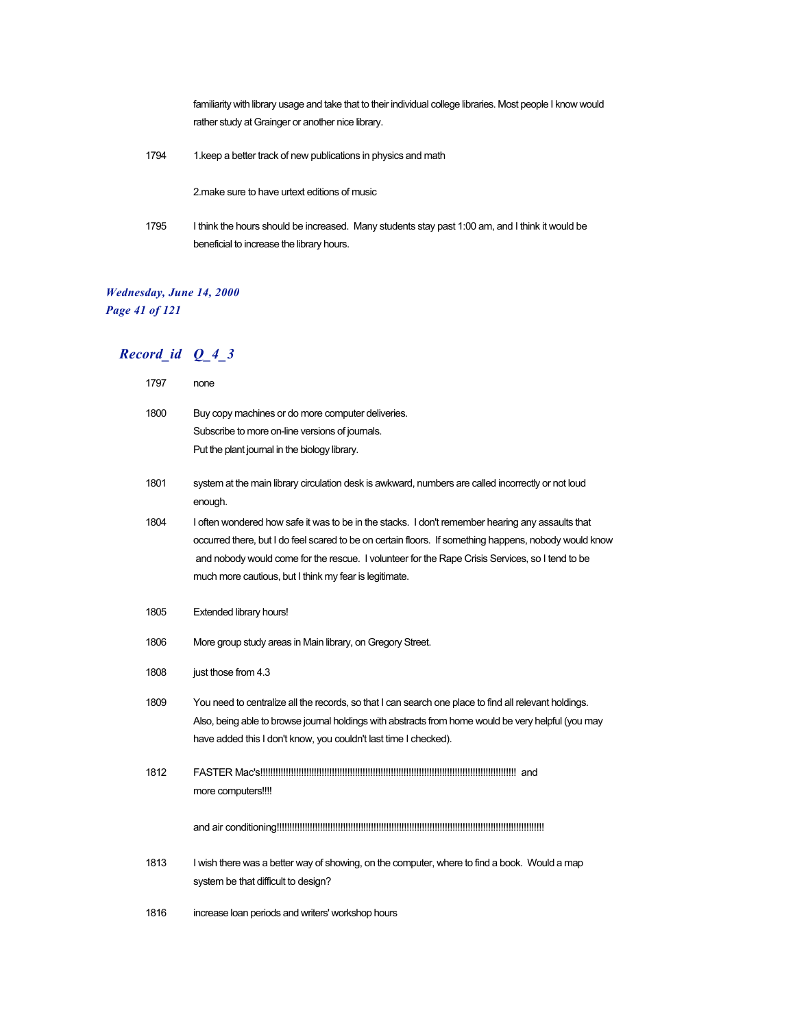familiarity with library usage and take that to their individual college libraries. Most people I know would rather study at Grainger or another nice library.

1794 1.keep a better track of new publications in physics and math

2.make sure to have urtext editions of music

1795 I think the hours should be increased. Many students stay past 1:00 am, and I think it would be beneficial to increase the library hours.

## Record_id Q_4_3

1797 none

1800 Buy copy machines or do more computer deliveries.
Subscribe to more on-line versions of journals.
Put the plant journal in the biology library.

1801 system at the main library circulation desk is awkward, numbers are called incorrectly or not loud enough.

1804 I often wondered how safe it was to be in the stacks. I don't remember hearing any assaults that occurred there, but I do feel scared to be on certain floors. If something happens, nobody would know and nobody would come for the rescue. I volunteer for the Rape Crisis Services, so I tend to be much more cautious, but I think my fear is legitimate.

1805 Extended library hours!

1806 More group study areas in Main library, on Gregory Street.

1808 just those from 4.3

1809 You need to centralize all the records, so that I can search one place to find all relevant holdings. Also, being able to browse journal holdings with abstracts from home would be very helpful (you may have added this I don't know, you couldn't last time I checked).

1812 FASTER Mac's!!!!!!!!!!!!!!!!!!!!!!!!!!!!!!!!!!!!!!!!!!!!!!!!!!!!!!!!!!!!!!!!!!!!!!!!!!!!!!!!!!!!!!!!!!!!!!!!! and more computers!!!!

and air conditioning!!!!!!!!!!!!!!!!!!!!!!!!!!!!!!!!!!!!!!!!!!!!!!!!!!!!!!!!!!!!!!!!!!!!!!!!!!!!!!!!!!!!!!!!!!!!!!!!!!!!!!!!!!!!!

1813 I wish there was a better way of showing, on the computer, where to find a book. Would a map system be that difficult to design?

1816 increase loan periods and writers' workshop hours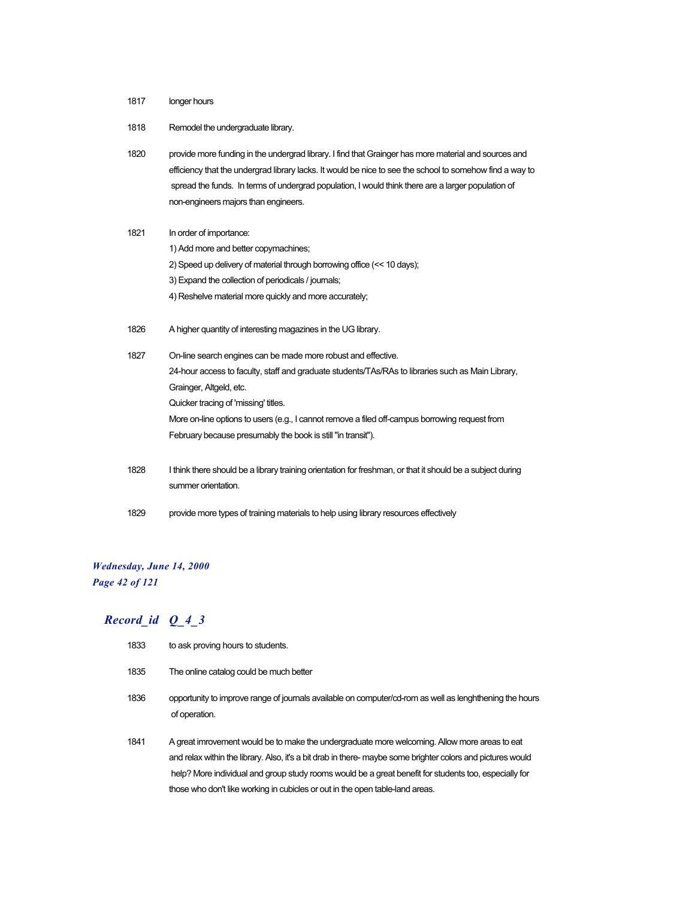| | |
|---|---|
| 1817 | longer hours |
| 1818 | Remodel the undergraduate library. |
| 1820 | provide more funding in the undergrad library. I find that Grainger has more material and sources and efficiency that the undergrad library lacks. It would be nice to see the school to somehow find a way to spread the funds. In terms of undergrad population, I would think there are a larger population of non-engineers majors than engineers. |
| 1821 | In order of importance:<br>1) Add more and better copymachines;<br>2) Speed up delivery of material through borrowing office (<< 10 days);<br>3) Expand the collection of periodicals / journals;<br>4) Reshelve material more quickly and more accurately; |
| 1826 | A higher quantity of interesting magazines in the UG library. |
| 1827 | On-line search engines can be made more robust and effective.<br>24-hour access to faculty, staff and graduate students/TAs/RAs to libraries such as Main Library, Grainger, Altgeld, etc.<br>Quicker tracing of 'missing' titles.<br>More on-line options to users (e.g., I cannot remove a filed off-campus borrowing request from February because presumably the book is still "in transit"). |
| 1828 | I think there should be a library training orientation for freshman, or that it should be a subject during summer orientation. |
| 1829 | provide more types of training materials to help using library resources effectively |

## *Record_id Q_4_3*

| | |
|---|---|
| 1833 | to ask proving hours to students. |
| 1835 | The online catalog could be much better |
| 1836 | opportunity to improve range of journals available on computer/cd-rom as well as lenghthening the hours of operation. |
| 1841 | A great imrovement would be to make the undergraduate more welcoming. Allow more areas to eat and relax within the library. Also, it's a bit drab in there- maybe some brighter colors and pictures would help? More individual and group study rooms would be a great benefit for students too, especially for those who don't like working in cubicles or out in the open table-land areas. |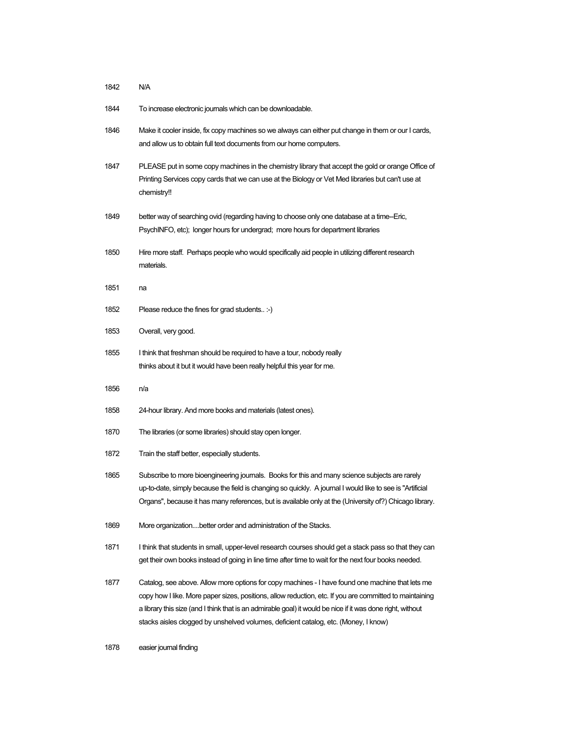| | |
|---|---|
| 1842 | N/A |
| 1844 | To increase electronic journals which can be downloadable. |
| 1846 | Make it cooler inside, fix copy machines so we always can either put change in them or our I cards, and allow us to obtain full text documents from our home computers. |
| 1847 | PLEASE put in some copy machines in the chemistry library that accept the gold or orange Office of Printing Services copy cards that we can use at the Biology or Vet Med libraries but can't use at chemistry!! |
| 1849 | better way of searching ovid (regarding having to choose only one database at a time--Eric, PsychINFO, etc);  longer hours for undergrad;  more hours for department libraries |
| 1850 | Hire more staff.  Perhaps people who would specifically aid people in utilizing different research materials. |
| 1851 | na |
| 1852 | Please reduce the fines for grad students.. :-) |
| 1853 | Overall, very good. |
| 1855 | I think that freshman should be required to have a tour, nobody really thinks about it but it would have been really helpful this year for me. |
| 1856 | n/a |
| 1858 | 24-hour library. And more books and materials (latest ones). |
| 1870 | The libraries (or some libraries) should stay open longer. |
| 1872 | Train the staff better, especially students. |
| 1865 | Subscribe to more bioengineering journals.  Books for this and many science subjects are rarely up-to-date, simply because the field is changing so quickly.  A journal I would like to see is "Artificial Organs", because it has many references, but is available only at the (University of?) Chicago library. |
| 1869 | More organization....better order and administration of the Stacks. |
| 1871 | I think that students in small, upper-level research courses should get a stack pass so that they can get their own books instead of going in line time after time to wait for the next four books needed. |
| 1877 | Catalog, see above. Allow more options for copy machines - I have found one machine that lets me copy how I like. More paper sizes, positions, allow reduction, etc. If you are committed to maintaining a library this size (and I think that is an admirable goal) it would be nice if it was done right, without stacks aisles clogged by unshelved volumes, deficient catalog, etc. (Money, I know) |
| 1878 | easier journal finding |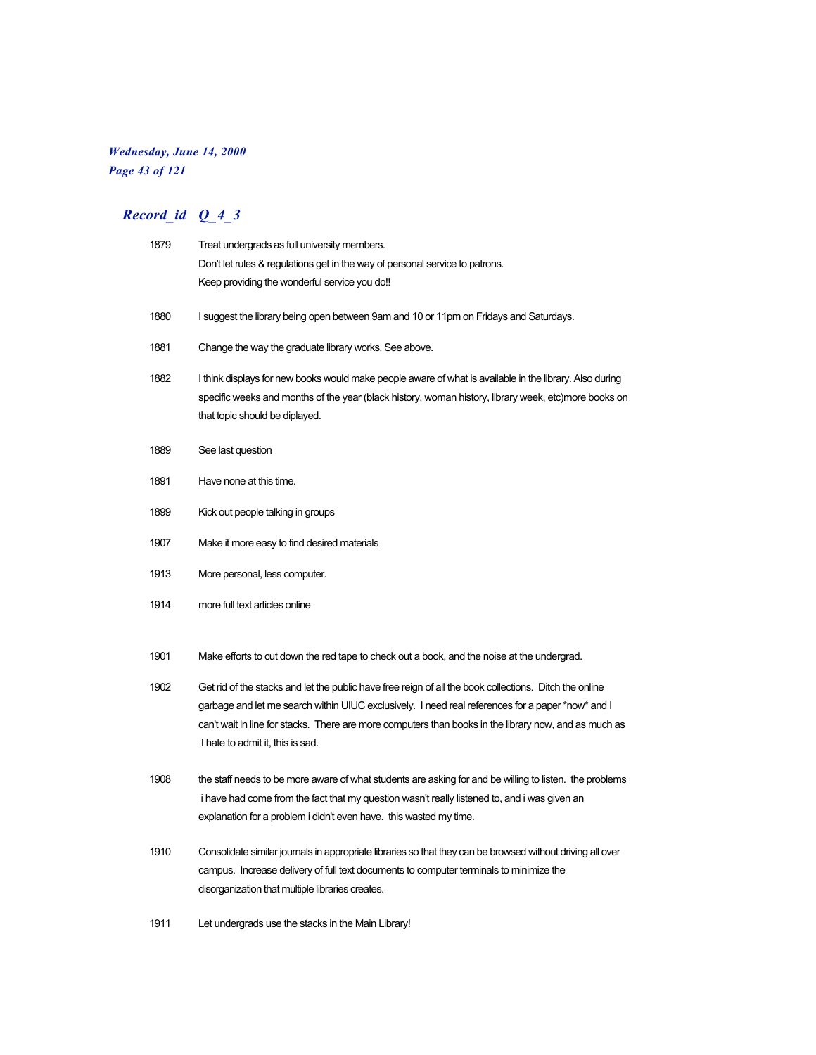## *Record_id Q_4_3*

| | |
|---|---|
| 1879 | Treat undergrads as full university members.<br>Don't let rules & regulations get in the way of personal service to patrons.<br>Keep providing the wonderful service you do!! |
| 1880 | I suggest the library being open between 9am and 10 or 11pm on Fridays and Saturdays. |
| 1881 | Change the way the graduate library works. See above. |
| 1882 | I think displays for new books would make people aware of what is available in the library. Also during specific weeks and months of the year (black history, woman history, library week, etc)more books on that topic should be diplayed. |
| 1889 | See last question |
| 1891 | Have none at this time. |
| 1899 | Kick out people talking in groups |
| 1907 | Make it more easy to find desired materials |
| 1913 | More personal, less computer. |
| 1914 | more full text articles online |
| 1901 | Make efforts to cut down the red tape to check out a book, and the noise at the undergrad. |
| 1902 | Get rid of the stacks and let the public have free reign of all the book collections. Ditch the online garbage and let me search within UIUC exclusively. I need real references for a paper *now* and I can't wait in line for stacks. There are more computers than books in the library now, and as much as I hate to admit it, this is sad. |
| 1908 | the staff needs to be more aware of what students are asking for and be willing to listen. the problems i have had come from the fact that my question wasn't really listened to, and i was given an explanation for a problem i didn't even have. this wasted my time. |
| 1910 | Consolidate similar journals in appropriate libraries so that they can be browsed without driving all over campus. Increase delivery of full text documents to computer terminals to minimize the disorganization that multiple libraries creates. |
| 1911 | Let undergrads use the stacks in the Main Library! |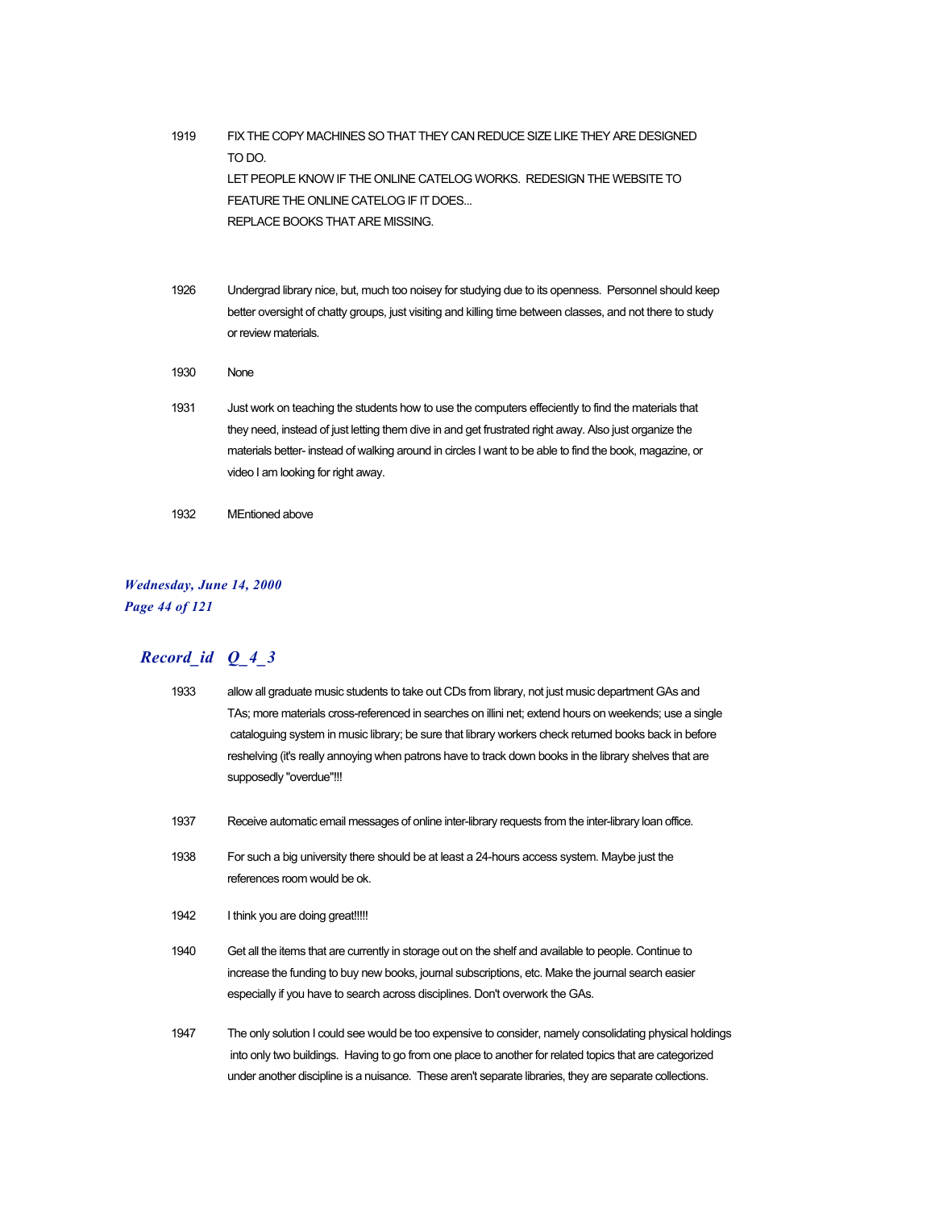1919 FIX THE COPY MACHINES SO THAT THEY CAN REDUCE SIZE LIKE THEY ARE DESIGNED TO DO.
LET PEOPLE KNOW IF THE ONLINE CATELOG WORKS. REDESIGN THE WEBSITE TO FEATURE THE ONLINE CATELOG IF IT DOES...
REPLACE BOOKS THAT ARE MISSING.

1926 Undergrad library nice, but, much too noisey for studying due to its openness. Personnel should keep better oversight of chatty groups, just visiting and killing time between classes, and not there to study or review materials.

1930 None

1931 Just work on teaching the students how to use the computers effeciently to find the materials that they need, instead of just letting them dive in and get frustrated right away. Also just organize the materials better- instead of walking around in circles I want to be able to find the book, magazine, or video I am looking for right away.

1932 MEntioned above

## *Record_id Q_4_3*

1933 allow all graduate music students to take out CDs from library, not just music department GAs and TAs; more materials cross-referenced in searches on illini net; extend hours on weekends; use a single cataloguing system in music library; be sure that library workers check returned books back in before reshelving (it's really annoying when patrons have to track down books in the library shelves that are supposedly "overdue"!!!

1937 Receive automatic email messages of online inter-library requests from the inter-library loan office.

1938 For such a big university there should be at least a 24-hours access system. Maybe just the references room would be ok.

1942 I think you are doing great!!!!!

1940 Get all the items that are currently in storage out on the shelf and available to people. Continue to increase the funding to buy new books, journal subscriptions, etc. Make the journal search easier especially if you have to search across disciplines. Don't overwork the GAs.

1947 The only solution I could see would be too expensive to consider, namely consolidating physical holdings into only two buildings. Having to go from one place to another for related topics that are categorized under another discipline is a nuisance. These aren't separate libraries, they are separate collections.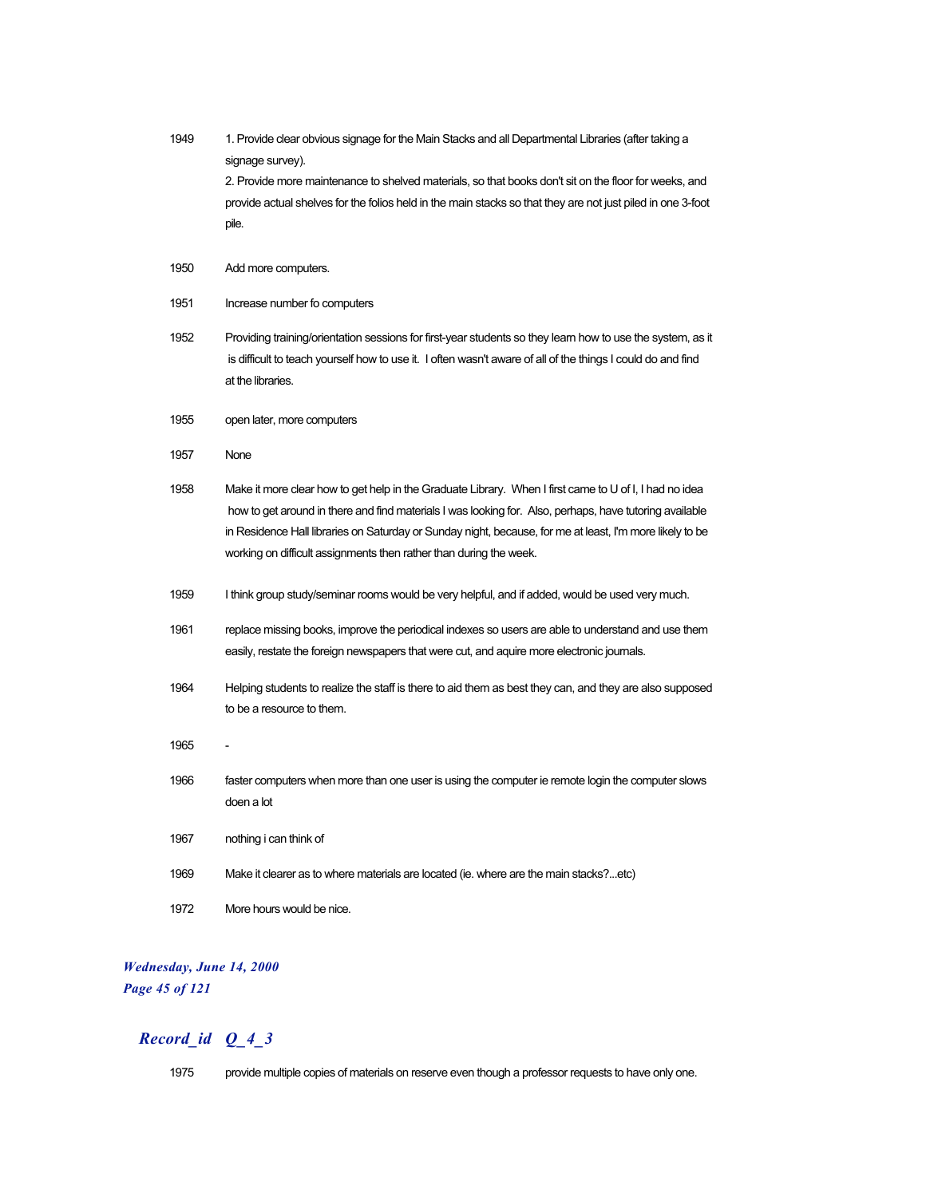1949 1. Provide clear obvious signage for the Main Stacks and all Departmental Libraries (after taking a signage survey).
2. Provide more maintenance to shelved materials, so that books don't sit on the floor for weeks, and provide actual shelves for the folios held in the main stacks so that they are not just piled in one 3-foot pile.

1950 Add more computers.

1951 Increase number fo computers

1952 Providing training/orientation sessions for first-year students so they learn how to use the system, as it is difficult to teach yourself how to use it. I often wasn't aware of all of the things I could do and find at the libraries.

1955 open later, more computers

1957 None

1958 Make it more clear how to get help in the Graduate Library. When I first came to U of I, I had no idea how to get around in there and find materials I was looking for. Also, perhaps, have tutoring available in Residence Hall libraries on Saturday or Sunday night, because, for me at least, I'm more likely to be working on difficult assignments then rather than during the week.

1959 I think group study/seminar rooms would be very helpful, and if added, would be used very much.

1961 replace missing books, improve the periodical indexes so users are able to understand and use them easily, restate the foreign newspapers that were cut, and aquire more electronic journals.

1964 Helping students to realize the staff is there to aid them as best they can, and they are also supposed to be a resource to them.

1965 -

1966 faster computers when more than one user is using the computer ie remote login the computer slows doen a lot

1967 nothing i can think of

1969 Make it clearer as to where materials are located (ie. where are the main stacks?...etc)

1972 More hours would be nice.

## *Record_id Q_4_3*

1975 provide multiple copies of materials on reserve even though a professor requests to have only one.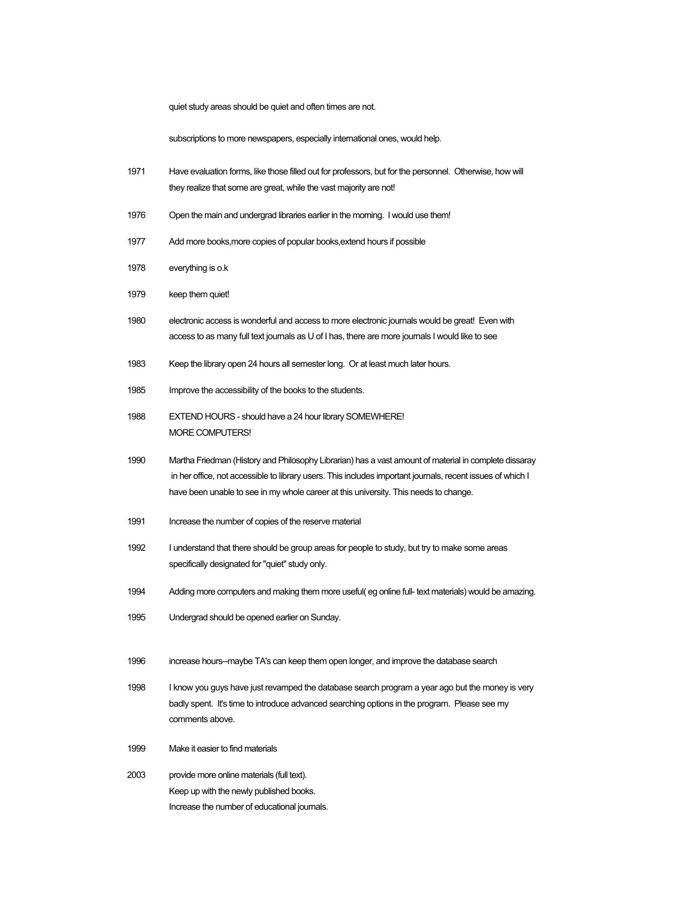quiet study areas should be quiet and often times are not.

subscriptions to more newspapers, especially international ones, would help.

1971 Have evaluation forms, like those filled out for professors, but for the personnel. Otherwise, how will they realize that some are great, while the vast majority are not!

1976 Open the main and undergrad libraries earlier in the morning. I would use them!

1977 Add more books,more copies of popular books,extend hours if possible

1978 everything is o.k

1979 keep them quiet!

1980 electronic access is wonderful and access to more electronic journals would be great! Even with access to as many full text journals as U of I has, there are more journals I would like to see

1983 Keep the library open 24 hours all semester long. Or at least much later hours.

1985 Improve the accessibility of the books to the students.

1988 EXTEND HOURS - should have a 24 hour library SOMEWHERE!
MORE COMPUTERS!

1990 Martha Friedman (History and Philosophy Librarian) has a vast amount of material in complete dissaray in her office, not accessible to library users. This includes important journals, recent issues of which I have been unable to see in my whole career at this university. This needs to change.

1991 Increase the number of copies of the reserve material

1992 I understand that there should be group areas for people to study, but try to make some areas specifically designated for "quiet" study only.

1994 Adding more computers and making them more useful( eg online full- text materials) would be amazing.

1995 Undergrad should be opened earlier on Sunday.

1996 increase hours--maybe TA's can keep them open longer, and improve the database search

1998 I know you guys have just revamped the database search program a year ago but the money is very badly spent. It's time to introduce advanced searching options in the program. Please see my comments above.

1999 Make it easier to find materials

2003 provide more online materials (full text).
Keep up with the newly published books.
Increase the number of educational journals.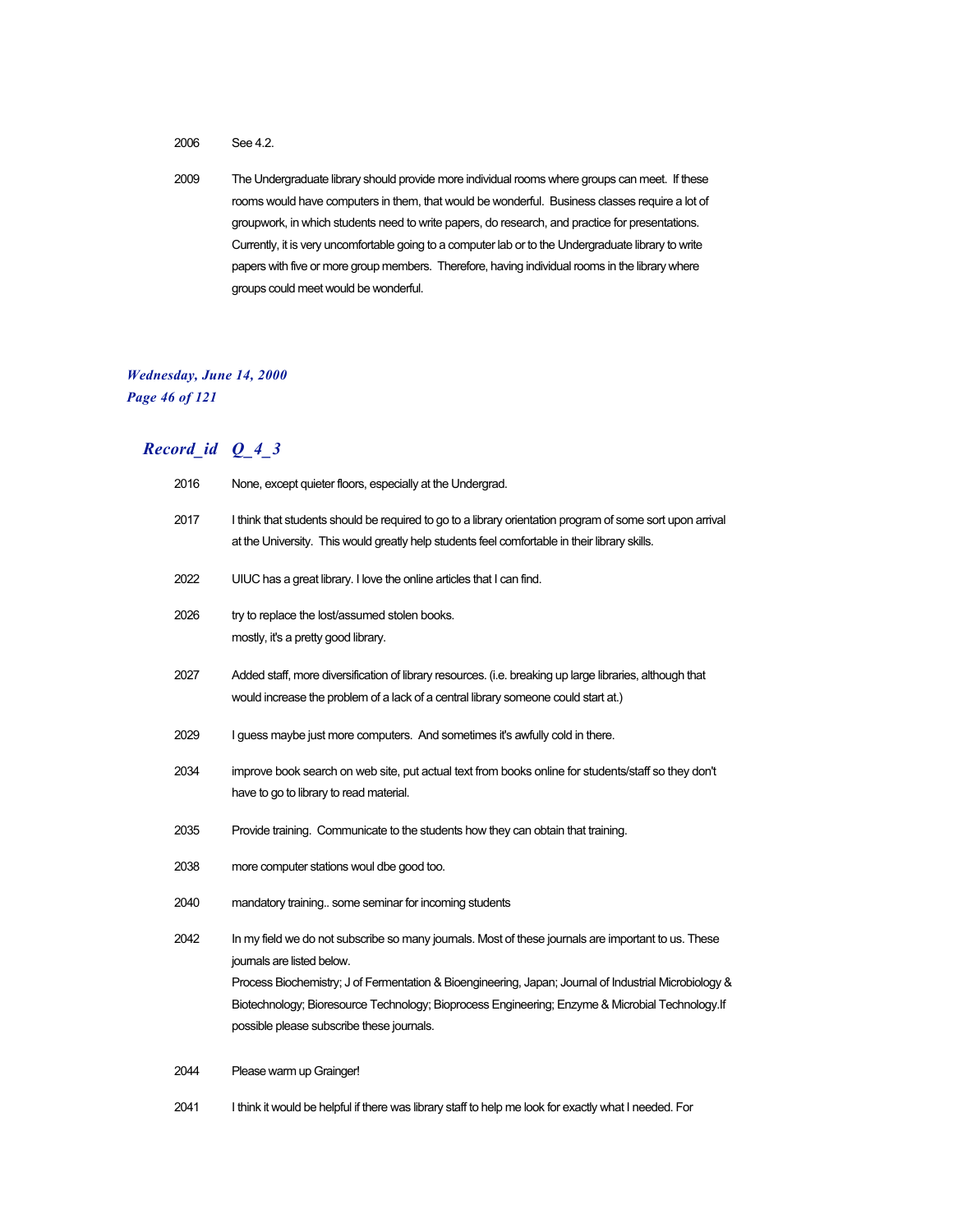2006 See 4.2.

2009 The Undergraduate library should provide more individual rooms where groups can meet. If these rooms would have computers in them, that would be wonderful. Business classes require a lot of groupwork, in which students need to write papers, do research, and practice for presentations. Currently, it is very uncomfortable going to a computer lab or to the Undergraduate library to write papers with five or more group members. Therefore, having individual rooms in the library where groups could meet would be wonderful.

## *Record_id Q_4_3*

2016 None, except quieter floors, especially at the Undergrad.

2017 I think that students should be required to go to a library orientation program of some sort upon arrival at the University. This would greatly help students feel comfortable in their library skills.

2022 UIUC has a great library. I love the online articles that I can find.

2026 try to replace the lost/assumed stolen books.
mostly, it's a pretty good library.

2027 Added staff, more diversification of library resources. (i.e. breaking up large libraries, although that would increase the problem of a lack of a central library someone could start at.)

2029 I guess maybe just more computers. And sometimes it's awfully cold in there.

2034 improve book search on web site, put actual text from books online for students/staff so they don't have to go to library to read material.

2035 Provide training. Communicate to the students how they can obtain that training.

2038 more computer stations woul dbe good too.

2040 mandatory training.. some seminar for incoming students

2042 In my field we do not subscribe so many journals. Most of these journals are important to us. These journals are listed below.
Process Biochemistry; J of Fermentation & Bioengineering, Japan; Journal of Industrial Microbiology & Biotechnology; Bioresource Technology; Bioprocess Engineering; Enzyme & Microbial Technology.If possible please subscribe these journals.

2044 Please warm up Grainger!

2041 I think it would be helpful if there was library staff to help me look for exactly what I needed. For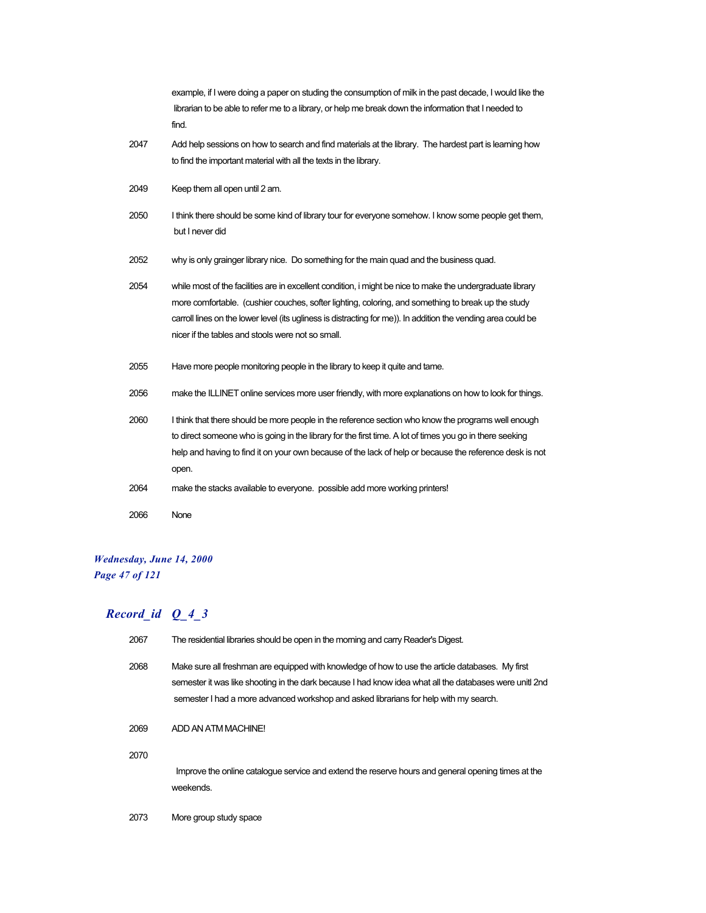example, if I were doing a paper on studing the consumption of milk in the past decade, I would like the librarian to be able to refer me to a library, or help me break down the information that I needed to find.

| | |
|---|---|
| 2047 | Add help sessions on how to search and find materials at the library. The hardest part is learning how to find the important material with all the texts in the library. |
| 2049 | Keep them all open until 2 am. |
| 2050 | I think there should be some kind of library tour for everyone somehow. I know some people get them, but I never did |
| 2052 | why is only grainger library nice. Do something for the main quad and the business quad. |
| 2054 | while most of the facilities are in excellent condition, i might be nice to make the undergraduate library more comfortable. (cushier couches, softer lighting, coloring, and something to break up the study carroll lines on the lower level (its ugliness is distracting for me)). In addition the vending area could be nicer if the tables and stools were not so small. |
| 2055 | Have more people monitoring people in the library to keep it quite and tame. |
| 2056 | make the ILLINET online services more user friendly, with more explanations on how to look for things. |
| 2060 | I think that there should be more people in the reference section who know the programs well enough to direct someone who is going in the library for the first time. A lot of times you go in there seeking help and having to find it on your own because of the lack of help or because the reference desk is not open. |
| 2064 | make the stacks available to everyone. possible add more working printers! |
| 2066 | None |

*Wednesday, June 14, 2000*

## *Record_id Q_4_3*

| | |
|---|---|
| 2067 | The residential libraries should be open in the morning and carry Reader's Digest. |
| 2068 | Make sure all freshman are equipped with knowledge of how to use the article databases. My first semester it was like shooting in the dark because I had know idea what all the databases were unitl 2nd semester I had a more advanced workshop and asked librarians for help with my search. |
| 2069 | ADD AN ATM MACHINE! |
| 2070 | Improve the online catalogue service and extend the reserve hours and general opening times at the weekends. |
| 2073 | More group study space |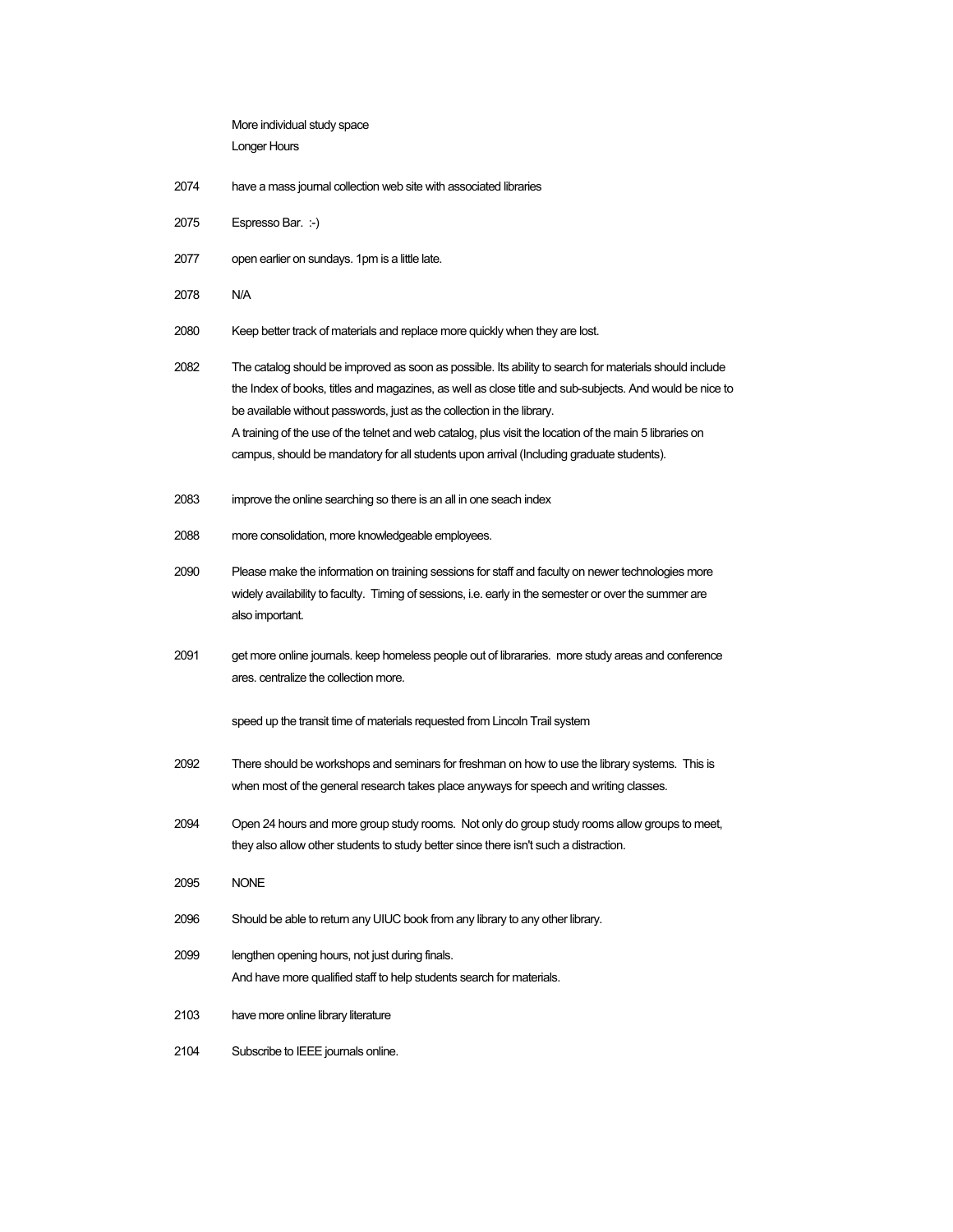More individual study space
Longer Hours

2074 have a mass journal collection web site with associated libraries

2075 Espresso Bar. :-)

2077 open earlier on sundays. 1pm is a little late.

2078 N/A

2080 Keep better track of materials and replace more quickly when they are lost.

2082 The catalog should be improved as soon as possible. Its ability to search for materials should include the Index of books, titles and magazines, as well as close title and sub-subjects. And would be nice to be available without passwords, just as the collection in the library.
A training of the use of the telnet and web catalog, plus visit the location of the main 5 libraries on campus, should be mandatory for all students upon arrival (Including graduate students).

2083 improve the online searching so there is an all in one seach index

2088 more consolidation, more knowledgeable employees.

2090 Please make the information on training sessions for staff and faculty on newer technologies more widely availability to faculty. Timing of sessions, i.e. early in the semester or over the summer are also important.

2091 get more online journals. keep homeless people out of librararies. more study areas and conference ares. centralize the collection more.

speed up the transit time of materials requested from Lincoln Trail system

2092 There should be workshops and seminars for freshman on how to use the library systems. This is when most of the general research takes place anyways for speech and writing classes.

2094 Open 24 hours and more group study rooms. Not only do group study rooms allow groups to meet, they also allow other students to study better since there isn't such a distraction.

2095 NONE

2096 Should be able to return any UIUC book from any library to any other library.

2099 lengthen opening hours, not just during finals.
And have more qualified staff to help students search for materials.

2103 have more online library literature

2104 Subscribe to IEEE journals online.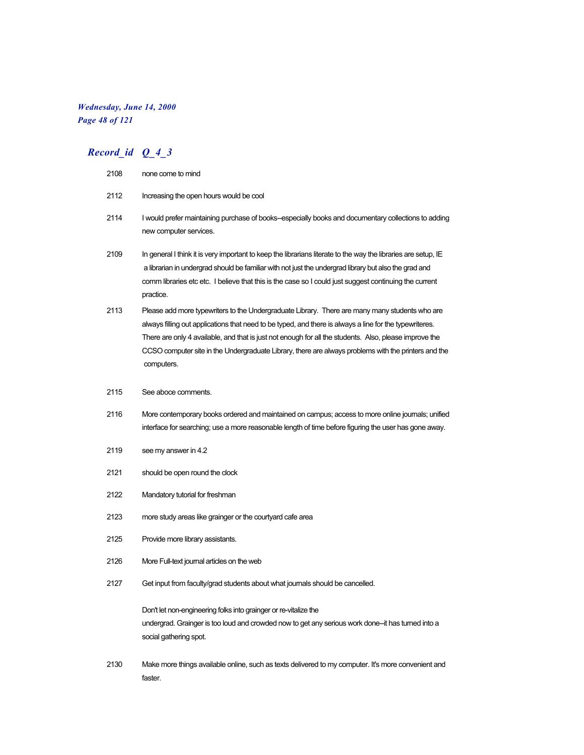## *Record_id Q_4_3*

| Record_id | Q_4_3 |
|---|---|
| 2108 | none come to mind |
| 2112 | Increasing the open hours would be cool |
| 2114 | I would prefer maintaining purchase of books--especially books and documentary collections to adding new computer services. |
| 2109 | In general I think it is very important to keep the librarians literate to the way the libraries are setup, IE a librarian in undergrad should be familiar with not just the undergrad library but also the grad and comm libraries etc etc. I believe that this is the case so I could just suggest continuing the current practice. |
| 2113 | Please add more typewriters to the Undergraduate Library. There are many many students who are always filling out applications that need to be typed, and there is always a line for the typewriteres. There are only 4 available, and that is just not enough for all the students. Also, please improve the CCSO computer site in the Undergraduate Library, there are always problems with the printers and the computers. |
| 2115 | See aboce comments. |
| 2116 | More contemporary books ordered and maintained on campus; access to more online journals; unified interface for searching; use a more reasonable length of time before figuring the user has gone away. |
| 2119 | see my answer in 4.2 |
| 2121 | should be open round the clock |
| 2122 | Mandatory tutorial for freshman |
| 2123 | more study areas like grainger or the courtyard cafe area |
| 2125 | Provide more library assistants. |
| 2126 | More Full-text journal articles on the web |
| 2127 | Get input from faculty/grad students about what journals should be cancelled.<br><br>Don't let non-engineering folks into grainger or re-vitalize the undergrad. Grainger is too loud and crowded now to get any serious work done--it has turned into a social gathering spot. |
| 2130 | Make more things available online, such as texts delivered to my computer. It's more convenient and faster. |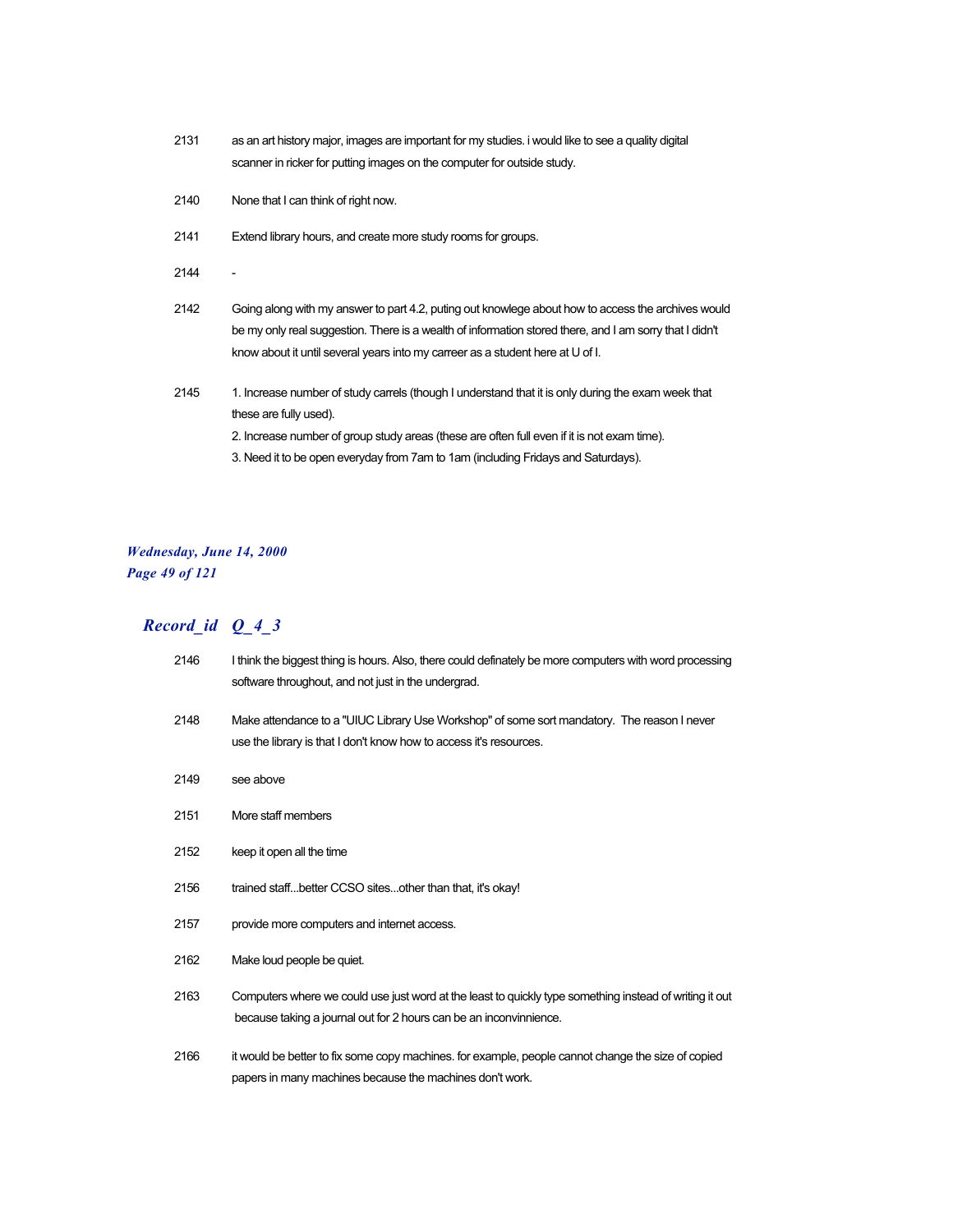| | |
|---|---|
| 2131 | as an art history major, images are important for my studies. i would like to see a quality digital scanner in ricker for putting images on the computer for outside study. |
| 2140 | None that I can think of right now. |
| 2141 | Extend library hours, and create more study rooms for groups. |
| 2144 | - |
| 2142 | Going along with my answer to part 4.2, puting out knowlege about how to access the archives would be my only real suggestion. There is a wealth of information stored there, and I am sorry that I didn't know about it until several years into my carreer as a student here at U of I. |
| 2145 | 1. Increase number of study carrels (though I understand that it is only during the exam week that these are fully used).<br>2. Increase number of group study areas (these are often full even if it is not exam time).<br>3. Need it to be open everyday from 7am to 1am (including Fridays and Saturdays). |

## Record_id Q_4_3

| | |
|---|---|
| 2146 | I think the biggest thing is hours. Also, there could definately be more computers with word processing software throughout, and not just in the undergrad. |
| 2148 | Make attendance to a "UIUC Library Use Workshop" of some sort mandatory. The reason I never use the library is that I don't know how to access it's resources. |
| 2149 | see above |
| 2151 | More staff members |
| 2152 | keep it open all the time |
| 2156 | trained staff...better CCSO sites...other than that, it's okay! |
| 2157 | provide more computers and internet access. |
| 2162 | Make loud people be quiet. |
| 2163 | Computers where we could use just word at the least to quickly type something instead of writing it out because taking a journal out for 2 hours can be an inconvinnience. |
| 2166 | it would be better to fix some copy machines. for example, people cannot change the size of copied papers in many machines because the machines don't work. |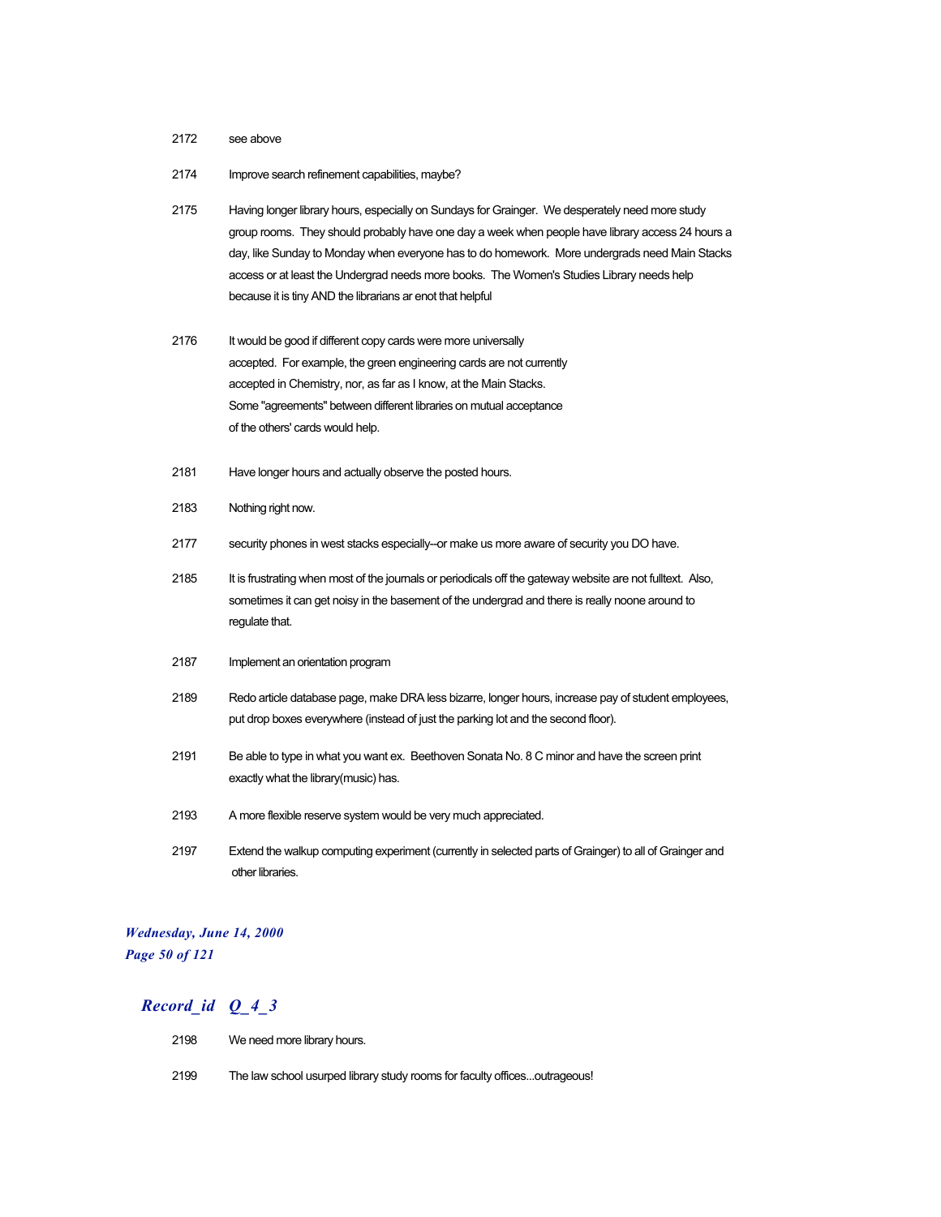2172 see above

2174 Improve search refinement capabilities, maybe?

2175 Having longer library hours, especially on Sundays for Grainger. We desperately need more study group rooms. They should probably have one day a week when people have library access 24 hours a day, like Sunday to Monday when everyone has to do homework. More undergrads need Main Stacks access or at least the Undergrad needs more books. The Women's Studies Library needs help because it is tiny AND the librarians ar enot that helpful

2176 It would be good if different copy cards were more universally accepted. For example, the green engineering cards are not currently accepted in Chemistry, nor, as far as I know, at the Main Stacks. Some "agreements" between different libraries on mutual acceptance of the others' cards would help.

2181 Have longer hours and actually observe the posted hours.

2183 Nothing right now.

2177 security phones in west stacks especially--or make us more aware of security you DO have.

2185 It is frustrating when most of the journals or periodicals off the gateway website are not fulltext. Also, sometimes it can get noisy in the basement of the undergrad and there is really noone around to regulate that.

2187 Implement an orientation program

2189 Redo article database page, make DRA less bizarre, longer hours, increase pay of student employees, put drop boxes everywhere (instead of just the parking lot and the second floor).

2191 Be able to type in what you want ex. Beethoven Sonata No. 8 C minor and have the screen print exactly what the library(music) has.

2193 A more flexible reserve system would be very much appreciated.

2197 Extend the walkup computing experiment (currently in selected parts of Grainger) to all of Grainger and other libraries.

## *Record_id Q_4_3*

2198 We need more library hours.

2199 The law school usurped library study rooms for faculty offices...outrageous!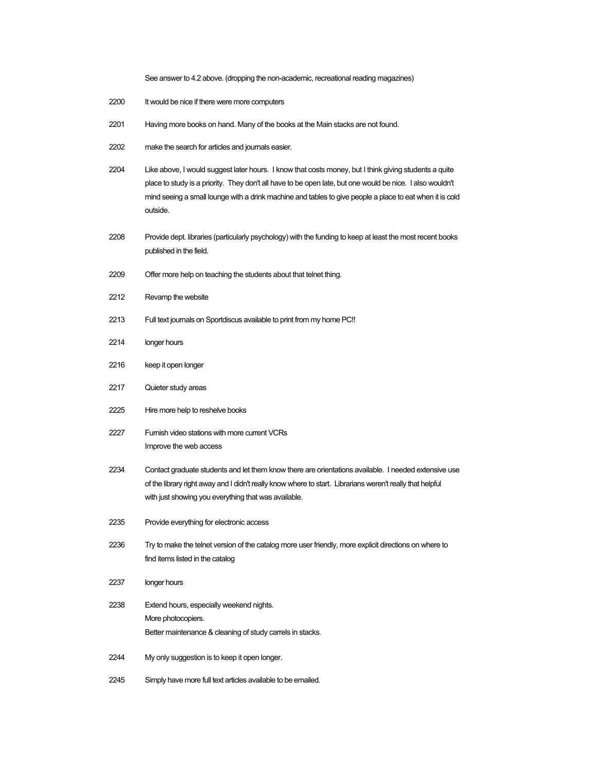See answer to 4.2 above. (dropping the non-academic, recreational reading magazines)

| | |
|---|---|
| 2200 | It would be nice if there were more computers |
| 2201 | Having more books on hand. Many of the books at the Main stacks are not found. |
| 2202 | make the search for articles and journals easier. |
| 2204 | Like above, I would suggest later hours. I know that costs money, but I think giving students a quite place to study is a priority. They don't all have to be open late, but one would be nice. I also wouldn't mind seeing a small lounge with a drink machine and tables to give people a place to eat when it is cold outside. |
| 2208 | Provide dept. libraries (particularly psychology) with the funding to keep at least the most recent books published in the field. |
| 2209 | Offer more help on teaching the students about that telnet thing. |
| 2212 | Revamp the website |
| 2213 | Full text journals on Sportdiscus available to print from my home PC!! |
| 2214 | longer hours |
| 2216 | keep it open longer |
| 2217 | Quieter study areas |
| 2225 | Hire more help to reshelve books |
| 2227 | Furnish video stations with more current VCRs<br>Improve the web access |
| 2234 | Contact graduate students and let them know there are orientations available. I needed extensive use of the library right away and I didn't really know where to start. Librarians weren't really that helpful with just showing you everything that was available. |
| 2235 | Provide everything for electronic access |
| 2236 | Try to make the telnet version of the catalog more user friendly, more explicit directions on where to find items listed in the catalog |
| 2237 | longer hours |
| 2238 | Extend hours, especially weekend nights.<br>More photocopiers.<br>Better maintenance & cleaning of study carrels in stacks. |
| 2244 | My only suggestion is to keep it open longer. |
| 2245 | Simply have more full text articles available to be emailed. |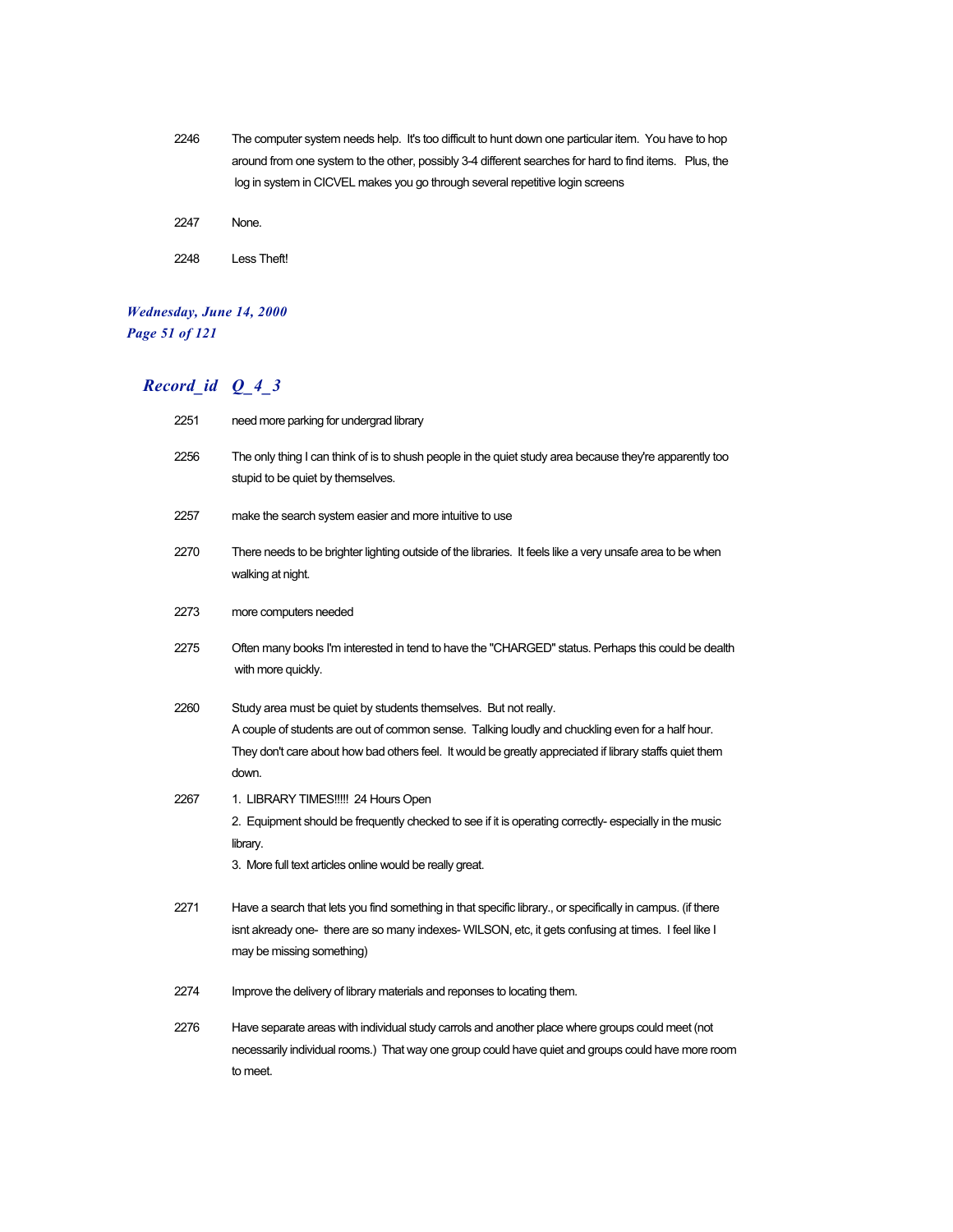| | |
|---|---|
| 2246 | The computer system needs help. It's too difficult to hunt down one particular item. You have to hop around from one system to the other, possibly 3-4 different searches for hard to find items. Plus, the log in system in CICVEL makes you go through several repetitive login screens |
| 2247 | None. |
| 2248 | Less Theft! |

## Record_id Q_4_3

| | |
|---|---|
| 2251 | need more parking for undergrad library |
| 2256 | The only thing I can think of is to shush people in the quiet study area because they're apparently too stupid to be quiet by themselves. |
| 2257 | make the search system easier and more intuitive to use |
| 2270 | There needs to be brighter lighting outside of the libraries. It feels like a very unsafe area to be when walking at night. |
| 2273 | more computers needed |
| 2275 | Often many books I'm interested in tend to have the "CHARGED" status. Perhaps this could be dealth with more quickly. |
| 2260 | Study area must be quiet by students themselves. But not really.<br>A couple of students are out of common sense. Talking loudly and chuckling even for a half hour. They don't care about how bad others feel. It would be greatly appreciated if library staffs quiet them down. |
| 2267 | 1. LIBRARY TIMES!!!!! 24 Hours Open<br>2. Equipment should be frequently checked to see if it is operating correctly- especially in the music library.<br>3. More full text articles online would be really great. |
| 2271 | Have a search that lets you find something in that specific library., or specifically in campus. (if there isnt akready one- there are so many indexes- WILSON, etc, it gets confusing at times. I feel like I may be missing something) |
| 2274 | Improve the delivery of library materials and reponses to locating them. |
| 2276 | Have separate areas with individual study carrols and another place where groups could meet (not necessarily individual rooms.) That way one group could have quiet and groups could have more room to meet. |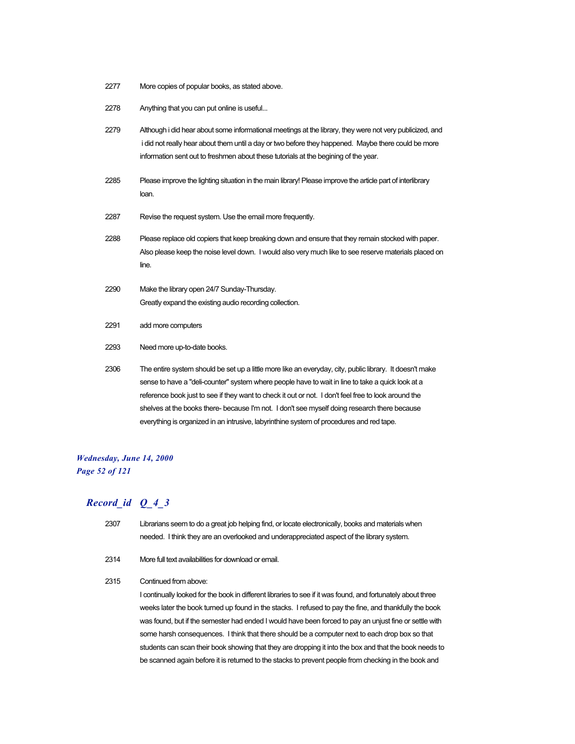2277 More copies of popular books, as stated above.

2278 Anything that you can put online is useful...

2279 Although i did hear about some informational meetings at the library, they were not very publicized, and i did not really hear about them until a day or two before they happened. Maybe there could be more information sent out to freshmen about these tutorials at the begining of the year.

2285 Please improve the lighting situation in the main library! Please improve the article part of interlibrary loan.

2287 Revise the request system. Use the email more frequently.

2288 Please replace old copiers that keep breaking down and ensure that they remain stocked with paper. Also please keep the noise level down. I would also very much like to see reserve materials placed on line.

2290 Make the library open 24/7 Sunday-Thursday.
Greatly expand the existing audio recording collection.

2291 add more computers

2293 Need more up-to-date books.

2306 The entire system should be set up a little more like an everyday, city, public library. It doesn't make sense to have a "deli-counter" system where people have to wait in line to take a quick look at a reference book just to see if they want to check it out or not. I don't feel free to look around the shelves at the books there- because I'm not. I don't see myself doing research there because everything is organized in an intrusive, labyrinthine system of procedures and red tape.

## *Record_id Q_4_3*

2307 Librarians seem to do a great job helping find, or locate electronically, books and materials when needed. I think they are an overlooked and underappreciated aspect of the library system.

2314 More full text availabilities for download or email.

2315 Continued from above:
I continually looked for the book in different libraries to see if it was found, and fortunately about three weeks later the book turned up found in the stacks. I refused to pay the fine, and thankfully the book was found, but if the semester had ended I would have been forced to pay an unjust fine or settle with some harsh consequences. I think that there should be a computer next to each drop box so that students can scan their book showing that they are dropping it into the box and that the book needs to be scanned again before it is returned to the stacks to prevent people from checking in the book and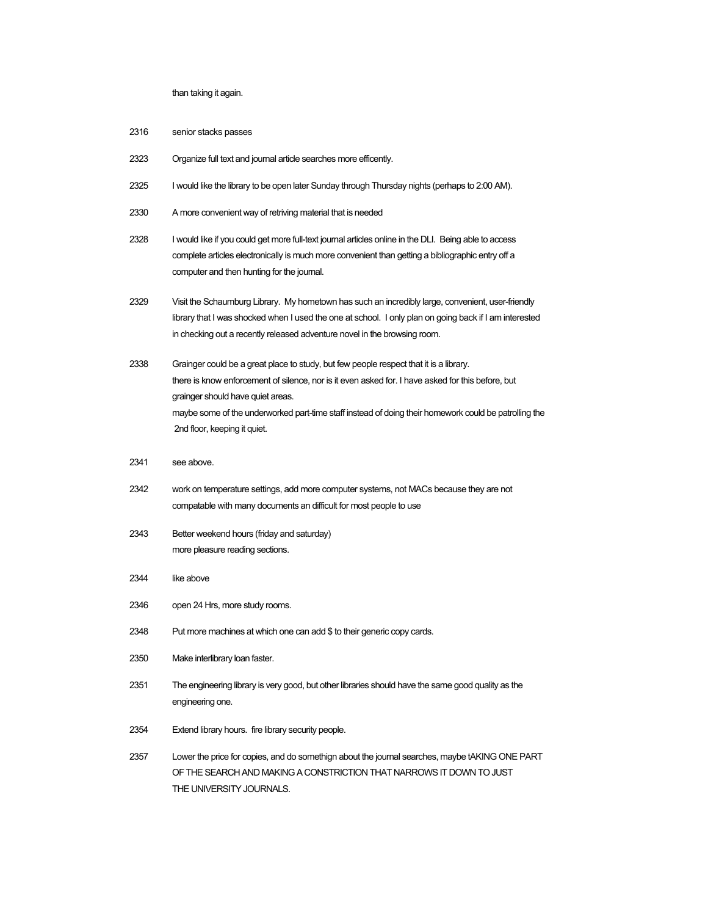than taking it again.

| | |
|---|---|
| 2316 | senior stacks passes |
| 2323 | Organize full text and journal article searches more efficently. |
| 2325 | I would like the library to be open later Sunday through Thursday nights (perhaps to 2:00 AM). |
| 2330 | A more convenient way of retriving material that is needed |
| 2328 | I would like if you could get more full-text journal articles online in the DLI. Being able to access complete articles electronically is much more convenient than getting a bibliographic entry off a computer and then hunting for the journal. |
| 2329 | Visit the Schaumburg Library. My hometown has such an incredibly large, convenient, user-friendly library that I was shocked when I used the one at school. I only plan on going back if I am interested in checking out a recently released adventure novel in the browsing room. |
| 2338 | Grainger could be a great place to study, but few people respect that it is a library. there is know enforcement of silence, nor is it even asked for. I have asked for this before, but grainger should have quiet areas. maybe some of the underworked part-time staff instead of doing their homework could be patrolling the 2nd floor, keeping it quiet. |
| 2341 | see above. |
| 2342 | work on temperature settings, add more computer systems, not MACs because they are not compatable with many documents an difficult for most people to use |
| 2343 | Better weekend hours (friday and saturday) more pleasure reading sections. |
| 2344 | like above |
| 2346 | open 24 Hrs, more study rooms. |
| 2348 | Put more machines at which one can add $ to their generic copy cards. |
| 2350 | Make interlibrary loan faster. |
| 2351 | The engineering library is very good, but other libraries should have the same good quality as the engineering one. |
| 2354 | Extend library hours. fire library security people. |
| 2357 | Lower the price for copies, and do somethign about the journal searches, maybe tAKING ONE PART OF THE SEARCH AND MAKING A CONSTRICTION THAT NARROWS IT DOWN TO JUST THE UNIVERSITY JOURNALS. |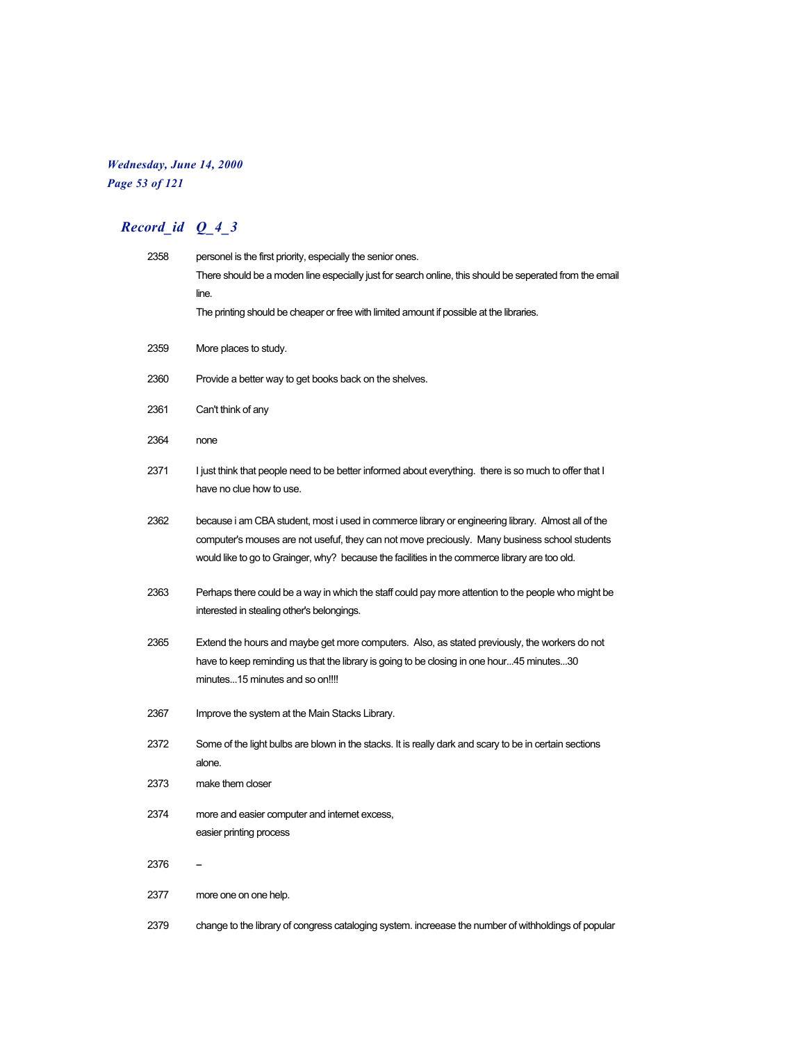*Wednesday, June 14, 2000*

## *Record_id Q_4_3*

| Record_id | Q_4_3 |
|---|---|
| 2358 | personel is the first priority, especially the senior ones. There should be a moden line especially just for search online, this should be seperated from the email line. The printing should be cheaper or free with limited amount if possible at the libraries. |
| 2359 | More places to study. |
| 2360 | Provide a better way to get books back on the shelves. |
| 2361 | Can't think of any |
| 2364 | none |
| 2371 | I just think that people need to be better informed about everything. there is so much to offer that I have no clue how to use. |
| 2362 | because i am CBA student, most i used in commerce library or engineering library. Almost all of the computer's mouses are not usefuf, they can not move preciously. Many business school students would like to go to Grainger, why? because the facilities in the commerce library are too old. |
| 2363 | Perhaps there could be a way in which the staff could pay more attention to the people who might be interested in stealing other's belongings. |
| 2365 | Extend the hours and maybe get more computers. Also, as stated previously, the workers do not have to keep reminding us that the library is going to be closing in one hour...45 minutes...30 minutes...15 minutes and so on!!!! |
| 2367 | Improve the system at the Main Stacks Library. |
| 2372 | Some of the light bulbs are blown in the stacks. It is really dark and scary to be in certain sections alone. |
| 2373 | make them closer |
| 2374 | more and easier computer and internet excess, easier printing process |
| 2376 | – |
| 2377 | more one on one help. |
| 2379 | change to the library of congress cataloging system. increease the number of withholdings of popular |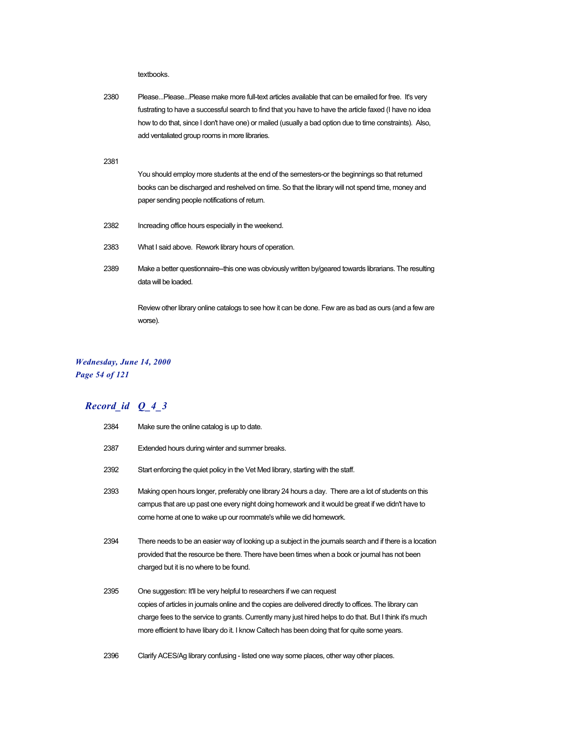textbooks.

2380 Please...Please...Please make more full-text articles available that can be emailed for free. It's very fustrating to have a successful search to find that you have to have the article faxed (I have no idea how to do that, since I don't have one) or mailed (usually a bad option due to time constraints). Also, add ventaliated group rooms in more libraries.

2381 You should employ more students at the end of the semesters-or the beginnings so that returned books can be discharged and reshelved on time. So that the library will not spend time, money and paper sending people notifications of return.

2382 Increading office hours especially in the weekend.

2383 What I said above. Rework library hours of operation.

2389 Make a better questionnaire--this one was obviously written by/geared towards librarians. The resulting data will be loaded.

Review other library online catalogs to see how it can be done. Few are as bad as ours (and a few are worse).

## *Record_id Q_4_3*

2384 Make sure the online catalog is up to date.

2387 Extended hours during winter and summer breaks.

2392 Start enforcing the quiet policy in the Vet Med library, starting with the staff.

2393 Making open hours longer, preferably one library 24 hours a day. There are a lot of students on this campus that are up past one every night doing homework and it would be great if we didn't have to come home at one to wake up our roommate's while we did homework.

2394 There needs to be an easier way of looking up a subject in the journals search and if there is a location provided that the resource be there. There have been times when a book or journal has not been charged but it is no where to be found.

2395 One suggestion: It'll be very helpful to researchers if we can request copies of articles in journals online and the copies are delivered directly to offices. The library can charge fees to the service to grants. Currently many just hired helps to do that. But I think it's much more efficient to have libary do it. I know Caltech has been doing that for quite some years.

2396 Clarify ACES/Ag library confusing - listed one way some places, other way other places.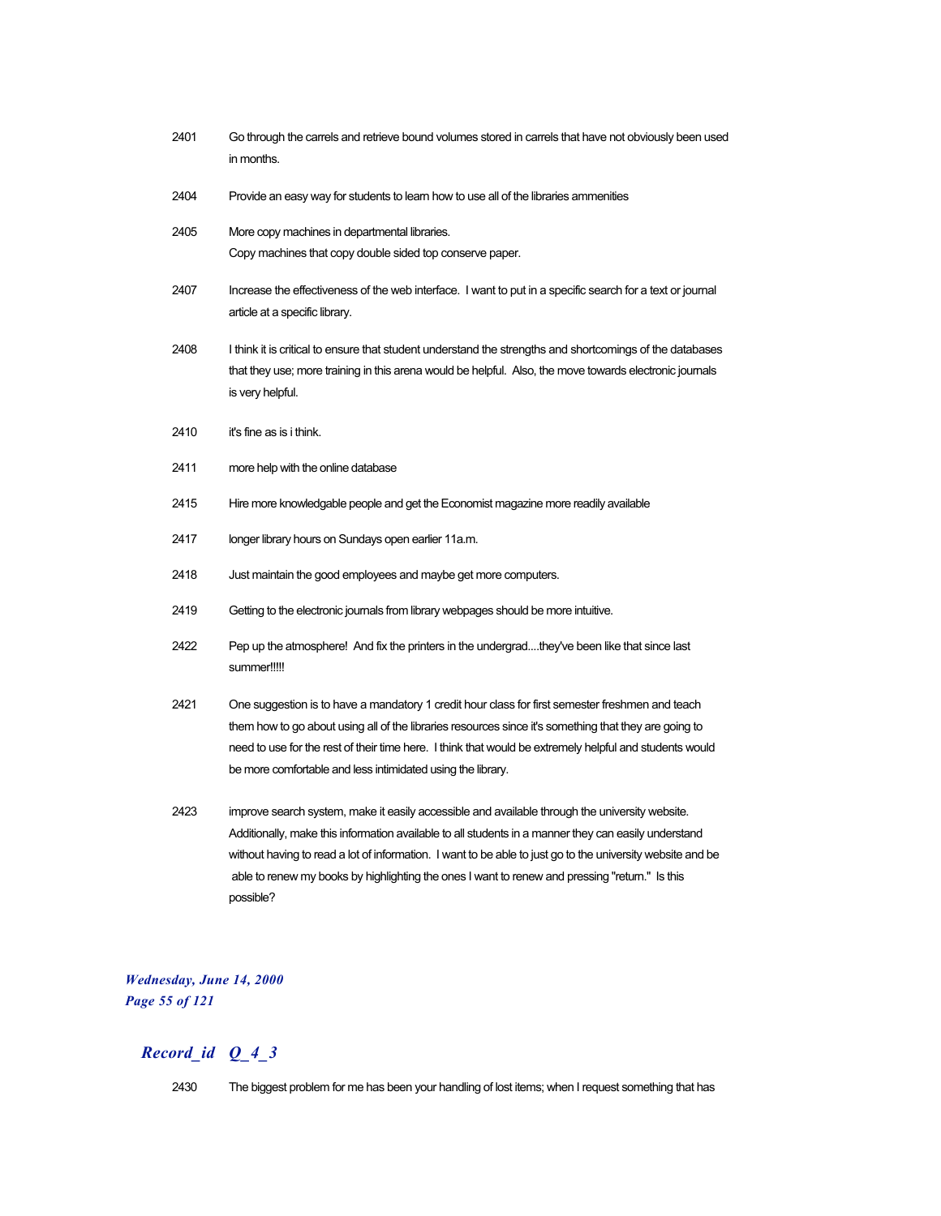2401 Go through the carrels and retrieve bound volumes stored in carrels that have not obviously been used in months.

2404 Provide an easy way for students to learn how to use all of the libraries ammenities

2405 More copy machines in departmental libraries.
Copy machines that copy double sided top conserve paper.

2407 Increase the effectiveness of the web interface. I want to put in a specific search for a text or journal article at a specific library.

2408 I think it is critical to ensure that student understand the strengths and shortcomings of the databases that they use; more training in this arena would be helpful. Also, the move towards electronic journals is very helpful.

2410 it's fine as is i think.

2411 more help with the online database

2415 Hire more knowledgable people and get the Economist magazine more readily available

2417 longer library hours on Sundays open earlier 11a.m.

2418 Just maintain the good employees and maybe get more computers.

2419 Getting to the electronic journals from library webpages should be more intuitive.

2422 Pep up the atmosphere! And fix the printers in the undergrad....they've been like that since last summer!!!!!

2421 One suggestion is to have a mandatory 1 credit hour class for first semester freshmen and teach them how to go about using all of the libraries resources since it's something that they are going to need to use for the rest of their time here. I think that would be extremely helpful and students would be more comfortable and less intimidated using the library.

2423 improve search system, make it easily accessible and available through the university website. Additionally, make this information available to all students in a manner they can easily understand without having to read a lot of information. I want to be able to just go to the university website and be able to renew my books by highlighting the ones I want to renew and pressing "return." Is this possible?

## *Record_id Q_4_3*

2430 The biggest problem for me has been your handling of lost items; when I request something that has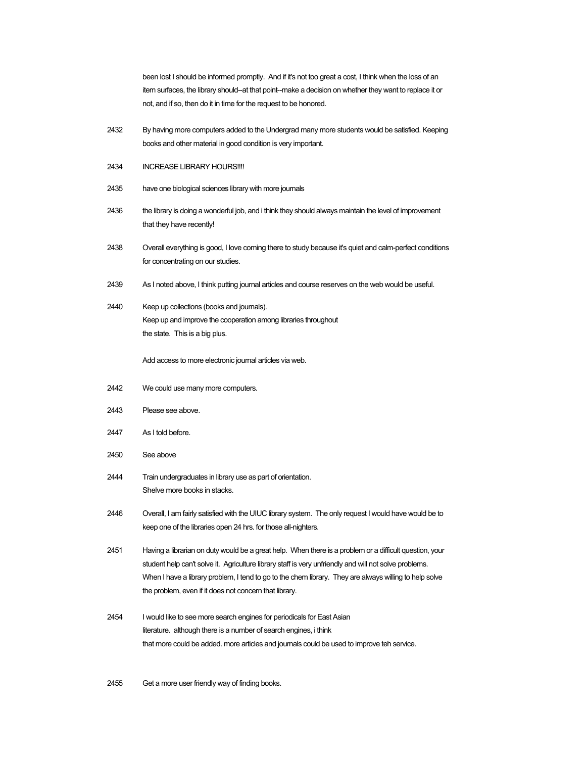been lost I should be informed promptly. And if it's not too great a cost, I think when the loss of an item surfaces, the library should--at that point--make a decision on whether they want to replace it or not, and if so, then do it in time for the request to be honored.

2432 By having more computers added to the Undergrad many more students would be satisfied. Keeping books and other material in good condition is very important.

2434 INCREASE LIBRARY HOURS!!!!

2435 have one biological sciences library with more journals

2436 the library is doing a wonderful job, and i think they should always maintain the level of improvement that they have recently!

2438 Overall everything is good, I love coming there to study because it's quiet and calm-perfect conditions for concentrating on our studies.

2439 As I noted above, I think putting journal articles and course reserves on the web would be useful.

2440 Keep up collections (books and journals).
Keep up and improve the cooperation among libraries throughout the state. This is a big plus.

Add access to more electronic journal articles via web.

2442 We could use many more computers.

2443 Please see above.

2447 As I told before.

2450 See above

2444 Train undergraduates in library use as part of orientation.
Shelve more books in stacks.

2446 Overall, I am fairly satisfied with the UIUC library system. The only request I would have would be to keep one of the libraries open 24 hrs. for those all-nighters.

2451 Having a librarian on duty would be a great help. When there is a problem or a difficult question, your student help can't solve it. Agriculture library staff is very unfriendly and will not solve problems. When I have a library problem, I tend to go to the chem library. They are always willing to help solve the problem, even if it does not concern that library.

2454 I would like to see more search engines for periodicals for East Asian literature. although there is a number of search engines, i think that more could be added. more articles and journals could be used to improve teh service.

2455 Get a more user friendly way of finding books.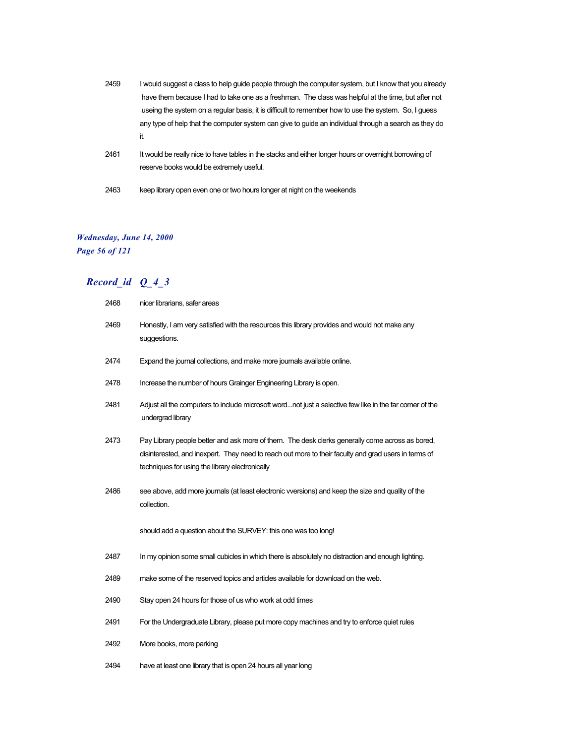| | |
|---|---|
| 2459 | I would suggest a class to help guide people through the computer system, but I know that you already have them because I had to take one as a freshman. The class was helpful at the time, but after not useing the system on a regular basis, it is difficult to remember how to use the system. So, I guess any type of help that the computer system can give to guide an individual through a search as they do it. |
| 2461 | It would be really nice to have tables in the stacks and either longer hours or overnight borrowing of reserve books would be extremely useful. |
| 2463 | keep library open even one or two hours longer at night on the weekends |

## *Record_id Q_4_3*

| | |
|---|---|
| 2468 | nicer librarians, safer areas |
| 2469 | Honestly, I am very satisfied with the resources this library provides and would not make any suggestions. |
| 2474 | Expand the journal collections, and make more journals available online. |
| 2478 | Increase the number of hours Grainger Engineering Library is open. |
| 2481 | Adjust all the computers to include microsoft word...not just a selective few like in the far corner of the undergrad library |
| 2473 | Pay Library people better and ask more of them. The desk clerks generally come across as bored, disinterested, and inexpert. They need to reach out more to their faculty and grad users in terms of techniques for using the library electronically |
| 2486 | see above, add more journals (at least electronic vversions) and keep the size and quality of the collection.<br><br>should add a question about the SURVEY: this one was too long! |
| 2487 | In my opinion some small cubicles in which there is absolutely no distraction and enough lighting. |
| 2489 | make some of the reserved topics and articles available for download on the web. |
| 2490 | Stay open 24 hours for those of us who work at odd times |
| 2491 | For the Undergraduate Library, please put more copy machines and try to enforce quiet rules |
| 2492 | More books, more parking |
| 2494 | have at least one library that is open 24 hours all year long |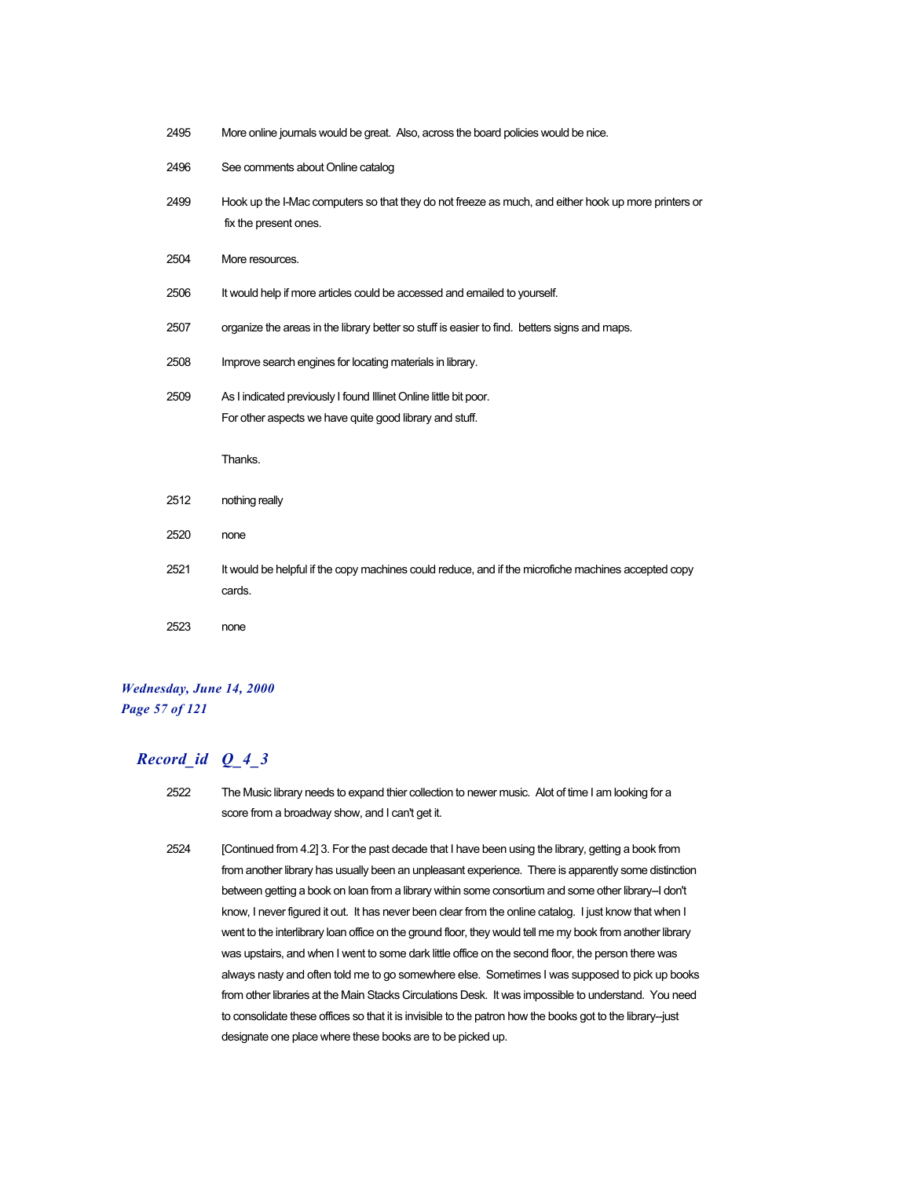2495 More online journals would be great. Also, across the board policies would be nice.

2496 See comments about Online catalog

2499 Hook up the I-Mac computers so that they do not freeze as much, and either hook up more printers or fix the present ones.

2504 More resources.

2506 It would help if more articles could be accessed and emailed to yourself.

2507 organize the areas in the library better so stuff is easier to find. betters signs and maps.

2508 Improve search engines for locating materials in library.

2509 As I indicated previously I found Illinet Online little bit poor.
For other aspects we have quite good library and stuff.

Thanks.

2512 nothing really

2520 none

2521 It would be helpful if the copy machines could reduce, and if the microfiche machines accepted copy cards.

2523 none

***Wednesday, June 14, 2000***
***Page 57 of 121***

## *Record_id Q_4_3*

2522 The Music library needs to expand thier collection to newer music. Alot of time I am looking for a score from a broadway show, and I can't get it.

2524 [Continued from 4.2] 3. For the past decade that I have been using the library, getting a book from from another library has usually been an unpleasant experience. There is apparently some distinction between getting a book on loan from a library within some consortium and some other library--I don't know, I never figured it out. It has never been clear from the online catalog. I just know that when I went to the interlibrary loan office on the ground floor, they would tell me my book from another library was upstairs, and when I went to some dark little office on the second floor, the person there was always nasty and often told me to go somewhere else. Sometimes I was supposed to pick up books from other libraries at the Main Stacks Circulations Desk. It was impossible to understand. You need to consolidate these offices so that it is invisible to the patron how the books got to the library--just designate one place where these books are to be picked up.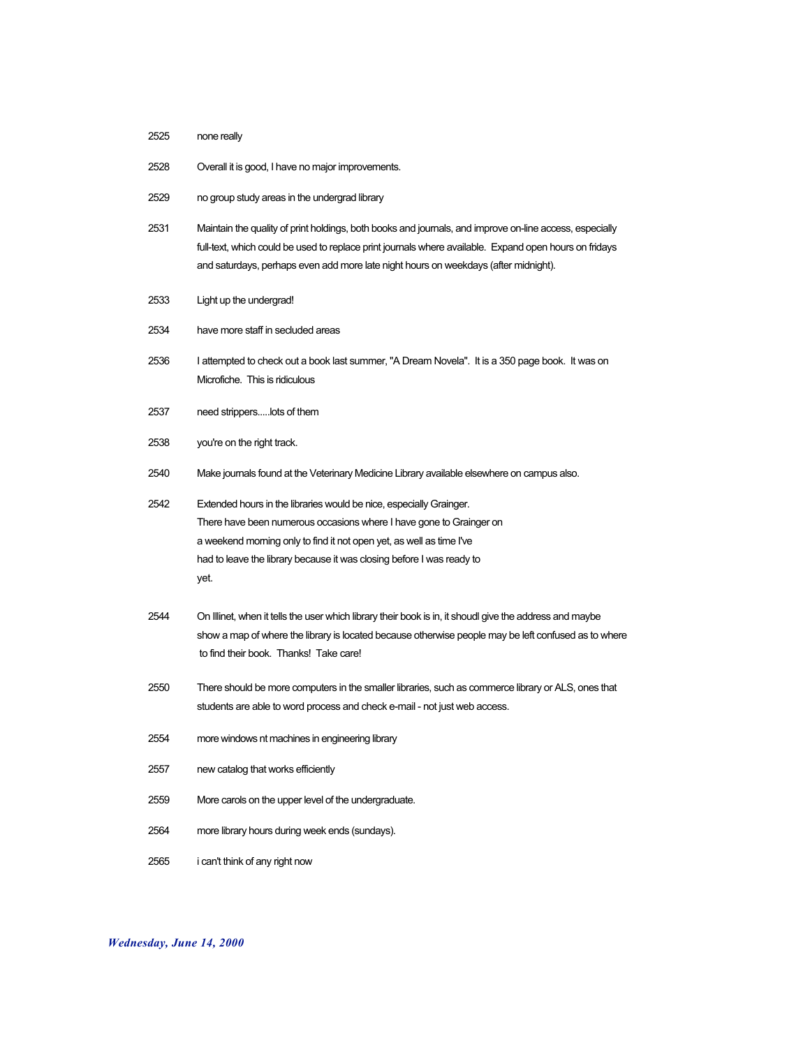| | |
|---|---|
| 2525 | none really |
| 2528 | Overall it is good, I have no major improvements. |
| 2529 | no group study areas in the undergrad library |
| 2531 | Maintain the quality of print holdings, both books and journals, and improve on-line access, especially full-text, which could be used to replace print journals where available. Expand open hours on fridays and saturdays, perhaps even add more late night hours on weekdays (after midnight). |
| 2533 | Light up the undergrad! |
| 2534 | have more staff in secluded areas |
| 2536 | I attempted to check out a book last summer, "A Dream Novela". It is a 350 page book. It was on Microfiche. This is ridiculous |
| 2537 | need strippers.....lots of them |
| 2538 | you're on the right track. |
| 2540 | Make journals found at the Veterinary Medicine Library available elsewhere on campus also. |
| 2542 | Extended hours in the libraries would be nice, especially Grainger. There have been numerous occasions where I have gone to Grainger on a weekend morning only to find it not open yet, as well as time I've had to leave the library because it was closing before I was ready to yet. |
| 2544 | On Illinet, when it tells the user which library their book is in, it shoudl give the address and maybe show a map of where the library is located because otherwise people may be left confused as to where to find their book. Thanks! Take care! |
| 2550 | There should be more computers in the smaller libraries, such as commerce library or ALS, ones that students are able to word process and check e-mail - not just web access. |
| 2554 | more windows nt machines in engineering library |
| 2557 | new catalog that works efficiently |
| 2559 | More carols on the upper level of the undergraduate. |
| 2564 | more library hours during week ends (sundays). |
| 2565 | i can't think of any right now |

*Wednesday, June 14, 2000*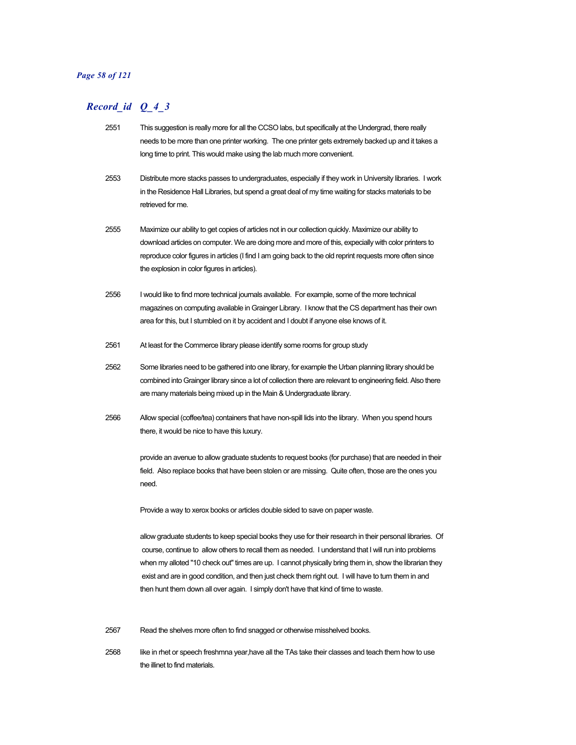## *Record_id Q_4_3*

| Record_id | Q_4_3 |
|---|---|
| 2551 | This suggestion is really more for all the CCSO labs, but specifically at the Undergrad, there really needs to be more than one printer working. The one printer gets extremely backed up and it takes a long time to print. This would make using the lab much more convenient. |
| 2553 | Distribute more stacks passes to undergraduates, especially if they work in University libraries. I work in the Residence Hall Libraries, but spend a great deal of my time waiting for stacks materials to be retrieved for me. |
| 2555 | Maximize our ability to get copies of articles not in our collection quickly. Maximize our ability to download articles on computer. We are doing more and more of this, expecially with color printers to reproduce color figures in articles (I find I am going back to the old reprint requests more often since the explosion in color figures in articles). |
| 2556 | I would like to find more technical journals available. For example, some of the more technical magazines on computing available in Grainger Library. I know that the CS department has their own area for this, but I stumbled on it by accident and I doubt if anyone else knows of it. |
| 2561 | At least for the Commerce library please identify some rooms for group study |
| 2562 | Some libraries need to be gathered into one library, for example the Urban planning library should be combined into Grainger library since a lot of collection there are relevant to engineering field. Also there are many materials being mixed up in the Main & Undergraduate library. |
| 2566 | Allow special (coffee/tea) containers that have non-spill lids into the library. When you spend hours there, it would be nice to have this luxury.<br><br>provide an avenue to allow graduate students to request books (for purchase) that are needed in their field. Also replace books that have been stolen or are missing. Quite often, those are the ones you need.<br><br>Provide a way to xerox books or articles double sided to save on paper waste.<br><br>allow graduate students to keep special books they use for their research in their personal libraries. Of course, continue to allow others to recall them as needed. I understand that I will run into problems when my alloted "10 check out" times are up. I cannot physically bring them in, show the librarian they exist and are in good condition, and then just check them right out. I will have to turn them in and then hunt them down all over again. I simply don't have that kind of time to waste. |
| 2567 | Read the shelves more often to find snagged or otherwise misshelved books. |
| 2568 | like in rhet or speech freshmna year,have all the TAs take their classes and teach them how to use the illinet to find materials. |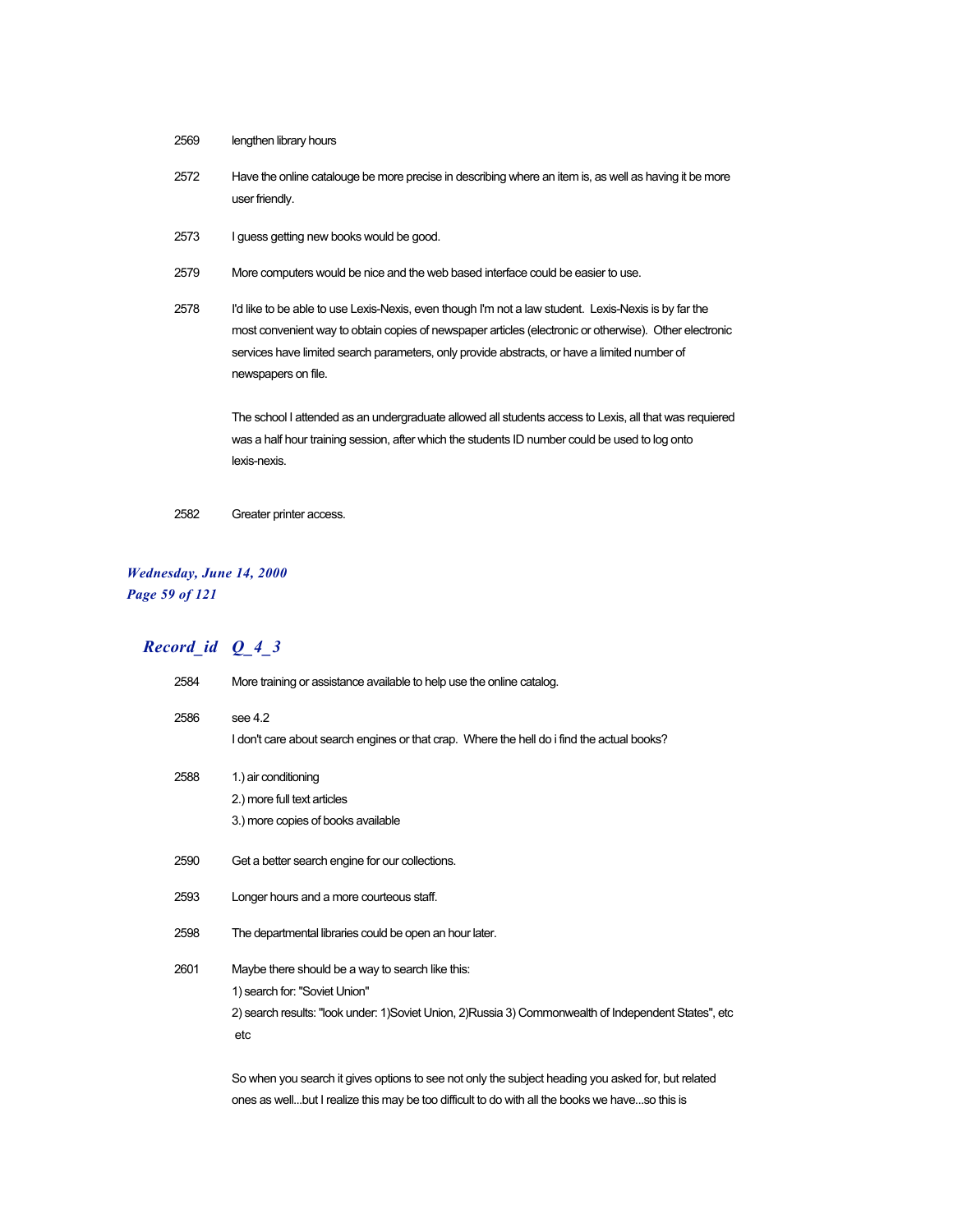2569 lengthen library hours

2572 Have the online catalouge be more precise in describing where an item is, as well as having it be more user friendly.

2573 I guess getting new books would be good.

2579 More computers would be nice and the web based interface could be easier to use.

2578 I'd like to be able to use Lexis-Nexis, even though I'm not a law student. Lexis-Nexis is by far the most convenient way to obtain copies of newspaper articles (electronic or otherwise). Other electronic services have limited search parameters, only provide abstracts, or have a limited number of newspapers on file.

The school I attended as an undergraduate allowed all students access to Lexis, all that was requiered was a half hour training session, after which the students ID number could be used to log onto lexis-nexis.

2582 Greater printer access.

## *Record_id Q_4_3*

2584 More training or assistance available to help use the online catalog.

2586 see 4.2
I don't care about search engines or that crap. Where the hell do i find the actual books?

2588 1.) air conditioning
2.) more full text articles
3.) more copies of books available

2590 Get a better search engine for our collections.

2593 Longer hours and a more courteous staff.

2598 The departmental libraries could be open an hour later.

2601 Maybe there should be a way to search like this:
1) search for: "Soviet Union"
2) search results: "look under: 1)Soviet Union, 2)Russia 3) Commonwealth of Independent States", etc etc

So when you search it gives options to see not only the subject heading you asked for, but related ones as well...but I realize this may be too difficult to do with all the books we have...so this is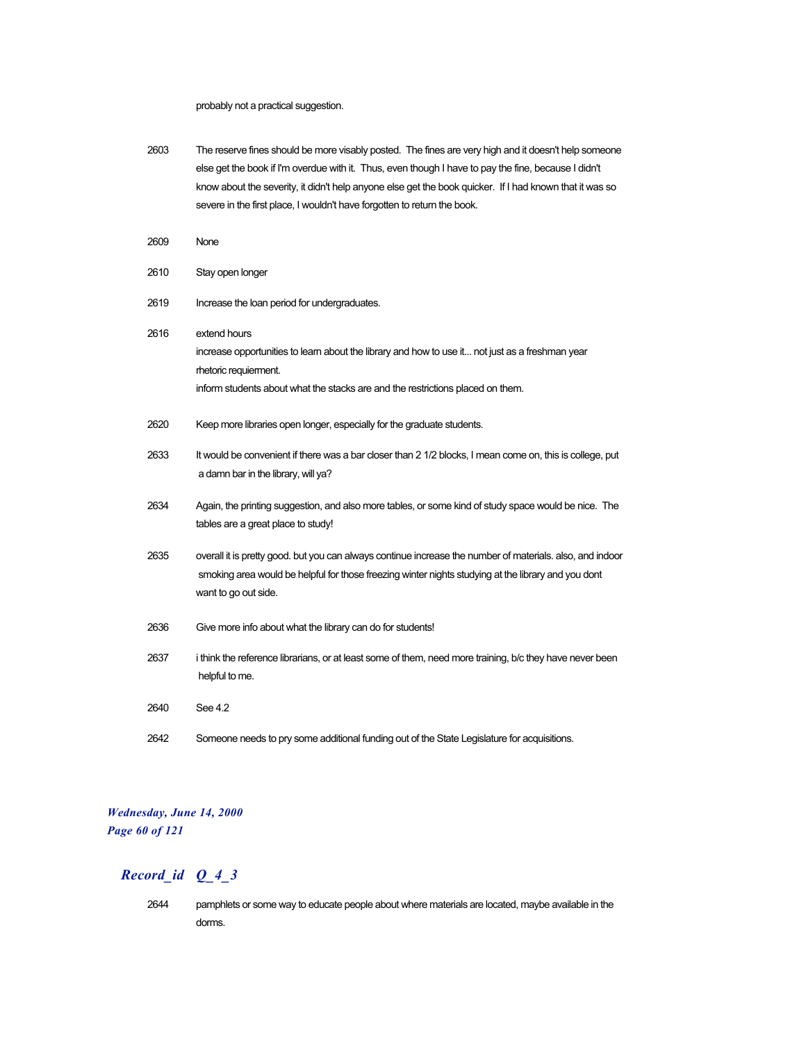probably not a practical suggestion.

| | |
|---|---|
| 2603 | The reserve fines should be more visably posted. The fines are very high and it doesn't help someone else get the book if I'm overdue with it. Thus, even though I have to pay the fine, because I didn't know about the severity, it didn't help anyone else get the book quicker. If I had known that it was so severe in the first place, I wouldn't have forgotten to return the book. |
| 2609 | None |
| 2610 | Stay open longer |
| 2619 | Increase the loan period for undergraduates. |
| 2616 | extend hours<br>increase opportunities to learn about the library and how to use it... not just as a freshman year rhetoric requierment.<br>inform students about what the stacks are and the restrictions placed on them. |
| 2620 | Keep more libraries open longer, especially for the graduate students. |
| 2633 | It would be convenient if there was a bar closer than 2 1/2 blocks, I mean come on, this is college, put a damn bar in the library, will ya? |
| 2634 | Again, the printing suggestion, and also more tables, or some kind of study space would be nice. The tables are a great place to study! |
| 2635 | overall it is pretty good. but you can always continue increase the number of materials. also, and indoor smoking area would be helpful for those freezing winter nights studying at the library and you dont want to go out side. |
| 2636 | Give more info about what the library can do for students! |
| 2637 | i think the reference librarians, or at least some of them, need more training, b/c they have never been helpful to me. |
| 2640 | See 4.2 |
| 2642 | Someone needs to pry some additional funding out of the State Legislature for acquisitions. |

## *Record_id Q_4_3*

| | |
|---|---|
| 2644 | pamphlets or some way to educate people about where materials are located, maybe available in the dorms. |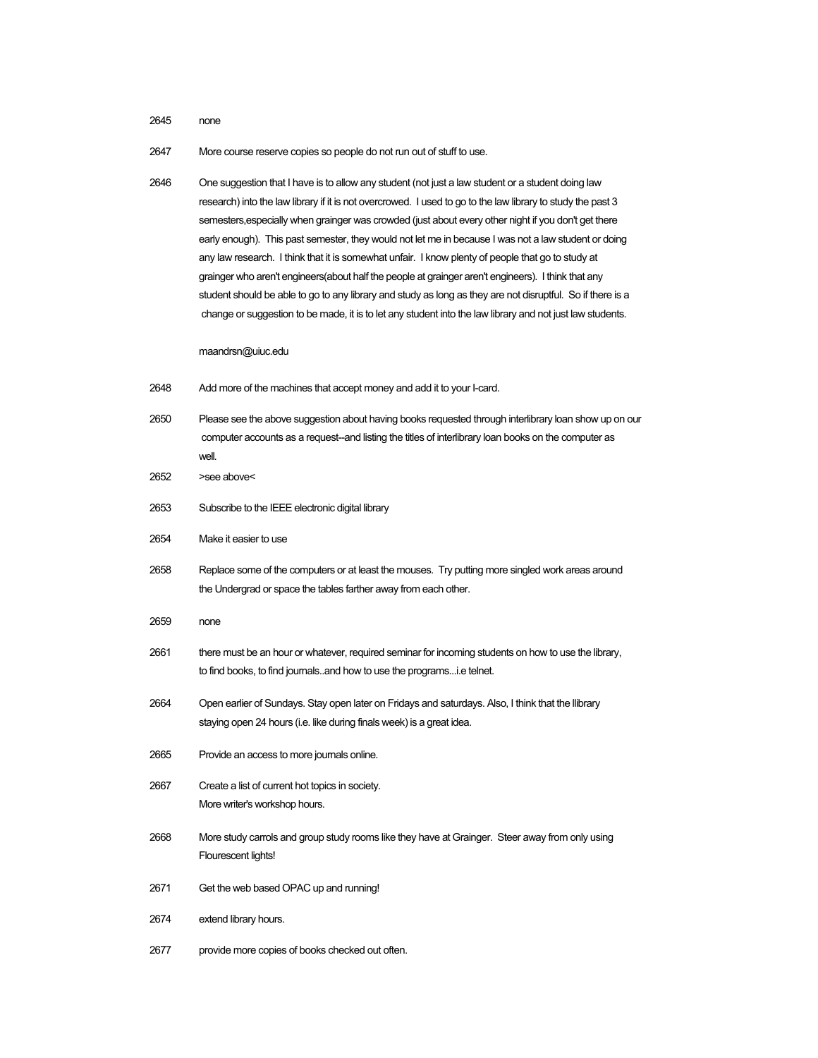2645 none

2647 More course reserve copies so people do not run out of stuff to use.

2646 One suggestion that I have is to allow any student (not just a law student or a student doing law research) into the law library if it is not overcrowed. I used to go to the law library to study the past 3 semesters,especially when grainger was crowded (just about every other night if you don't get there early enough). This past semester, they would not let me in because I was not a law student or doing any law research. I think that it is somewhat unfair. I know plenty of people that go to study at grainger who aren't engineers(about half the people at grainger aren't engineers). I think that any student should be able to go to any library and study as long as they are not disruptful. So if there is a change or suggestion to be made, it is to let any student into the law library and not just law students.

maandrsn@uiuc.edu

2648 Add more of the machines that accept money and add it to your I-card.

2650 Please see the above suggestion about having books requested through interlibrary loan show up on our computer accounts as a request--and listing the titles of interlibrary loan books on the computer as well.

2652 >see above<

2653 Subscribe to the IEEE electronic digital library

2654 Make it easier to use

2658 Replace some of the computers or at least the mouses. Try putting more singled work areas around the Undergrad or space the tables farther away from each other.

2659 none

2661 there must be an hour or whatever, required seminar for incoming students on how to use the library, to find books, to find journals..and how to use the programs...i.e telnet.

2664 Open earlier of Sundays. Stay open later on Fridays and saturdays. Also, I think that the llibrary staying open 24 hours (i.e. like during finals week) is a great idea.

2665 Provide an access to more journals online.

2667 Create a list of current hot topics in society.
More writer's workshop hours.

2668 More study carrols and group study rooms like they have at Grainger. Steer away from only using Flourescent lights!

2671 Get the web based OPAC up and running!

2674 extend library hours.

2677 provide more copies of books checked out often.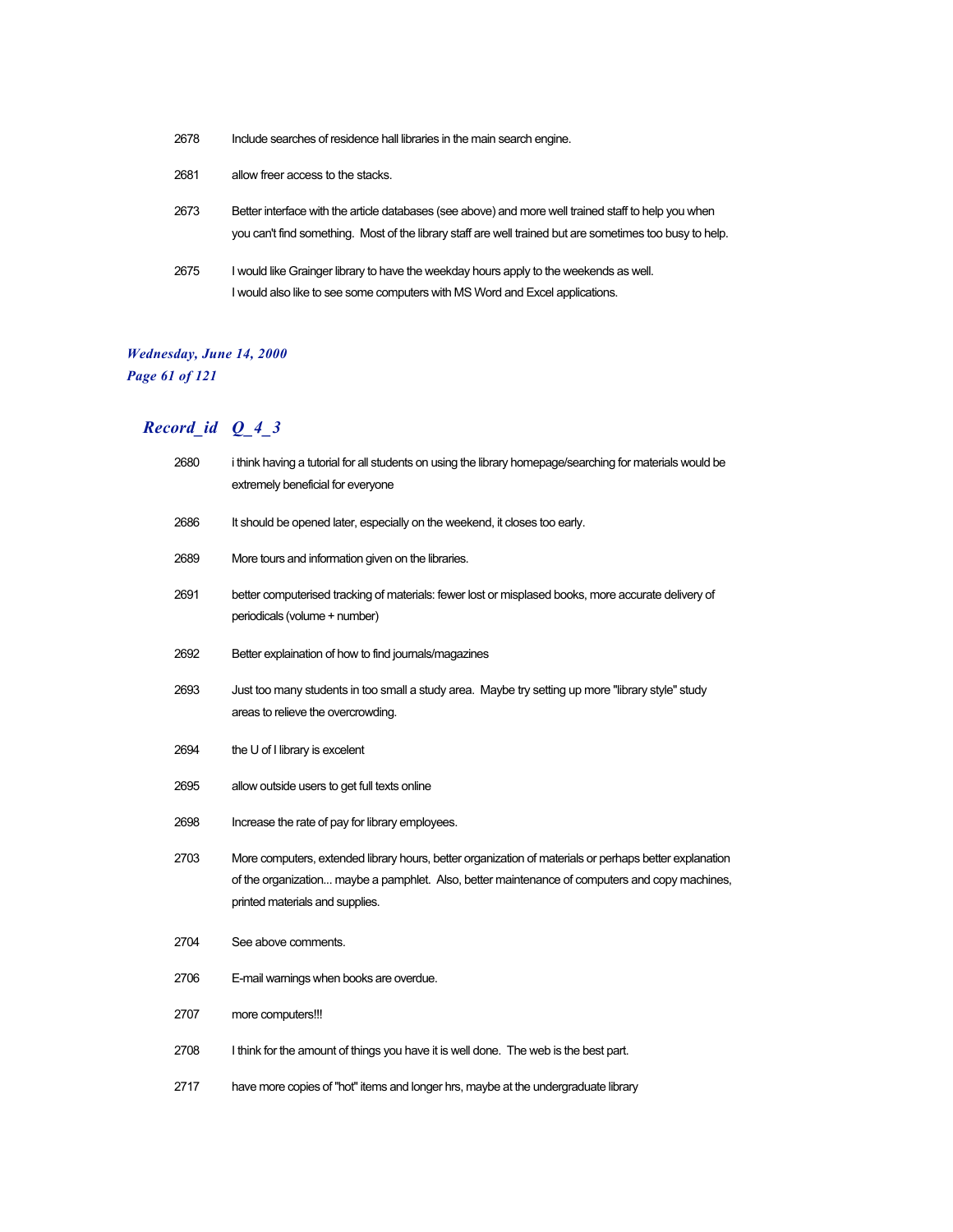| | |
|---|---|
| 2678 | Include searches of residence hall libraries in the main search engine. |
| 2681 | allow freer access to the stacks. |
| 2673 | Better interface with the article databases (see above) and more well trained staff to help you when you can't find something.  Most of the library staff are well trained but are sometimes too busy to help. |
| 2675 | I would like Grainger library to have the weekday hours apply to the weekends as well.<br>I would also like to see some computers with MS Word and Excel applications. |

## *Record_id  Q_4_3*

| | |
|---|---|
| 2680 | i think having a tutorial for all students on using the library homepage/searching for materials would be extremely beneficial for everyone |
| 2686 | It should be opened later, especially on the weekend, it closes too early. |
| 2689 | More tours and information given on the libraries. |
| 2691 | better computerised tracking of materials: fewer lost or misplased books, more accurate delivery of periodicals (volume + number) |
| 2692 | Better explaination of how to find journals/magazines |
| 2693 | Just too many students in too small a study area.  Maybe try setting up more "library style" study areas to relieve the overcrowding. |
| 2694 | the U of I library is excelent |
| 2695 | allow outside users to get full texts online |
| 2698 | Increase the rate of pay for library employees. |
| 2703 | More computers, extended library hours, better organization of materials or perhaps better explanation of the organization... maybe a pamphlet.  Also, better maintenance of computers and copy machines, printed materials and supplies. |
| 2704 | See above comments. |
| 2706 | E-mail warnings when books are overdue. |
| 2707 | more computers!!! |
| 2708 | I think for the amount of things you have it is well done.  The web is the best part. |
| 2717 | have more copies of "hot" items and longer hrs, maybe at the undergraduate library |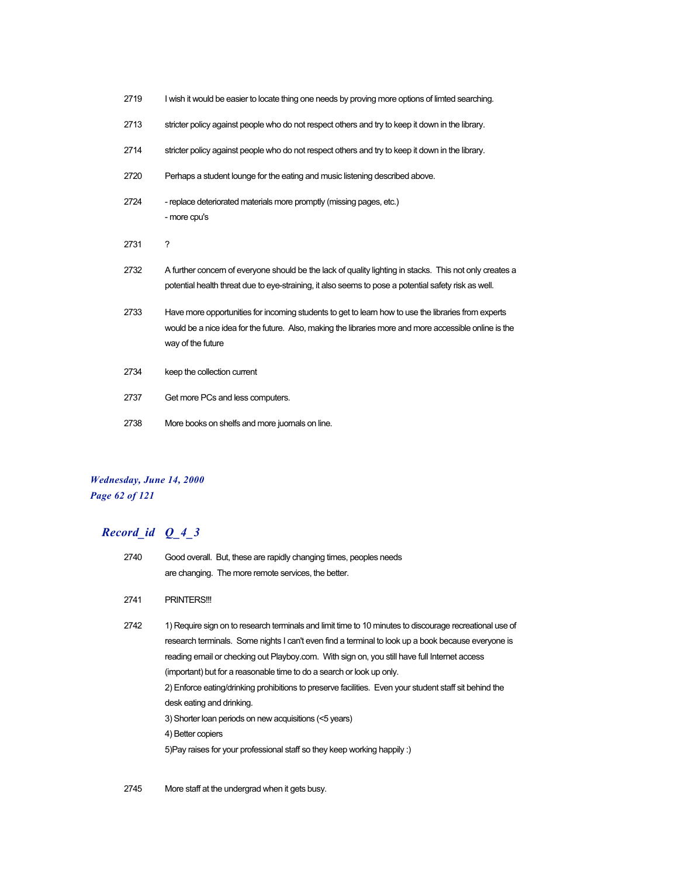| | |
|---|---|
| 2719 | I wish it would be easier to locate thing one needs by proving more options of limted searching. |
| 2713 | stricter policy against people who do not respect others and try to keep it down in the library. |
| 2714 | stricter policy against people who do not respect others and try to keep it down in the library. |
| 2720 | Perhaps a student lounge for the eating and music listening described above. |
| 2724 | - replace deteriorated materials more promptly (missing pages, etc.)<br>- more cpu's |
| 2731 | ? |
| 2732 | A further concern of everyone should be the lack of quality lighting in stacks. This not only creates a potential health threat due to eye-straining, it also seems to pose a potential safety risk as well. |
| 2733 | Have more opportunities for incoming students to get to learn how to use the libraries from experts would be a nice idea for the future. Also, making the libraries more and more accessible online is the way of the future |
| 2734 | keep the collection current |
| 2737 | Get more PCs and less computers. |
| 2738 | More books on shelfs and more journals on line. |

***Wednesday, June 14, 2000***

## *Record_id Q_4_3*

| | |
|---|---|
| 2740 | Good overall. But, these are rapidly changing times, peoples needs are changing. The more remote services, the better. |
| 2741 | PRINTERS!!! |
| 2742 | 1) Require sign on to research terminals and limit time to 10 minutes to discourage recreational use of research terminals. Some nights I can't even find a terminal to look up a book because everyone is reading email or checking out Playboy.com. With sign on, you still have full Internet access (important) but for a reasonable time to do a search or look up only.<br>2) Enforce eating/drinking prohibitions to preserve facilities. Even your student staff sit behind the desk eating and drinking.<br>3) Shorter loan periods on new acquisitions (<5 years)<br>4) Better copiers<br>5)Pay raises for your professional staff so they keep working happily :) |
| 2745 | More staff at the undergrad when it gets busy. |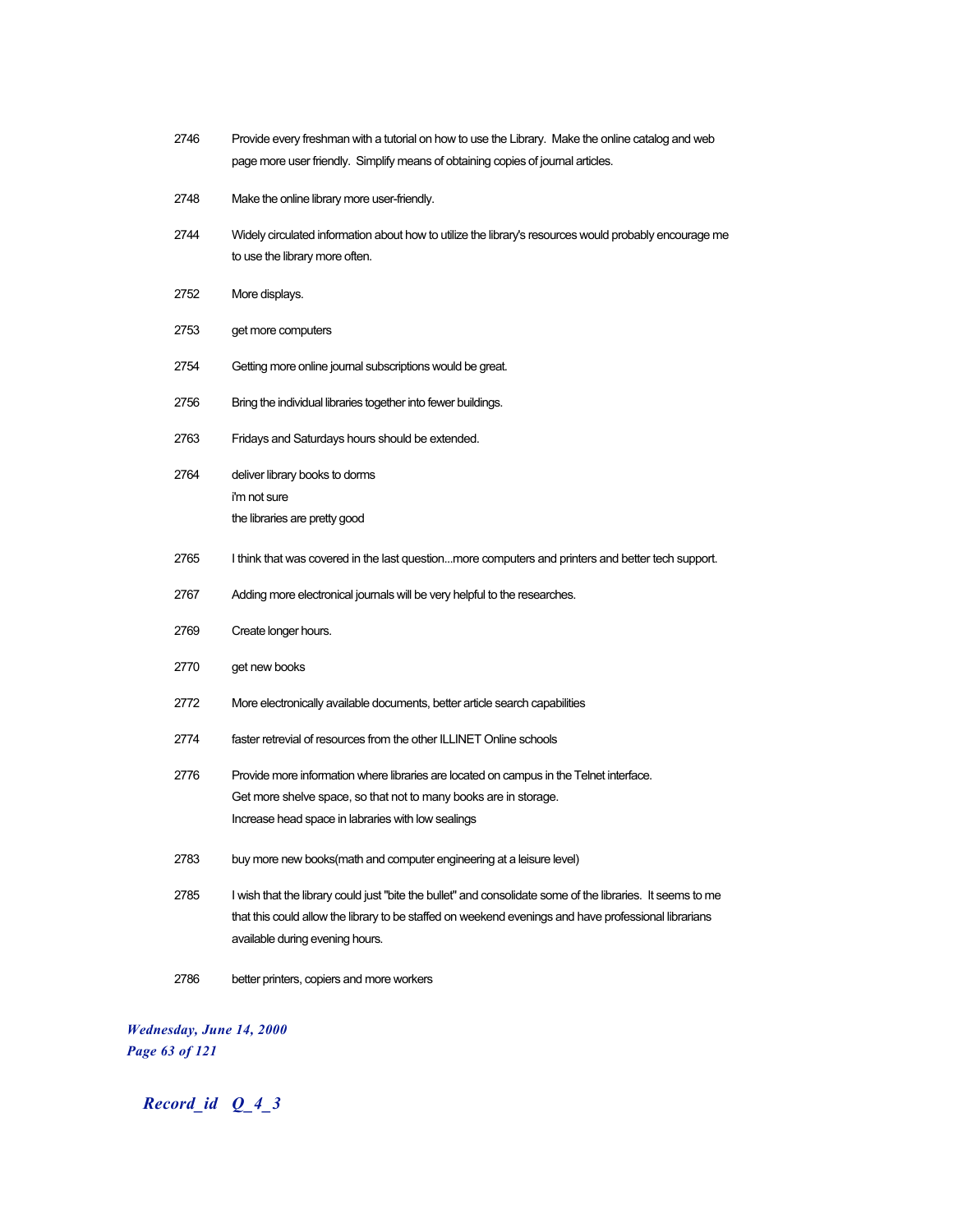| | |
|---|---|
| 2746 | Provide every freshman with a tutorial on how to use the Library. Make the online catalog and web page more user friendly. Simplify means of obtaining copies of journal articles. |
| 2748 | Make the online library more user-friendly. |
| 2744 | Widely circulated information about how to utilize the library's resources would probably encourage me to use the library more often. |
| 2752 | More displays. |
| 2753 | get more computers |
| 2754 | Getting more online journal subscriptions would be great. |
| 2756 | Bring the individual libraries together into fewer buildings. |
| 2763 | Fridays and Saturdays hours should be extended. |
| 2764 | deliver library books to dorms<br>i'm not sure<br>the libraries are pretty good |
| 2765 | I think that was covered in the last question...more computers and printers and better tech support. |
| 2767 | Adding more electronical journals will be very helpful to the researches. |
| 2769 | Create longer hours. |
| 2770 | get new books |
| 2772 | More electronically available documents, better article search capabilities |
| 2774 | faster retrevial of resources from the other ILLINET Online schools |
| 2776 | Provide more information where libraries are located on campus in the Telnet interface.<br>Get more shelve space, so that not to many books are in storage.<br>Increase head space in labraries with low sealings |
| 2783 | buy more new books(math and computer engineering at a leisure level) |
| 2785 | I wish that the library could just "bite the bullet" and consolidate some of the libraries. It seems to me that this could allow the library to be staffed on weekend evenings and have professional librarians available during evening hours. |
| 2786 | better printers, copiers and more workers |

*Record_id Q_4_3*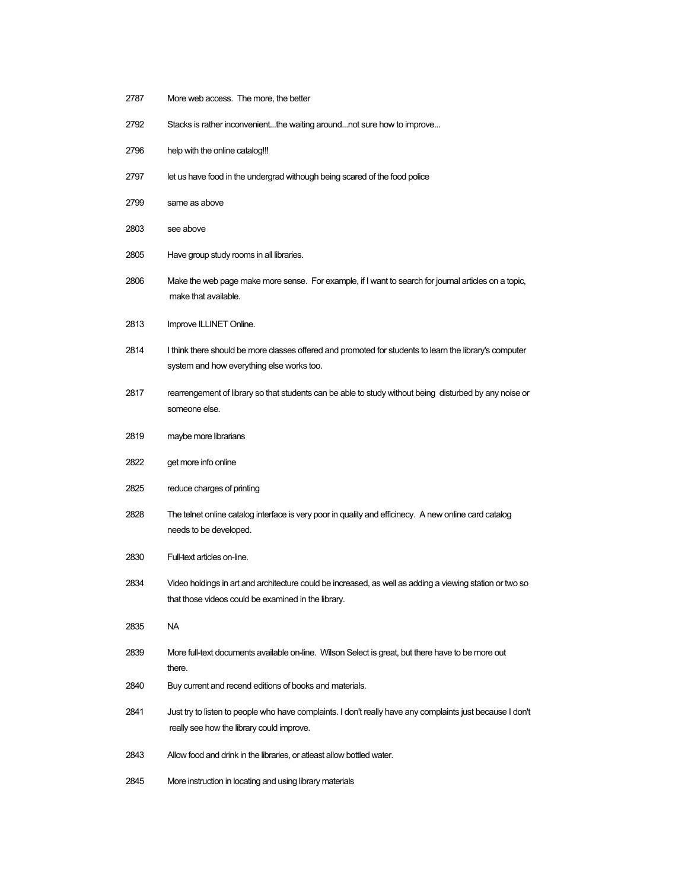| | |
|---|---|
| 2787 | More web access. The more, the better |
| 2792 | Stacks is rather inconvenient...the waiting around...not sure how to improve... |
| 2796 | help with the online catalog!!! |
| 2797 | let us have food in the undergrad withough being scared of the food police |
| 2799 | same as above |
| 2803 | see above |
| 2805 | Have group study rooms in all libraries. |
| 2806 | Make the web page make more sense. For example, if I want to search for journal articles on a topic, make that available. |
| 2813 | Improve ILLINET Online. |
| 2814 | I think there should be more classes offered and promoted for students to learn the library's computer system and how everything else works too. |
| 2817 | rearrengement of library so that students can be able to study without being disturbed by any noise or someone else. |
| 2819 | maybe more librarians |
| 2822 | get more info online |
| 2825 | reduce charges of printing |
| 2828 | The telnet online catalog interface is very poor in quality and efficinecy. A new online card catalog needs to be developed. |
| 2830 | Full-text articles on-line. |
| 2834 | Video holdings in art and architecture could be increased, as well as adding a viewing station or two so that those videos could be examined in the library. |
| 2835 | NA |
| 2839 | More full-text documents available on-line. Wilson Select is great, but there have to be more out there. |
| 2840 | Buy current and recend editions of books and materials. |
| 2841 | Just try to listen to people who have complaints. I don't really have any complaints just because I don't really see how the library could improve. |
| 2843 | Allow food and drink in the libraries, or atleast allow bottled water. |
| 2845 | More instruction in locating and using library materials |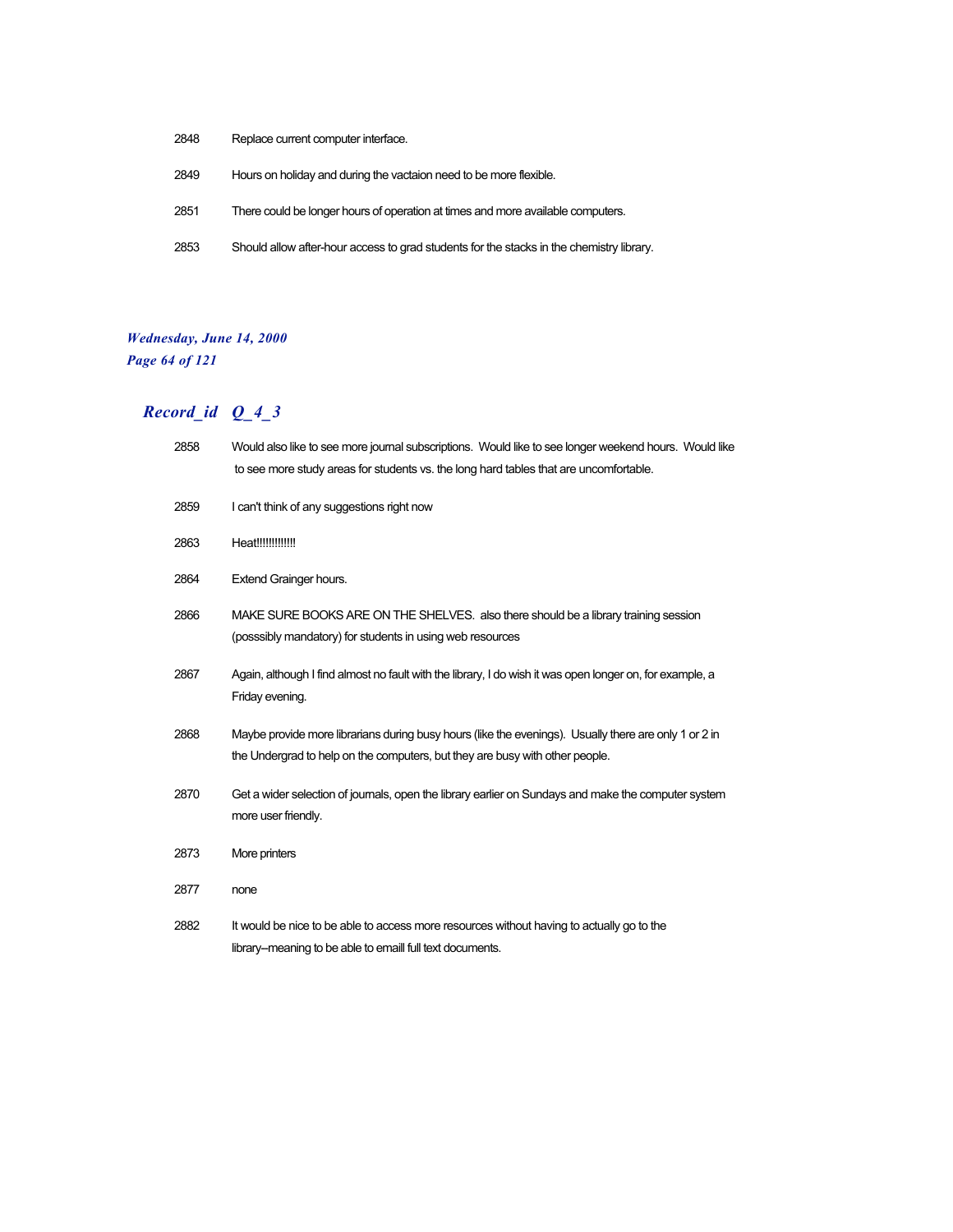| | |
|---|---|
| 2848 | Replace current computer interface. |
| 2849 | Hours on holiday and during the vactaion need to be more flexible. |
| 2851 | There could be longer hours of operation at times and more available computers. |
| 2853 | Should allow after-hour access to grad students for the stacks in the chemistry library. |

## *Record_id Q_4_3*

| | |
|---|---|
| 2858 | Would also like to see more journal subscriptions. Would like to see longer weekend hours. Would like to see more study areas for students vs. the long hard tables that are uncomfortable. |
| 2859 | I can't think of any suggestions right now |
| 2863 | Heat!!!!!!!!!!!!! |
| 2864 | Extend Grainger hours. |
| 2866 | MAKE SURE BOOKS ARE ON THE SHELVES. also there should be a library training session (posssibly mandatory) for students in using web resources |
| 2867 | Again, although I find almost no fault with the library, I do wish it was open longer on, for example, a Friday evening. |
| 2868 | Maybe provide more librarians during busy hours (like the evenings). Usually there are only 1 or 2 in the Undergrad to help on the computers, but they are busy with other people. |
| 2870 | Get a wider selection of journals, open the library earlier on Sundays and make the computer system more user friendly. |
| 2873 | More printers |
| 2877 | none |
| 2882 | It would be nice to be able to access more resources without having to actually go to the library--meaning to be able to emaill full text documents. |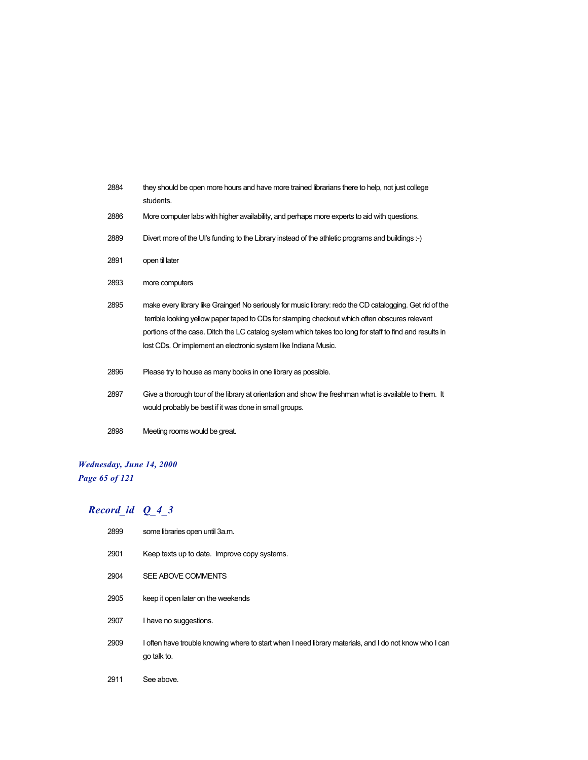| | |
|---|---|
| 2884 | they should be open more hours and have more trained librarians there to help, not just college students. |
| 2886 | More computer labs with higher availability, and perhaps more experts to aid with questions. |
| 2889 | Divert more of the UI's funding to the Library instead of the athletic programs and buildings :-) |
| 2891 | open til later |
| 2893 | more computers |
| 2895 | make every library like Grainger! No seriously for music library: redo the CD catalogging. Get rid of the terrible looking yellow paper taped to CDs for stamping checkout which often obscures relevant portions of the case. Ditch the LC catalog system which takes too long for staff to find and results in lost CDs. Or implement an electronic system like Indiana Music. |
| 2896 | Please try to house as many books in one library as possible. |
| 2897 | Give a thorough tour of the library at orientation and show the freshman what is available to them. It would probably be best if it was done in small groups. |
| 2898 | Meeting rooms would be great. |

## *Record_id Q_4_3*

| | |
|---|---|
| 2899 | some libraries open until 3a.m. |
| 2901 | Keep texts up to date. Improve copy systems. |
| 2904 | SEE ABOVE COMMENTS |
| 2905 | keep it open later on the weekends |
| 2907 | I have no suggestions. |
| 2909 | I often have trouble knowing where to start when I need library materials, and I do not know who I can go talk to. |
| 2911 | See above. |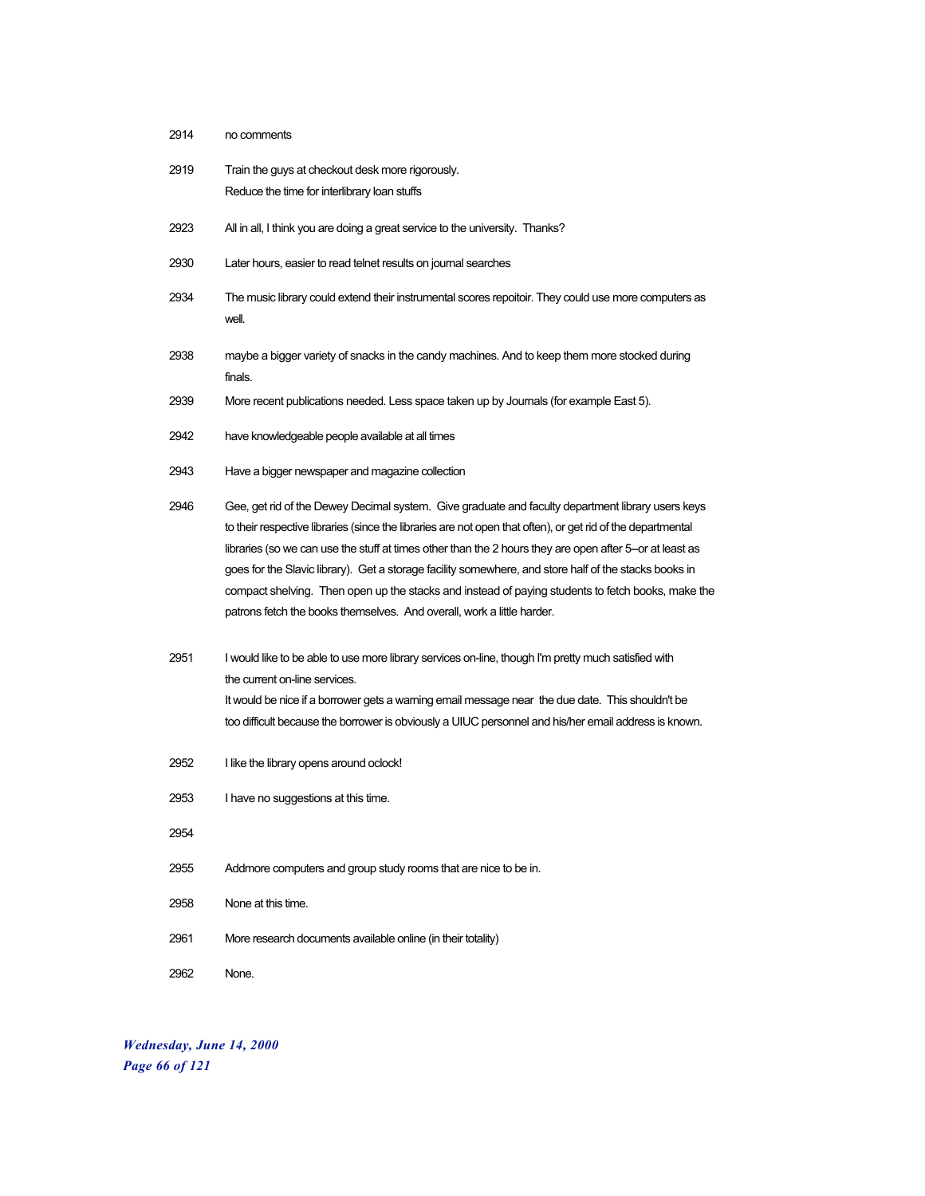| | |
|---|---|
| 2914 | no comments |
| 2919 | Train the guys at checkout desk more rigorously.<br>Reduce the time for interlibrary loan stuffs |
| 2923 | All in all, I think you are doing a great service to the university. Thanks? |
| 2930 | Later hours, easier to read telnet results on journal searches |
| 2934 | The music library could extend their instrumental scores repoitoir. They could use more computers as well. |
| 2938 | maybe a bigger variety of snacks in the candy machines. And to keep them more stocked during finals. |
| 2939 | More recent publications needed. Less space taken up by Journals (for example East 5). |
| 2942 | have knowledgeable people available at all times |
| 2943 | Have a bigger newspaper and magazine collection |
| 2946 | Gee, get rid of the Dewey Decimal system. Give graduate and faculty department library users keys to their respective libraries (since the libraries are not open that often), or get rid of the departmental libraries (so we can use the stuff at times other than the 2 hours they are open after 5--or at least as goes for the Slavic library). Get a storage facility somewhere, and store half of the stacks books in compact shelving. Then open up the stacks and instead of paying students to fetch books, make the patrons fetch the books themselves. And overall, work a little harder. |
| 2951 | I would like to be able to use more library services on-line, though I'm pretty much satisfied with the current on-line services.<br>It would be nice if a borrower gets a warning email message near the due date. This shouldn't be too difficult because the borrower is obviously a UIUC personnel and his/her email address is known. |
| 2952 | I like the library opens around oclock! |
| 2953 | I have no suggestions at this time. |
| 2954 | |
| 2955 | Addmore computers and group study rooms that are nice to be in. |
| 2958 | None at this time. |
| 2961 | More research documents available online (in their totality) |
| 2962 | None. |

*Wednesday, June 14, 2000*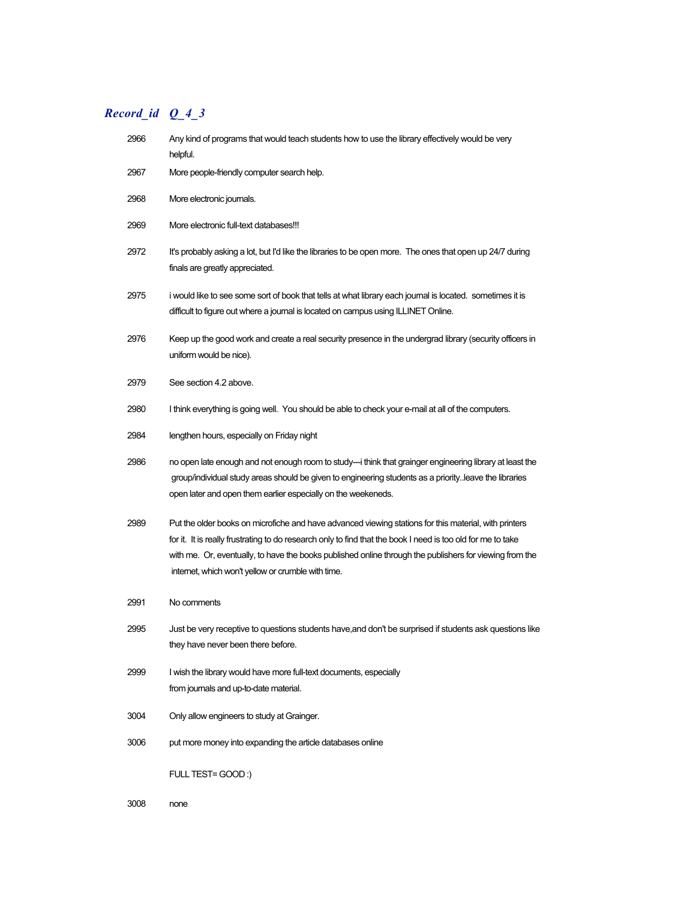| *Record_id* | *Q_4_3* |
|---|---|
| 2966 | Any kind of programs that would teach students how to use the library effectively would be very helpful. |
| 2967 | More people-friendly computer search help. |
| 2968 | More electronic journals. |
| 2969 | More electronic full-text databases!!! |
| 2972 | It's probably asking a lot, but I'd like the libraries to be open more. The ones that open up 24/7 during finals are greatly appreciated. |
| 2975 | i would like to see some sort of book that tells at what library each journal is located. sometimes it is difficult to figure out where a journal is located on campus using ILLINET Online. |
| 2976 | Keep up the good work and create a real security presence in the undergrad library (security officers in uniform would be nice). |
| 2979 | See section 4.2 above. |
| 2980 | I think everything is going well. You should be able to check your e-mail at all of the computers. |
| 2984 | lengthen hours, especially on Friday night |
| 2986 | no open late enough and not enough room to study---i think that grainger engineering library at least the group/individual study areas should be given to engineering students as a priority..leave the libraries open later and open them earlier especially on the weekeneds. |
| 2989 | Put the older books on microfiche and have advanced viewing stations for this material, with printers for it. It is really frustrating to do research only to find that the book I need is too old for me to take with me. Or, eventually, to have the books published online through the publishers for viewing from the internet, which won't yellow or crumble with time. |
| 2991 | No comments |
| 2995 | Just be very receptive to questions students have,and don't be surprised if students ask questions like they have never been there before. |
| 2999 | I wish the library would have more full-text documents, especially from journals and up-to-date material. |
| 3004 | Only allow engineers to study at Grainger. |
| 3006 | put more money into expanding the article databases online<br><br>FULL TEST= GOOD :) |
| 3008 | none |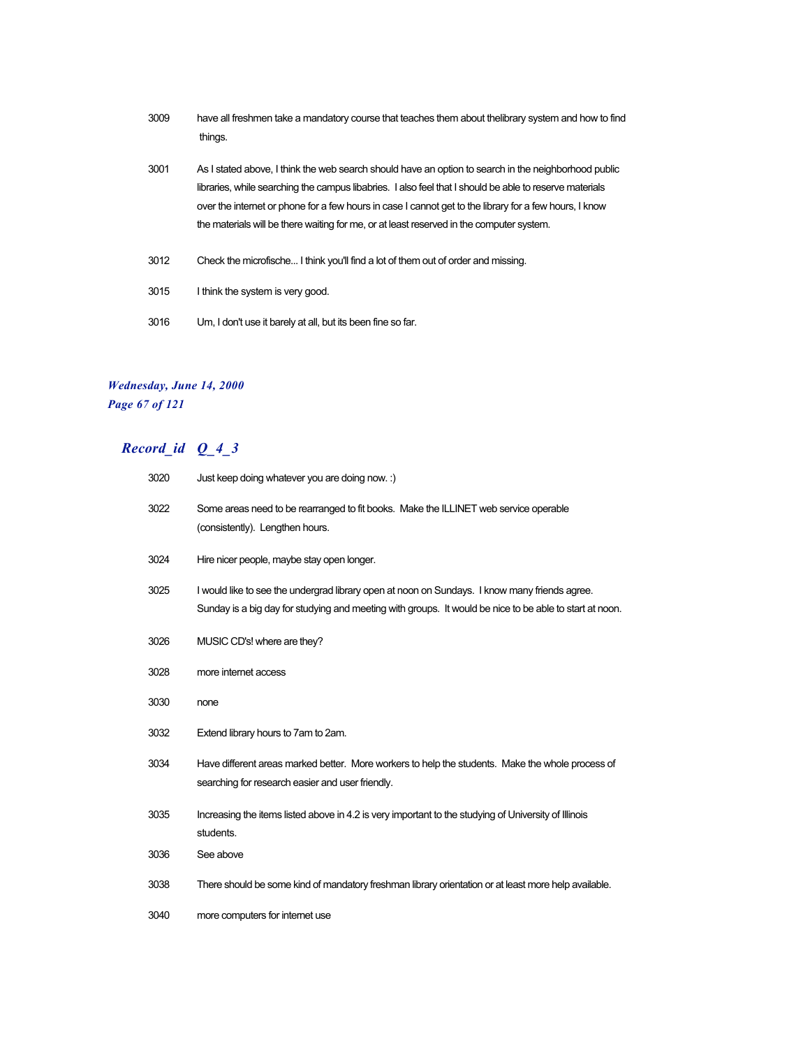| | |
|---|---|
| 3009 | have all freshmen take a mandatory course that teaches them about thelibrary system and how to find things. |
| 3001 | As I stated above, I think the web search should have an option to search in the neighborhood public libraries, while searching the campus libabries. I also feel that I should be able to reserve materials over the internet or phone for a few hours in case I cannot get to the library for a few hours, I know the materials will be there waiting for me, or at least reserved in the computer system. |
| 3012 | Check the microfische... I think you'll find a lot of them out of order and missing. |
| 3015 | I think the system is very good. |
| 3016 | Um, I don't use it barely at all, but its been fine so far. |

## Record_id Q_4_3

| | |
|---|---|
| 3020 | Just keep doing whatever you are doing now. :) |
| 3022 | Some areas need to be rearranged to fit books. Make the ILLINET web service operable (consistently). Lengthen hours. |
| 3024 | Hire nicer people, maybe stay open longer. |
| 3025 | I would like to see the undergrad library open at noon on Sundays. I know many friends agree. Sunday is a big day for studying and meeting with groups. It would be nice to be able to start at noon. |
| 3026 | MUSIC CD's! where are they? |
| 3028 | more internet access |
| 3030 | none |
| 3032 | Extend library hours to 7am to 2am. |
| 3034 | Have different areas marked better. More workers to help the students. Make the whole process of searching for research easier and user friendly. |
| 3035 | Increasing the items listed above in 4.2 is very important to the studying of University of Illinois students. |
| 3036 | See above |
| 3038 | There should be some kind of mandatory freshman library orientation or at least more help available. |
| 3040 | more computers for internet use |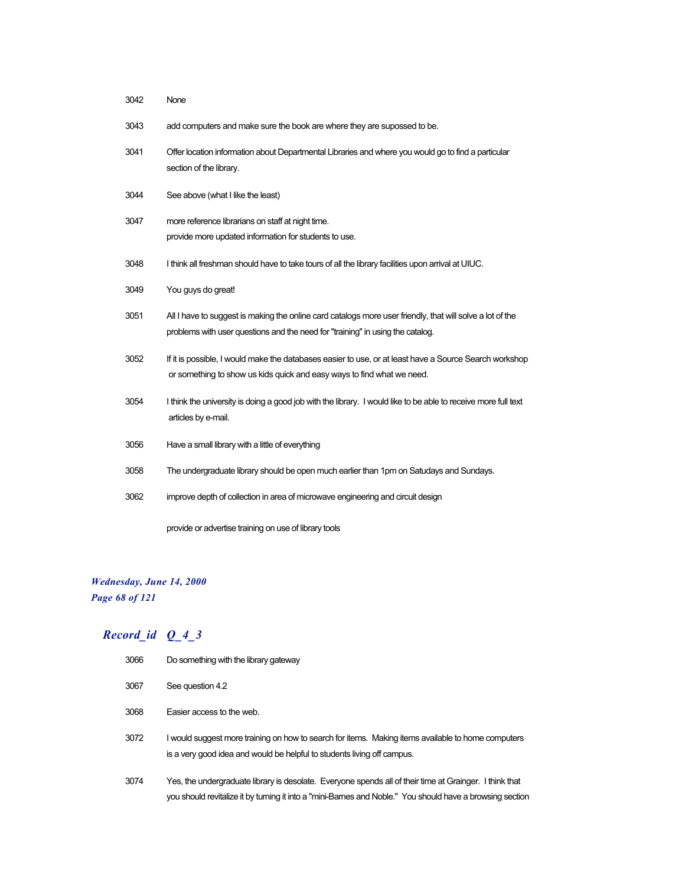| | |
|---|---|
| 3042 | None |
| 3043 | add computers and make sure the book are where they are supossed to be. |
| 3041 | Offer location information about Departmental Libraries and where you would go to find a particular section of the library. |
| 3044 | See above (what I like the least) |
| 3047 | more reference librarians on staff at night time. provide more updated information for students to use. |
| 3048 | I think all freshman should have to take tours of all the library facilities upon arrival at UIUC. |
| 3049 | You guys do great! |
| 3051 | All I have to suggest is making the online card catalogs more user friendly, that will solve a lot of the problems with user questions and the need for "training" in using the catalog. |
| 3052 | If it is possible, I would make the databases easier to use, or at least have a Source Search workshop or something to show us kids quick and easy ways to find what we need. |
| 3054 | I think the university is doing a good job with the library. I would like to be able to receive more full text articles by e-mail. |
| 3056 | Have a small library with a little of everything |
| 3058 | The undergraduate library should be open much earlier than 1pm on Satudays and Sundays. |
| 3062 | improve depth of collection in area of microwave engineering and circuit design<br><br>provide or advertise training on use of library tools |

## *Record_id Q_4_3*

| | |
|---|---|
| 3066 | Do something with the library gateway |
| 3067 | See question 4.2 |
| 3068 | Easier access to the web. |
| 3072 | I would suggest more training on how to search for items. Making items available to home computers is a very good idea and would be helpful to students living off campus. |
| 3074 | Yes, the undergraduate library is desolate. Everyone spends all of their time at Grainger. I think that you should revitalize it by turning it into a "mini-Barnes and Noble." You should have a browsing section |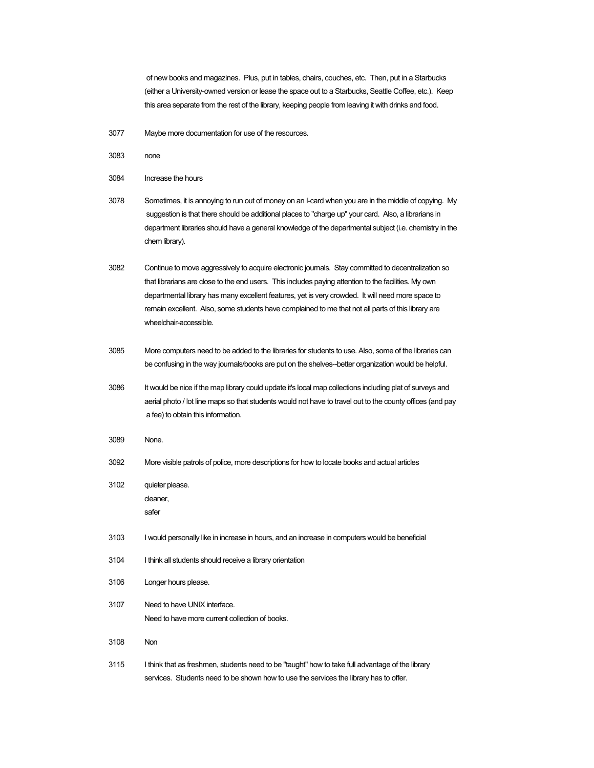of new books and magazines. Plus, put in tables, chairs, couches, etc. Then, put in a Starbucks (either a University-owned version or lease the space out to a Starbucks, Seattle Coffee, etc.). Keep this area separate from the rest of the library, keeping people from leaving it with drinks and food.

3077 Maybe more documentation for use of the resources.

3083 none

3084 Increase the hours

3078 Sometimes, it is annoying to run out of money on an I-card when you are in the middle of copying. My suggestion is that there should be additional places to "charge up" your card. Also, a librarians in department libraries should have a general knowledge of the departmental subject (i.e. chemistry in the chem library).

3082 Continue to move aggressively to acquire electronic journals. Stay committed to decentralization so that librarians are close to the end users. This includes paying attention to the facilities. My own departmental library has many excellent features, yet is very crowded. It will need more space to remain excellent. Also, some students have complained to me that not all parts of this library are wheelchair-accessible.

3085 More computers need to be added to the libraries for students to use. Also, some of the libraries can be confusing in the way journals/books are put on the shelves--better organization would be helpful.

3086 It would be nice if the map library could update it's local map collections including plat of surveys and aerial photo / lot line maps so that students would not have to travel out to the county offices (and pay a fee) to obtain this information.

3089 None.

3092 More visible patrols of police, more descriptions for how to locate books and actual articles

3102 quieter please.
cleaner,
safer

3103 I would personally like in increase in hours, and an increase in computers would be beneficial

3104 I think all students should receive a library orientation

3106 Longer hours please.

3107 Need to have UNIX interface.
Need to have more current collection of books.

3108 Non

3115 I think that as freshmen, students need to be "taught" how to take full advantage of the library services. Students need to be shown how to use the services the library has to offer.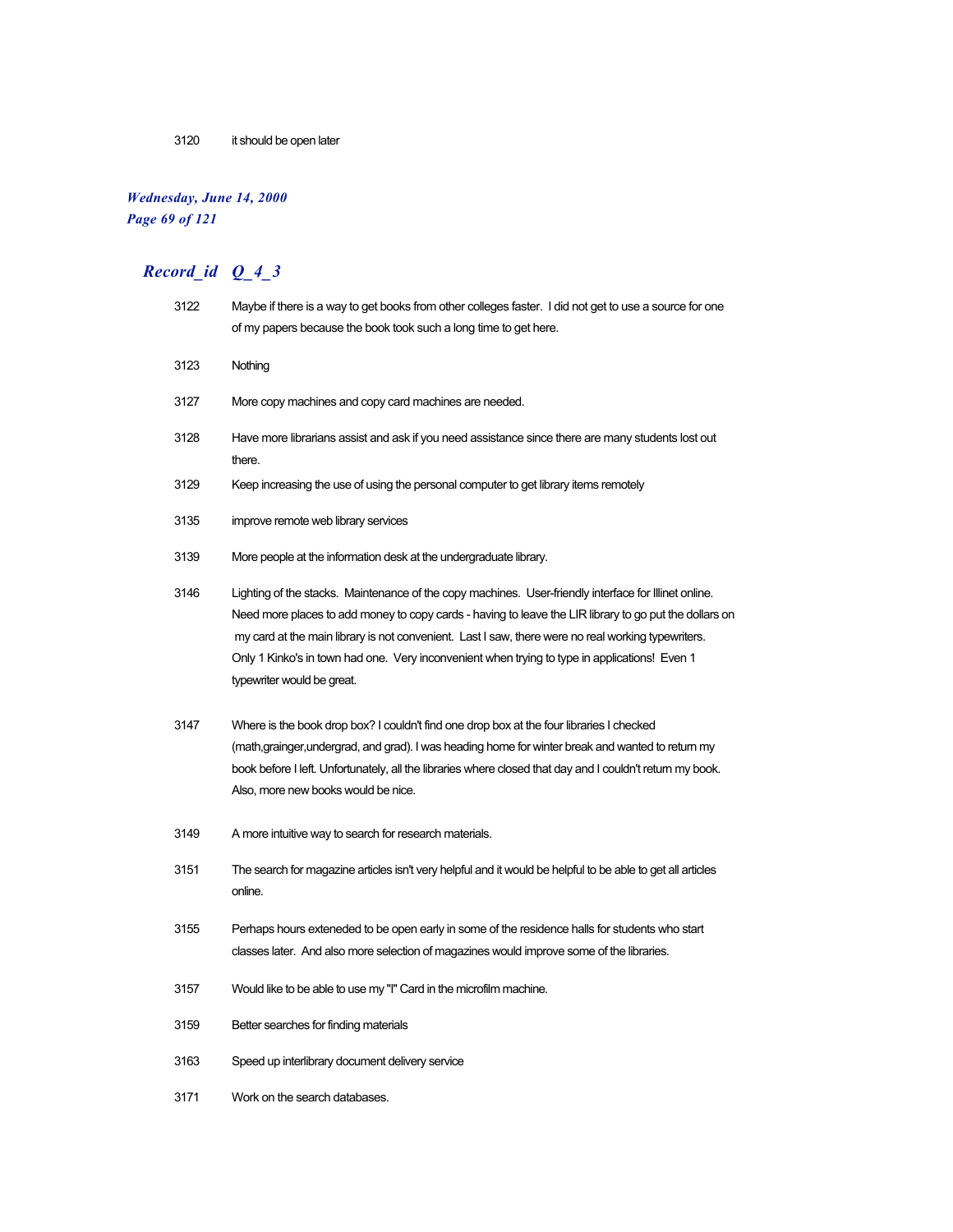| | |
|---|---|
| 3120 | it should be open later |

## Record_id Q_4_3

| | |
|---|---|
| 3122 | Maybe if there is a way to get books from other colleges faster. I did not get to use a source for one of my papers because the book took such a long time to get here. |
| 3123 | Nothing |
| 3127 | More copy machines and copy card machines are needed. |
| 3128 | Have more librarians assist and ask if you need assistance since there are many students lost out there. |
| 3129 | Keep increasing the use of using the personal computer to get library items remotely |
| 3135 | improve remote web library services |
| 3139 | More people at the information desk at the undergraduate library. |
| 3146 | Lighting of the stacks. Maintenance of the copy machines. User-friendly interface for Illinet online. Need more places to add money to copy cards - having to leave the LIR library to go put the dollars on my card at the main library is not convenient. Last I saw, there were no real working typewriters. Only 1 Kinko's in town had one. Very inconvenient when trying to type in applications! Even 1 typewriter would be great. |
| 3147 | Where is the book drop box? I couldn't find one drop box at the four libraries I checked (math,grainger,undergrad, and grad). I was heading home for winter break and wanted to return my book before I left. Unfortunately, all the libraries where closed that day and I couldn't return my book. Also, more new books would be nice. |
| 3149 | A more intuitive way to search for research materials. |
| 3151 | The search for magazine articles isn't very helpful and it would be helpful to be able to get all articles online. |
| 3155 | Perhaps hours exteneded to be open early in some of the residence halls for students who start classes later. And also more selection of magazines would improve some of the libraries. |
| 3157 | Would like to be able to use my "I" Card in the microfilm machine. |
| 3159 | Better searches for finding materials |
| 3163 | Speed up interlibrary document delivery service |
| 3171 | Work on the search databases. |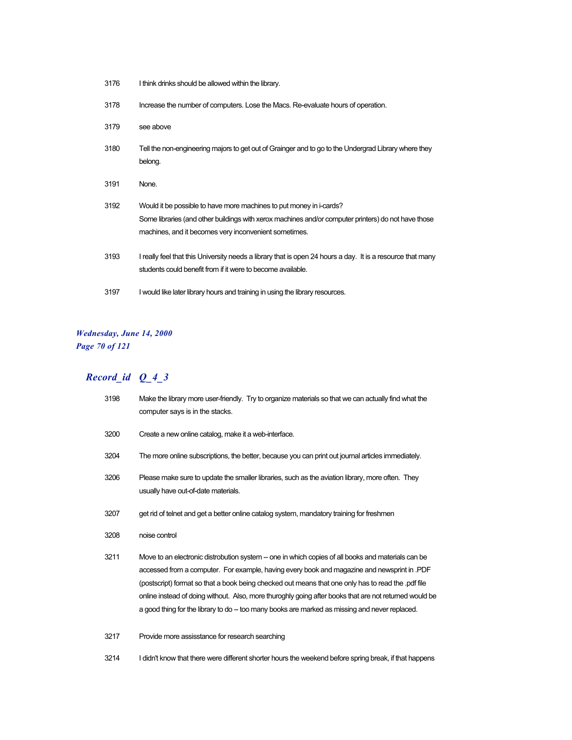| | |
|---|---|
| 3176 | I think drinks should be allowed within the library. |
| 3178 | Increase the number of computers. Lose the Macs. Re-evaluate hours of operation. |
| 3179 | see above |
| 3180 | Tell the non-engineering majors to get out of Grainger and to go to the Undergrad Library where they belong. |
| 3191 | None. |
| 3192 | Would it be possible to have more machines to put money in i-cards? Some libraries (and other buildings with xerox machines and/or computer printers) do not have those machines, and it becomes very inconvenient sometimes. |
| 3193 | I really feel that this University needs a library that is open 24 hours a day. It is a resource that many students could benefit from if it were to become available. |
| 3197 | I would like later library hours and training in using the library resources. |

## *Record_id Q_4_3*

| | |
|---|---|
| 3198 | Make the library more user-friendly. Try to organize materials so that we can actually find what the computer says is in the stacks. |
| 3200 | Create a new online catalog, make it a web-interface. |
| 3204 | The more online subscriptions, the better, because you can print out journal articles immediately. |
| 3206 | Please make sure to update the smaller libraries, such as the aviation library, more often. They usually have out-of-date materials. |
| 3207 | get rid of telnet and get a better online catalog system, mandatory training for freshmen |
| 3208 | noise control |
| 3211 | Move to an electronic distrobution system -- one in which copies of all books and materials can be accessed from a computer. For example, having every book and magazine and newsprint in .PDF (postscript) format so that a book being checked out means that one only has to read the .pdf file online instead of doing without. Also, more thuroghly going after books that are not returned would be a good thing for the library to do -- too many books are marked as missing and never replaced. |
| 3217 | Provide more assisstance for research searching |
| 3214 | I didn't know that there were different shorter hours the weekend before spring break, if that happens |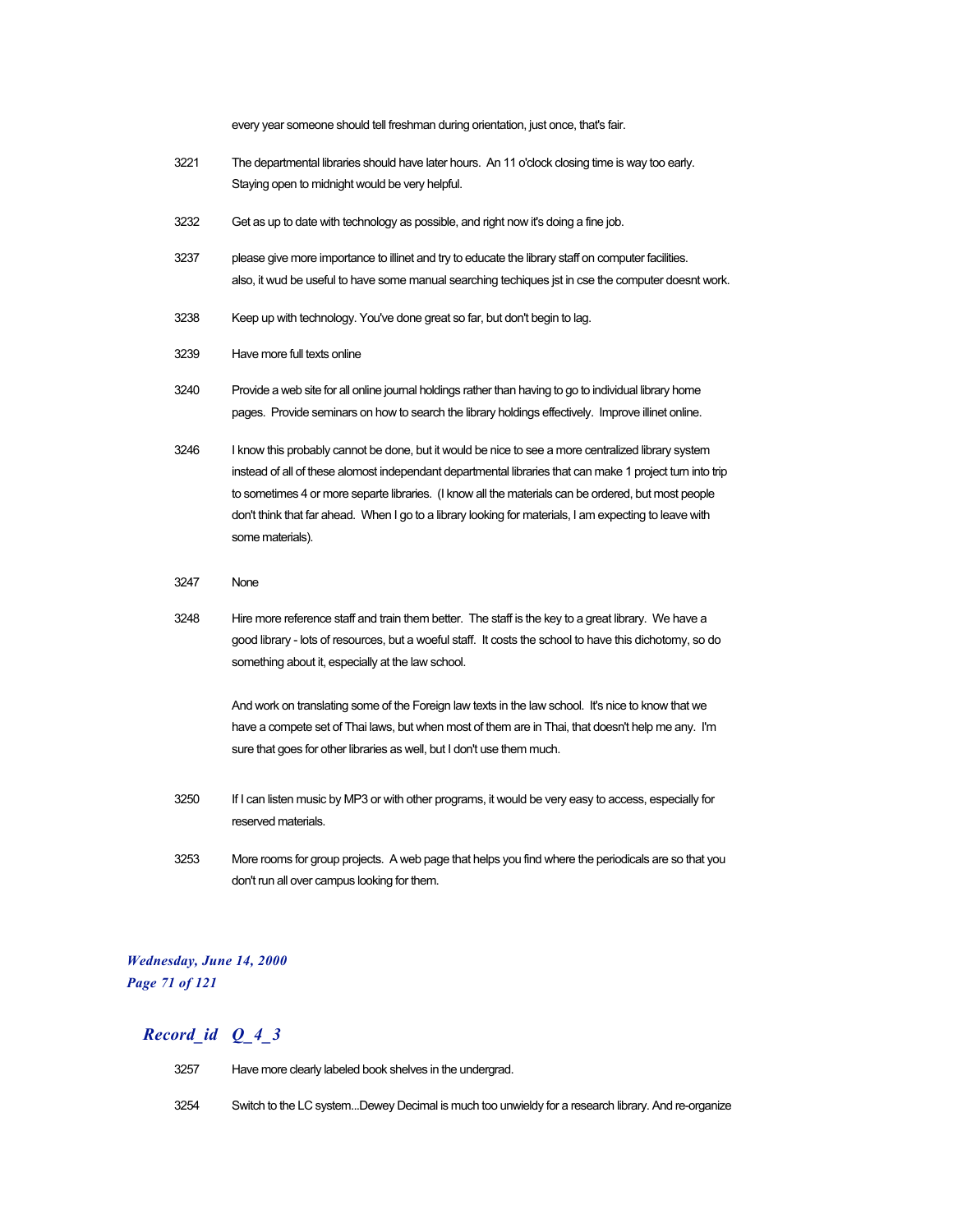every year someone should tell freshman during orientation, just once, that's fair.

| | |
|---|---|
| 3221 | The departmental libraries should have later hours. An 11 o'clock closing time is way too early. Staying open to midnight would be very helpful. |
| 3232 | Get as up to date with technology as possible, and right now it's doing a fine job. |
| 3237 | please give more importance to illinet and try to educate the library staff on computer facilities. also, it wud be useful to have some manual searching techiques jst in cse the computer doesnt work. |
| 3238 | Keep up with technology. You've done great so far, but don't begin to lag. |
| 3239 | Have more full texts online |
| 3240 | Provide a web site for all online journal holdings rather than having to go to individual library home pages. Provide seminars on how to search the library holdings effectively. Improve illinet online. |
| 3246 | I know this probably cannot be done, but it would be nice to see a more centralized library system instead of all of these alomost independant departmental libraries that can make 1 project turn into trip to sometimes 4 or more separte libraries. (I know all the materials can be ordered, but most people don't think that far ahead. When I go to a library looking for materials, I am expecting to leave with some materials). |
| 3247 | None |
| 3248 | Hire more reference staff and train them better. The staff is the key to a great library. We have a good library - lots of resources, but a woeful staff. It costs the school to have this dichotomy, so do something about it, especially at the law school.<br><br>And work on translating some of the Foreign law texts in the law school. It's nice to know that we have a compete set of Thai laws, but when most of them are in Thai, that doesn't help me any. I'm sure that goes for other libraries as well, but I don't use them much. |
| 3250 | If I can listen music by MP3 or with other programs, it would be very easy to access, especially for reserved materials. |
| 3253 | More rooms for group projects. A web page that helps you find where the periodicals are so that you don't run all over campus looking for them. |

## *Record_id Q_4_3*

| | |
|---|---|
| 3257 | Have more clearly labeled book shelves in the undergrad. |
| 3254 | Switch to the LC system...Dewey Decimal is much too unwieldy for a research library. And re-organize |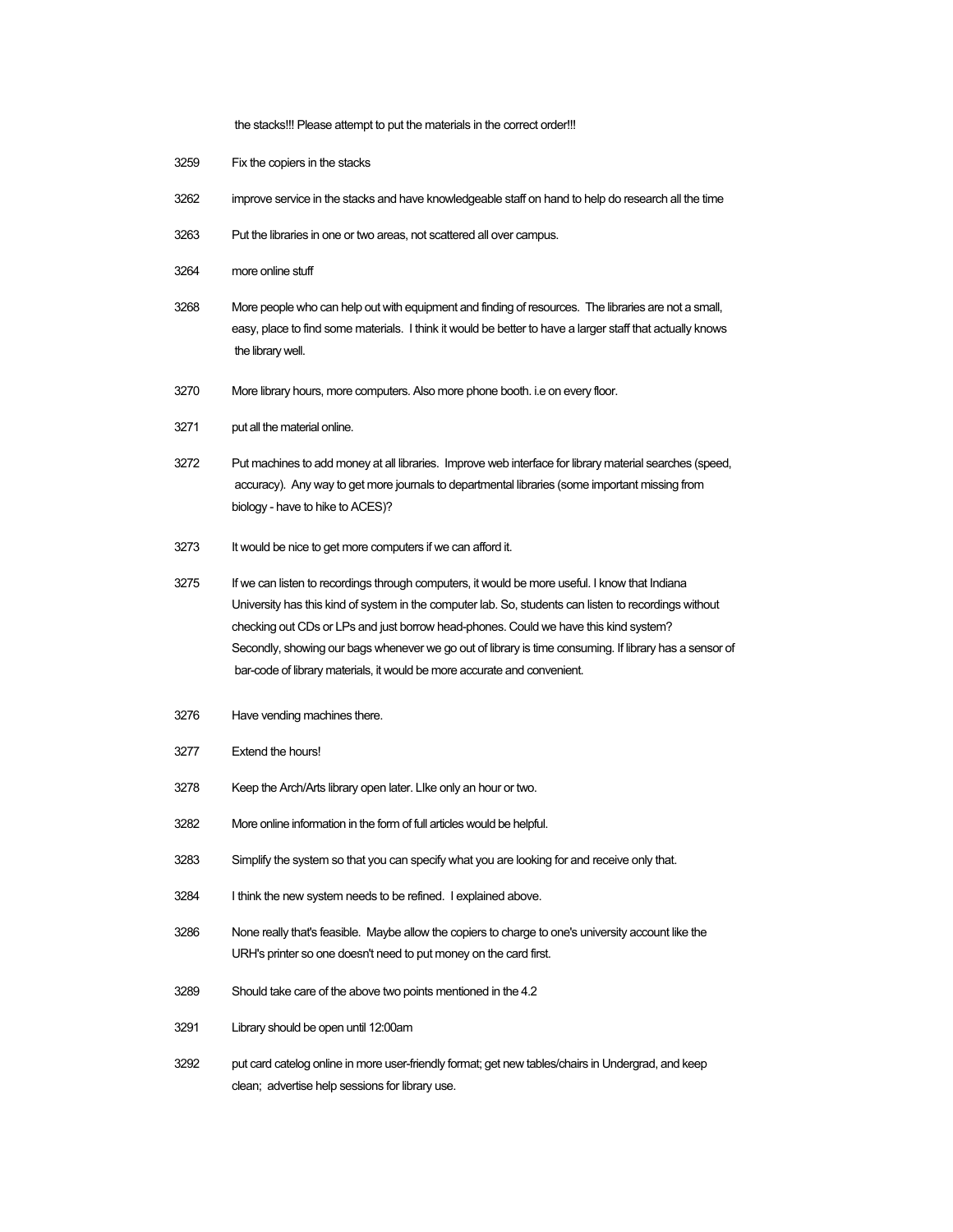the stacks!!! Please attempt to put the materials in the correct order!!!

3259 Fix the copiers in the stacks

3262 improve service in the stacks and have knowledgeable staff on hand to help do research all the time

3263 Put the libraries in one or two areas, not scattered all over campus.

3264 more online stuff

3268 More people who can help out with equipment and finding of resources. The libraries are not a small, easy, place to find some materials. I think it would be better to have a larger staff that actually knows the library well.

3270 More library hours, more computers. Also more phone booth. i.e on every floor.

3271 put all the material online.

3272 Put machines to add money at all libraries. Improve web interface for library material searches (speed, accuracy). Any way to get more journals to departmental libraries (some important missing from biology - have to hike to ACES)?

3273 It would be nice to get more computers if we can afford it.

3275 If we can listen to recordings through computers, it would be more useful. I know that Indiana University has this kind of system in the computer lab. So, students can listen to recordings without checking out CDs or LPs and just borrow head-phones. Could we have this kind system? Secondly, showing our bags whenever we go out of library is time consuming. If library has a sensor of bar-code of library materials, it would be more accurate and convenient.

3276 Have vending machines there.

3277 Extend the hours!

3278 Keep the Arch/Arts library open later. LIke only an hour or two.

3282 More online information in the form of full articles would be helpful.

3283 Simplify the system so that you can specify what you are looking for and receive only that.

3284 I think the new system needs to be refined. I explained above.

3286 None really that's feasible. Maybe allow the copiers to charge to one's university account like the URH's printer so one doesn't need to put money on the card first.

3289 Should take care of the above two points mentioned in the 4.2

3291 Library should be open until 12:00am

3292 put card catelog online in more user-friendly format; get new tables/chairs in Undergrad, and keep clean; advertise help sessions for library use.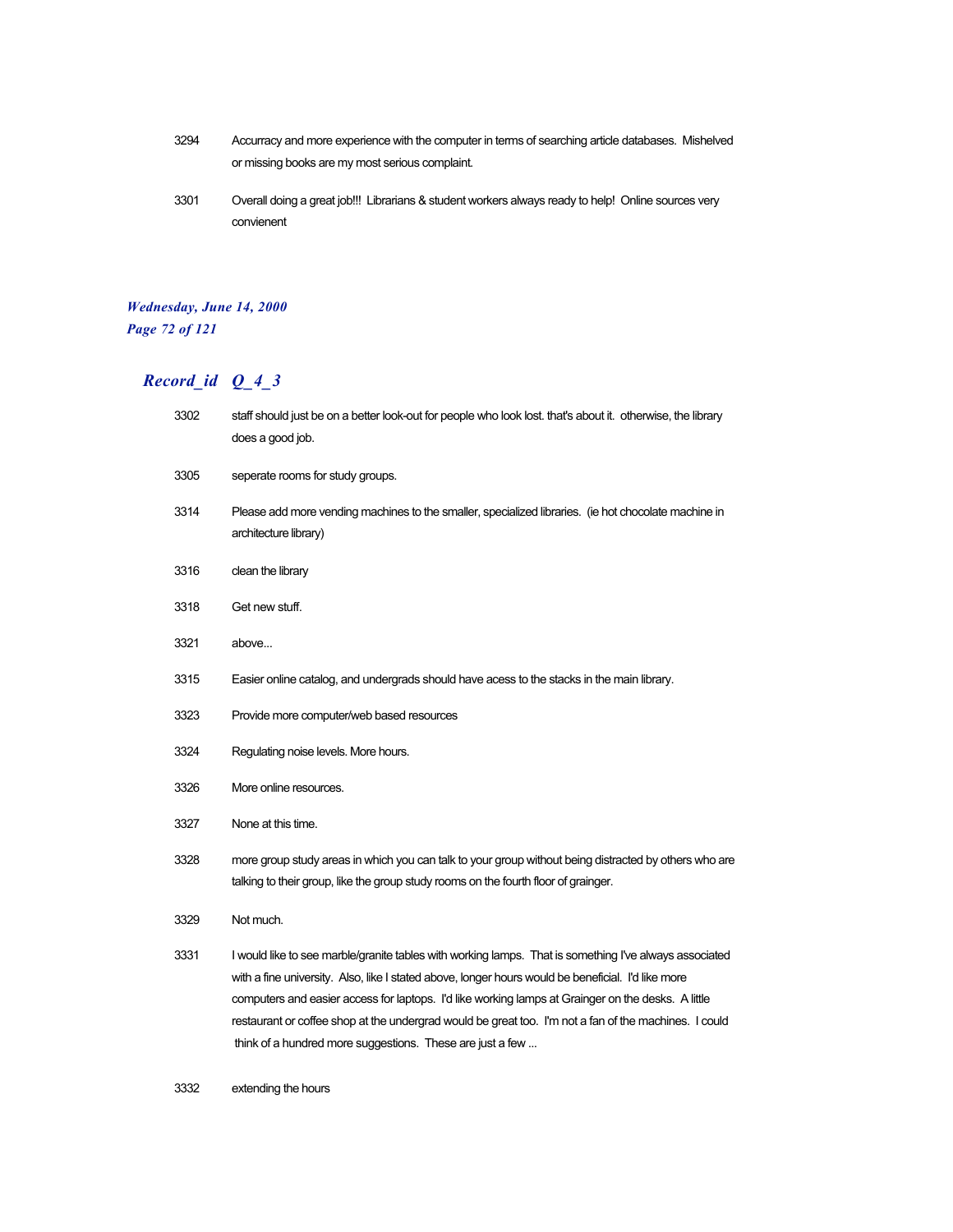| | |
|---|---|
| 3294 | Accurracy and more experience with the computer in terms of searching article databases. Mishelved or missing books are my most serious complaint. |
| 3301 | Overall doing a great job!!! Librarians & student workers always ready to help! Online sources very convienent |

## Record_id Q_4_3

| | |
|---|---|
| 3302 | staff should just be on a better look-out for people who look lost. that's about it. otherwise, the library does a good job. |
| 3305 | seperate rooms for study groups. |
| 3314 | Please add more vending machines to the smaller, specialized libraries. (ie hot chocolate machine in architecture library) |
| 3316 | clean the library |
| 3318 | Get new stuff. |
| 3321 | above... |
| 3315 | Easier online catalog, and undergrads should have acess to the stacks in the main library. |
| 3323 | Provide more computer/web based resources |
| 3324 | Regulating noise levels. More hours. |
| 3326 | More online resources. |
| 3327 | None at this time. |
| 3328 | more group study areas in which you can talk to your group without being distracted by others who are talking to their group, like the group study rooms on the fourth floor of grainger. |
| 3329 | Not much. |
| 3331 | I would like to see marble/granite tables with working lamps. That is something I've always associated with a fine university. Also, like I stated above, longer hours would be beneficial. I'd like more computers and easier access for laptops. I'd like working lamps at Grainger on the desks. A little restaurant or coffee shop at the undergrad would be great too. I'm not a fan of the machines. I could think of a hundred more suggestions. These are just a few ... |
| 3332 | extending the hours |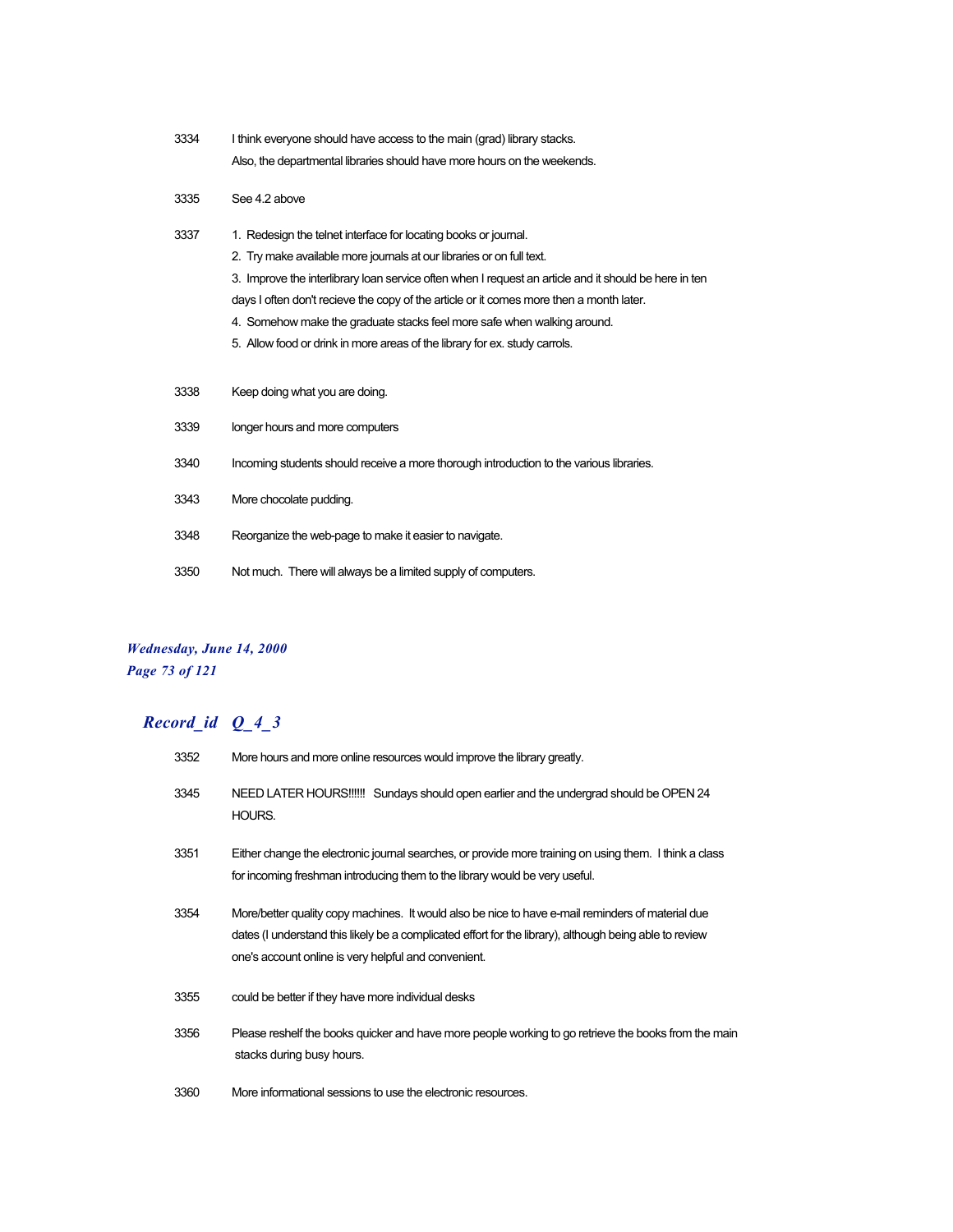| | |
|---|---|
| 3334 | I think everyone should have access to the main (grad) library stacks. Also, the departmental libraries should have more hours on the weekends. |
| 3335 | See 4.2 above |
| 3337 | 1. Redesign the telnet interface for locating books or journal. 2. Try make available more journals at our libraries or on full text. 3. Improve the interlibrary loan service often when I request an article and it should be here in ten days I often don't recieve the copy of the article or it comes more then a month later. 4. Somehow make the graduate stacks feel more safe when walking around. 5. Allow food or drink in more areas of the library for ex. study carrols. |
| 3338 | Keep doing what you are doing. |
| 3339 | longer hours and more computers |
| 3340 | Incoming students should receive a more thorough introduction to the various libraries. |
| 3343 | More chocolate pudding. |
| 3348 | Reorganize the web-page to make it easier to navigate. |
| 3350 | Not much. There will always be a limited supply of computers. |

*Wednesday, June 14, 2000*

## *Record_id Q_4_3*

| | |
|---|---|
| 3352 | More hours and more online resources would improve the library greatly. |
| 3345 | NEED LATER HOURS!!!!!! Sundays should open earlier and the undergrad should be OPEN 24 HOURS. |
| 3351 | Either change the electronic journal searches, or provide more training on using them. I think a class for incoming freshman introducing them to the library would be very useful. |
| 3354 | More/better quality copy machines. It would also be nice to have e-mail reminders of material due dates (I understand this likely be a complicated effort for the library), although being able to review one's account online is very helpful and convenient. |
| 3355 | could be better if they have more individual desks |
| 3356 | Please reshelf the books quicker and have more people working to go retrieve the books from the main stacks during busy hours. |
| 3360 | More informational sessions to use the electronic resources. |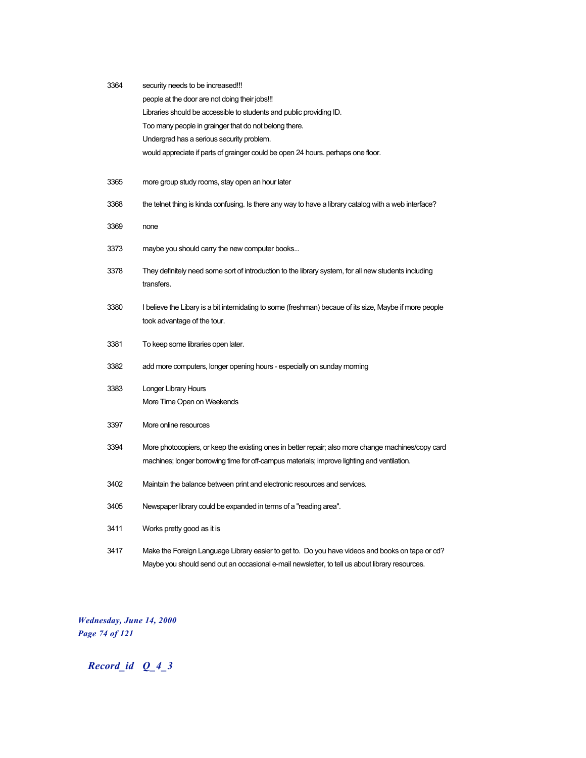| | |
|---|---|
| 3364 | security needs to be increased!!!<br>people at the door are not doing their jobs!!!<br>Libraries should be accessible to students and public providing ID.<br>Too many people in grainger that do not belong there.<br>Undergrad has a serious security problem.<br>would appreciate if parts of grainger could be open 24 hours. perhaps one floor. |
| 3365 | more group study rooms, stay open an hour later |
| 3368 | the telnet thing is kinda confusing. Is there any way to have a library catalog with a web interface? |
| 3369 | none |
| 3373 | maybe you should carry the new computer books... |
| 3378 | They definitely need some sort of introduction to the library system, for all new students including transfers. |
| 3380 | I believe the Libary is a bit intemidating to some (freshman) becaue of its size, Maybe if more people took advantage of the tour. |
| 3381 | To keep some libraries open later. |
| 3382 | add more computers, longer opening hours - especially on sunday morning |
| 3383 | Longer Library Hours<br>More Time Open on Weekends |
| 3397 | More online resources |
| 3394 | More photocopiers, or keep the existing ones in better repair; also more change machines/copy card machines; longer borrowing time for off-campus materials; improve lighting and ventilation. |
| 3402 | Maintain the balance between print and electronic resources and services. |
| 3405 | Newspaper library could be expanded in terms of a "reading area". |
| 3411 | Works pretty good as it is |
| 3417 | Make the Foreign Language Library easier to get to. Do you have videos and books on tape or cd? Maybe you should send out an occasional e-mail newsletter, to tell us about library resources. |

*Record_id Q_4_3*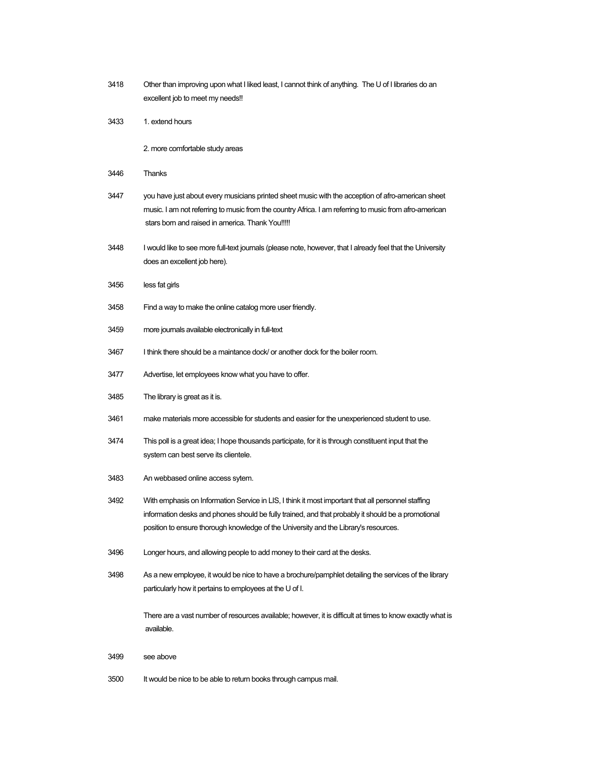| | |
|---|---|
| 3418 | Other than improving upon what I liked least, I cannot think of anything. The U of I libraries do an excellent job to meet my needs!! |
| 3433 | 1. extend hours<br><br>2. more comfortable study areas |
| 3446 | Thanks |
| 3447 | you have just about every musicians printed sheet music with the acception of afro-american sheet music. I am not referring to music from the country Africa. I am referring to music from afro-american stars born and raised in america. Thank You!!!!! |
| 3448 | I would like to see more full-text journals (please note, however, that I already feel that the University does an excellent job here). |
| 3456 | less fat girls |
| 3458 | Find a way to make the online catalog more user friendly. |
| 3459 | more journals available electronically in full-text |
| 3467 | I think there should be a maintance dock/ or another dock for the boiler room. |
| 3477 | Advertise, let employees know what you have to offer. |
| 3485 | The library is great as it is. |
| 3461 | make materials more accessible for students and easier for the unexperienced student to use. |
| 3474 | This poll is a great idea; I hope thousands participate, for it is through constituent input that the system can best serve its clientele. |
| 3483 | An webbased online access sytem. |
| 3492 | With emphasis on Information Service in LIS, I think it most important that all personnel staffing information desks and phones should be fully trained, and that probably it should be a promotional position to ensure thorough knowledge of the University and the Library's resources. |
| 3496 | Longer hours, and allowing people to add money to their card at the desks. |
| 3498 | As a new employee, it would be nice to have a brochure/pamphlet detailing the services of the library particularly how it pertains to employees at the U of I.<br><br>There are a vast number of resources available; however, it is difficult at times to know exactly what is available. |
| 3499 | see above |
| 3500 | It would be nice to be able to return books through campus mail. |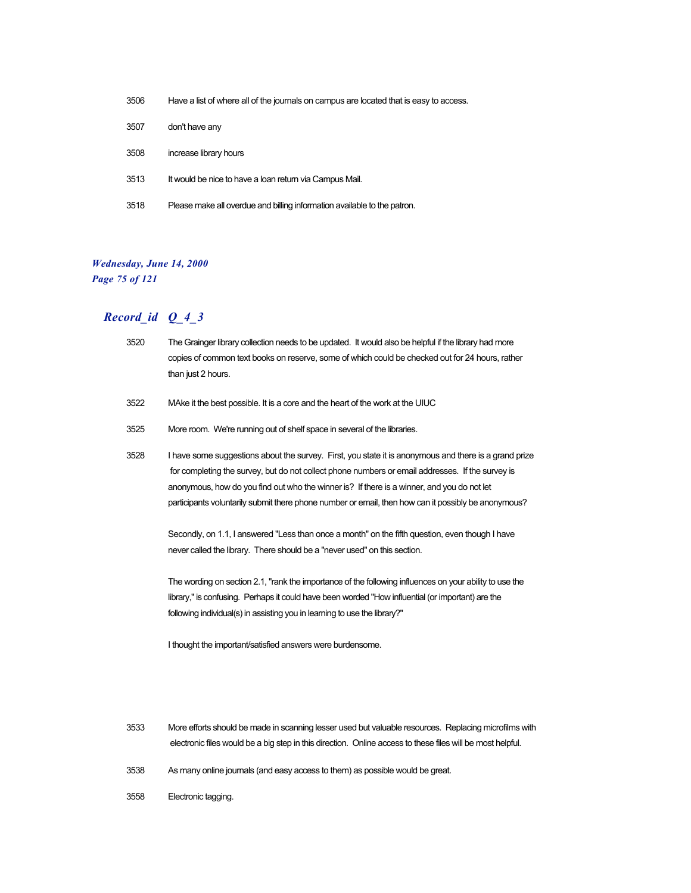| | |
|---|---|
| 3506 | Have a list of where all of the journals on campus are located that is easy to access. |
| 3507 | don't have any |
| 3508 | increase library hours |
| 3513 | It would be nice to have a loan return via Campus Mail. |
| 3518 | Please make all overdue and billing information available to the patron. |

## Record_id Q_4_3

| | |
|---|---|
| 3520 | The Grainger library collection needs to be updated. It would also be helpful if the library had more copies of common text books on reserve, some of which could be checked out for 24 hours, rather than just 2 hours. |
| 3522 | MAke it the best possible. It is a core and the heart of the work at the UIUC |
| 3525 | More room. We're running out of shelf space in several of the libraries. |
| 3528 | I have some suggestions about the survey. First, you state it is anonymous and there is a grand prize for completing the survey, but do not collect phone numbers or email addresses. If the survey is anonymous, how do you find out who the winner is? If there is a winner, and you do not let participants voluntarily submit there phone number or email, then how can it possibly be anonymous?<br><br>Secondly, on 1.1, I answered "Less than once a month" on the fifth question, even though I have never called the library. There should be a "never used" on this section.<br><br>The wording on section 2.1, "rank the importance of the following influences on your ability to use the library," is confusing. Perhaps it could have been worded "How influential (or important) are the following individual(s) in assisting you in learning to use the library?"<br><br>I thought the important/satisfied answers were burdensome. |
| 3533 | More efforts should be made in scanning lesser used but valuable resources. Replacing microfilms with electronic files would be a big step in this direction. Online access to these files will be most helpful. |
| 3538 | As many online journals (and easy access to them) as possible would be great. |
| 3558 | Electronic tagging. |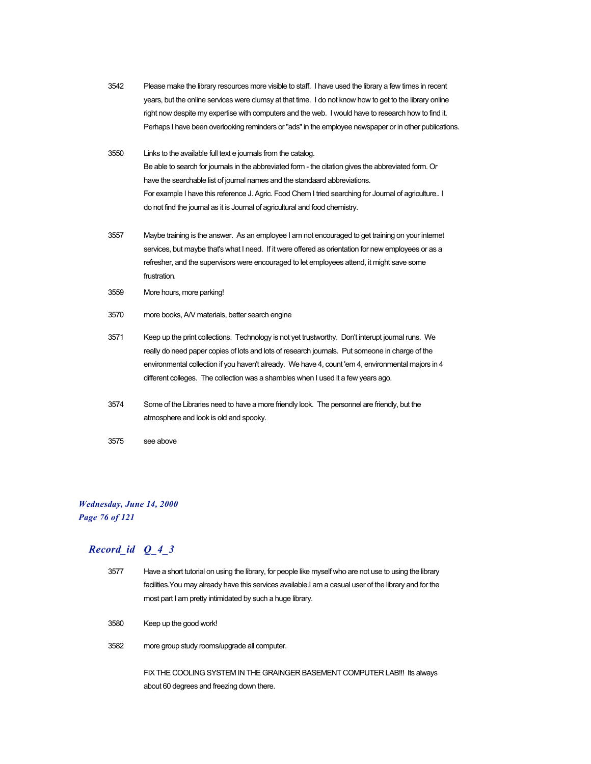3542 Please make the library resources more visible to staff. I have used the library a few times in recent years, but the online services were clumsy at that time. I do not know how to get to the library online right now despite my expertise with computers and the web. I would have to research how to find it. Perhaps I have been overlooking reminders or "ads" in the employee newspaper or in other publications.

3550 Links to the available full text e journals from the catalog.
Be able to search for journals in the abbreviated form - the citation gives the abbreviated form. Or have the searchable list of journal names and the standaard abbreviations.
For example I have this reference J. Agric. Food Chem I tried searching for Journal of agriculture.. I do not find the journal as it is Journal of agricultural and food chemistry.

3557 Maybe training is the answer. As an employee I am not encouraged to get training on your internet services, but maybe that's what I need. If it were offered as orientation for new employees or as a refresher, and the supervisors were encouraged to let employees attend, it might save some frustration.

3559 More hours, more parking!

3570 more books, A/V materials, better search engine

3571 Keep up the print collections. Technology is not yet trustworthy. Don't interupt journal runs. We really do need paper copies of lots and lots of research journals. Put someone in charge of the environmental collection if you haven't already. We have 4, count 'em 4, environmental majors in 4 different colleges. The collection was a shambles when I used it a few years ago.

3574 Some of the Libraries need to have a more friendly look. The personnel are friendly, but the atmosphere and look is old and spooky.

3575 see above

## *Record_id Q_4_3*

3577 Have a short tutorial on using the library, for people like myself who are not use to using the library facilities.You may already have this services available.I am a casual user of the library and for the most part I am pretty intimidated by such a huge library.

3580 Keep up the good work!

3582 more group study rooms/upgrade all computer.

FIX THE COOLING SYSTEM IN THE GRAINGER BASEMENT COMPUTER LAB!!! Its always about 60 degrees and freezing down there.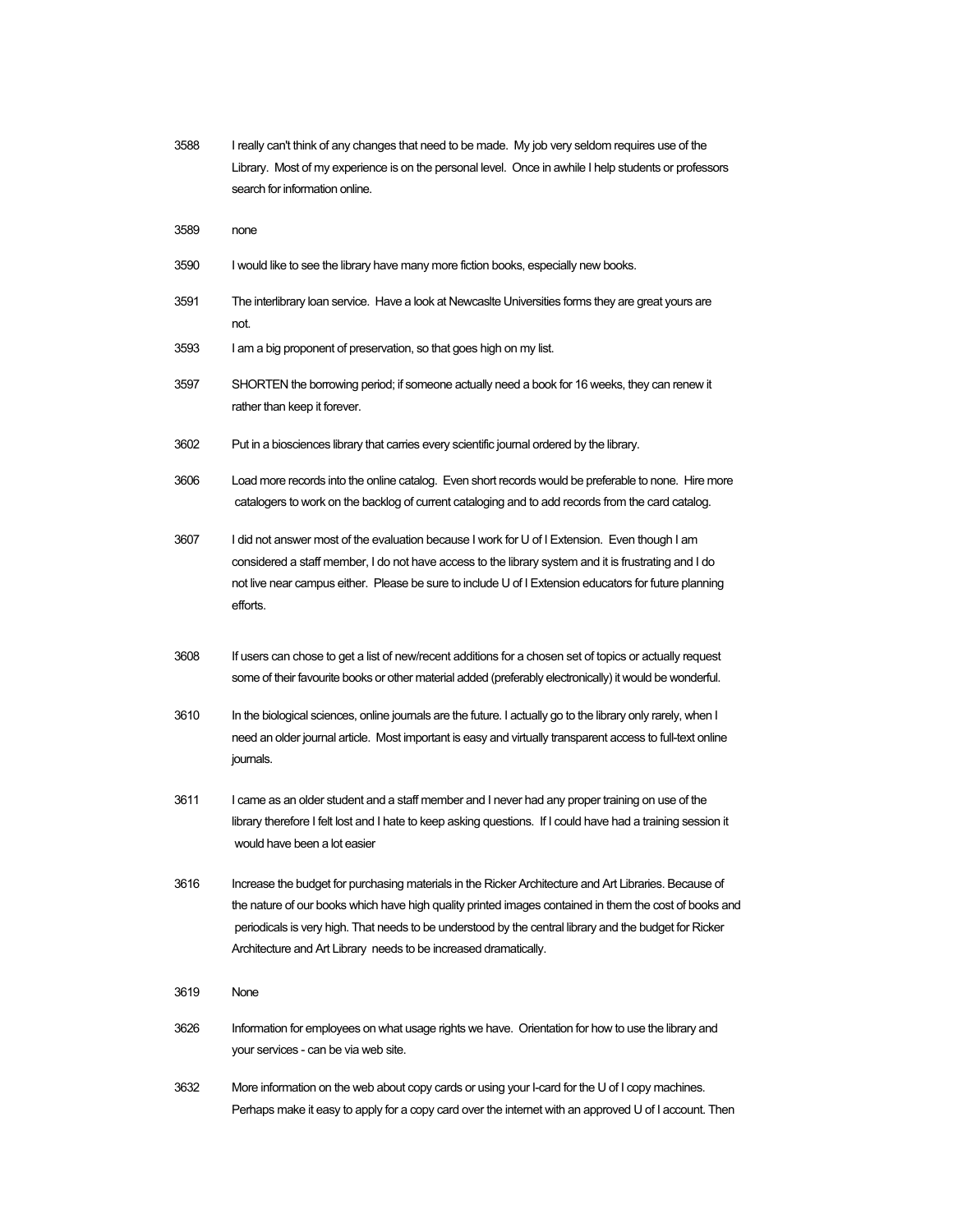3588 I really can't think of any changes that need to be made. My job very seldom requires use of the Library. Most of my experience is on the personal level. Once in awhile I help students or professors search for information online.

3589 none

3590 I would like to see the library have many more fiction books, especially new books.

3591 The interlibrary loan service. Have a look at Newcaslte Universities forms they are great yours are not.

3593 I am a big proponent of preservation, so that goes high on my list.

3597 SHORTEN the borrowing period; if someone actually need a book for 16 weeks, they can renew it rather than keep it forever.

3602 Put in a biosciences library that carries every scientific journal ordered by the library.

3606 Load more records into the online catalog. Even short records would be preferable to none. Hire more catalogers to work on the backlog of current cataloging and to add records from the card catalog.

3607 I did not answer most of the evaluation because I work for U of I Extension. Even though I am considered a staff member, I do not have access to the library system and it is frustrating and I do not live near campus either. Please be sure to include U of I Extension educators for future planning efforts.

3608 If users can chose to get a list of new/recent additions for a chosen set of topics or actually request some of their favourite books or other material added (preferably electronically) it would be wonderful.

3610 In the biological sciences, online journals are the future. I actually go to the library only rarely, when I need an older journal article. Most important is easy and virtually transparent access to full-text online journals.

3611 I came as an older student and a staff member and I never had any proper training on use of the library therefore I felt lost and I hate to keep asking questions. If I could have had a training session it would have been a lot easier

3616 Increase the budget for purchasing materials in the Ricker Architecture and Art Libraries. Because of the nature of our books which have high quality printed images contained in them the cost of books and periodicals is very high. That needs to be understood by the central library and the budget for Ricker Architecture and Art Library needs to be increased dramatically.

3619 None

3626 Information for employees on what usage rights we have. Orientation for how to use the library and your services - can be via web site.

3632 More information on the web about copy cards or using your I-card for the U of I copy machines. Perhaps make it easy to apply for a copy card over the internet with an approved U of I account. Then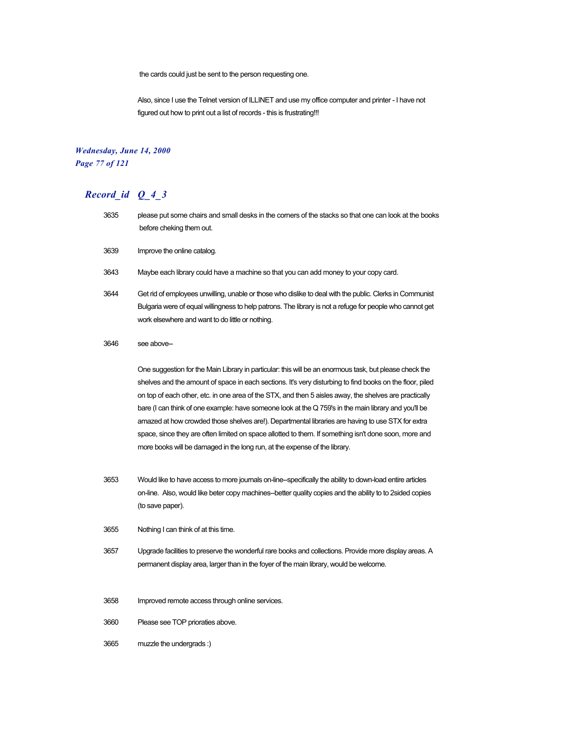the cards could just be sent to the person requesting one.

Also, since I use the Telnet version of ILLINET and use my office computer and printer - I have not figured out how to print out a list of records - this is frustrating!!!

## *Record_id Q_4_3*

3635 please put some chairs and small desks in the corners of the stacks so that one can look at the books before cheking them out.

3639 Improve the online catalog.

3643 Maybe each library could have a machine so that you can add money to your copy card.

3644 Get rid of employees unwilling, unable or those who dislike to deal with the public. Clerks in Communist Bulgaria were of equal willingness to help patrons. The library is not a refuge for people who cannot get work elsewhere and want to do little or nothing.

3646 see above--

One suggestion for the Main Library in particular: this will be an enormous task, but please check the shelves and the amount of space in each sections. It's very disturbing to find books on the floor, piled on top of each other, etc. in one area of the STX, and then 5 aisles away, the shelves are practically bare (I can think of one example: have someone look at the Q 759's in the main library and you'll be amazed at how crowded those shelves are!). Departmental libraries are having to use STX for extra space, since they are often limited on space allotted to them. If something isn't done soon, more and more books will be damaged in the long run, at the expense of the library.

3653 Would like to have access to more journals on-line--specifically the ability to down-load entire articles on-line. Also, would like beter copy machines--better quality copies and the ability to to 2sided copies (to save paper).

3655 Nothing I can think of at this time.

3657 Upgrade facilities to preserve the wonderful rare books and collections. Provide more display areas. A permanent display area, larger than in the foyer of the main library, would be welcome.

3658 Improved remote access through online services.

3660 Please see TOP prioraties above.

3665 muzzle the undergrads :)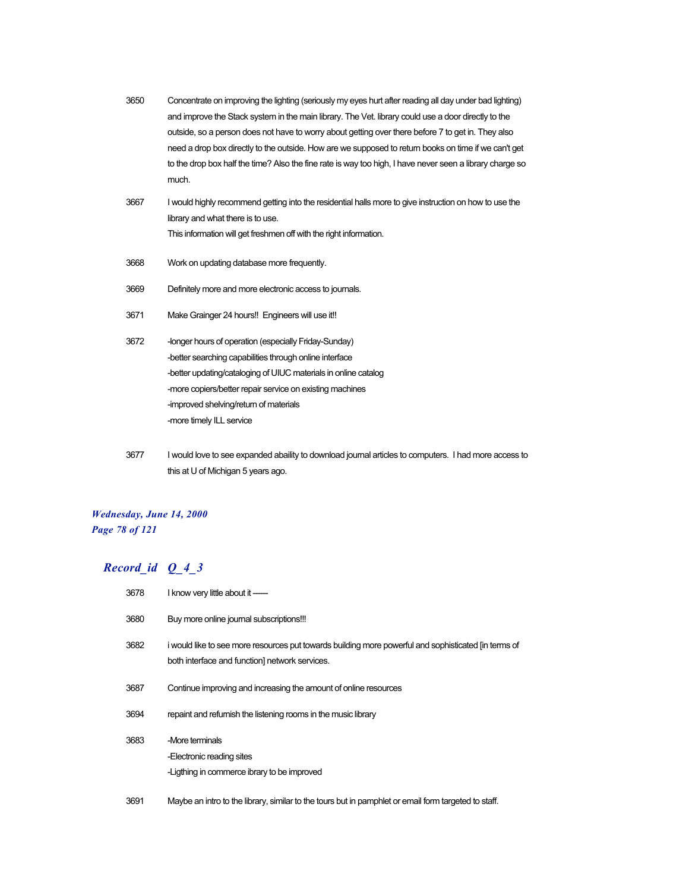| | |
|---|---|
| 3650 | Concentrate on improving the lighting (seriously my eyes hurt after reading all day under bad lighting) and improve the Stack system in the main library. The Vet. library could use a door directly to the outside, so a person does not have to worry about getting over there before 7 to get in. They also need a drop box directly to the outside. How are we supposed to return books on time if we can't get to the drop box half the time? Also the fine rate is way too high, I have never seen a library charge so much. |
| 3667 | I would highly recommend getting into the residential halls more to give instruction on how to use the library and what there is to use.<br>This information will get freshmen off with the right information. |
| 3668 | Work on updating database more frequently. |
| 3669 | Definitely more and more electronic access to journals. |
| 3671 | Make Grainger 24 hours!! Engineers will use it!! |
| 3672 | -longer hours of operation (especially Friday-Sunday)<br>-better searching capabilities through online interface<br>-better updating/cataloging of UIUC materials in online catalog<br>-more copiers/better repair service on existing machines<br>-improved shelving/return of materials<br>-more timely ILL service |
| 3677 | I would love to see expanded abaility to download journal articles to computers. I had more access to this at U of Michigan 5 years ago. |

## *Record_id Q_4_3*

| | |
|---|---|
| 3678 | I know very little about it ------ |
| 3680 | Buy more online journal subscriptions!!! |
| 3682 | i would like to see more resources put towards building more powerful and sophisticated [in terms of both interface and function] network services. |
| 3687 | Continue improving and increasing the amount of online resources |
| 3694 | repaint and refurnish the listening rooms in the music library |
| 3683 | -More terminals<br>-Electronic reading sites<br>-Ligthing in commerce ibrary to be improved |
| 3691 | Maybe an intro to the library, similar to the tours but in pamphlet or email form targeted to staff. |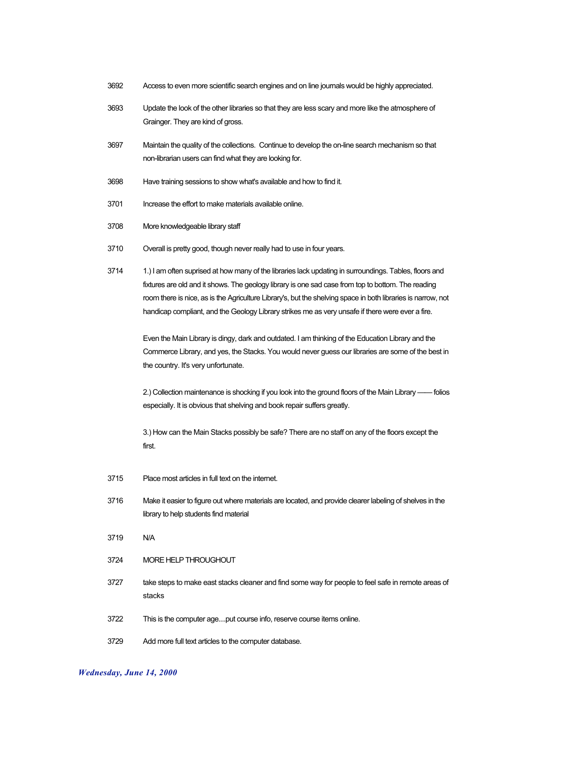3692 Access to even more scientific search engines and on line journals would be highly appreciated.

3693 Update the look of the other libraries so that they are less scary and more like the atmosphere of Grainger. They are kind of gross.

3697 Maintain the quality of the collections. Continue to develop the on-line search mechanism so that non-librarian users can find what they are looking for.

3698 Have training sessions to show what's available and how to find it.

3701 Increase the effort to make materials available online.

3708 More knowledgeable library staff

3710 Overall is pretty good, though never really had to use in four years.

3714 1.) I am often suprised at how many of the libraries lack updating in surroundings. Tables, floors and fixtures are old and it shows. The geology library is one sad case from top to bottom. The reading room there is nice, as is the Agriculture Library's, but the shelving space in both libraries is narrow, not handicap compliant, and the Geology Library strikes me as very unsafe if there were ever a fire.

Even the Main Library is dingy, dark and outdated. I am thinking of the Education Library and the Commerce Library, and yes, the Stacks. You would never guess our libraries are some of the best in the country. It's very unfortunate.

2.) Collection maintenance is shocking if you look into the ground floors of the Main Library —— folios especially. It is obvious that shelving and book repair suffers greatly.

3.) How can the Main Stacks possibly be safe? There are no staff on any of the floors except the first.

3715 Place most articles in full text on the internet.

3716 Make it easier to figure out where materials are located, and provide clearer labeling of shelves in the library to help students find material

3719 N/A

3724 MORE HELP THROUGHOUT

3727 take steps to make east stacks cleaner and find some way for people to feel safe in remote areas of stacks

3722 This is the computer age....put course info, reserve course items online.

3729 Add more full text articles to the computer database.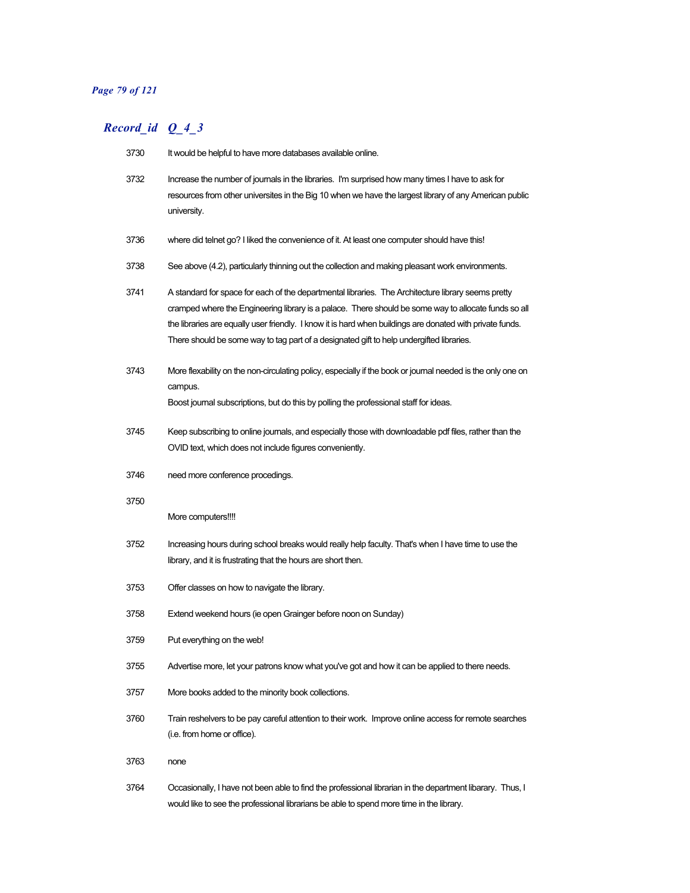| Record_id | Q_4_3 |
|---|---|
| 3730 | It would be helpful to have more databases available online. |
| 3732 | Increase the number of journals in the libraries. I'm surprised how many times I have to ask for resources from other universites in the Big 10 when we have the largest library of any American public university. |
| 3736 | where did telnet go? I liked the convenience of it. At least one computer should have this! |
| 3738 | See above (4.2), particularly thinning out the collection and making pleasant work environments. |
| 3741 | A standard for space for each of the departmental libraries. The Architecture library seems pretty cramped where the Engineering library is a palace. There should be some way to allocate funds so all the libraries are equally user friendly. I know it is hard when buildings are donated with private funds. There should be some way to tag part of a designated gift to help undergifted libraries. |
| 3743 | More flexability on the non-circulating policy, especially if the book or journal needed is the only one on campus.<br>Boost journal subscriptions, but do this by polling the professional staff for ideas. |
| 3745 | Keep subscribing to online journals, and especially those with downloadable pdf files, rather than the OVID text, which does not include figures conveniently. |
| 3746 | need more conference procedings. |
| 3750 | More computers!!!! |
| 3752 | Increasing hours during school breaks would really help faculty. That's when I have time to use the library, and it is frustrating that the hours are short then. |
| 3753 | Offer classes on how to navigate the library. |
| 3758 | Extend weekend hours (ie open Grainger before noon on Sunday) |
| 3759 | Put everything on the web! |
| 3755 | Advertise more, let your patrons know what you've got and how it can be applied to there needs. |
| 3757 | More books added to the minority book collections. |
| 3760 | Train reshelvers to be pay careful attention to their work. Improve online access for remote searches (i.e. from home or office). |
| 3763 | none |
| 3764 | Occasionally, I have not been able to find the professional librarian in the department libarary. Thus, I would like to see the professional librarians be able to spend more time in the library. |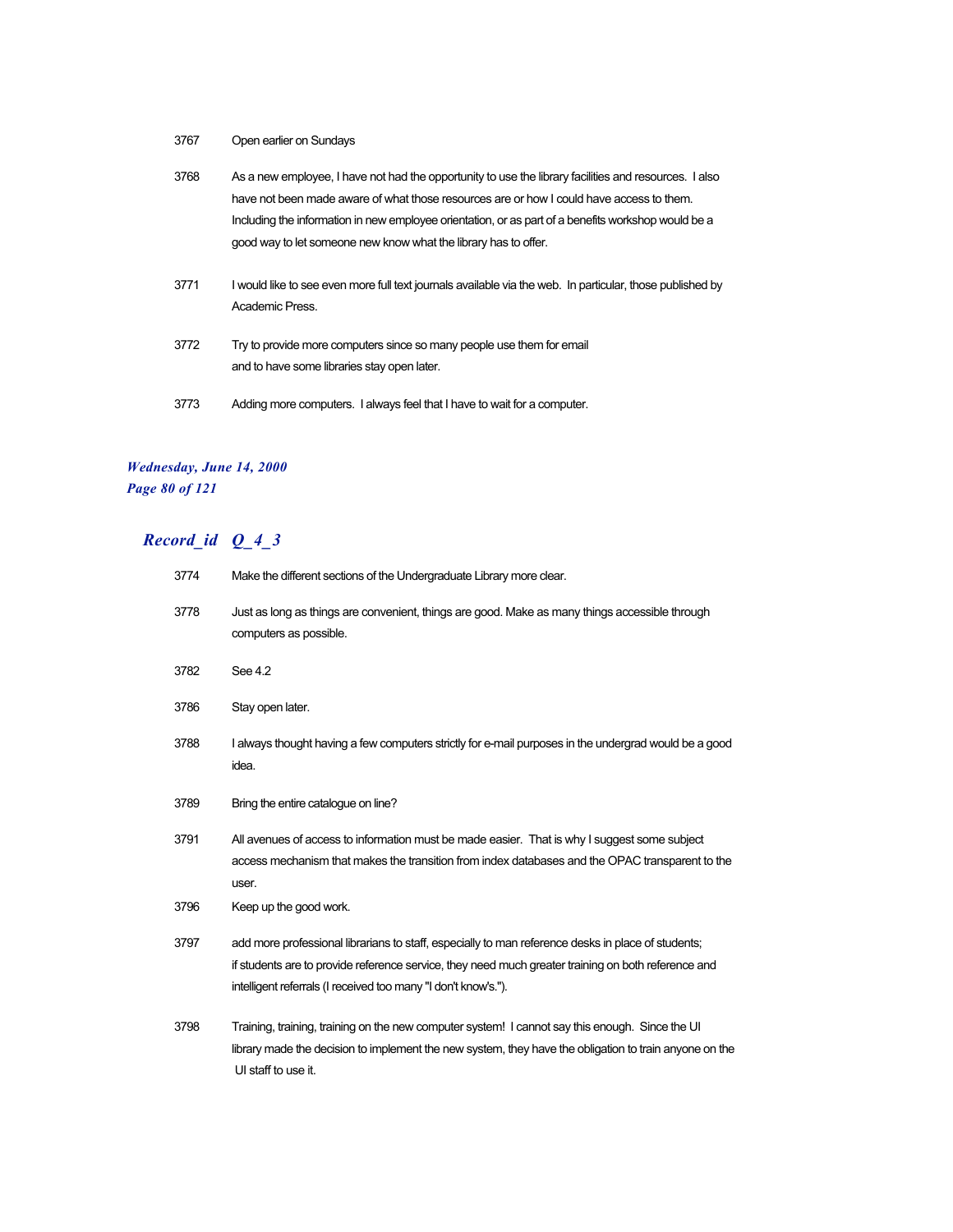| | |
|---|---|
| 3767 | Open earlier on Sundays |
| 3768 | As a new employee, I have not had the opportunity to use the library facilities and resources. I also have not been made aware of what those resources are or how I could have access to them. Including the information in new employee orientation, or as part of a benefits workshop would be a good way to let someone new know what the library has to offer. |
| 3771 | I would like to see even more full text journals available via the web. In particular, those published by Academic Press. |
| 3772 | Try to provide more computers since so many people use them for email and to have some libraries stay open later. |
| 3773 | Adding more computers. I always feel that I have to wait for a computer. |

## *Record_id Q_4_3*

| | |
|---|---|
| 3774 | Make the different sections of the Undergraduate Library more clear. |
| 3778 | Just as long as things are convenient, things are good. Make as many things accessible through computers as possible. |
| 3782 | See 4.2 |
| 3786 | Stay open later. |
| 3788 | I always thought having a few computers strictly for e-mail purposes in the undergrad would be a good idea. |
| 3789 | Bring the entire catalogue on line? |
| 3791 | All avenues of access to information must be made easier. That is why I suggest some subject access mechanism that makes the transition from index databases and the OPAC transparent to the user. |
| 3796 | Keep up the good work. |
| 3797 | add more professional librarians to staff, especially to man reference desks in place of students; if students are to provide reference service, they need much greater training on both reference and intelligent referrals (I received too many "I don't know's."). |
| 3798 | Training, training, training on the new computer system! I cannot say this enough. Since the UI library made the decision to implement the new system, they have the obligation to train anyone on the UI staff to use it. |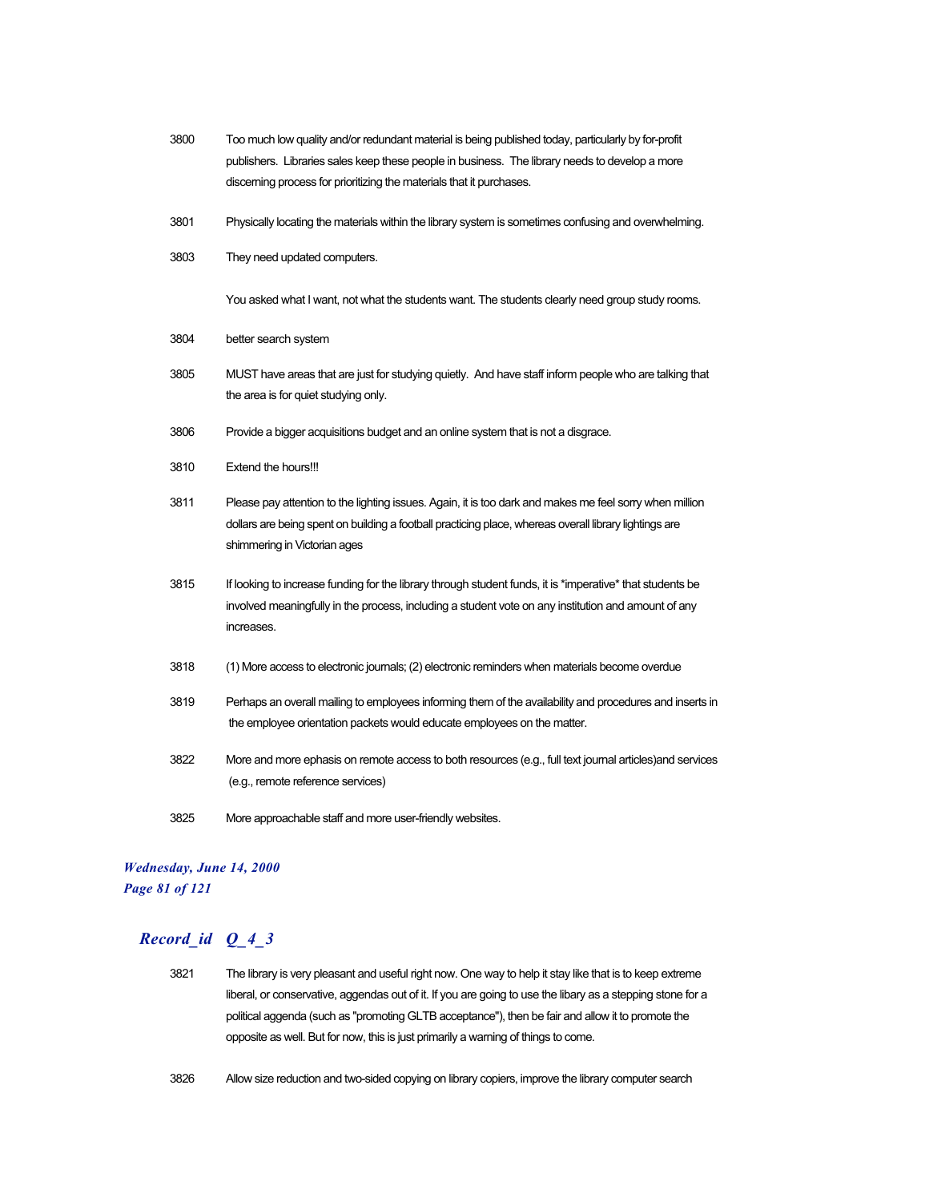3800 Too much low quality and/or redundant material is being published today, particularly by for-profit publishers. Libraries sales keep these people in business. The library needs to develop a more discerning process for prioritizing the materials that it purchases.

3801 Physically locating the materials within the library system is sometimes confusing and overwhelming.

3803 They need updated computers.

You asked what I want, not what the students want. The students clearly need group study rooms.

3804 better search system

3805 MUST have areas that are just for studying quietly. And have staff inform people who are talking that the area is for quiet studying only.

3806 Provide a bigger acquisitions budget and an online system that is not a disgrace.

3810 Extend the hours!!!

3811 Please pay attention to the lighting issues. Again, it is too dark and makes me feel sorry when million dollars are being spent on building a football practicing place, whereas overall library lightings are shimmering in Victorian ages

3815 If looking to increase funding for the library through student funds, it is *imperative* that students be involved meaningfully in the process, including a student vote on any institution and amount of any increases.

3818 (1) More access to electronic journals; (2) electronic reminders when materials become overdue

3819 Perhaps an overall mailing to employees informing them of the availability and procedures and inserts in the employee orientation packets would educate employees on the matter.

3822 More and more ephasis on remote access to both resources (e.g., full text journal articles)and services (e.g., remote reference services)

3825 More approachable staff and more user-friendly websites.

## *Record_id Q_4_3*

3821 The library is very pleasant and useful right now. One way to help it stay like that is to keep extreme liberal, or conservative, aggendas out of it. If you are going to use the libary as a stepping stone for a political aggenda (such as "promoting GLTB acceptance"), then be fair and allow it to promote the opposite as well. But for now, this is just primarily a warning of things to come.

3826 Allow size reduction and two-sided copying on library copiers, improve the library computer search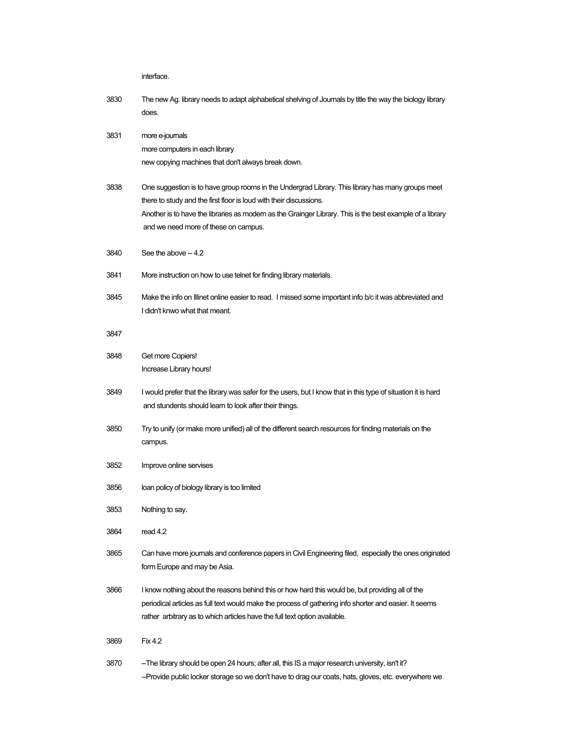interface.

| | |
|---|---|
| 3830 | The new Ag. library needs to adapt alphabetical shelving of Journals by title the way the biology library does. |
| 3831 | more e-journals<br>more computers in each library<br>new copying machines that don't always break down. |
| 3838 | One suggestion is to have group rooms in the Undergrad Library. This library has many groups meet there to study and the first floor is loud with their discussions.<br>Another is to have the libraries as modern as the Grainger Library. This is the best example of a library and we need more of these on campus. |
| 3840 | See the above -- 4.2 |
| 3841 | More instruction on how to use telnet for finding library materials. |
| 3845 | Make the info on Illinet online easier to read. I missed some important info b/c it was abbreviated and I didn't knwo what that meant. |
| 3847 | |
| 3848 | Get more Copiers!<br>Increase Library hours! |
| 3849 | I would prefer that the library was safer for the users, but I know that in this type of situation it is hard and stundents should learn to look after their things. |
| 3850 | Try to unify (or make more unified) all of the different search resources for finding materials on the campus. |
| 3852 | Improve online servises |
| 3856 | loan policy of biology library is too limited |
| 3853 | Nothing to say. |
| 3864 | read 4.2 |
| 3865 | Can have more journals and conference papers in Civil Engineering filed, especially the ones originated form Europe and may be Asia. |
| 3866 | I know nothing about the reasons behind this or how hard this would be, but providing all of the periodical articles as full text would make the process of gathering info shorter and easier. It seems rather arbitrary as to which articles have the full text option available. |
| 3869 | Fix 4.2 |
| 3870 | --The library should be open 24 hours; after all, this IS a major research university, isn't it?<br>--Provide public locker storage so we don't have to drag our coats, hats, gloves, etc. everywhere we |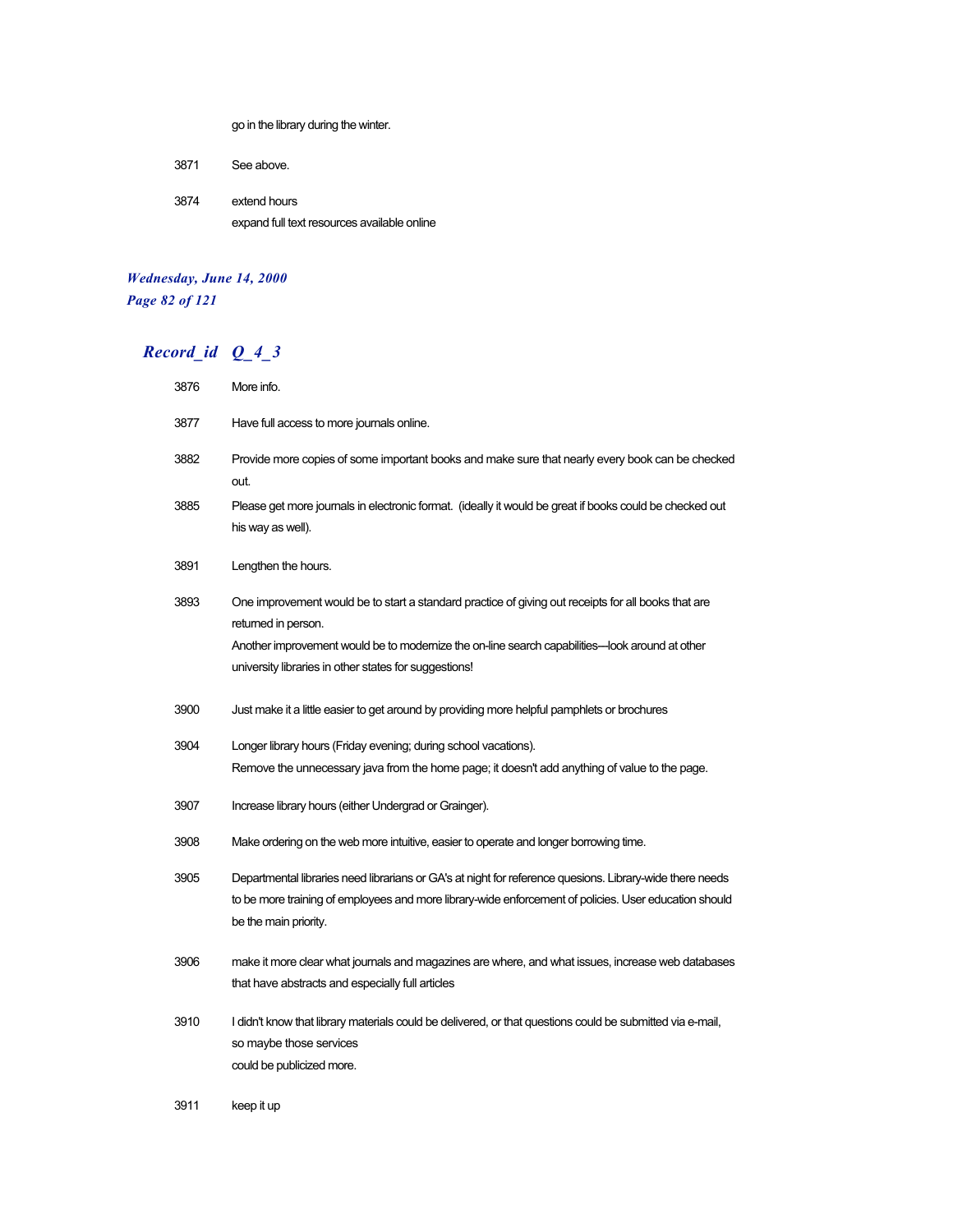go in the library during the winter.

| Record_id | Q_4_3 |
|---|---|
| 3871 | See above. |
| 3874 | extend hours<br>expand full text resources available online |
| 3876 | More info. |
| 3877 | Have full access to more journals online. |
| 3882 | Provide more copies of some important books and make sure that nearly every book can be checked out. |
| 3885 | Please get more journals in electronic format.  (ideally it would be great if books could be checked out his way as well). |
| 3891 | Lengthen the hours. |
| 3893 | One improvement would be to start a standard practice of giving out receipts for all books that are returned in person.<br>Another improvement would be to modernize the on-line search capabilities---look around at other university libraries in other states for suggestions! |
| 3900 | Just make it a little easier to get around by providing more helpful pamphlets or brochures |
| 3904 | Longer library hours (Friday evening; during school vacations).<br>Remove the unnecessary java from the home page; it doesn't add anything of value to the page. |
| 3907 | Increase library hours (either Undergrad or Grainger). |
| 3908 | Make ordering on the web more intuitive, easier to operate and longer borrowing time. |
| 3905 | Departmental libraries need librarians or GA's at night for reference quesions. Library-wide there needs to be more training of employees and more library-wide enforcement of policies. User education should be the main priority. |
| 3906 | make it more clear what journals and magazines are where, and what issues, increase web databases that have abstracts and especially full articles |
| 3910 | I didn't know that library materials could be delivered, or that questions could be submitted via e-mail, so maybe those services<br>could be publicized more. |
| 3911 | keep it up |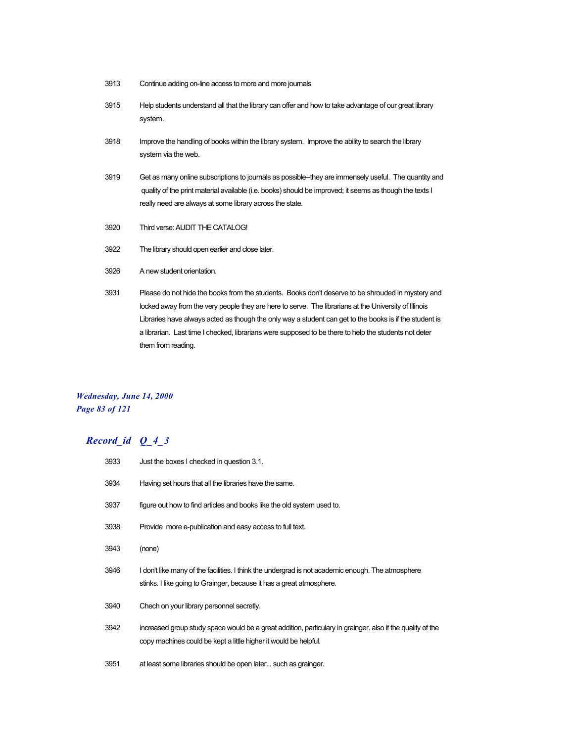| | |
|---|---|
| 3913 | Continue adding on-line access to more and more journals |
| 3915 | Help students understand all that the library can offer and how to take advantage of our great library system. |
| 3918 | Improve the handling of books within the library system.  Improve the ability to search the library system via the web. |
| 3919 | Get as many online subscriptions to journals as possible--they are immensely useful.  The quantity and quality of the print material available (i.e. books) should be improved; it seems as though the texts I really need are always at some library across the state. |
| 3920 | Third verse: AUDIT THE CATALOG! |
| 3922 | The library should open earlier and close later. |
| 3926 | A new student orientation. |
| 3931 | Please do not hide the books from the students.  Books don't deserve to be shrouded in mystery and locked away from the very people they are here to serve.  The librarians at the University of Illinois Libraries have always acted as though the only way a student can get to the books is if the student is a librarian.  Last time I checked, librarians were supposed to be there to help the students not deter them from reading. |

***Wednesday, June 14, 2000***

## *Record_id Q_4_3*

| | |
|---|---|
| 3933 | Just the boxes I checked in question 3.1. |
| 3934 | Having set hours that all the libraries have the same. |
| 3937 | figure out how to find articles and books like the old system used to. |
| 3938 | Provide  more e-publication and easy access to full text. |
| 3943 | (none) |
| 3946 | I don't like many of the facilities. I think the undergrad is not academic enough. The atmosphere stinks. I like going to Grainger, because it has a great atmosphere. |
| 3940 | Chech on your library personnel secretly. |
| 3942 | increased group study space would be a great addition, particulary in grainger. also if the quality of the copy machines could be kept a little higher it would be helpful. |
| 3951 | at least some libraries should be open later... such as grainger. |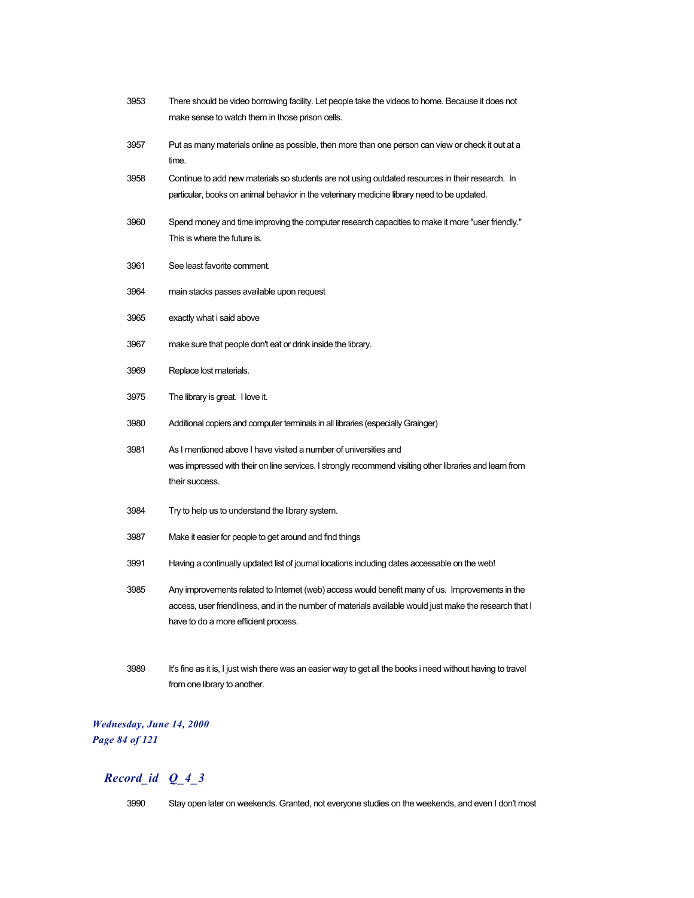| | |
|---|---|
| 3953 | There should be video borrowing facility. Let people take the videos to home. Because it does not make sense to watch them in those prison cells. |
| 3957 | Put as many materials online as possible, then more than one person can view or check it out at a time. |
| 3958 | Continue to add new materials so students are not using outdated resources in their research. In particular, books on animal behavior in the veterinary medicine library need to be updated. |
| 3960 | Spend money and time improving the computer research capacities to make it more "user friendly." This is where the future is. |
| 3961 | See least favorite comment. |
| 3964 | main stacks passes available upon request |
| 3965 | exactly what i said above |
| 3967 | make sure that people don't eat or drink inside the library. |
| 3969 | Replace lost materials. |
| 3975 | The library is great. I love it. |
| 3980 | Additional copiers and computer terminals in all libraries (especially Grainger) |
| 3981 | As I mentioned above I have visited a number of universities and was impressed with their on line services. I strongly recommend visiting other libraries and learn from their success. |
| 3984 | Try to help us to understand the library system. |
| 3987 | Make it easier for people to get around and find things |
| 3991 | Having a continually updated list of journal locations including dates accessable on the web! |
| 3985 | Any improvements related to Internet (web) access would benefit many of us. Improvements in the access, user friendliness, and in the number of materials available would just make the research that I have to do a more efficient process. |
| 3989 | It's fine as it is, I just wish there was an easier way to get all the books i need without having to travel from one library to another. |

***Record_id Q_4_3***

| | |
|---|---|
| 3990 | Stay open later on weekends. Granted, not everyone studies on the weekends, and even I don't most |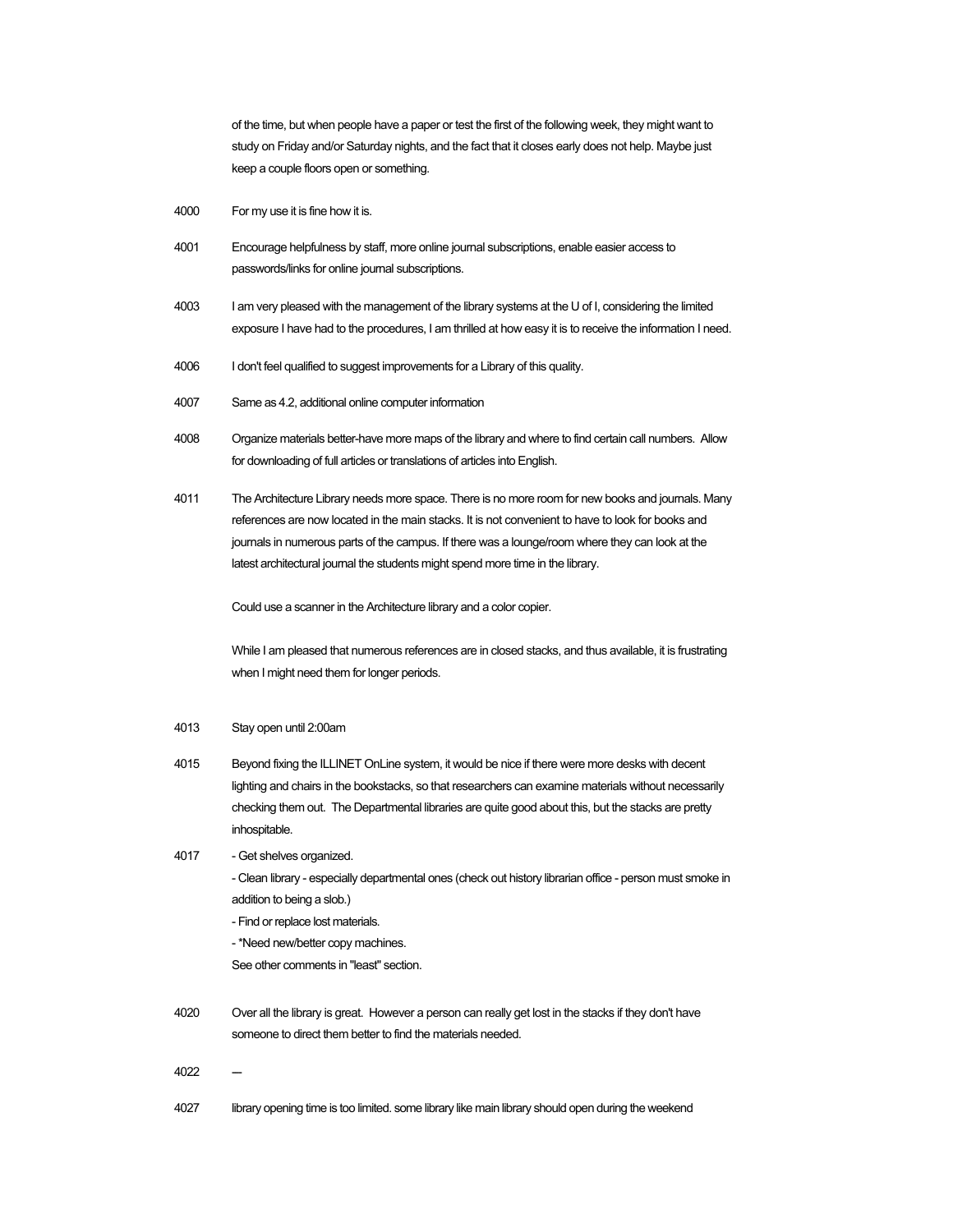of the time, but when people have a paper or test the first of the following week, they might want to study on Friday and/or Saturday nights, and the fact that it closes early does not help. Maybe just keep a couple floors open or something.

4000 For my use it is fine how it is.

4001 Encourage helpfulness by staff, more online journal subscriptions, enable easier access to passwords/links for online journal subscriptions.

4003 I am very pleased with the management of the library systems at the U of I, considering the limited exposure I have had to the procedures, I am thrilled at how easy it is to receive the information I need.

4006 I don't feel qualified to suggest improvements for a Library of this quality.

4007 Same as 4.2, additional online computer information

4008 Organize materials better-have more maps of the library and where to find certain call numbers. Allow for downloading of full articles or translations of articles into English.

4011 The Architecture Library needs more space. There is no more room for new books and journals. Many references are now located in the main stacks. It is not convenient to have to look for books and journals in numerous parts of the campus. If there was a lounge/room where they can look at the latest architectural journal the students might spend more time in the library.

Could use a scanner in the Architecture library and a color copier.

While I am pleased that numerous references are in closed stacks, and thus available, it is frustrating when I might need them for longer periods.

4013 Stay open until 2:00am

4015 Beyond fixing the ILLINET OnLine system, it would be nice if there were more desks with decent lighting and chairs in the bookstacks, so that researchers can examine materials without necessarily checking them out. The Departmental libraries are quite good about this, but the stacks are pretty inhospitable.

4017
- Get shelves organized.
- Clean library - especially departmental ones (check out history librarian office - person must smoke in addition to being a slob.)
- Find or replace lost materials.
- *Need new/better copy machines.

See other comments in "least" section.

4020 Over all the library is great. However a person can really get lost in the stacks if they don't have someone to direct them better to find the materials needed.

4022 —

4027 library opening time is too limited. some library like main library should open during the weekend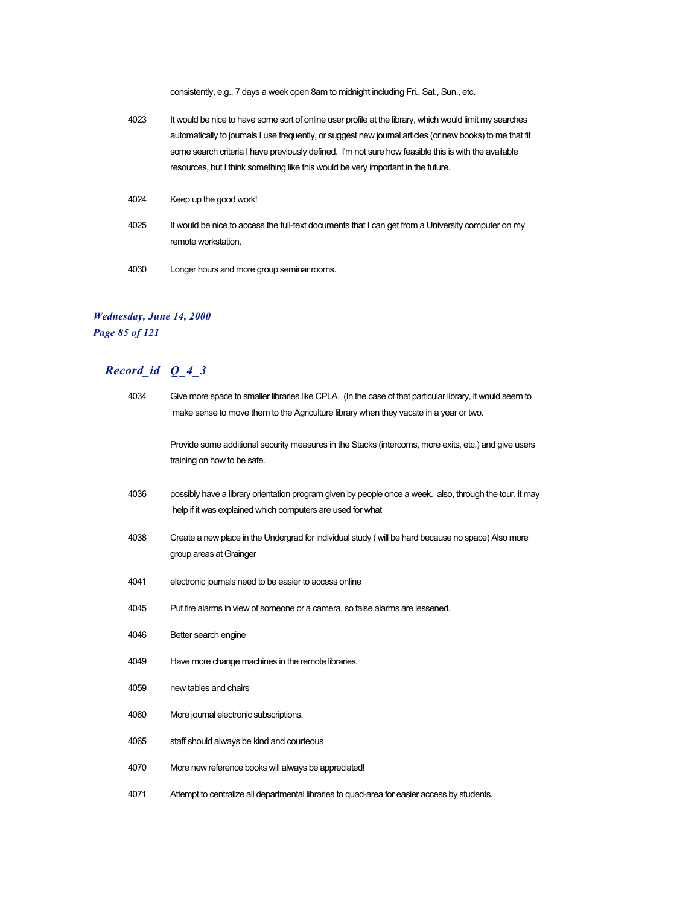consistently, e.g., 7 days a week open 8am to midnight including Fri., Sat., Sun., etc.

| | |
|---|---|
| 4023 | It would be nice to have some sort of online user profile at the library, which would limit my searches automatically to journals I use frequently, or suggest new journal articles (or new books) to me that fit some search criteria I have previously defined. I'm not sure how feasible this is with the available resources, but I think something like this would be very important in the future. |
| 4024 | Keep up the good work! |
| 4025 | It would be nice to access the full-text documents that I can get from a University computer on my remote workstation. |
| 4030 | Longer hours and more group seminar rooms. |

## *Record_id Q_4_3*

| | |
|---|---|
| 4034 | Give more space to smaller libraries like CPLA. (In the case of that particular library, it would seem to make sense to move them to the Agriculture library when they vacate in a year or two.<br><br>Provide some additional security measures in the Stacks (intercoms, more exits, etc.) and give users training on how to be safe. |
| 4036 | possibly have a library orientation program given by people once a week. also, through the tour, it may help if it was explained which computers are used for what |
| 4038 | Create a new place in the Undergrad for individual study ( will be hard because no space) Also more group areas at Grainger |
| 4041 | electronic journals need to be easier to access online |
| 4045 | Put fire alarms in view of someone or a camera, so false alarms are lessened. |
| 4046 | Better search engine |
| 4049 | Have more change machines in the remote libraries. |
| 4059 | new tables and chairs |
| 4060 | More journal electronic subscriptions. |
| 4065 | staff should always be kind and courteous |
| 4070 | More new reference books will always be appreciated! |
| 4071 | Attempt to centralize all departmental libraries to quad-area for easier access by students. |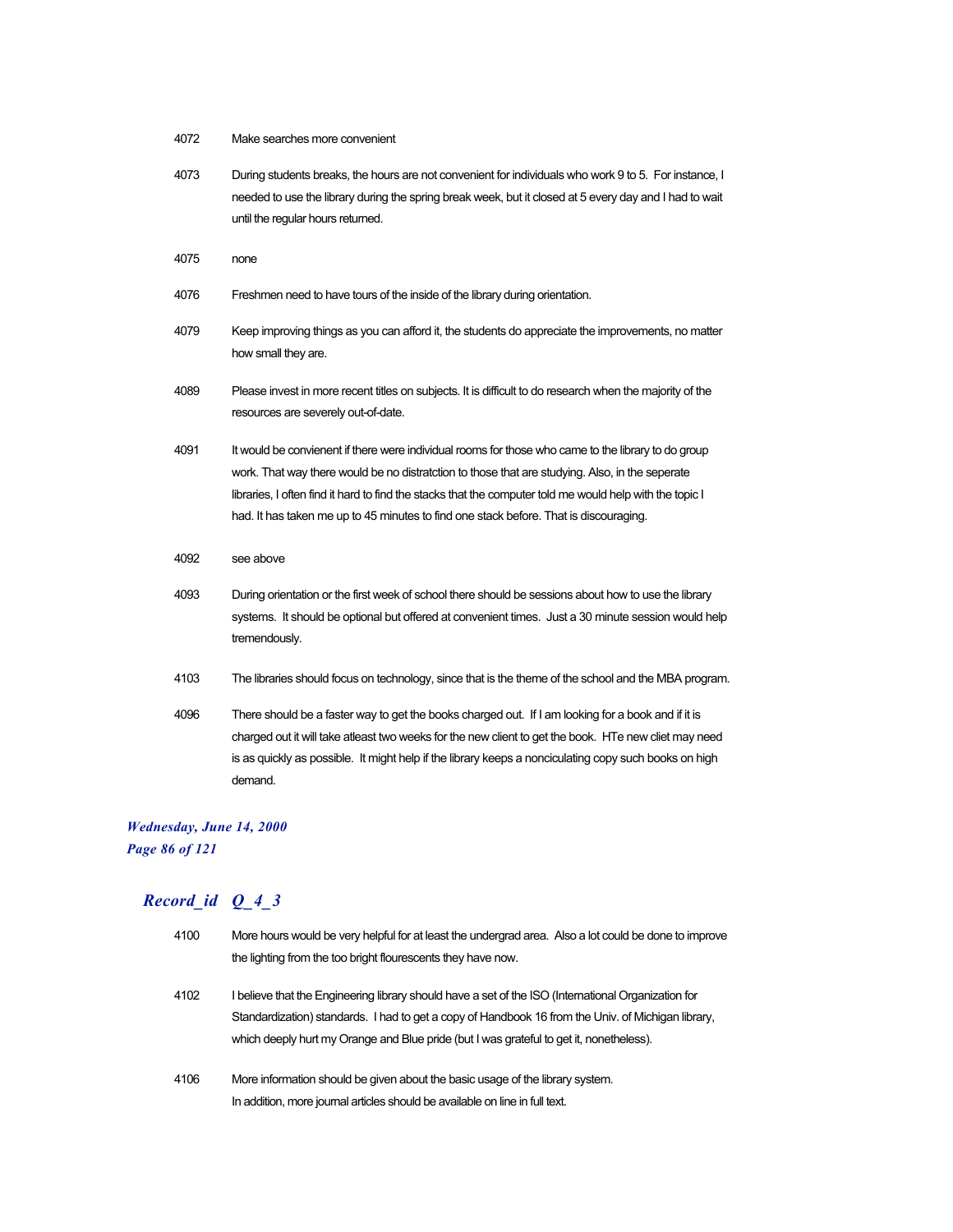4072 Make searches more convenient

4073 During students breaks, the hours are not convenient for individuals who work 9 to 5. For instance, I needed to use the library during the spring break week, but it closed at 5 every day and I had to wait until the regular hours returned.

4075 none

4076 Freshmen need to have tours of the inside of the library during orientation.

4079 Keep improving things as you can afford it, the students do appreciate the improvements, no matter how small they are.

4089 Please invest in more recent titles on subjects. It is difficult to do research when the majority of the resources are severely out-of-date.

4091 It would be convienient if there were individual rooms for those who came to the library to do group work. That way there would be no distratction to those that are studying. Also, in the seperate libraries, I often find it hard to find the stacks that the computer told me would help with the topic I had. It has taken me up to 45 minutes to find one stack before. That is discouraging.

4092 see above

4093 During orientation or the first week of school there should be sessions about how to use the library systems. It should be optional but offered at convenient times. Just a 30 minute session would help tremendously.

4103 The libraries should focus on technology, since that is the theme of the school and the MBA program.

4096 There should be a faster way to get the books charged out. If I am looking for a book and if it is charged out it will take atleast two weeks for the new client to get the book. HTe new cliet may need is as quickly as possible. It might help if the library keeps a nonciculating copy such books on high demand.

## *Record_id Q_4_3*

4100 More hours would be very helpful for at least the undergrad area. Also a lot could be done to improve the lighting from the too bright flourescents they have now.

4102 I believe that the Engineering library should have a set of the ISO (International Organization for Standardization) standards. I had to get a copy of Handbook 16 from the Univ. of Michigan library, which deeply hurt my Orange and Blue pride (but I was grateful to get it, nonetheless).

4106 More information should be given about the basic usage of the library system.
In addition, more journal articles should be available on line in full text.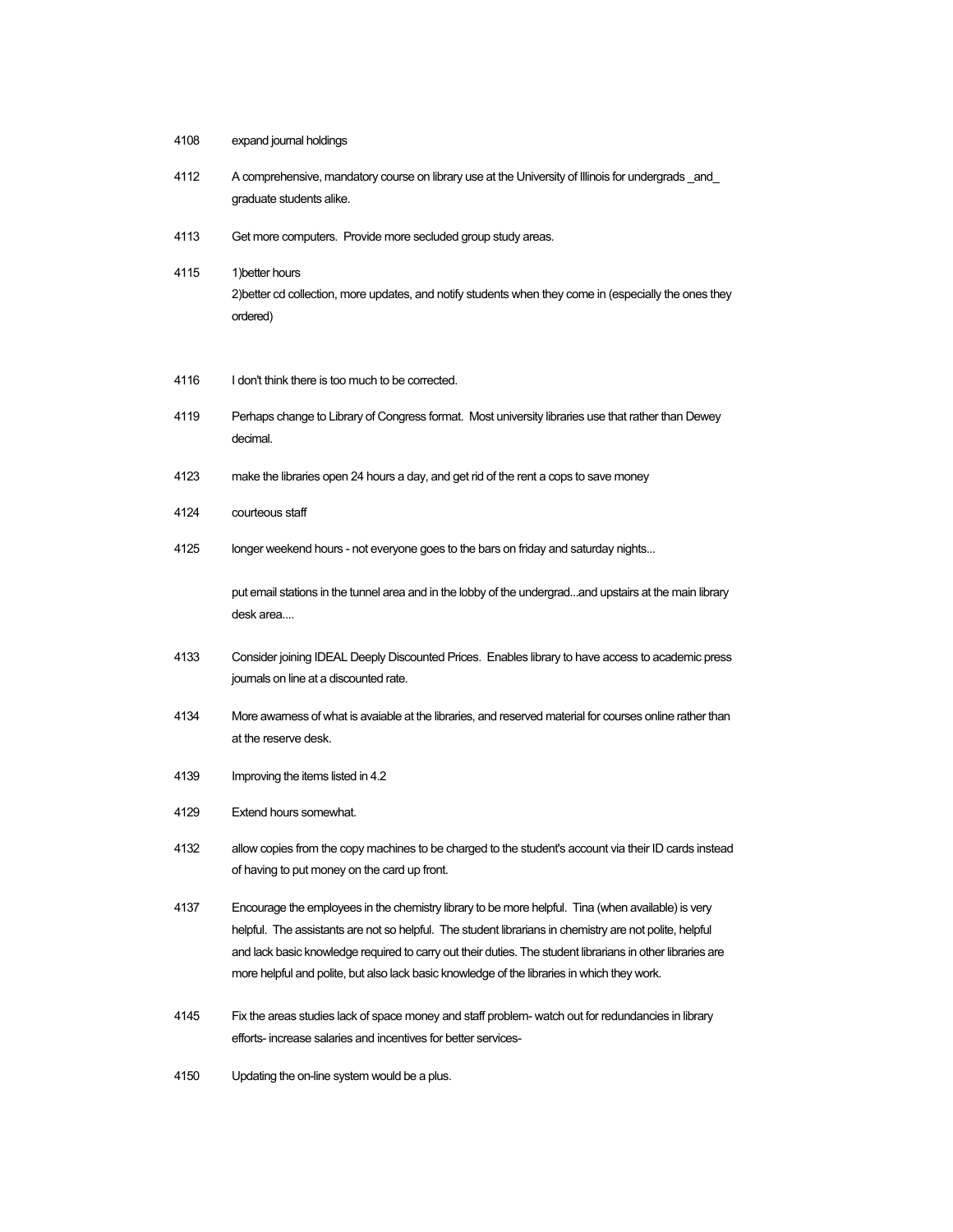| | |
|---|---|
| 4108 | expand journal holdings |
| 4112 | A comprehensive, mandatory course on library use at the University of Illinois for undergrads _and_ graduate students alike. |
| 4113 | Get more computers. Provide more secluded group study areas. |
| 4115 | 1)better hours<br>2)better cd collection, more updates, and notify students when they come in (especially the ones they ordered) |
| 4116 | I don't think there is too much to be corrected. |
| 4119 | Perhaps change to Library of Congress format. Most university libraries use that rather than Dewey decimal. |
| 4123 | make the libraries open 24 hours a day, and get rid of the rent a cops to save money |
| 4124 | courteous staff |
| 4125 | longer weekend hours - not everyone goes to the bars on friday and saturday nights...<br><br>put email stations in the tunnel area and in the lobby of the undergrad...and upstairs at the main library desk area.... |
| 4133 | Consider joining IDEAL Deeply Discounted Prices. Enables library to have access to academic press journals on line at a discounted rate. |
| 4134 | More awarness of what is avaiable at the libraries, and reserved material for courses online rather than at the reserve desk. |
| 4139 | Improving the items listed in 4.2 |
| 4129 | Extend hours somewhat. |
| 4132 | allow copies from the copy machines to be charged to the student's account via their ID cards instead of having to put money on the card up front. |
| 4137 | Encourage the employees in the chemistry library to be more helpful. Tina (when available) is very helpful. The assistants are not so helpful. The student librarians in chemistry are not polite, helpful and lack basic knowledge required to carry out their duties. The student librarians in other libraries are more helpful and polite, but also lack basic knowledge of the libraries in which they work. |
| 4145 | Fix the areas studies lack of space money and staff problem- watch out for redundancies in library efforts- increase salaries and incentives for better services- |
| 4150 | Updating the on-line system would be a plus. |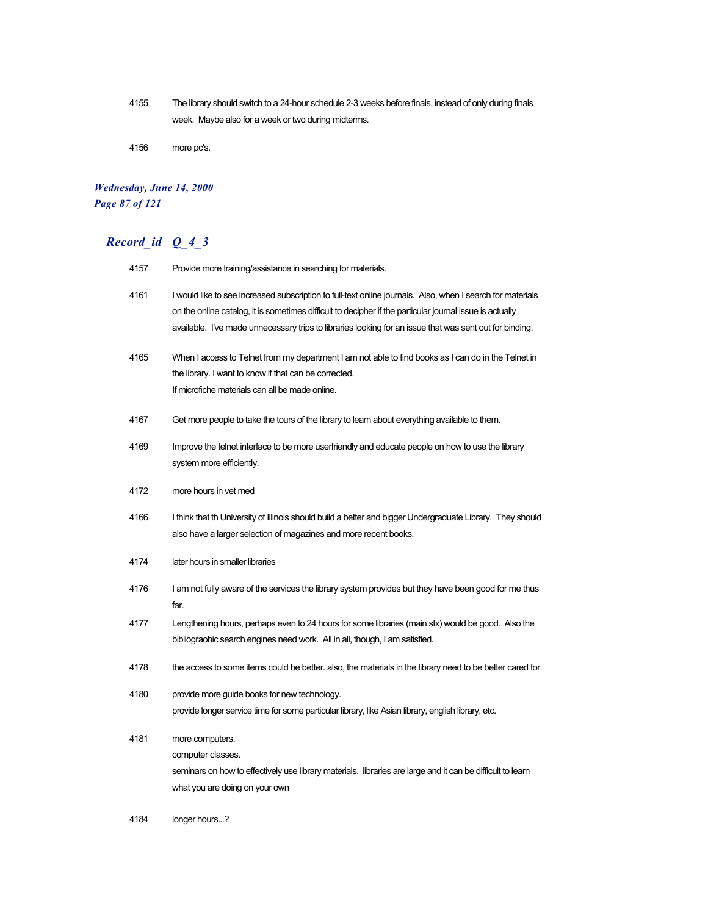| | |
|---|---|
| 4155 | The library should switch to a 24-hour schedule 2-3 weeks before finals, instead of only during finals week. Maybe also for a week or two during midterms. |
| 4156 | more pc's. |

## *Record_id Q_4_3*

| | |
|---|---|
| 4157 | Provide more training/assistance in searching for materials. |
| 4161 | I would like to see increased subscription to full-text online journals. Also, when I search for materials on the online catalog, it is sometimes difficult to decipher if the particular journal issue is actually available. I've made unnecessary trips to libraries looking for an issue that was sent out for binding. |
| 4165 | When I access to Telnet from my department I am not able to find books as I can do in the Telnet in the library. I want to know if that can be corrected.<br>If microfiche materials can all be made online. |
| 4167 | Get more people to take the tours of the library to learn about everything available to them. |
| 4169 | Improve the telnet interface to be more userfriendly and educate people on how to use the library system more efficiently. |
| 4172 | more hours in vet med |
| 4166 | I think that th University of Illinois should build a better and bigger Undergraduate Library. They should also have a larger selection of magazines and more recent books. |
| 4174 | later hours in smaller libraries |
| 4176 | I am not fully aware of the services the library system provides but they have been good for me thus far. |
| 4177 | Lengthening hours, perhaps even to 24 hours for some libraries (main stx) would be good. Also the bibliograohic search engines need work. All in all, though, I am satisfied. |
| 4178 | the access to some items could be better. also, the materials in the library need to be better cared for. |
| 4180 | provide more guide books for new technology.<br>provide longer service time for some particular library, like Asian library, english library, etc. |
| 4181 | more computers.<br>computer classes.<br>seminars on how to effectively use library materials. libraries are large and it can be difficult to learn what you are doing on your own |
| 4184 | longer hours...? |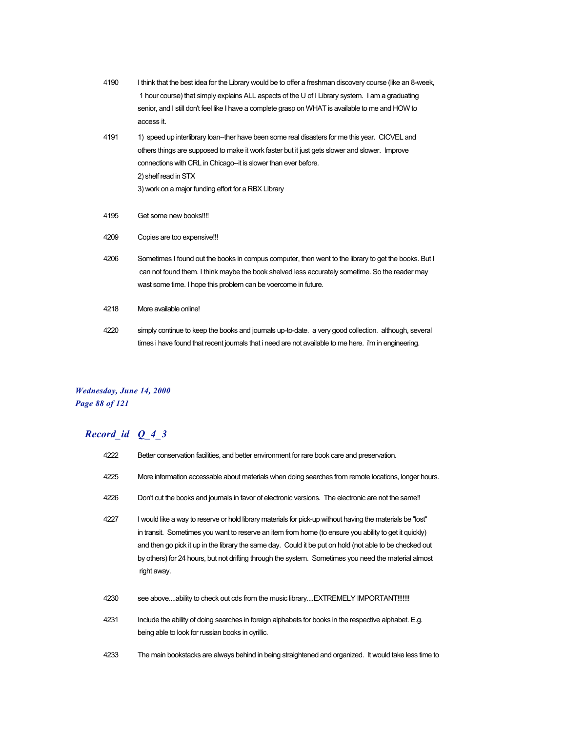4190 I think that the best idea for the Library would be to offer a freshman discovery course (like an 8-week, 1 hour course) that simply explains ALL aspects of the U of I Library system. I am a graduating senior, and I still don't feel like I have a complete grasp on WHAT is available to me and HOW to access it.

4191 1) speed up interlibrary loan--ther have been some real disasters for me this year. CICVEL and others things are supposed to make it work faster but it just gets slower and slower. Improve connections with CRL in Chicago--it is slower than ever before.
2) shelf read in STX
3) work on a major funding effort for a RBX LIbrary

4195 Get some new books!!!!

4209 Copies are too expensive!!!

4206 Sometimes I found out the books in compus computer, then went to the library to get the books. But I can not found them. I think maybe the book shelved less accurately sometime. So the reader may wast some time. I hope this problem can be voercome in future.

4218 More available online!

4220 simply continue to keep the books and journals up-to-date. a very good collection. although, several times i have found that recent journals that i need are not available to me here. i'm in engineering.

## *Record_id Q_4_3*

4222 Better conservation facilities, and better environment for rare book care and preservation.

4225 More information accessable about materials when doing searches from remote locations, longer hours.

4226 Don't cut the books and journals in favor of electronic versions. The electronic are not the same!!

4227 I would like a way to reserve or hold library materials for pick-up without having the materials be "lost" in transit. Sometimes you want to reserve an item from home (to ensure you ability to get it quickly) and then go pick it up in the library the same day. Could it be put on hold (not able to be checked out by others) for 24 hours, but not drifting through the system. Sometimes you need the material almost right away.

4230 see above....ability to check out cds from the music library....EXTREMELY IMPORTANT!!!!!!!

4231 Include the ability of doing searches in foreign alphabets for books in the respective alphabet. E.g. being able to look for russian books in cyrillic.

4233 The main bookstacks are always behind in being straightened and organized. It would take less time to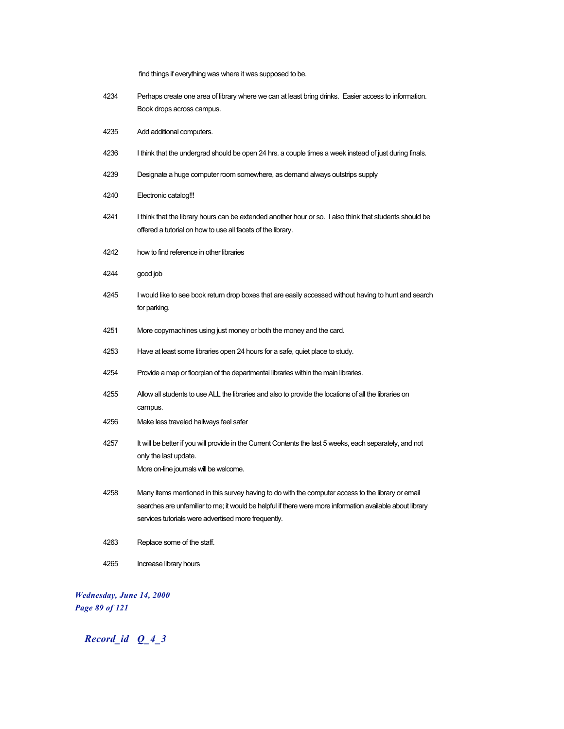find things if everything was where it was supposed to be.

| | |
|---|---|
| 4234 | Perhaps create one area of library where we can at least bring drinks.  Easier access to information. Book drops across campus. |
| 4235 | Add additional computers. |
| 4236 | I think that the undergrad should be open 24 hrs. a couple times a week instead of just during finals. |
| 4239 | Designate a huge computer room somewhere, as demand always outstrips supply |
| 4240 | Electronic catalog!!! |
| 4241 | I think that the library hours can be extended another hour or so.  I also think that students should be offered a tutorial on how to use all facets of the library. |
| 4242 | how to find reference in other libraries |
| 4244 | good job |
| 4245 | I would like to see book return drop boxes that are easily accessed without having to hunt and search for parking. |
| 4251 | More copymachines using just money or both the money and the card. |
| 4253 | Have at least some libraries open 24 hours for a safe, quiet place to study. |
| 4254 | Provide a map or floorplan of the departmental libraries within the main libraries. |
| 4255 | Allow all students to use ALL the libraries and also to provide the locations of all the libraries on campus. |
| 4256 | Make less traveled hallways feel safer |
| 4257 | It will be better if you will provide in the Current Contents the last 5 weeks, each separately, and not only the last update.<br>More on-line journals will be welcome. |
| 4258 | Many items mentioned in this survey having to do with the computer access to the library or email searches are unfamiliar to me; it would be helpful if there were more information available about library services tutorials were advertised more frequently. |
| 4263 | Replace some of the staff. |
| 4265 | Increase library hours |

*Wednesday, June 14, 2000*

***Record_id   Q_4_3***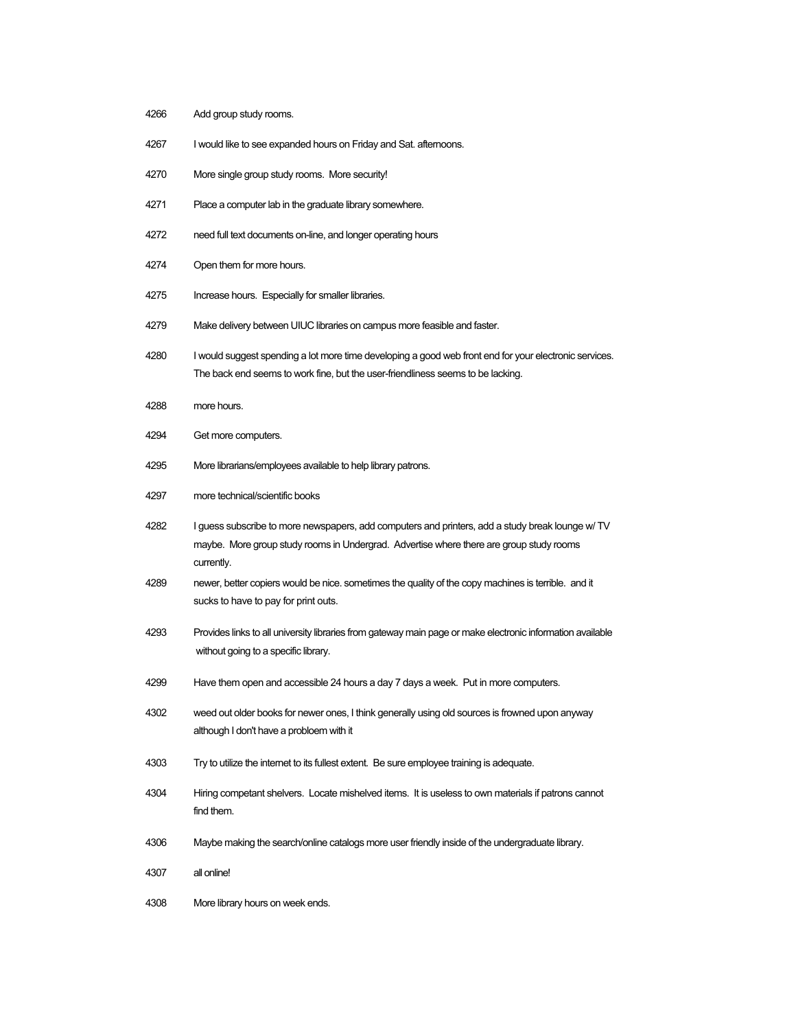| | |
|---|---|
| 4266 | Add group study rooms. |
| 4267 | I would like to see expanded hours on Friday and Sat. afternoons. |
| 4270 | More single group study rooms. More security! |
| 4271 | Place a computer lab in the graduate library somewhere. |
| 4272 | need full text documents on-line, and longer operating hours |
| 4274 | Open them for more hours. |
| 4275 | Increase hours. Especially for smaller libraries. |
| 4279 | Make delivery between UIUC libraries on campus more feasible and faster. |
| 4280 | I would suggest spending a lot more time developing a good web front end for your electronic services. The back end seems to work fine, but the user-friendliness seems to be lacking. |
| 4288 | more hours. |
| 4294 | Get more computers. |
| 4295 | More librarians/employees available to help library patrons. |
| 4297 | more technical/scientific books |
| 4282 | I guess subscribe to more newspapers, add computers and printers, add a study break lounge w/ TV maybe. More group study rooms in Undergrad. Advertise where there are group study rooms currently. |
| 4289 | newer, better copiers would be nice. sometimes the quality of the copy machines is terrible. and it sucks to have to pay for print outs. |
| 4293 | Provides links to all university libraries from gateway main page or make electronic information available without going to a specific library. |
| 4299 | Have them open and accessible 24 hours a day 7 days a week. Put in more computers. |
| 4302 | weed out older books for newer ones, I think generally using old sources is frowned upon anyway although I don't have a probloem with it |
| 4303 | Try to utilize the internet to its fullest extent. Be sure employee training is adequate. |
| 4304 | Hiring competant shelvers. Locate mishelved items. It is useless to own materials if patrons cannot find them. |
| 4306 | Maybe making the search/online catalogs more user friendly inside of the undergraduate library. |
| 4307 | all online! |
| 4308 | More library hours on week ends. |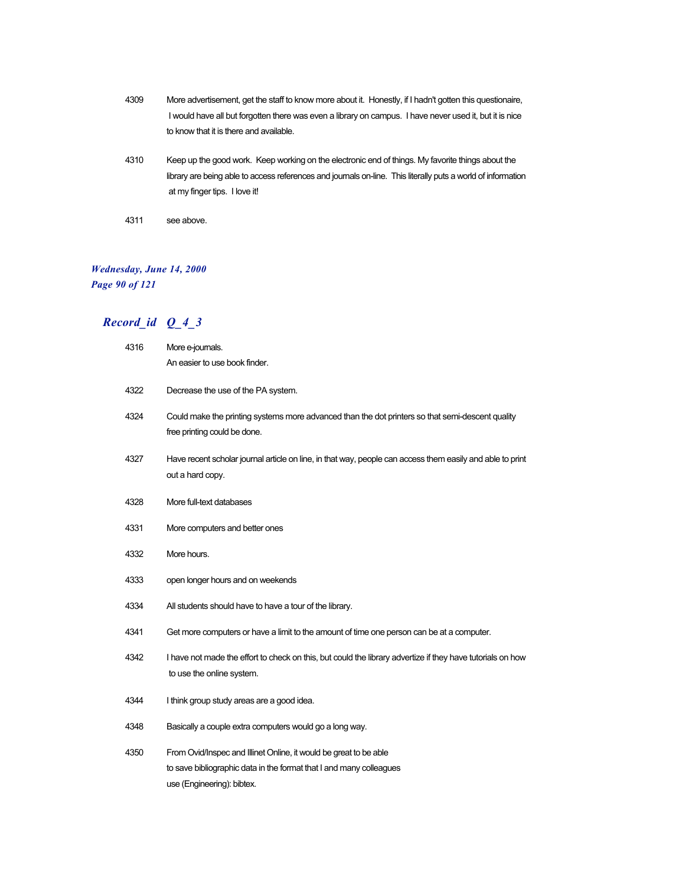4309 More advertisement, get the staff to know more about it. Honestly, if I hadn't gotten this questionaire, I would have all but forgotten there was even a library on campus. I have never used it, but it is nice to know that it is there and available.

4310 Keep up the good work. Keep working on the electronic end of things. My favorite things about the library are being able to access references and journals on-line. This literally puts a world of information at my finger tips. I love it!

4311 see above.

## Record_id Q_4_3

4316 More e-journals.
An easier to use book finder.

4322 Decrease the use of the PA system.

4324 Could make the printing systems more advanced than the dot printers so that semi-descent quality free printing could be done.

4327 Have recent scholar journal article on line, in that way, people can access them easily and able to print out a hard copy.

4328 More full-text databases

4331 More computers and better ones

4332 More hours.

4333 open longer hours and on weekends

4334 All students should have to have a tour of the library.

4341 Get more computers or have a limit to the amount of time one person can be at a computer.

4342 I have not made the effort to check on this, but could the library advertize if they have tutorials on how to use the online system.

4344 I think group study areas are a good idea.

4348 Basically a couple extra computers would go a long way.

4350 From Ovid/Inspec and Illinet Online, it would be great to be able
to save bibliographic data in the format that I and many colleagues
use (Engineering): bibtex.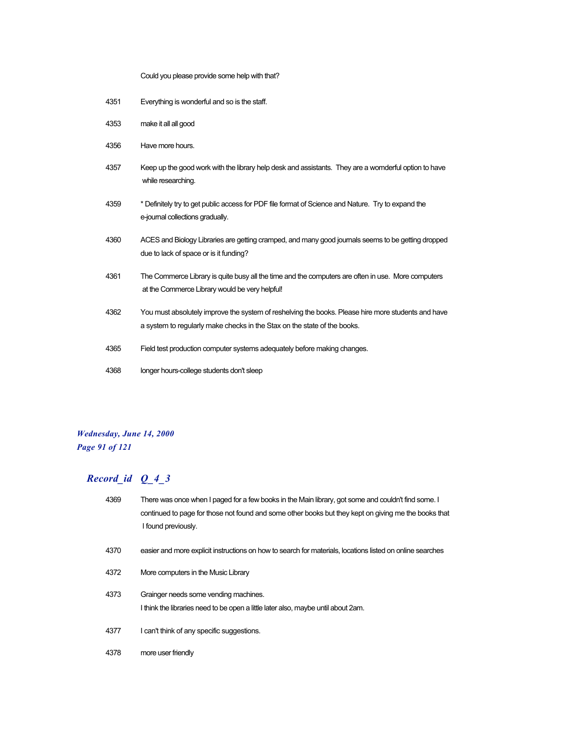Could you please provide some help with that?

| | |
|---|---|
| 4351 | Everything is wonderful and so is the staff. |
| 4353 | make it all all good |
| 4356 | Have more hours. |
| 4357 | Keep up the good work with the library help desk and assistants. They are a womderful option to have while researching. |
| 4359 | * Definitely try to get public access for PDF file format of Science and Nature. Try to expand the e-journal collections gradually. |
| 4360 | ACES and Biology Libraries are getting cramped, and many good journals seems to be getting dropped due to lack of space or is it funding? |
| 4361 | The Commerce Library is quite busy all the time and the computers are often in use. More computers at the Commerce Library would be very helpful! |
| 4362 | You must absolutely improve the system of reshelving the books. Please hire more students and have a system to regularly make checks in the Stax on the state of the books. |
| 4365 | Field test production computer systems adequately before making changes. |
| 4368 | longer hours-college students don't sleep |

## *Record_id Q_4_3*

| | |
|---|---|
| 4369 | There was once when I paged for a few books in the Main library, got some and couldn't find some. I continued to page for those not found and some other books but they kept on giving me the books that I found previously. |
| 4370 | easier and more explicit instructions on how to search for materials, locations listed on online searches |
| 4372 | More computers in the Music Library |
| 4373 | Grainger needs some vending machines.<br>I think the libraries need to be open a little later also, maybe until about 2am. |
| 4377 | I can't think of any specific suggestions. |
| 4378 | more user friendly |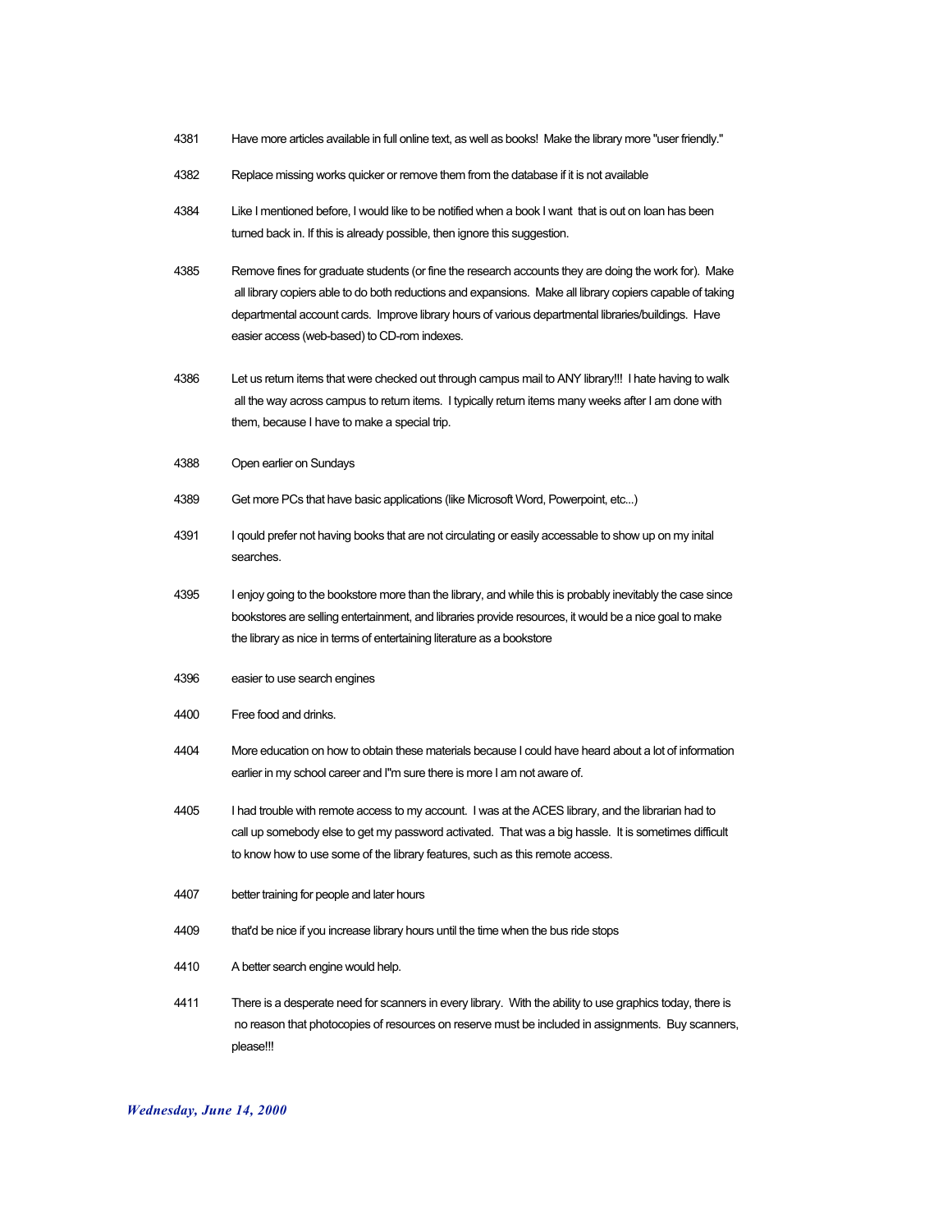| | |
|---|---|
| 4381 | Have more articles available in full online text, as well as books! Make the library more "user friendly." |
| 4382 | Replace missing works quicker or remove them from the database if it is not available |
| 4384 | Like I mentioned before, I would like to be notified when a book I want that is out on loan has been turned back in. If this is already possible, then ignore this suggestion. |
| 4385 | Remove fines for graduate students (or fine the research accounts they are doing the work for). Make all library copiers able to do both reductions and expansions. Make all library copiers capable of taking departmental account cards. Improve library hours of various departmental libraries/buildings. Have easier access (web-based) to CD-rom indexes. |
| 4386 | Let us return items that were checked out through campus mail to ANY library!!! I hate having to walk all the way across campus to return items. I typically return items many weeks after I am done with them, because I have to make a special trip. |
| 4388 | Open earlier on Sundays |
| 4389 | Get more PCs that have basic applications (like Microsoft Word, Powerpoint, etc...) |
| 4391 | I qould prefer not having books that are not circulating or easily accessable to show up on my inital searches. |
| 4395 | I enjoy going to the bookstore more than the library, and while this is probably inevitably the case since bookstores are selling entertainment, and libraries provide resources, it would be a nice goal to make the library as nice in terms of entertaining literature as a bookstore |
| 4396 | easier to use search engines |
| 4400 | Free food and drinks. |
| 4404 | More education on how to obtain these materials because I could have heard about a lot of information earlier in my school career and I"m sure there is more I am not aware of. |
| 4405 | I had trouble with remote access to my account. I was at the ACES library, and the librarian had to call up somebody else to get my password activated. That was a big hassle. It is sometimes difficult to know how to use some of the library features, such as this remote access. |
| 4407 | better training for people and later hours |
| 4409 | that'd be nice if you increase library hours until the time when the bus ride stops |
| 4410 | A better search engine would help. |
| 4411 | There is a desperate need for scanners in every library. With the ability to use graphics today, there is no reason that photocopies of resources on reserve must be included in assignments. Buy scanners, please!!! |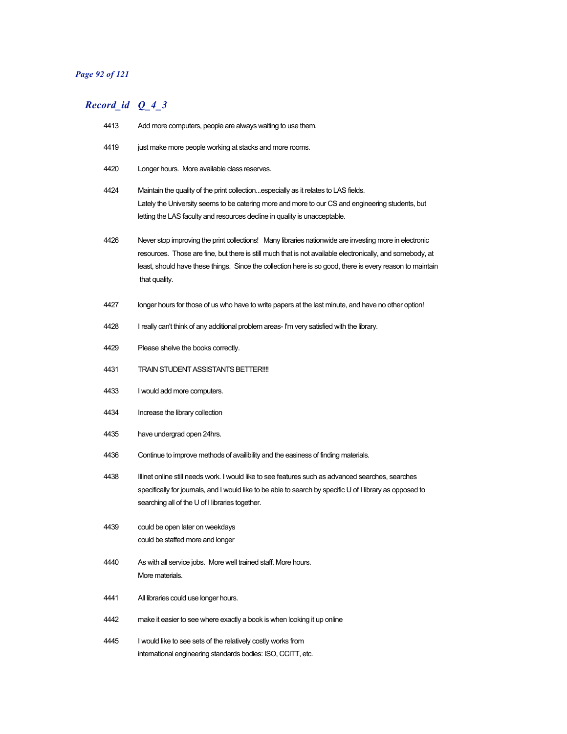## *Record_id Q_4_3*

| Record_id | Q_4_3 |
|---|---|
| 4413 | Add more computers, people are always waiting to use them. |
| 4419 | just make more people working at stacks and more rooms. |
| 4420 | Longer hours. More available class reserves. |
| 4424 | Maintain the quality of the print collection...especially as it relates to LAS fields. Lately the University seems to be catering more and more to our CS and engineering students, but letting the LAS faculty and resources decline in quality is unacceptable. |
| 4426 | Never stop improving the print collections! Many libraries nationwide are investing more in electronic resources. Those are fine, but there is still much that is not available electronically, and somebody, at least, should have these things. Since the collection here is so good, there is every reason to maintain that quality. |
| 4427 | longer hours for those of us who have to write papers at the last minute, and have no other option! |
| 4428 | I really can't think of any additional problem areas- I'm very satisfied with the library. |
| 4429 | Please shelve the books correctly. |
| 4431 | TRAIN STUDENT ASSISTANTS BETTER!!!! |
| 4433 | I would add more computers. |
| 4434 | Increase the library collection |
| 4435 | have undergrad open 24hrs. |
| 4436 | Continue to improve methods of availibility and the easiness of finding materials. |
| 4438 | Illinet online still needs work. I would like to see features such as advanced searches, searches specifically for journals, and I would like to be able to search by specific U of I library as opposed to searching all of the U of I libraries together. |
| 4439 | could be open later on weekdays<br>could be staffed more and longer |
| 4440 | As with all service jobs. More well trained staff. More hours.<br>More materials. |
| 4441 | All libraries could use longer hours. |
| 4442 | make it easier to see where exactly a book is when looking it up online |
| 4445 | I would like to see sets of the relatively costly works from international engineering standards bodies: ISO, CCITT, etc. |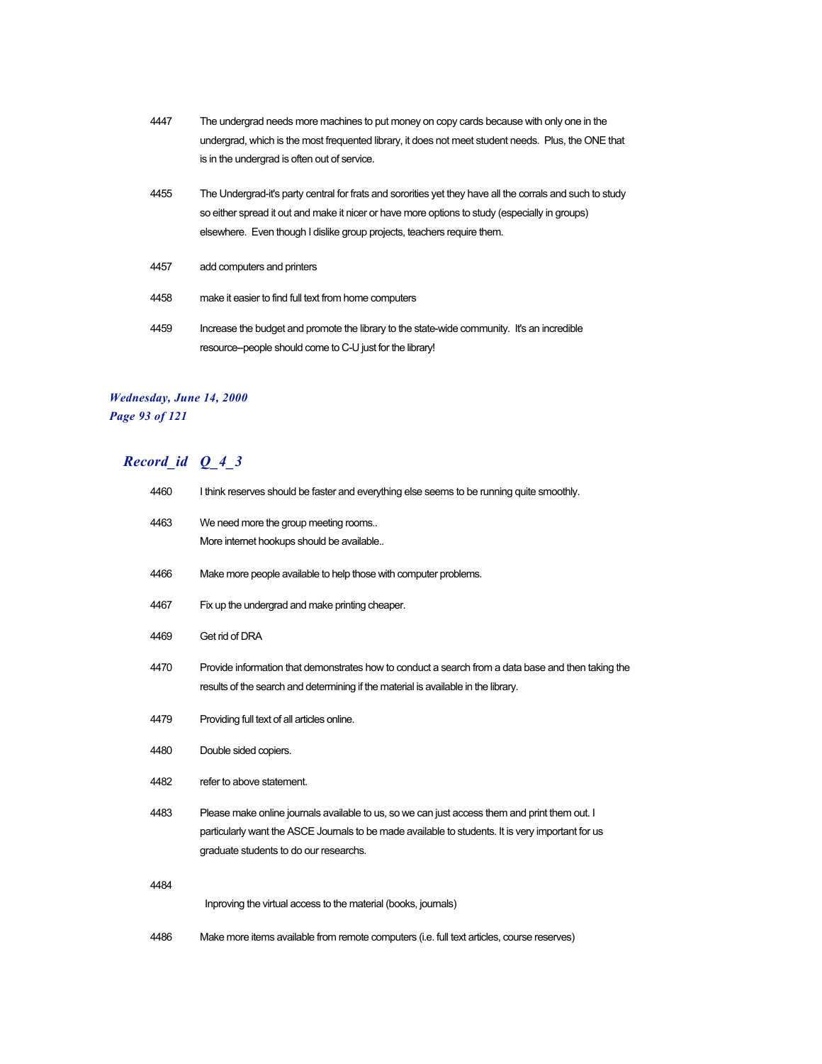| Record_id | Q_4_3 |
| --- | --- |
| 4447 | The undergrad needs more machines to put money on copy cards because with only one in the undergrad, which is the most frequented library, it does not meet student needs. Plus, the ONE that is in the undergrad is often out of service. |
| 4455 | The Undergrad-it's party central for frats and sororities yet they have all the corrals and such to study so either spread it out and make it nicer or have more options to study (especially in groups) elsewhere. Even though I dislike group projects, teachers require them. |
| 4457 | add computers and printers |
| 4458 | make it easier to find full text from home computers |
| 4459 | Increase the budget and promote the library to the state-wide community. It's an incredible resource--people should come to C-U just for the library! |
| 4460 | I think reserves should be faster and everything else seems to be running quite smoothly. |
| 4463 | We need more the group meeting rooms.. More internet hookups should be available.. |
| 4466 | Make more people available to help those with computer problems. |
| 4467 | Fix up the undergrad and make printing cheaper. |
| 4469 | Get rid of DRA |
| 4470 | Provide information that demonstrates how to conduct a search from a data base and then taking the results of the search and determining if the material is available in the library. |
| 4479 | Providing full text of all articles online. |
| 4480 | Double sided copiers. |
| 4482 | refer to above statement. |
| 4483 | Please make online journals available to us, so we can just access them and print them out. I particularly want the ASCE Journals to be made available to students. It is very important for us graduate students to do our researchs. |
| 4484 | Inproving the virtual access to the material (books, journals) |
| 4486 | Make more items available from remote computers (i.e. full text articles, course reserves) |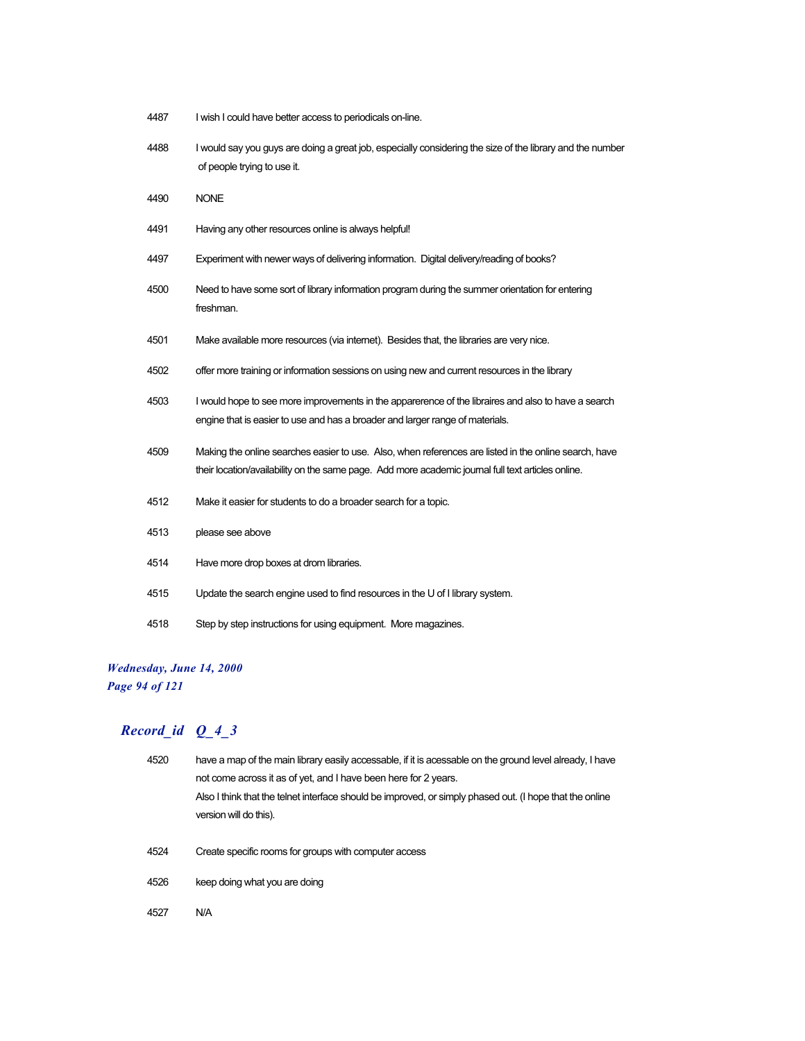| | |
|---|---|
| 4487 | I wish I could have better access to periodicals on-line. |
| 4488 | I would say you guys are doing a great job, especially considering the size of the library and the number of people trying to use it. |
| 4490 | NONE |
| 4491 | Having any other resources online is always helpful! |
| 4497 | Experiment with newer ways of delivering information.  Digital delivery/reading of books? |
| 4500 | Need to have some sort of library information program during the summer orientation for entering freshman. |
| 4501 | Make available more resources (via internet).  Besides that, the libraries are very nice. |
| 4502 | offer more training or information sessions on using new and current resources in the library |
| 4503 | I would hope to see more improvements in the apparerence of the libraires and also to have a search engine that is easier to use and has a broader and larger range of materials. |
| 4509 | Making the online searches easier to use.  Also, when references are listed in the online search, have their location/availability on the same page.  Add more academic journal full text articles online. |
| 4512 | Make it easier for students to do a broader search for a topic. |
| 4513 | please see above |
| 4514 | Have more drop boxes at drom libraries. |
| 4515 | Update the search engine used to find resources in the U of I library system. |
| 4518 | Step by step instructions for using equipment.  More magazines. |

## *Record_id   Q_4_3*

| | |
|---|---|
| 4520 | have a map of the main library easily accessable, if it is acessable on the ground level already, I have not come across it as of yet, and I have been here for 2 years.<br>Also I think that the telnet interface should be improved, or simply phased out. (I hope that the online version will do this). |
| 4524 | Create specific rooms for groups with computer access |
| 4526 | keep doing what you are doing |
| 4527 | N/A |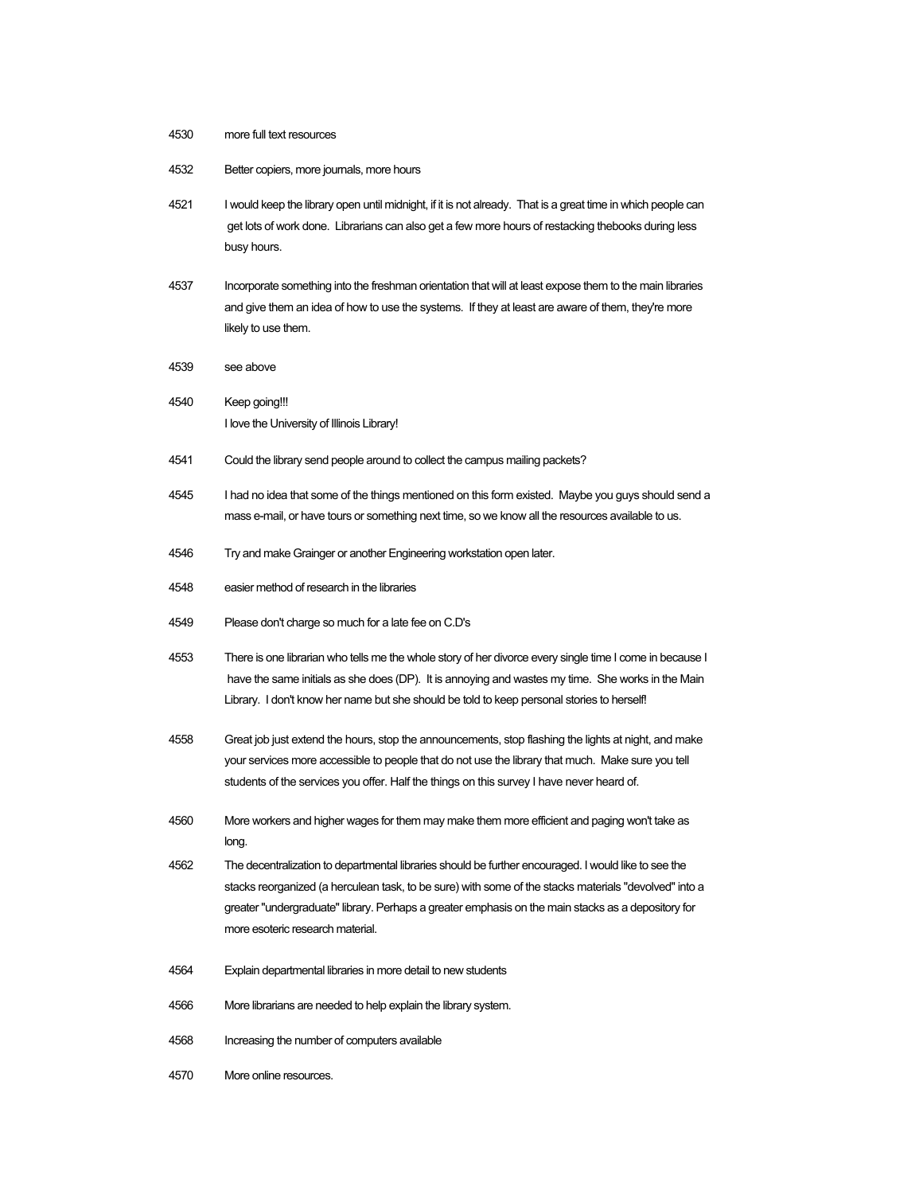4530 more full text resources

4532 Better copiers, more journals, more hours

4521 I would keep the library open until midnight, if it is not already. That is a great time in which people can get lots of work done. Librarians can also get a few more hours of restacking thebooks during less busy hours.

4537 Incorporate something into the freshman orientation that will at least expose them to the main libraries and give them an idea of how to use the systems. If they at least are aware of them, they're more likely to use them.

4539 see above

4540 Keep going!!!
I love the University of Illinois Library!

4541 Could the library send people around to collect the campus mailing packets?

4545 I had no idea that some of the things mentioned on this form existed. Maybe you guys should send a mass e-mail, or have tours or something next time, so we know all the resources available to us.

4546 Try and make Grainger or another Engineering workstation open later.

4548 easier method of research in the libraries

4549 Please don't charge so much for a late fee on C.D's

4553 There is one librarian who tells me the whole story of her divorce every single time I come in because I have the same initials as she does (DP). It is annoying and wastes my time. She works in the Main Library. I don't know her name but she should be told to keep personal stories to herself!

4558 Great job just extend the hours, stop the announcements, stop flashing the lights at night, and make your services more accessible to people that do not use the library that much. Make sure you tell students of the services you offer. Half the things on this survey I have never heard of.

4560 More workers and higher wages for them may make them more efficient and paging won't take as long.

4562 The decentralization to departmental libraries should be further encouraged. I would like to see the stacks reorganized (a herculean task, to be sure) with some of the stacks materials "devolved" into a greater "undergraduate" library. Perhaps a greater emphasis on the main stacks as a depository for more esoteric research material.

4564 Explain departmental libraries in more detail to new students

4566 More librarians are needed to help explain the library system.

4568 Increasing the number of computers available

4570 More online resources.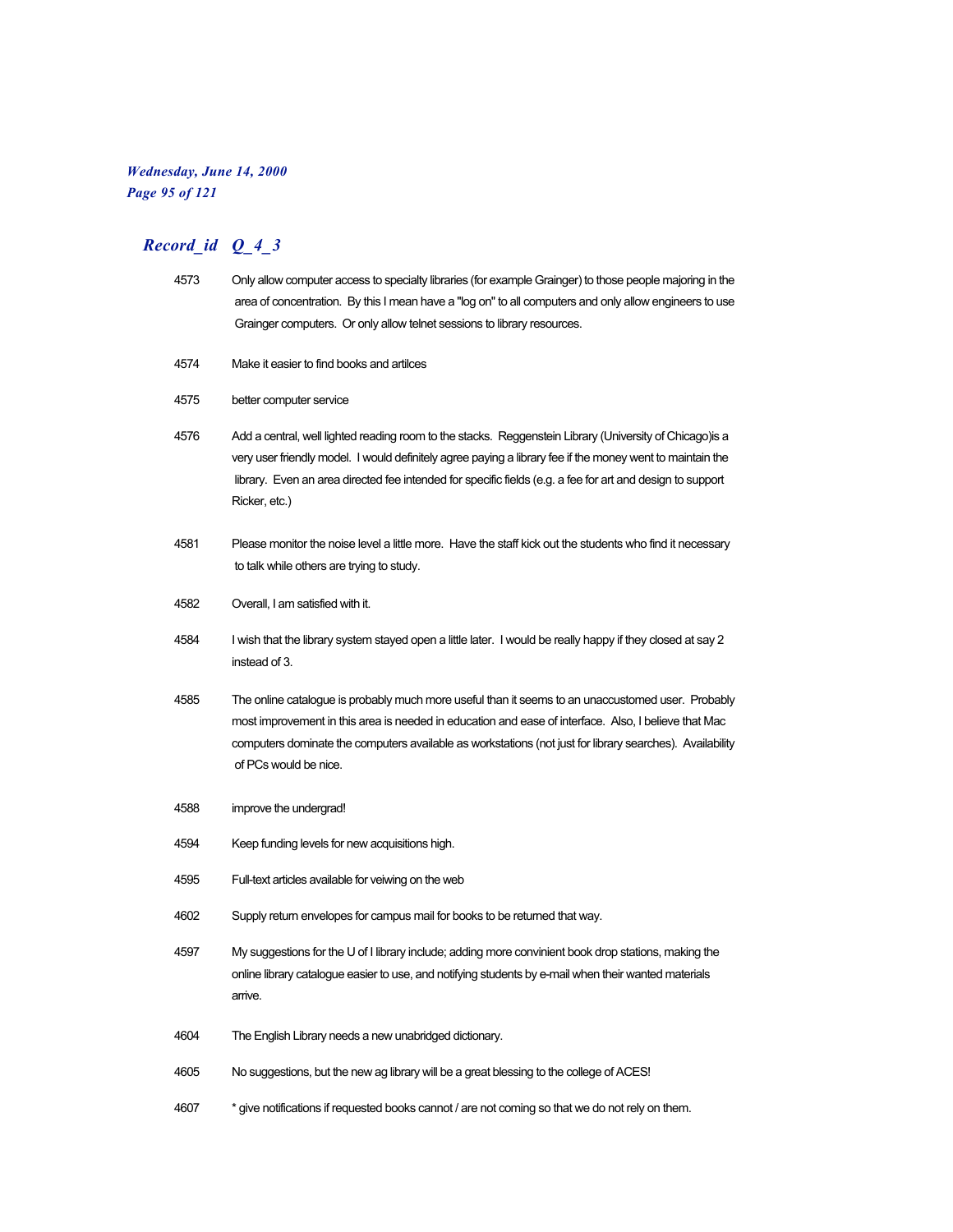## *Record_id Q_4_3*

| | |
|---|---|
| 4573 | Only allow computer access to specialty libraries (for example Grainger) to those people majoring in the area of concentration. By this I mean have a "log on" to all computers and only allow engineers to use Grainger computers. Or only allow telnet sessions to library resources. |
| 4574 | Make it easier to find books and artilces |
| 4575 | better computer service |
| 4576 | Add a central, well lighted reading room to the stacks. Reggenstein Library (University of Chicago)is a very user friendly model. I would definitely agree paying a library fee if the money went to maintain the library. Even an area directed fee intended for specific fields (e.g. a fee for art and design to support Ricker, etc.) |
| 4581 | Please monitor the noise level a little more. Have the staff kick out the students who find it necessary to talk while others are trying to study. |
| 4582 | Overall, I am satisfied with it. |
| 4584 | I wish that the library system stayed open a little later. I would be really happy if they closed at say 2 instead of 3. |
| 4585 | The online catalogue is probably much more useful than it seems to an unaccustomed user. Probably most improvement in this area is needed in education and ease of interface. Also, I believe that Mac computers dominate the computers available as workstations (not just for library searches). Availability of PCs would be nice. |
| 4588 | improve the undergrad! |
| 4594 | Keep funding levels for new acquisitions high. |
| 4595 | Full-text articles available for veiwing on the web |
| 4602 | Supply return envelopes for campus mail for books to be returned that way. |
| 4597 | My suggestions for the U of I library include; adding more convinient book drop stations, making the online library catalogue easier to use, and notifying students by e-mail when their wanted materials arrive. |
| 4604 | The English Library needs a new unabridged dictionary. |
| 4605 | No suggestions, but the new ag library will be a great blessing to the college of ACES! |
| 4607 | * give notifications if requested books cannot / are not coming so that we do not rely on them. |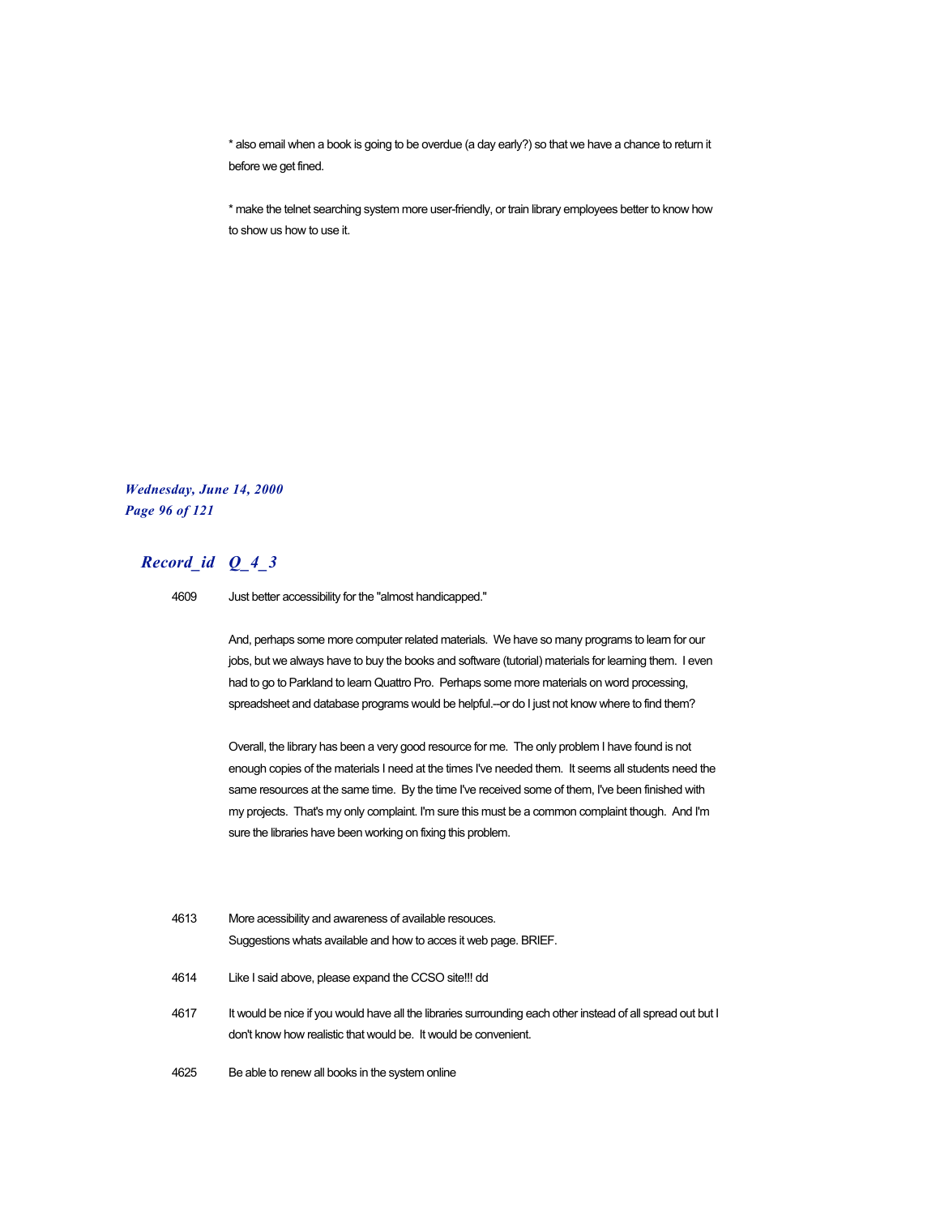* also email when a book is going to be overdue (a day early?) so that we have a chance to return it before we get fined.

* make the telnet searching system more user-friendly, or train library employees better to know how to show us how to use it.

## *Record_id Q_4_3*

4609 Just better accessibility for the "almost handicapped."

And, perhaps some more computer related materials. We have so many programs to learn for our jobs, but we always have to buy the books and software (tutorial) materials for learning them. I even had to go to Parkland to learn Quattro Pro. Perhaps some more materials on word processing, spreadsheet and database programs would be helpful.--or do I just not know where to find them?

Overall, the library has been a very good resource for me. The only problem I have found is not enough copies of the materials I need at the times I've needed them. It seems all students need the same resources at the same time. By the time I've received some of them, I've been finished with my projects. That's my only complaint. I'm sure this must be a common complaint though. And I'm sure the libraries have been working on fixing this problem.

4613 More acessibility and awareness of available resouces.
Suggestions whats available and how to acces it web page. BRIEF.

4614 Like I said above, please expand the CCSO site!!! dd

4617 It would be nice if you would have all the libraries surrounding each other instead of all spread out but I don't know how realistic that would be. It would be convenient.

4625 Be able to renew all books in the system online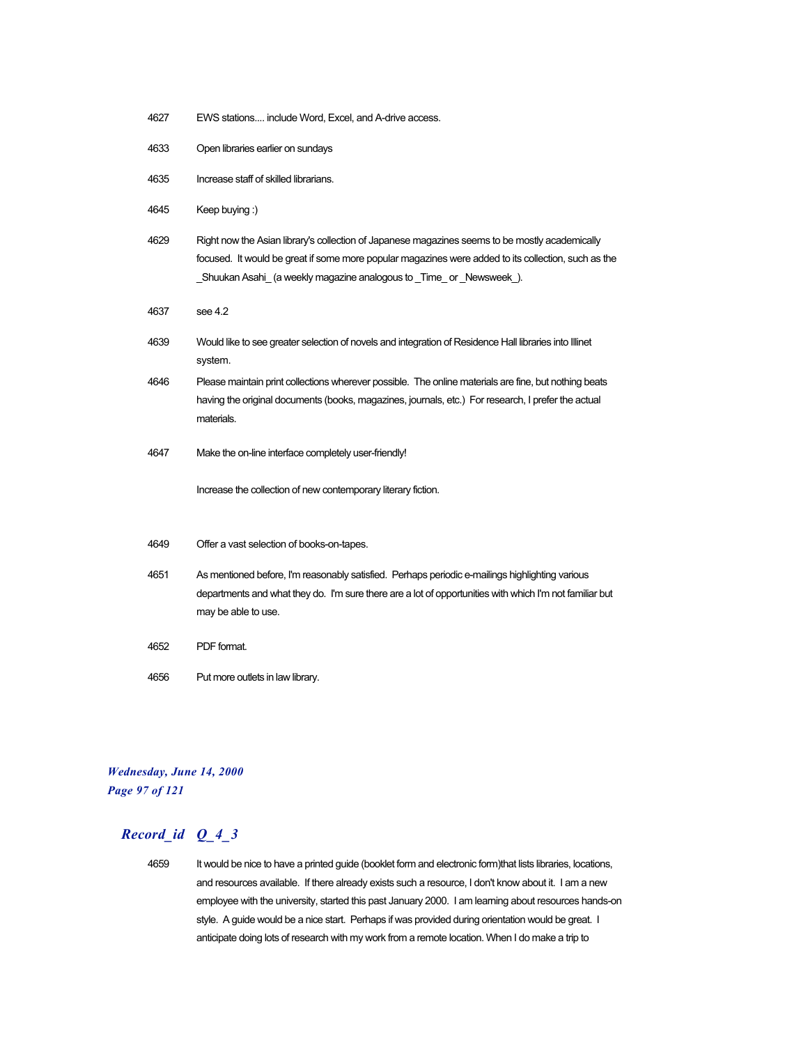4627 EWS stations.... include Word, Excel, and A-drive access.

4633 Open libraries earlier on sundays

4635 Increase staff of skilled librarians.

4645 Keep buying :)

4629 Right now the Asian library's collection of Japanese magazines seems to be mostly academically focused. It would be great if some more popular magazines were added to its collection, such as the _Shuukan Asahi_ (a weekly magazine analogous to _Time_ or _Newsweek_).

4637 see 4.2

4639 Would like to see greater selection of novels and integration of Residence Hall libraries into Illinet system.

4646 Please maintain print collections wherever possible. The online materials are fine, but nothing beats having the original documents (books, magazines, journals, etc.) For research, I prefer the actual materials.

4647 Make the on-line interface completely user-friendly!

Increase the collection of new contemporary literary fiction.

4649 Offer a vast selection of books-on-tapes.

4651 As mentioned before, I'm reasonably satisfied. Perhaps periodic e-mailings highlighting various departments and what they do. I'm sure there are a lot of opportunities with which I'm not familiar but may be able to use.

4652 PDF format.

4656 Put more outlets in law library.

## *Record_id Q_4_3*

4659 It would be nice to have a printed guide (booklet form and electronic form)that lists libraries, locations, and resources available. If there already exists such a resource, I don't know about it. I am a new employee with the university, started this past January 2000. I am learning about resources hands-on style. A guide would be a nice start. Perhaps if was provided during orientation would be great. I anticipate doing lots of research with my work from a remote location. When I do make a trip to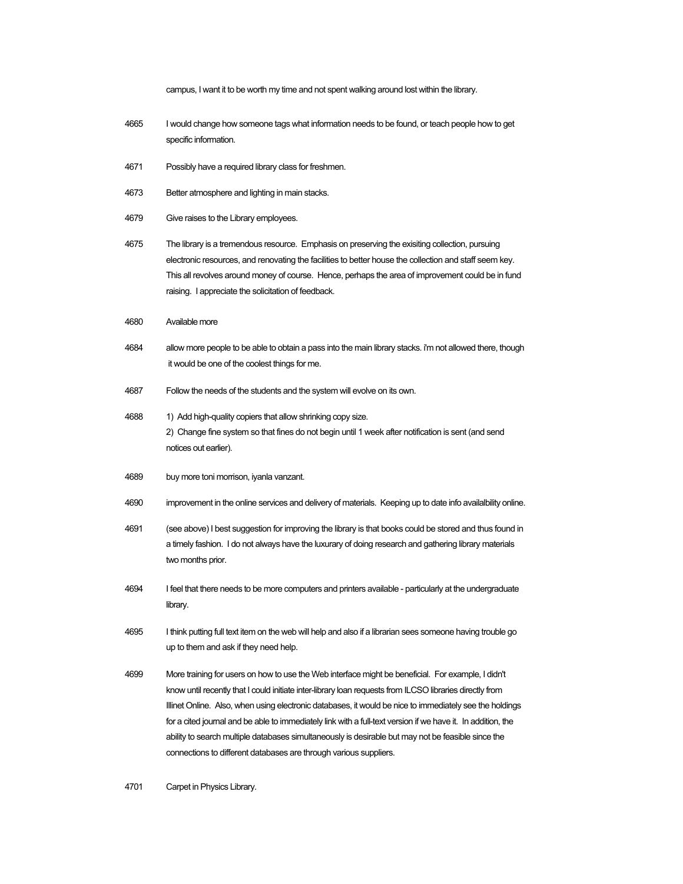campus, I want it to be worth my time and not spent walking around lost within the library.

4665 I would change how someone tags what information needs to be found, or teach people how to get specific information.

4671 Possibly have a required library class for freshmen.

4673 Better atmosphere and lighting in main stacks.

4679 Give raises to the Library employees.

4675 The library is a tremendous resource. Emphasis on preserving the exisiting collection, pursuing electronic resources, and renovating the facilities to better house the collection and staff seem key. This all revolves around money of course. Hence, perhaps the area of improvement could be in fund raising. I appreciate the solicitation of feedback.

4680 Available more

4684 allow more people to be able to obtain a pass into the main library stacks. i'm not allowed there, though it would be one of the coolest things for me.

4687 Follow the needs of the students and the system will evolve on its own.

4688 1) Add high-quality copiers that allow shrinking copy size.
2) Change fine system so that fines do not begin until 1 week after notification is sent (and send notices out earlier).

4689 buy more toni morrison, iyanla vanzant.

4690 improvement in the online services and delivery of materials. Keeping up to date info availalbility online.

4691 (see above) I best suggestion for improving the library is that books could be stored and thus found in a timely fashion. I do not always have the luxurary of doing research and gathering library materials two months prior.

4694 I feel that there needs to be more computers and printers available - particularly at the undergraduate library.

4695 I think putting full text item on the web will help and also if a librarian sees someone having trouble go up to them and ask if they need help.

4699 More training for users on how to use the Web interface might be beneficial. For example, I didn't know until recently that I could initiate inter-library loan requests from ILCSO libraries directly from Illinet Online. Also, when using electronic databases, it would be nice to immediately see the holdings for a cited journal and be able to immediately link with a full-text version if we have it. In addition, the ability to search multiple databases simultaneously is desirable but may not be feasible since the connections to different databases are through various suppliers.

4701 Carpet in Physics Library.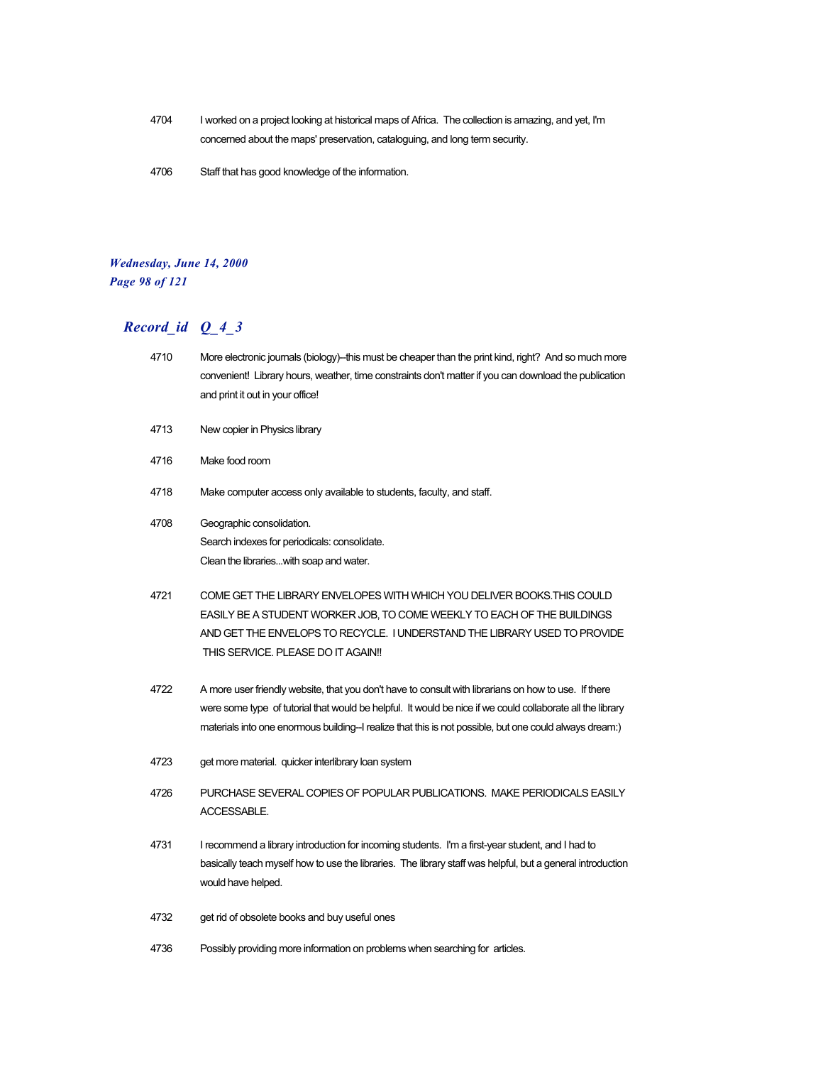4704 I worked on a project looking at historical maps of Africa. The collection is amazing, and yet, I'm concerned about the maps' preservation, cataloguing, and long term security.

4706 Staff that has good knowledge of the information.

## Record_id Q_4_3

4710 More electronic journals (biology)--this must be cheaper than the print kind, right? And so much more convenient! Library hours, weather, time constraints don't matter if you can download the publication and print it out in your office!

4713 New copier in Physics library

4716 Make food room

4718 Make computer access only available to students, faculty, and staff.

4708 Geographic consolidation.
Search indexes for periodicals: consolidate.
Clean the libraries...with soap and water.

4721 COME GET THE LIBRARY ENVELOPES WITH WHICH YOU DELIVER BOOKS.THIS COULD EASILY BE A STUDENT WORKER JOB, TO COME WEEKLY TO EACH OF THE BUILDINGS AND GET THE ENVELOPS TO RECYCLE. I UNDERSTAND THE LIBRARY USED TO PROVIDE THIS SERVICE. PLEASE DO IT AGAIN!!

4722 A more user friendly website, that you don't have to consult with librarians on how to use. If there were some type of tutorial that would be helpful. It would be nice if we could collaborate all the library materials into one enormous building--I realize that this is not possible, but one could always dream:)

4723 get more material. quicker interlibrary loan system

4726 PURCHASE SEVERAL COPIES OF POPULAR PUBLICATIONS. MAKE PERIODICALS EASILY ACCESSABLE.

4731 I recommend a library introduction for incoming students. I'm a first-year student, and I had to basically teach myself how to use the libraries. The library staff was helpful, but a general introduction would have helped.

4732 get rid of obsolete books and buy useful ones

4736 Possibly providing more information on problems when searching for articles.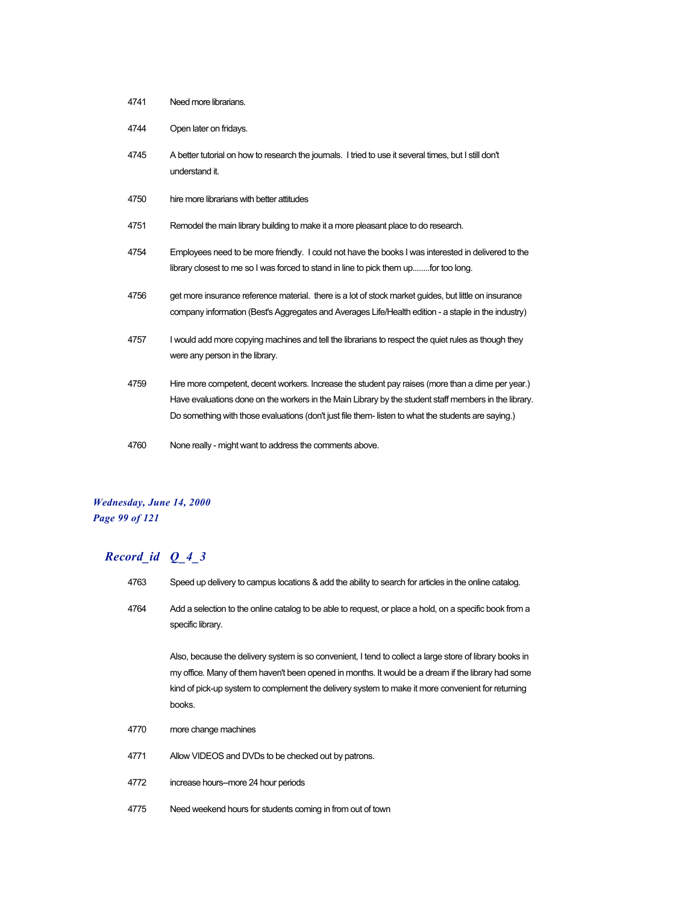4741 Need more librarians.

4744 Open later on fridays.

4745 A better tutorial on how to research the journals. I tried to use it several times, but I still don't understand it.

4750 hire more librarians with better attitudes

4751 Remodel the main library building to make it a more pleasant place to do research.

4754 Employees need to be more friendly. I could not have the books I was interested in delivered to the library closest to me so I was forced to stand in line to pick them up........for too long.

4756 get more insurance reference material. there is a lot of stock market guides, but little on insurance company information (Best's Aggregates and Averages Life/Health edition - a staple in the industry)

4757 I would add more copying machines and tell the librarians to respect the quiet rules as though they were any person in the library.

4759 Hire more competent, decent workers. Increase the student pay raises (more than a dime per year.) Have evaluations done on the workers in the Main Library by the student staff members in the library. Do something with those evaluations (don't just file them- listen to what the students are saying.)

4760 None really - might want to address the comments above.

## *Record_id Q_4_3*

4763 Speed up delivery to campus locations & add the ability to search for articles in the online catalog.

4764 Add a selection to the online catalog to be able to request, or place a hold, on a specific book from a specific library.

Also, because the delivery system is so convenient, I tend to collect a large store of library books in my office. Many of them haven't been opened in months. It would be a dream if the library had some kind of pick-up system to complement the delivery system to make it more convenient for returning books.

4770 more change machines

4771 Allow VIDEOS and DVDs to be checked out by patrons.

4772 increase hours--more 24 hour periods

4775 Need weekend hours for students coming in from out of town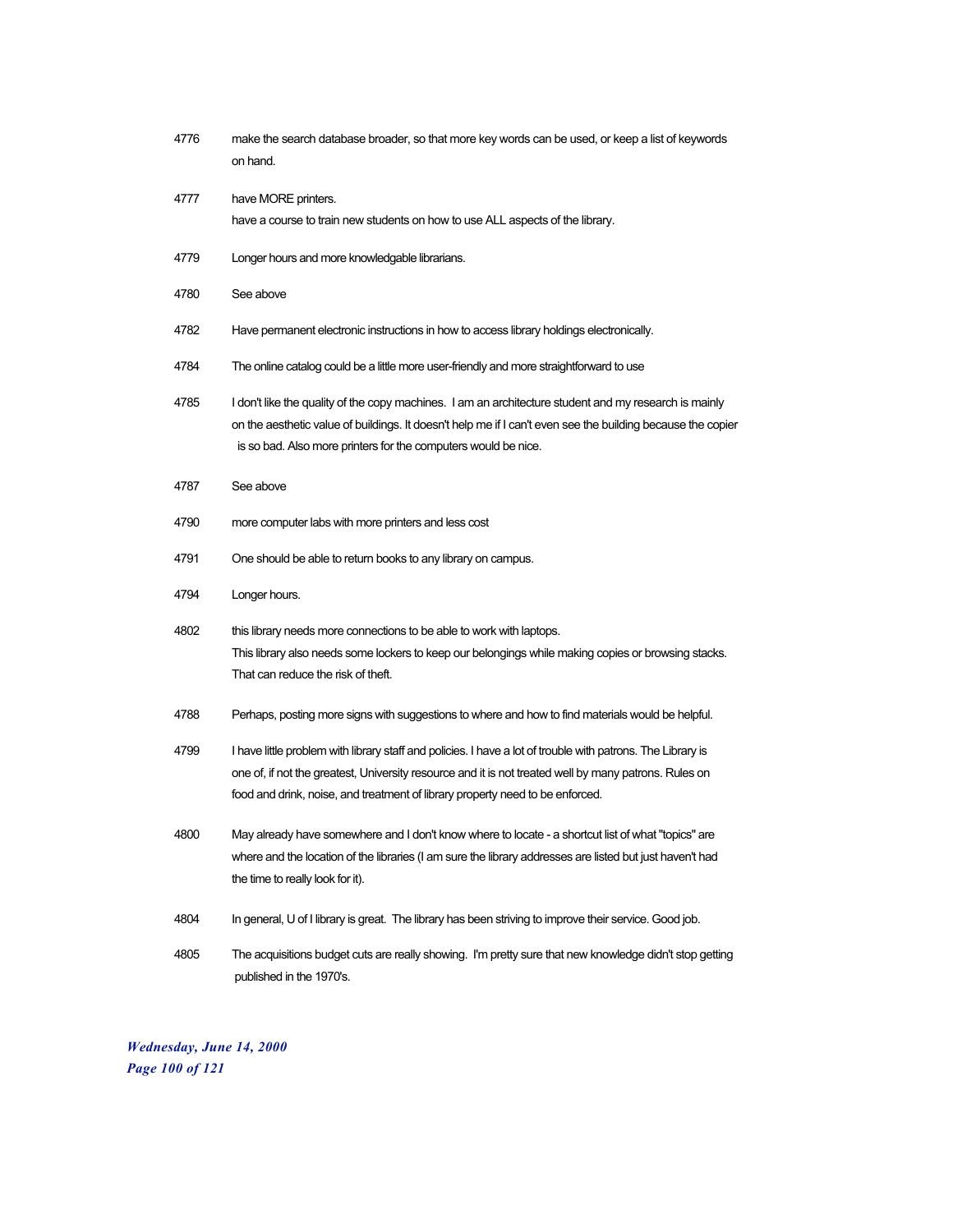4776 make the search database broader, so that more key words can be used, or keep a list of keywords on hand.

4777 have MORE printers.
have a course to train new students on how to use ALL aspects of the library.

4779 Longer hours and more knowledgable librarians.

4780 See above

4782 Have permanent electronic instructions in how to access library holdings electronically.

4784 The online catalog could be a little more user-friendly and more straightforward to use

4785 I don't like the quality of the copy machines. I am an architecture student and my research is mainly on the aesthetic value of buildings. It doesn't help me if I can't even see the building because the copier is so bad. Also more printers for the computers would be nice.

4787 See above

4790 more computer labs with more printers and less cost

4791 One should be able to return books to any library on campus.

4794 Longer hours.

4802 this library needs more connections to be able to work with laptops.
This library also needs some lockers to keep our belongings while making copies or browsing stacks. That can reduce the risk of theft.

4788 Perhaps, posting more signs with suggestions to where and how to find materials would be helpful.

4799 I have little problem with library staff and policies. I have a lot of trouble with patrons. The Library is one of, if not the greatest, University resource and it is not treated well by many patrons. Rules on food and drink, noise, and treatment of library property need to be enforced.

4800 May already have somewhere and I don't know where to locate - a shortcut list of what "topics" are where and the location of the libraries (I am sure the library addresses are listed but just haven't had the time to really look for it).

4804 In general, U of I library is great. The library has been striving to improve their service. Good job.

4805 The acquisitions budget cuts are really showing. I'm pretty sure that new knowledge didn't stop getting published in the 1970's.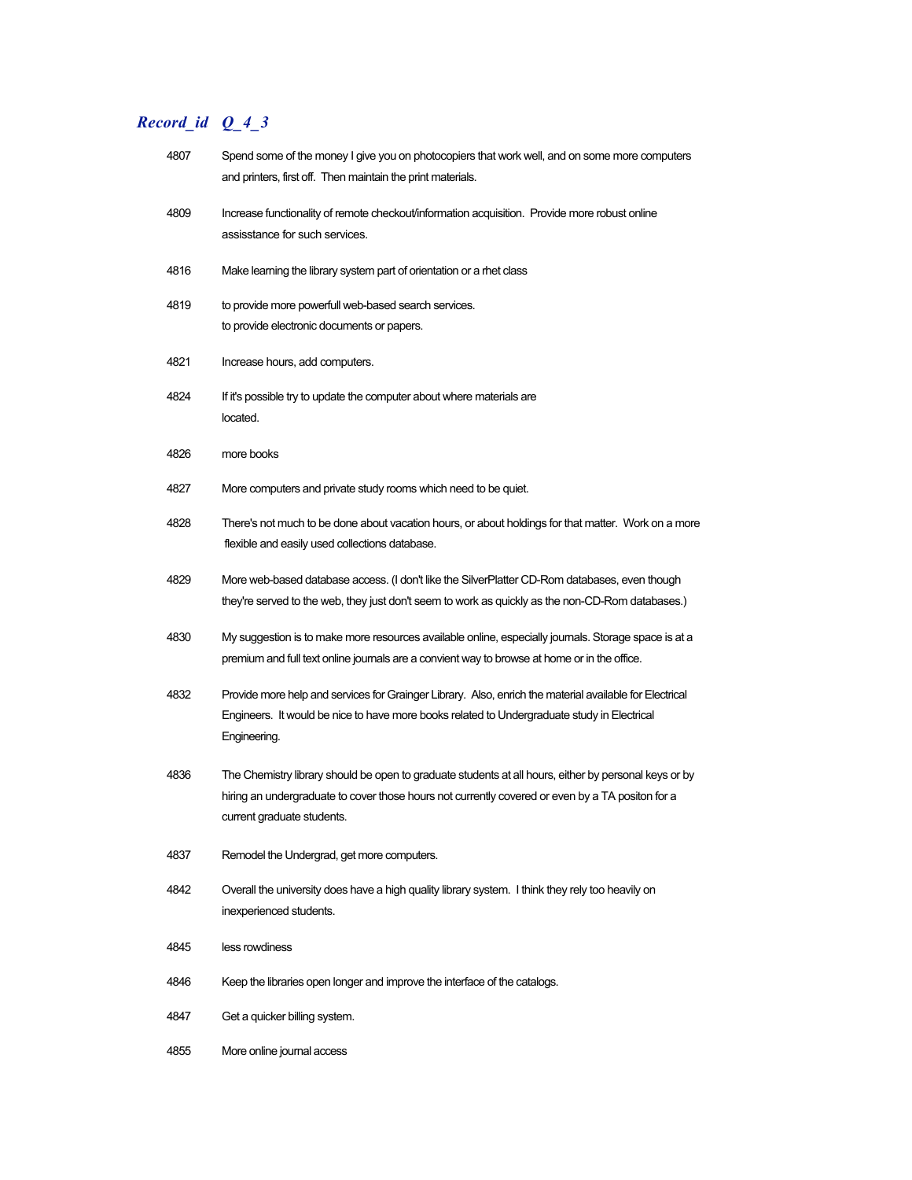| *Record_id* | *Q_4_3* |
|---|---|
| 4807 | Spend some of the money I give you on photocopiers that work well, and on some more computers and printers, first off. Then maintain the print materials. |
| 4809 | Increase functionality of remote checkout/information acquisition. Provide more robust online assisstance for such services. |
| 4816 | Make learning the library system part of orientation or a rhet class |
| 4819 | to provide more powerfull web-based search services. to provide electronic documents or papers. |
| 4821 | Increase hours, add computers. |
| 4824 | If it's possible try to update the computer about where materials are located. |
| 4826 | more books |
| 4827 | More computers and private study rooms which need to be quiet. |
| 4828 | There's not much to be done about vacation hours, or about holdings for that matter. Work on a more flexible and easily used collections database. |
| 4829 | More web-based database access. (I don't like the SilverPlatter CD-Rom databases, even though they're served to the web, they just don't seem to work as quickly as the non-CD-Rom databases.) |
| 4830 | My suggestion is to make more resources available online, especially journals. Storage space is at a premium and full text online journals are a convient way to browse at home or in the office. |
| 4832 | Provide more help and services for Grainger Library. Also, enrich the material available for Electrical Engineers. It would be nice to have more books related to Undergraduate study in Electrical Engineering. |
| 4836 | The Chemistry library should be open to graduate students at all hours, either by personal keys or by hiring an undergraduate to cover those hours not currently covered or even by a TA positon for a current graduate students. |
| 4837 | Remodel the Undergrad, get more computers. |
| 4842 | Overall the university does have a high quality library system. I think they rely too heavily on inexperienced students. |
| 4845 | less rowdiness |
| 4846 | Keep the libraries open longer and improve the interface of the catalogs. |
| 4847 | Get a quicker billing system. |
| 4855 | More online journal access |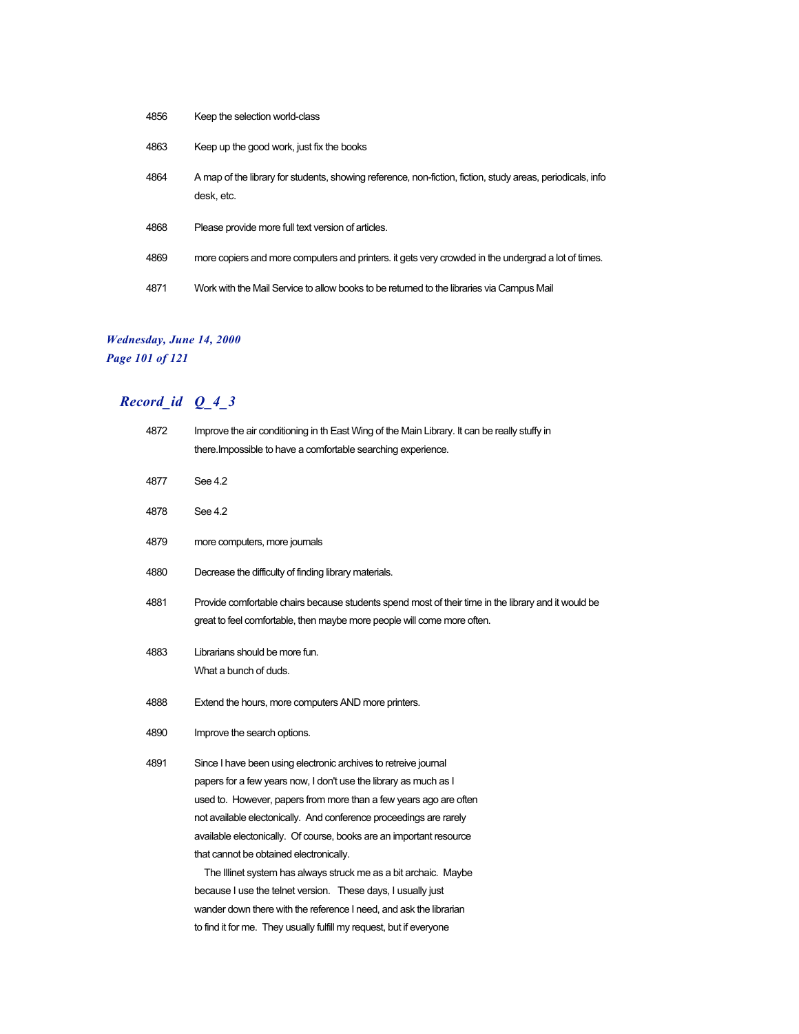| | |
|---|---|
| 4856 | Keep the selection world-class |
| 4863 | Keep up the good work, just fix the books |
| 4864 | A map of the library for students, showing reference, non-fiction, fiction, study areas, periodicals, info desk, etc. |
| 4868 | Please provide more full text version of articles. |
| 4869 | more copiers and more computers and printers. it gets very crowded in the undergrad a lot of times. |
| 4871 | Work with the Mail Service to allow books to be returned to the libraries via Campus Mail |

## *Record_id Q_4_3*

| | |
|---|---|
| 4872 | Improve the air conditioning in th East Wing of the Main Library. It can be really stuffy in there.Impossible to have a comfortable searching experience. |
| 4877 | See 4.2 |
| 4878 | See 4.2 |
| 4879 | more computers, more journals |
| 4880 | Decrease the difficulty of finding library materials. |
| 4881 | Provide comfortable chairs because students spend most of their time in the library and it would be great to feel comfortable, then maybe more people will come more often. |
| 4883 | Librarians should be more fun.<br>What a bunch of duds. |
| 4888 | Extend the hours, more computers AND more printers. |
| 4890 | Improve the search options. |
| 4891 | Since I have been using electronic archives to retreive journal papers for a few years now, I don't use the library as much as I used to. However, papers from more than a few years ago are often not available electonically. And conference proceedings are rarely available electonically. Of course, books are an important resource that cannot be obtained electronically.<br>The Illinet system has always struck me as a bit archaic. Maybe because I use the telnet version. These days, I usually just wander down there with the reference I need, and ask the librarian to find it for me. They usually fulfill my request, but if everyone |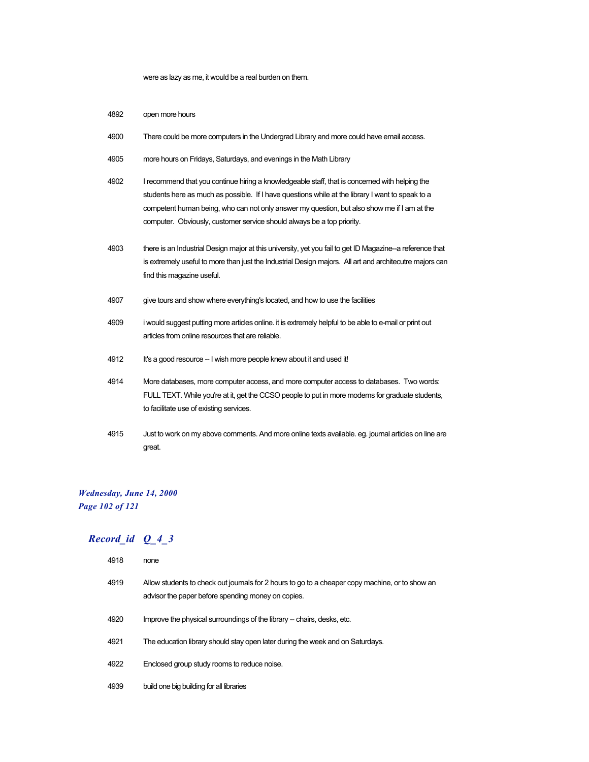were as lazy as me, it would be a real burden on them.

| | |
|---|---|
| 4892 | open more hours |
| 4900 | There could be more computers in the Undergrad Library and more could have email access. |
| 4905 | more hours on Fridays, Saturdays, and evenings in the Math Library |
| 4902 | I recommend that you continue hiring a knowledgeable staff, that is concerned with helping the students here as much as possible. If I have questions while at the library I want to speak to a competent human being, who can not only answer my question, but also show me if I am at the computer. Obviously, customer service should always be a top priority. |
| 4903 | there is an Industrial Design major at this university, yet you fail to get ID Magazine--a reference that is extremely useful to more than just the Industrial Design majors. All art and architecutre majors can find this magazine useful. |
| 4907 | give tours and show where everything's located, and how to use the facilities |
| 4909 | i would suggest putting more articles online. it is extremely helpful to be able to e-mail or print out articles from online resources that are reliable. |
| 4912 | It's a good resource -- I wish more people knew about it and used it! |
| 4914 | More databases, more computer access, and more computer access to databases. Two words: FULL TEXT. While you're at it, get the CCSO people to put in more modems for graduate students, to facilitate use of existing services. |
| 4915 | Just to work on my above comments. And more online texts available. eg. journal articles on line are great. |

## *Record_id Q_4_3*

| | |
|---|---|
| 4918 | none |
| 4919 | Allow students to check out journals for 2 hours to go to a cheaper copy machine, or to show an advisor the paper before spending money on copies. |
| 4920 | Improve the physical surroundings of the library -- chairs, desks, etc. |
| 4921 | The education library should stay open later during the week and on Saturdays. |
| 4922 | Enclosed group study rooms to reduce noise. |
| 4939 | build one big building for all libraries |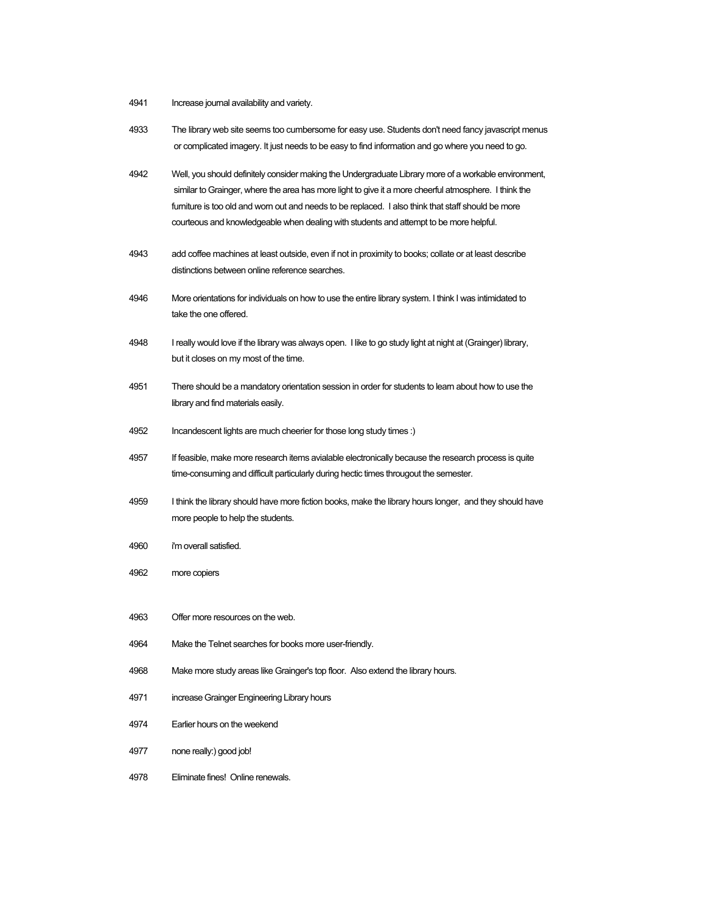4941 Increase journal availability and variety.

4933 The library web site seems too cumbersome for easy use. Students don't need fancy javascript menus or complicated imagery. It just needs to be easy to find information and go where you need to go.

4942 Well, you should definitely consider making the Undergraduate Library more of a workable environment, similar to Grainger, where the area has more light to give it a more cheerful atmosphere. I think the furniture is too old and worn out and needs to be replaced. I also think that staff should be more courteous and knowledgeable when dealing with students and attempt to be more helpful.

4943 add coffee machines at least outside, even if not in proximity to books; collate or at least describe distinctions between online reference searches.

4946 More orientations for individuals on how to use the entire library system. I think I was intimidated to take the one offered.

4948 I really would love if the library was always open. I like to go study light at night at (Grainger) library, but it closes on my most of the time.

4951 There should be a mandatory orientation session in order for students to learn about how to use the library and find materials easily.

4952 Incandescent lights are much cheerier for those long study times :)

4957 If feasible, make more research items avialable electronically because the research process is quite time-consuming and difficult particularly during hectic times througout the semester.

4959 I think the library should have more fiction books, make the library hours longer, and they should have more people to help the students.

4960 i'm overall satisfied.

4962 more copiers

4963 Offer more resources on the web.

4964 Make the Telnet searches for books more user-friendly.

4968 Make more study areas like Grainger's top floor. Also extend the library hours.

4971 increase Grainger Engineering Library hours

4974 Earlier hours on the weekend

4977 none really:) good job!

4978 Eliminate fines! Online renewals.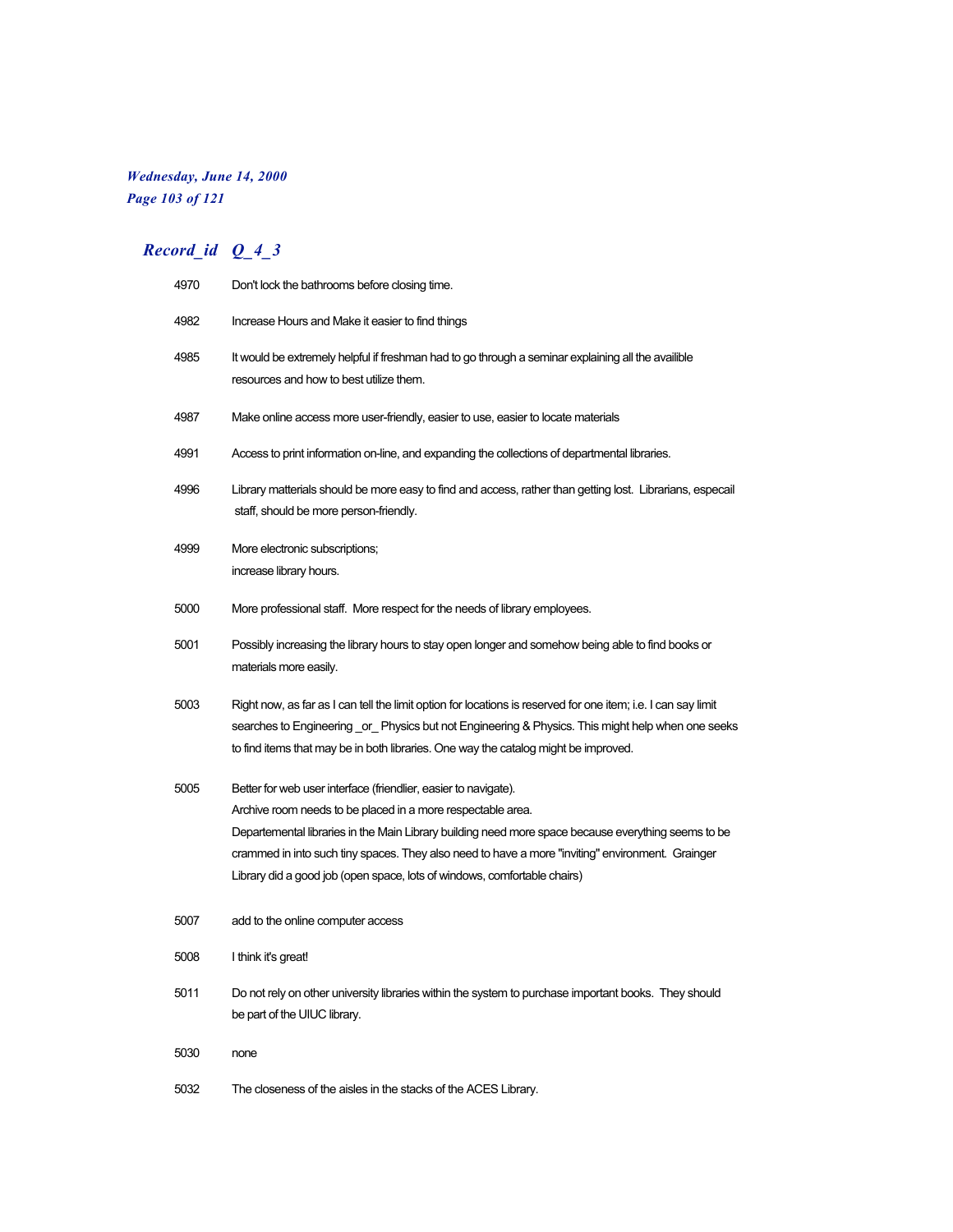## *Record_id Q_4_3*

| | |
|---|---|
| 4970 | Don't lock the bathrooms before closing time. |
| 4982 | Increase Hours and Make it easier to find things |
| 4985 | It would be extremely helpful if freshman had to go through a seminar explaining all the availible resources and how to best utilize them. |
| 4987 | Make online access more user-friendly, easier to use, easier to locate materials |
| 4991 | Access to print information on-line, and expanding the collections of departmental libraries. |
| 4996 | Library matterials should be more easy to find and access, rather than getting lost. Librarians, especail staff, should be more person-friendly. |
| 4999 | More electronic subscriptions;<br>increase library hours. |
| 5000 | More professional staff. More respect for the needs of library employees. |
| 5001 | Possibly increasing the library hours to stay open longer and somehow being able to find books or materials more easily. |
| 5003 | Right now, as far as I can tell the limit option for locations is reserved for one item; i.e. I can say limit searches to Engineering _or_ Physics but not Engineering & Physics. This might help when one seeks to find items that may be in both libraries. One way the catalog might be improved. |
| 5005 | Better for web user interface (friendlier, easier to navigate).<br>Archive room needs to be placed in a more respectable area.<br>Departemental libraries in the Main Library building need more space because everything seems to be crammed in into such tiny spaces. They also need to have a more "inviting" environment. Grainger Library did a good job (open space, lots of windows, comfortable chairs) |
| 5007 | add to the online computer access |
| 5008 | I think it's great! |
| 5011 | Do not rely on other university libraries within the system to purchase important books. They should be part of the UIUC library. |
| 5030 | none |
| 5032 | The closeness of the aisles in the stacks of the ACES Library. |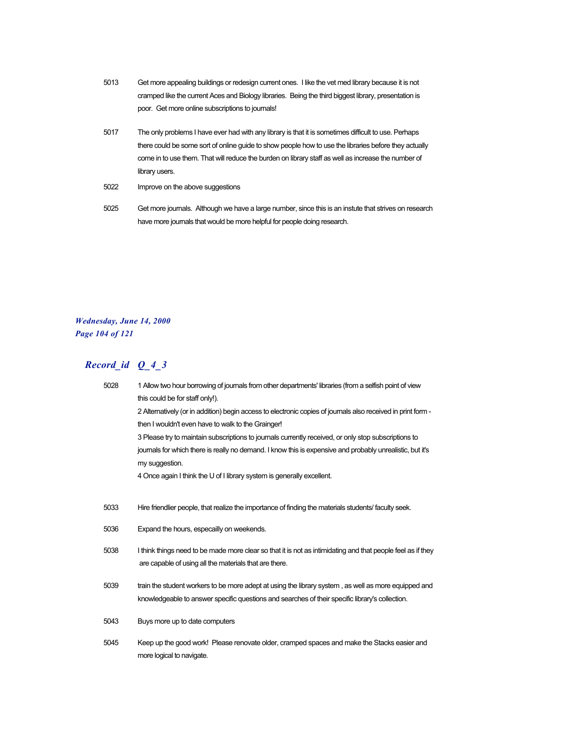5013 Get more appealing buildings or redesign current ones. I like the vet med library because it is not cramped like the current Aces and Biology libraries. Being the third biggest library, presentation is poor. Get more online subscriptions to journals!

5017 The only problems I have ever had with any library is that it is sometimes difficult to use. Perhaps there could be some sort of online guide to show people how to use the libraries before they actually come in to use them. That will reduce the burden on library staff as well as increase the number of library users.

5022 Improve on the above suggestions

5025 Get more journals. Although we have a large number, since this is an instute that strives on research have more journals that would be more helpful for people doing research.

## *Record_id Q_4_3*

5028 1 Allow two hour borrowing of journals from other departments' libraries (from a selfish point of view this could be for staff only!).
2 Alternatively (or in addition) begin access to electronic copies of journals also received in print form - then I wouldn't even have to walk to the Grainger!
3 Please try to maintain subscriptions to journals currently received, or only stop subscriptions to journals for which there is really no demand. I know this is expensive and probably unrealistic, but it's my suggestion.
4 Once again I think the U of I library system is generally excellent.

5033 Hire friendlier people, that realize the importance of finding the materials students/ faculty seek.

5036 Expand the hours, especailly on weekends.

5038 I think things need to be made more clear so that it is not as intimidating and that people feel as if they are capable of using all the materials that are there.

5039 train the student workers to be more adept at using the library system , as well as more equipped and knowledgeable to answer specific questions and searches of their specific library's collection.

5043 Buys more up to date computers

5045 Keep up the good work! Please renovate older, cramped spaces and make the Stacks easier and more logical to navigate.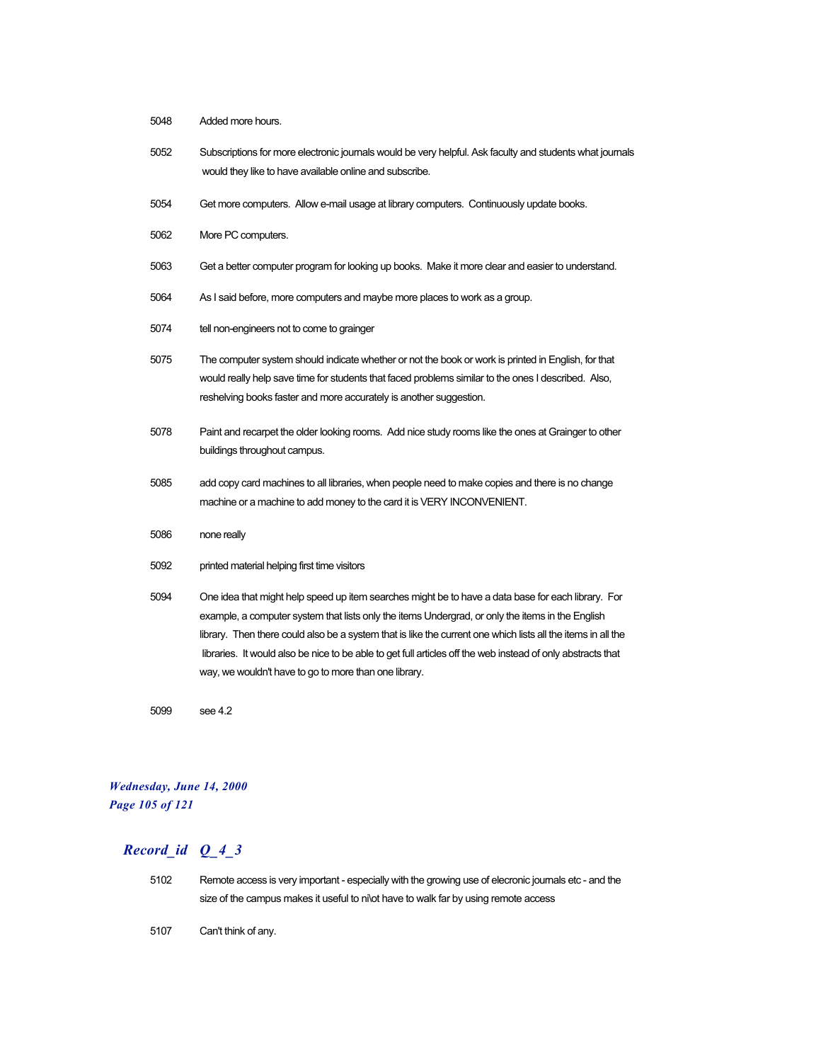| | |
|---|---|
| 5048 | Added more hours. |
| 5052 | Subscriptions for more electronic journals would be very helpful. Ask faculty and students what journals would they like to have available online and subscribe. |
| 5054 | Get more computers. Allow e-mail usage at library computers. Continuously update books. |
| 5062 | More PC computers. |
| 5063 | Get a better computer program for looking up books. Make it more clear and easier to understand. |
| 5064 | As I said before, more computers and maybe more places to work as a group. |
| 5074 | tell non-engineers not to come to grainger |
| 5075 | The computer system should indicate whether or not the book or work is printed in English, for that would really help save time for students that faced problems similar to the ones I described. Also, reshelving books faster and more accurately is another suggestion. |
| 5078 | Paint and recarpet the older looking rooms. Add nice study rooms like the ones at Grainger to other buildings throughout campus. |
| 5085 | add copy card machines to all libraries, when people need to make copies and there is no change machine or a machine to add money to the card it is VERY INCONVENIENT. |
| 5086 | none really |
| 5092 | printed material helping first time visitors |
| 5094 | One idea that might help speed up item searches might be to have a data base for each library. For example, a computer system that lists only the items Undergrad, or only the items in the English library. Then there could also be a system that is like the current one which lists all the items in all the libraries. It would also be nice to be able to get full articles off the web instead of only abstracts that way, we wouldn't have to go to more than one library. |
| 5099 | see 4.2 |

*Wednesday, June 14, 2000*

## *Record_id Q_4_3*

| | |
|---|---|
| 5102 | Remote access is very important - especially with the growing use of elecronic journals etc - and the size of the campus makes it useful to ni\ot have to walk far by using remote access |
| 5107 | Can't think of any. |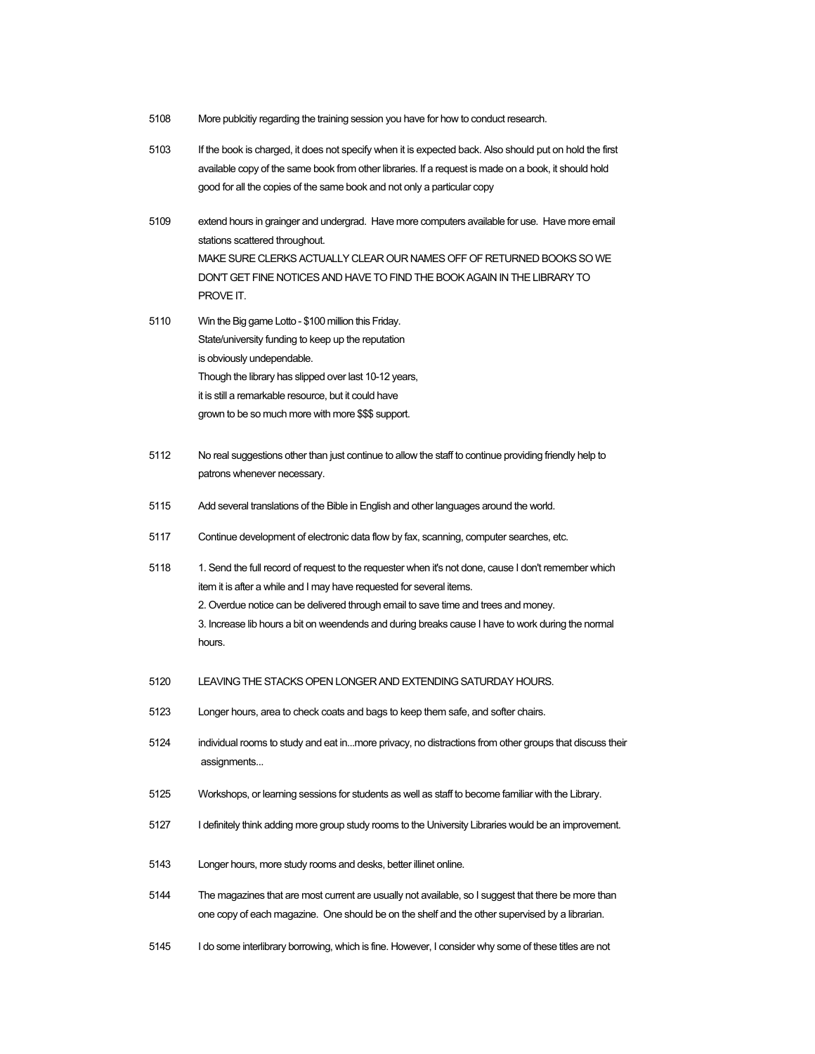5108 More publcitiy regarding the training session you have for how to conduct research.

5103 If the book is charged, it does not specify when it is expected back. Also should put on hold the first available copy of the same book from other libraries. If a request is made on a book, it should hold good for all the copies of the same book and not only a particular copy

5109 extend hours in grainger and undergrad. Have more computers available for use. Have more email stations scattered throughout.
MAKE SURE CLERKS ACTUALLY CLEAR OUR NAMES OFF OF RETURNED BOOKS SO WE DON'T GET FINE NOTICES AND HAVE TO FIND THE BOOK AGAIN IN THE LIBRARY TO PROVE IT.

5110 Win the Big game Lotto - $100 million this Friday.
State/university funding to keep up the reputation
is obviously undependable.
Though the library has slipped over last 10-12 years,
it is still a remarkable resource, but it could have
grown to be so much more with more $$$ support.

5112 No real suggestions other than just continue to allow the staff to continue providing friendly help to patrons whenever necessary.

5115 Add several translations of the Bible in English and other languages around the world.

5117 Continue development of electronic data flow by fax, scanning, computer searches, etc.

5118 1. Send the full record of request to the requester when it's not done, cause I don't remember which item it is after a while and I may have requested for several items.
2. Overdue notice can be delivered through email to save time and trees and money.
3. Increase lib hours a bit on weendends and during breaks cause I have to work during the normal hours.

5120 LEAVING THE STACKS OPEN LONGER AND EXTENDING SATURDAY HOURS.

5123 Longer hours, area to check coats and bags to keep them safe, and softer chairs.

5124 individual rooms to study and eat in...more privacy, no distractions from other groups that discuss their assignments...

5125 Workshops, or learning sessions for students as well as staff to become familiar with the Library.

5127 I definitely think adding more group study rooms to the University Libraries would be an improvement.

5143 Longer hours, more study rooms and desks, better illinet online.

5144 The magazines that are most current are usually not available, so I suggest that there be more than one copy of each magazine. One should be on the shelf and the other supervised by a librarian.

5145 I do some interlibrary borrowing, which is fine. However, I consider why some of these titles are not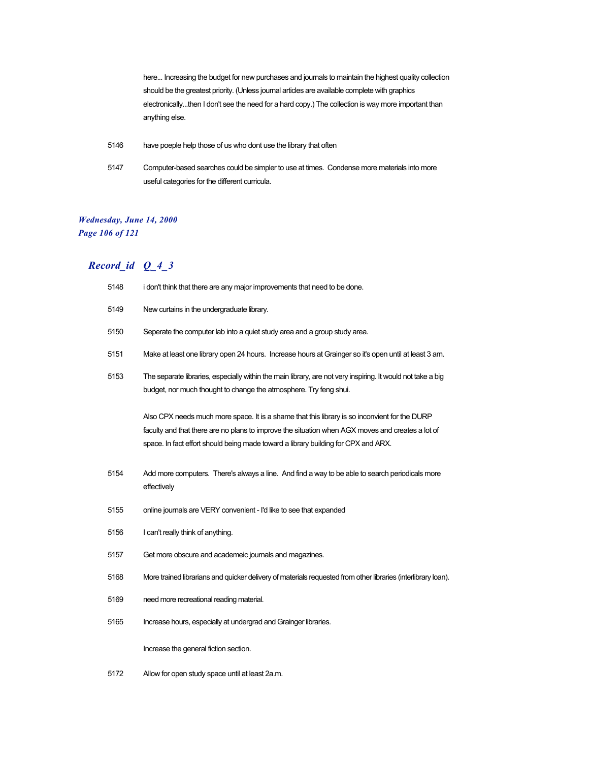here... Increasing the budget for new purchases and journals to maintain the highest quality collection should be the greatest priority. (Unless journal articles are available complete with graphics electronically...then I don't see the need for a hard copy.) The collection is way more important than anything else.

5146 have poeple help those of us who dont use the library that often

5147 Computer-based searches could be simpler to use at times. Condense more materials into more useful categories for the different curricula.

## *Record_id Q_4_3*

5148 i don't think that there are any major improvements that need to be done.

5149 New curtains in the undergraduate library.

5150 Seperate the computer lab into a quiet study area and a group study area.

5151 Make at least one library open 24 hours. Increase hours at Grainger so it's open until at least 3 am.

5153 The separate libraries, especially within the main library, are not very inspiring. It would not take a big budget, nor much thought to change the atmosphere. Try feng shui.

Also CPX needs much more space. It is a shame that this library is so inconvient for the DURP faculty and that there are no plans to improve the situation when AGX moves and creates a lot of space. In fact effort should being made toward a library building for CPX and ARX.

5154 Add more computers. There's always a line. And find a way to be able to search periodicals more effectively

5155 online journals are VERY convenient - I'd like to see that expanded

5156 I can't really think of anything.

5157 Get more obscure and academeic journals and magazines.

5168 More trained librarians and quicker delivery of materials requested from other libraries (interlibrary loan).

5169 need more recreational reading material.

5165 Increase hours, especially at undergrad and Grainger libraries.

Increase the general fiction section.

5172 Allow for open study space until at least 2a.m.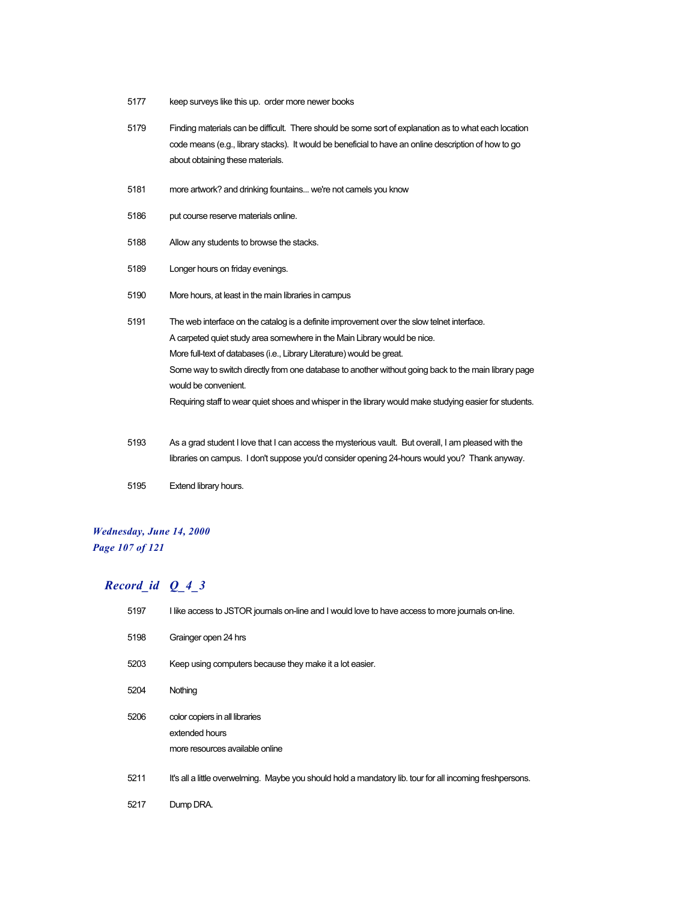| | |
|---|---|
| 5177 | keep surveys like this up. order more newer books |
| 5179 | Finding materials can be difficult. There should be some sort of explanation as to what each location code means (e.g., library stacks). It would be beneficial to have an online description of how to go about obtaining these materials. |
| 5181 | more artwork? and drinking fountains... we're not camels you know |
| 5186 | put course reserve materials online. |
| 5188 | Allow any students to browse the stacks. |
| 5189 | Longer hours on friday evenings. |
| 5190 | More hours, at least in the main libraries in campus |
| 5191 | The web interface on the catalog is a definite improvement over the slow telnet interface.<br>A carpeted quiet study area somewhere in the Main Library would be nice.<br>More full-text of databases (i.e., Library Literature) would be great.<br>Some way to switch directly from one database to another without going back to the main library page would be convenient.<br>Requiring staff to wear quiet shoes and whisper in the library would make studying easier for students. |
| 5193 | As a grad student I love that I can access the mysterious vault. But overall, I am pleased with the libraries on campus. I don't suppose you'd consider opening 24-hours would you? Thank anyway. |
| 5195 | Extend library hours. |

*Wednesday, June 14, 2000*

## *Record_id Q_4_3*

| | |
|---|---|
| 5197 | I like access to JSTOR journals on-line and I would love to have access to more journals on-line. |
| 5198 | Grainger open 24 hrs |
| 5203 | Keep using computers because they make it a lot easier. |
| 5204 | Nothing |
| 5206 | color copiers in all libraries<br>extended hours<br>more resources available online |
| 5211 | It's all a little overwelming. Maybe you should hold a mandatory lib. tour for all incoming freshpersons. |
| 5217 | Dump DRA. |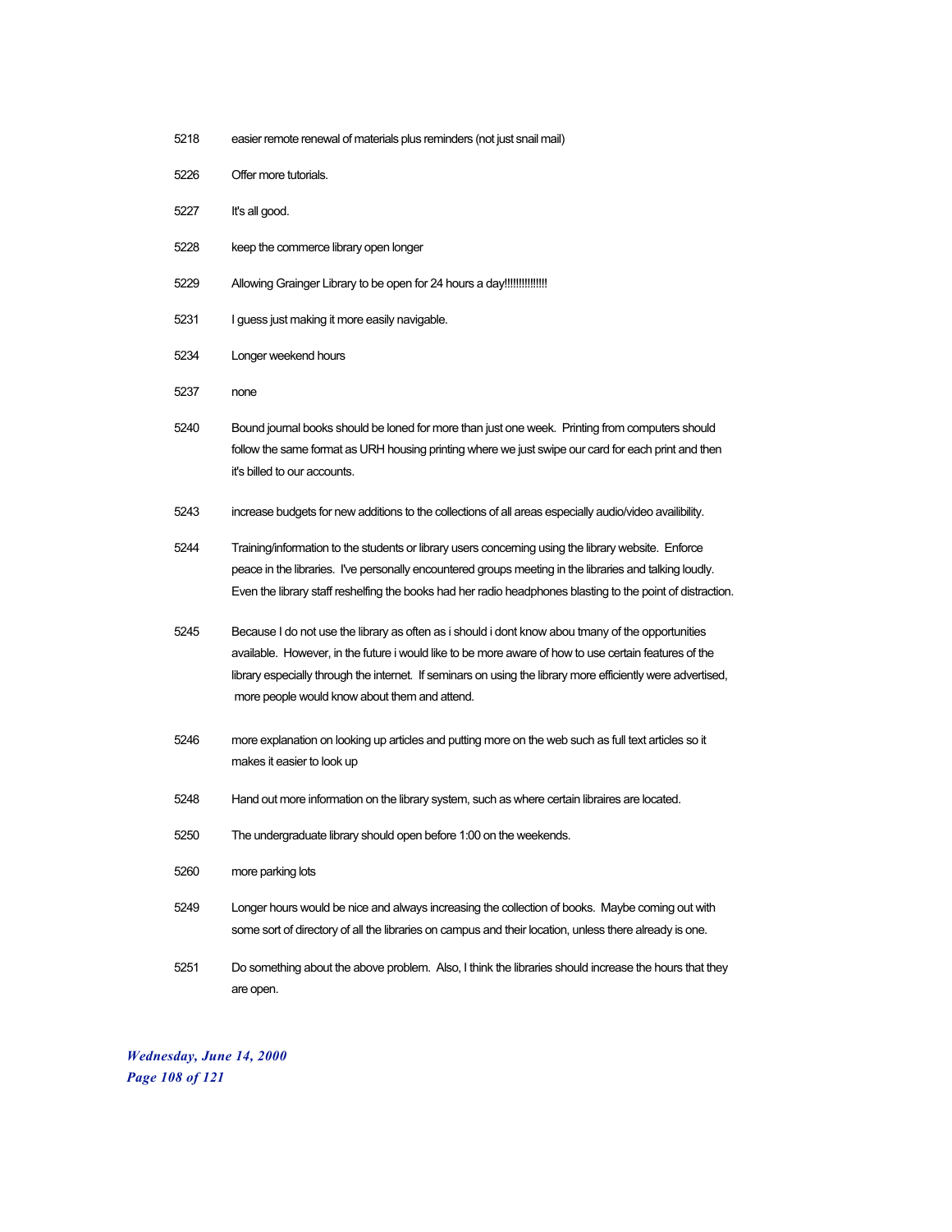| | |
|---|---|
| 5218 | easier remote renewal of materials plus reminders (not just snail mail) |
| 5226 | Offer more tutorials. |
| 5227 | It's all good. |
| 5228 | keep the commerce library open longer |
| 5229 | Allowing Grainger Library to be open for 24 hours a day!!!!!!!!!!!!!! |
| 5231 | I guess just making it more easily navigable. |
| 5234 | Longer weekend hours |
| 5237 | none |
| 5240 | Bound journal books should be loned for more than just one week. Printing from computers should follow the same format as URH housing printing where we just swipe our card for each print and then it's billed to our accounts. |
| 5243 | increase budgets for new additions to the collections of all areas especially audio/video availibility. |
| 5244 | Training/information to the students or library users concerning using the library website. Enforce peace in the libraries. I've personally encountered groups meeting in the libraries and talking loudly. Even the library staff reshelfing the books had her radio headphones blasting to the point of distraction. |
| 5245 | Because I do not use the library as often as i should i dont know abou tmany of the opportunities available. However, in the future i would like to be more aware of how to use certain features of the library especially through the internet. If seminars on using the library more efficiently were advertised, more people would know about them and attend. |
| 5246 | more explanation on looking up articles and putting more on the web such as full text articles so it makes it easier to look up |
| 5248 | Hand out more information on the library system, such as where certain libraires are located. |
| 5250 | The undergraduate library should open before 1:00 on the weekends. |
| 5260 | more parking lots |
| 5249 | Longer hours would be nice and always increasing the collection of books. Maybe coming out with some sort of directory of all the libraries on campus and their location, unless there already is one. |
| 5251 | Do something about the above problem. Also, I think the libraries should increase the hours that they are open. |

*Wednesday, June 14, 2000*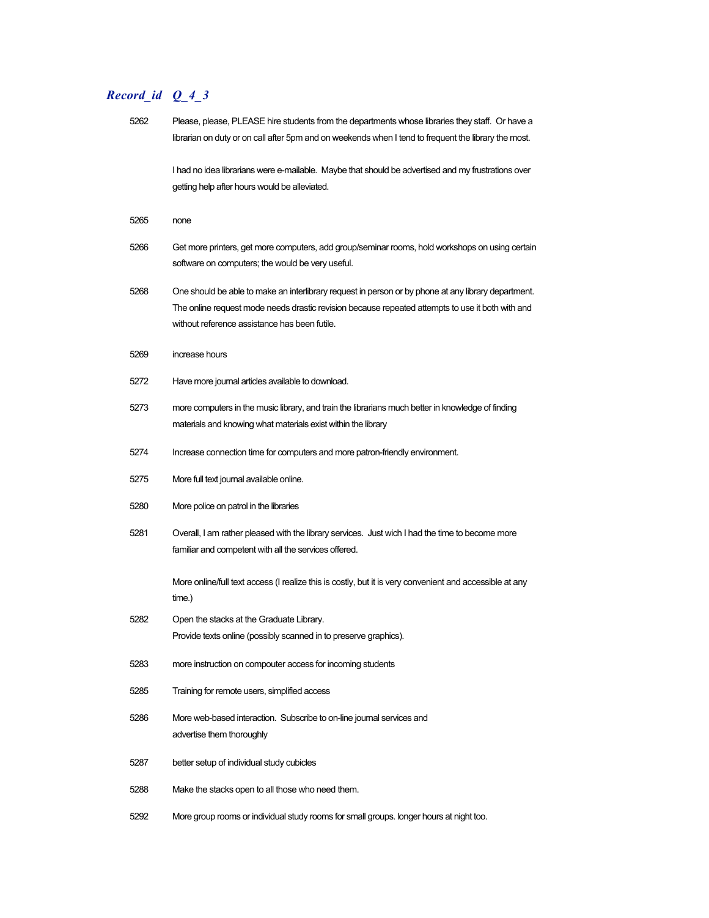| *Record_id* | *Q_4_3* |
|---|---|
| 5262 | Please, please, PLEASE hire students from the departments whose libraries they staff. Or have a librarian on duty or on call after 5pm and on weekends when I tend to frequent the library the most.<br><br>I had no idea librarians were e-mailable. Maybe that should be advertised and my frustrations over getting help after hours would be alleviated. |
| 5265 | none |
| 5266 | Get more printers, get more computers, add group/seminar rooms, hold workshops on using certain software on computers; the would be very useful. |
| 5268 | One should be able to make an interlibrary request in person or by phone at any library department. The online request mode needs drastic revision because repeated attempts to use it both with and without reference assistance has been futile. |
| 5269 | increase hours |
| 5272 | Have more journal articles available to download. |
| 5273 | more computers in the music library, and train the librarians much better in knowledge of finding materials and knowing what materials exist within the library |
| 5274 | Increase connection time for computers and more patron-friendly environment. |
| 5275 | More full text journal available online. |
| 5280 | More police on patrol in the libraries |
| 5281 | Overall, I am rather pleased with the library services. Just wich I had the time to become more familiar and competent with all the services offered.<br><br>More online/full text access (I realize this is costly, but it is very convenient and accessible at any time.) |
| 5282 | Open the stacks at the Graduate Library.<br>Provide texts online (possibly scanned in to preserve graphics). |
| 5283 | more instruction on compouter access for incoming students |
| 5285 | Training for remote users, simplified access |
| 5286 | More web-based interaction. Subscribe to on-line journal services and advertise them thoroughly |
| 5287 | better setup of individual study cubicles |
| 5288 | Make the stacks open to all those who need them. |
| 5292 | More group rooms or individual study rooms for small groups. longer hours at night too. |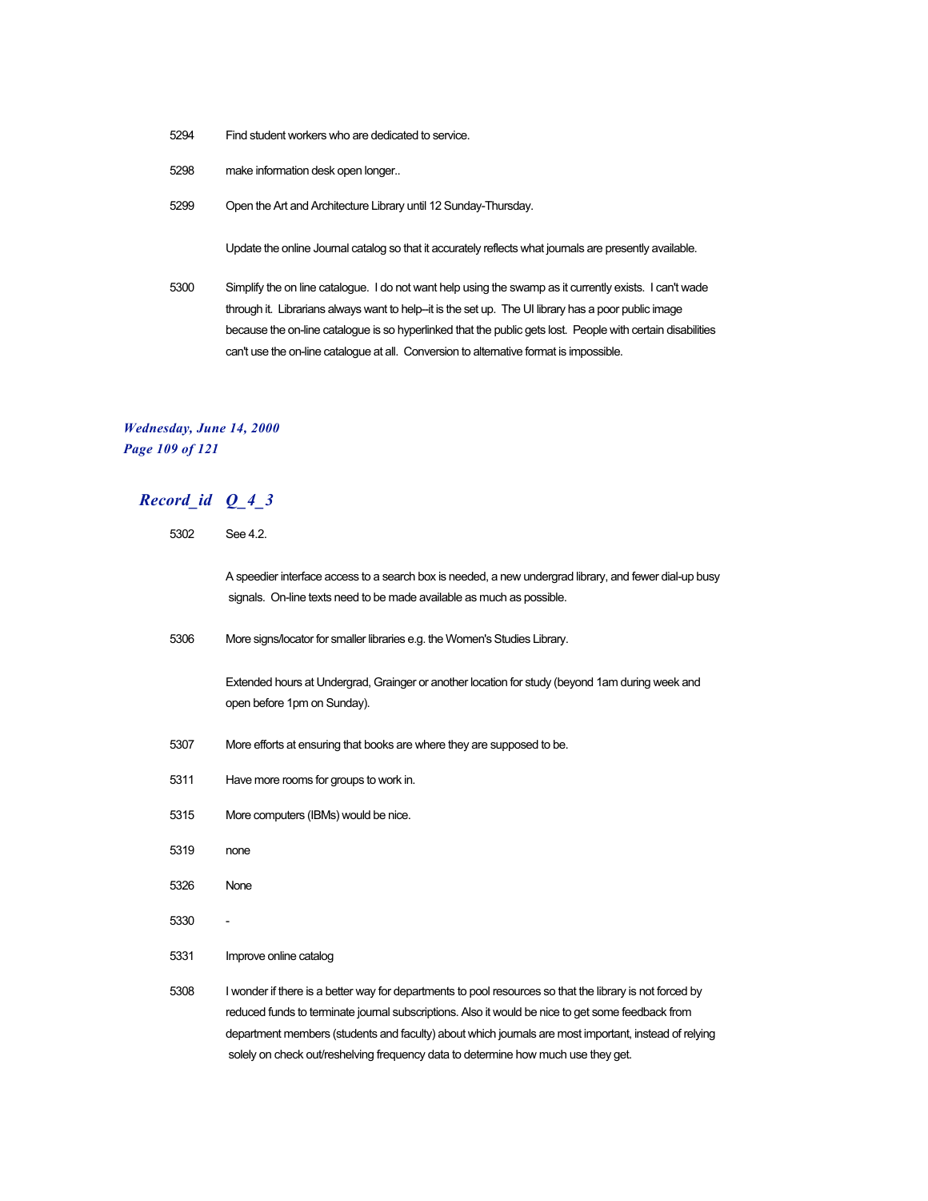5294 Find student workers who are dedicated to service.

5298 make information desk open longer..

5299 Open the Art and Architecture Library until 12 Sunday-Thursday.

Update the online Journal catalog so that it accurately reflects what journals are presently available.

5300 Simplify the on line catalogue. I do not want help using the swamp as it currently exists. I can't wade through it. Librarians always want to help--it is the set up. The UI library has a poor public image because the on-line catalogue is so hyperlinked that the public gets lost. People with certain disabilities can't use the on-line catalogue at all. Conversion to alternative format is impossible.

## *Record_id Q_4_3*

5302 See 4.2.

A speedier interface access to a search box is needed, a new undergrad library, and fewer dial-up busy signals. On-line texts need to be made available as much as possible.

5306 More signs/locator for smaller libraries e.g. the Women's Studies Library.

Extended hours at Undergrad, Grainger or another location for study (beyond 1am during week and open before 1pm on Sunday).

5307 More efforts at ensuring that books are where they are supposed to be.

5311 Have more rooms for groups to work in.

5315 More computers (IBMs) would be nice.

5319 none

5326 None

5330 -

5331 Improve online catalog

5308 I wonder if there is a better way for departments to pool resources so that the library is not forced by reduced funds to terminate journal subscriptions. Also it would be nice to get some feedback from department members (students and faculty) about which journals are most important, instead of relying solely on check out/reshelving frequency data to determine how much use they get.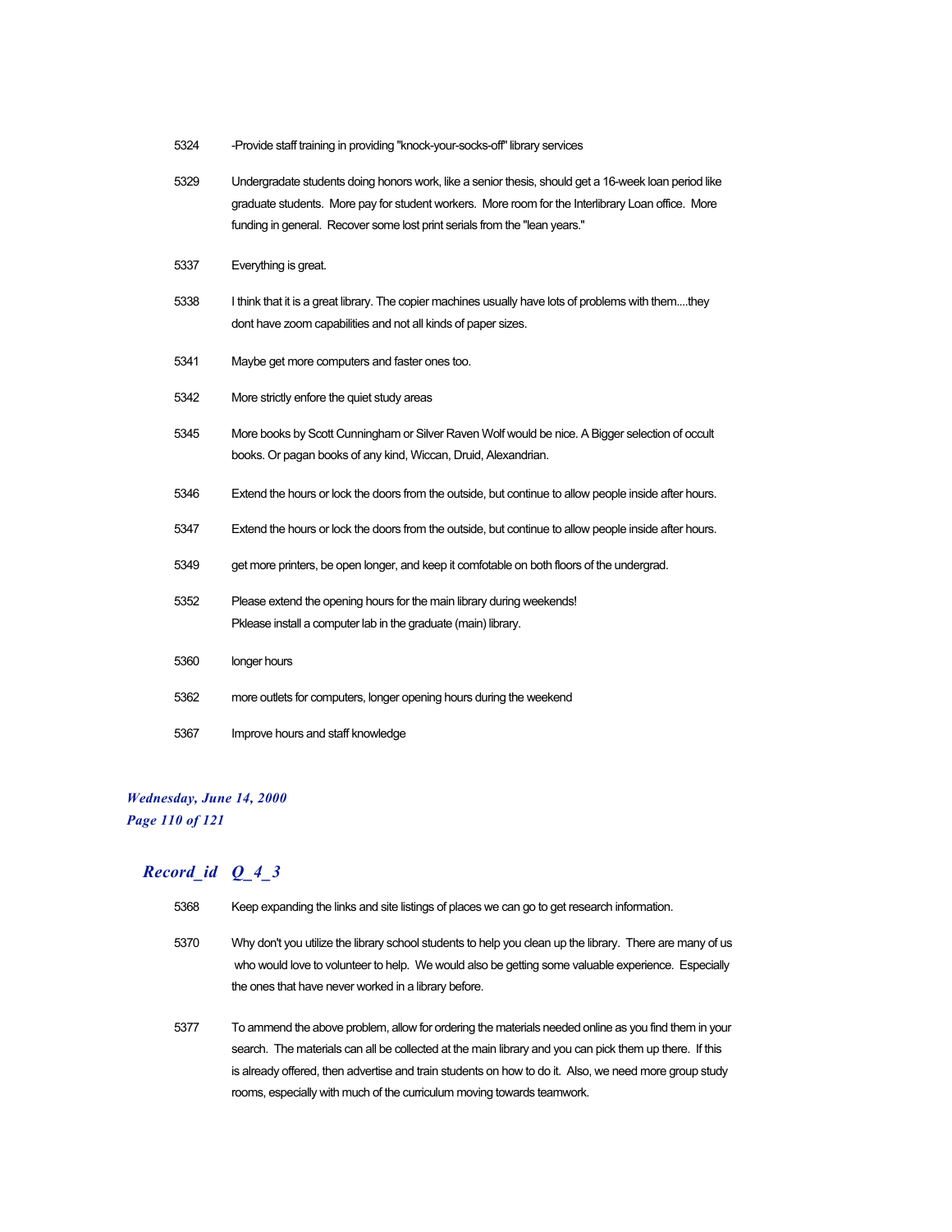| | |
|---|---|
| 5324 | -Provide staff training in providing "knock-your-socks-off" library services |
| 5329 | Undergradate students doing honors work, like a senior thesis, should get a 16-week loan period like graduate students. More pay for student workers. More room for the Interlibrary Loan office. More funding in general. Recover some lost print serials from the "lean years." |
| 5337 | Everything is great. |
| 5338 | I think that it is a great library. The copier machines usually have lots of problems with them....they dont have zoom capabilities and not all kinds of paper sizes. |
| 5341 | Maybe get more computers and faster ones too. |
| 5342 | More strictly enfore the quiet study areas |
| 5345 | More books by Scott Cunningham or Silver Raven Wolf would be nice. A Bigger selection of occult books. Or pagan books of any kind, Wiccan, Druid, Alexandrian. |
| 5346 | Extend the hours or lock the doors from the outside, but continue to allow people inside after hours. |
| 5347 | Extend the hours or lock the doors from the outside, but continue to allow people inside after hours. |
| 5349 | get more printers, be open longer, and keep it comfotable on both floors of the undergrad. |
| 5352 | Please extend the opening hours for the main library during weekends! Pklease install a computer lab in the graduate (main) library. |
| 5360 | longer hours |
| 5362 | more outlets for computers, longer opening hours during the weekend |
| 5367 | Improve hours and staff knowledge |

***Wednesday, June 14, 2000***

## *Record_id Q_4_3*

| | |
|---|---|
| 5368 | Keep expanding the links and site listings of places we can go to get research information. |
| 5370 | Why don't you utilize the library school students to help you clean up the library. There are many of us who would love to volunteer to help. We would also be getting some valuable experience. Especially the ones that have never worked in a library before. |
| 5377 | To ammend the above problem, allow for ordering the materials needed online as you find them in your search. The materials can all be collected at the main library and you can pick them up there. If this is already offered, then advertise and train students on how to do it. Also, we need more group study rooms, especially with much of the curriculum moving towards teamwork. |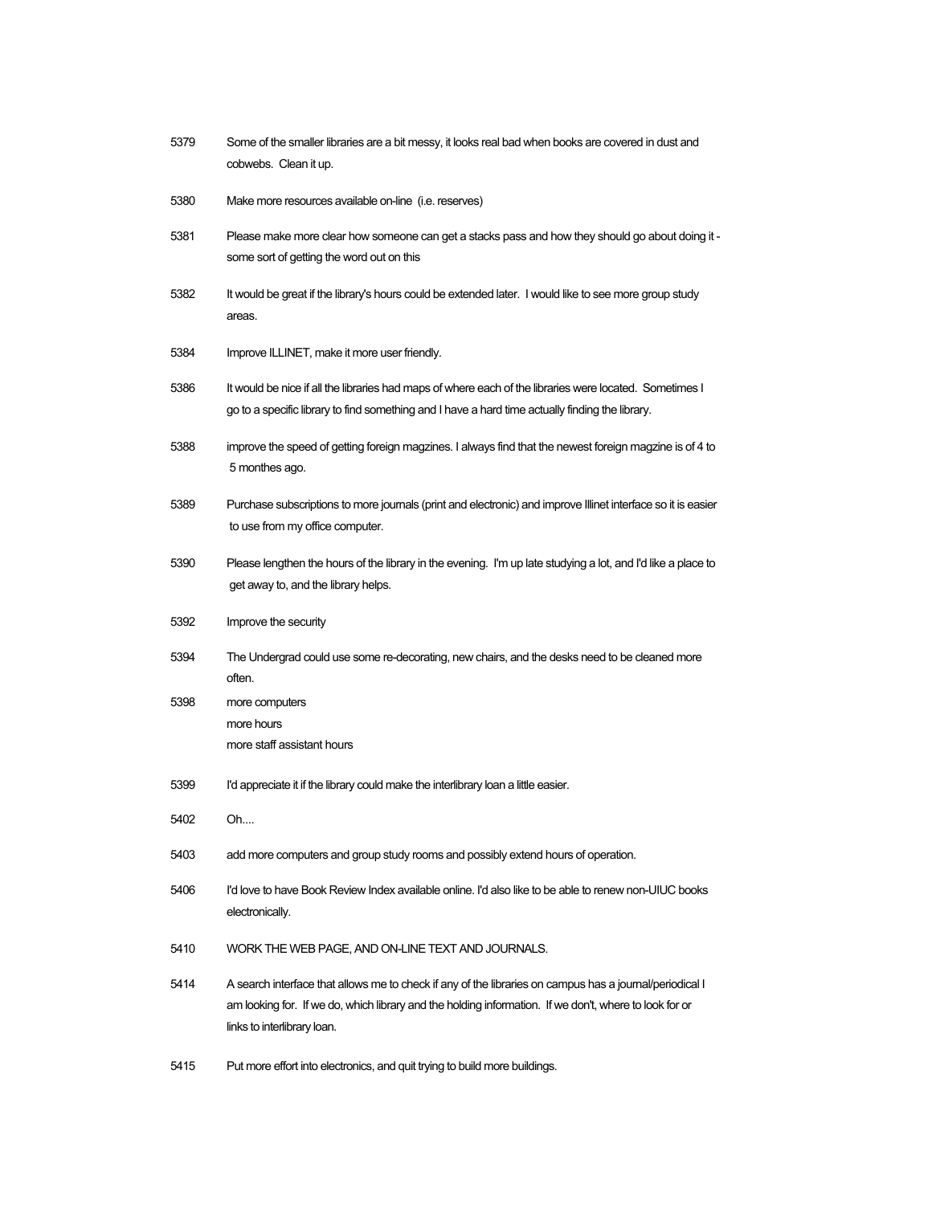| | |
|---|---|
| 5379 | Some of the smaller libraries are a bit messy, it looks real bad when books are covered in dust and cobwebs. Clean it up. |
| 5380 | Make more resources available on-line (i.e. reserves) |
| 5381 | Please make more clear how someone can get a stacks pass and how they should go about doing it - some sort of getting the word out on this |
| 5382 | It would be great if the library's hours could be extended later. I would like to see more group study areas. |
| 5384 | Improve ILLINET, make it more user friendly. |
| 5386 | It would be nice if all the libraries had maps of where each of the libraries were located. Sometimes I go to a specific library to find something and I have a hard time actually finding the library. |
| 5388 | improve the speed of getting foreign magzines. I always find that the newest foreign magzine is of 4 to 5 monthes ago. |
| 5389 | Purchase subscriptions to more journals (print and electronic) and improve Illinet interface so it is easier to use from my office computer. |
| 5390 | Please lengthen the hours of the library in the evening. I'm up late studying a lot, and I'd like a place to get away to, and the library helps. |
| 5392 | Improve the security |
| 5394 | The Undergrad could use some re-decorating, new chairs, and the desks need to be cleaned more often. |
| 5398 | more computers<br>more hours<br>more staff assistant hours |
| 5399 | I'd appreciate it if the library could make the interlibrary loan a little easier. |
| 5402 | Oh.... |
| 5403 | add more computers and group study rooms and possibly extend hours of operation. |
| 5406 | I'd love to have Book Review Index available online. I'd also like to be able to renew non-UIUC books electronically. |
| 5410 | WORK THE WEB PAGE, AND ON-LINE TEXT AND JOURNALS. |
| 5414 | A search interface that allows me to check if any of the libraries on campus has a journal/periodical I am looking for. If we do, which library and the holding information. If we don't, where to look for or links to interlibrary loan. |
| 5415 | Put more effort into electronics, and quit trying to build more buildings. |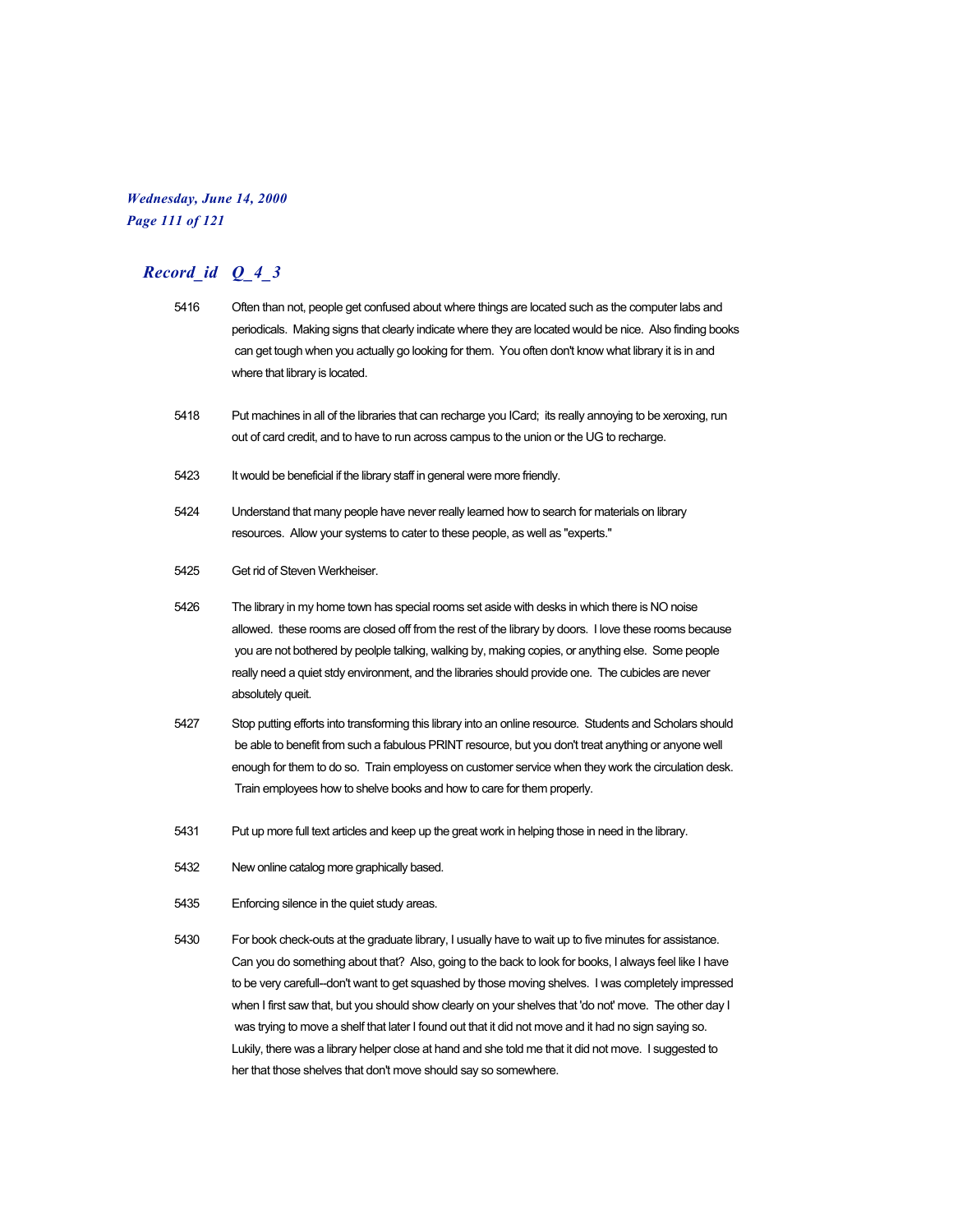## *Record_id Q_4_3*

| | |
|---|---|
| 5416 | Often than not, people get confused about where things are located such as the computer labs and periodicals. Making signs that clearly indicate where they are located would be nice. Also finding books can get tough when you actually go looking for them. You often don't know what library it is in and where that library is located. |
| 5418 | Put machines in all of the libraries that can recharge you ICard; its really annoying to be xeroxing, run out of card credit, and to have to run across campus to the union or the UG to recharge. |
| 5423 | It would be beneficial if the library staff in general were more friendly. |
| 5424 | Understand that many people have never really learned how to search for materials on library resources. Allow your systems to cater to these people, as well as "experts." |
| 5425 | Get rid of Steven Werkheiser. |
| 5426 | The library in my home town has special rooms set aside with desks in which there is NO noise allowed. these rooms are closed off from the rest of the library by doors. I love these rooms because you are not bothered by peolple talking, walking by, making copies, or anything else. Some people really need a quiet stdy environment, and the libraries should provide one. The cubicles are never absolutely queit. |
| 5427 | Stop putting efforts into transforming this library into an online resource. Students and Scholars should be able to benefit from such a fabulous PRINT resource, but you don't treat anything or anyone well enough for them to do so. Train employess on customer service when they work the circulation desk. Train employees how to shelve books and how to care for them properly. |
| 5431 | Put up more full text articles and keep up the great work in helping those in need in the library. |
| 5432 | New online catalog more graphically based. |
| 5435 | Enforcing silence in the quiet study areas. |
| 5430 | For book check-outs at the graduate library, I usually have to wait up to five minutes for assistance. Can you do something about that? Also, going to the back to look for books, I always feel like I have to be very carefull--don't want to get squashed by those moving shelves. I was completely impressed when I first saw that, but you should show clearly on your shelves that 'do not' move. The other day I was trying to move a shelf that later I found out that it did not move and it had no sign saying so. Lukily, there was a library helper close at hand and she told me that it did not move. I suggested to her that those shelves that don't move should say so somewhere. |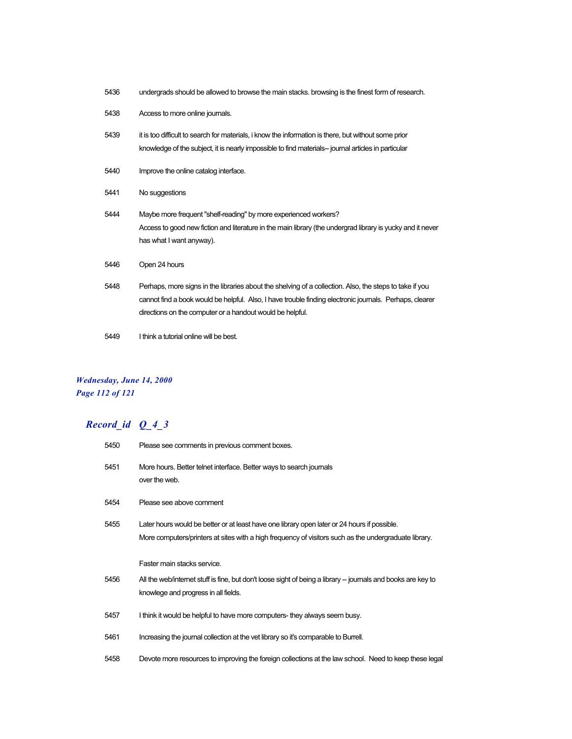| | |
|---|---|
| 5436 | undergrads should be allowed to browse the main stacks. browsing is the finest form of research. |
| 5438 | Access to more online journals. |
| 5439 | it is too difficult to search for materials, i know the information is there, but without some prior knowledge of the subject, it is nearly impossible to find materials-- journal articles in particular |
| 5440 | Improve the online catalog interface. |
| 5441 | No suggestions |
| 5444 | Maybe more frequent "shelf-reading" by more experienced workers? Access to good new fiction and literature in the main library (the undergrad library is yucky and it never has what I want anyway). |
| 5446 | Open 24 hours |
| 5448 | Perhaps, more signs in the libraries about the shelving of a collection. Also, the steps to take if you cannot find a book would be helpful. Also, I have trouble finding electronic journals. Perhaps, clearer directions on the computer or a handout would be helpful. |
| 5449 | I think a tutorial online will be best. |

## *Record_id Q_4_3*

| | |
|---|---|
| 5450 | Please see comments in previous comment boxes. |
| 5451 | More hours. Better telnet interface. Better ways to search journals over the web. |
| 5454 | Please see above comment |
| 5455 | Later hours would be better or at least have one library open later or 24 hours if possible. More computers/printers at sites with a high frequency of visitors such as the undergraduate library. <br><br> Faster main stacks service. |
| 5456 | All the web/internet stuff is fine, but don't loose sight of being a library -- journals and books are key to knowlege and progress in all fields. |
| 5457 | I think it would be helpful to have more computers- they always seem busy. |
| 5461 | Increasing the journal collection at the vet library so it's comparable to Burrell. |
| 5458 | Devote more resources to improving the foreign collections at the law school. Need to keep these legal |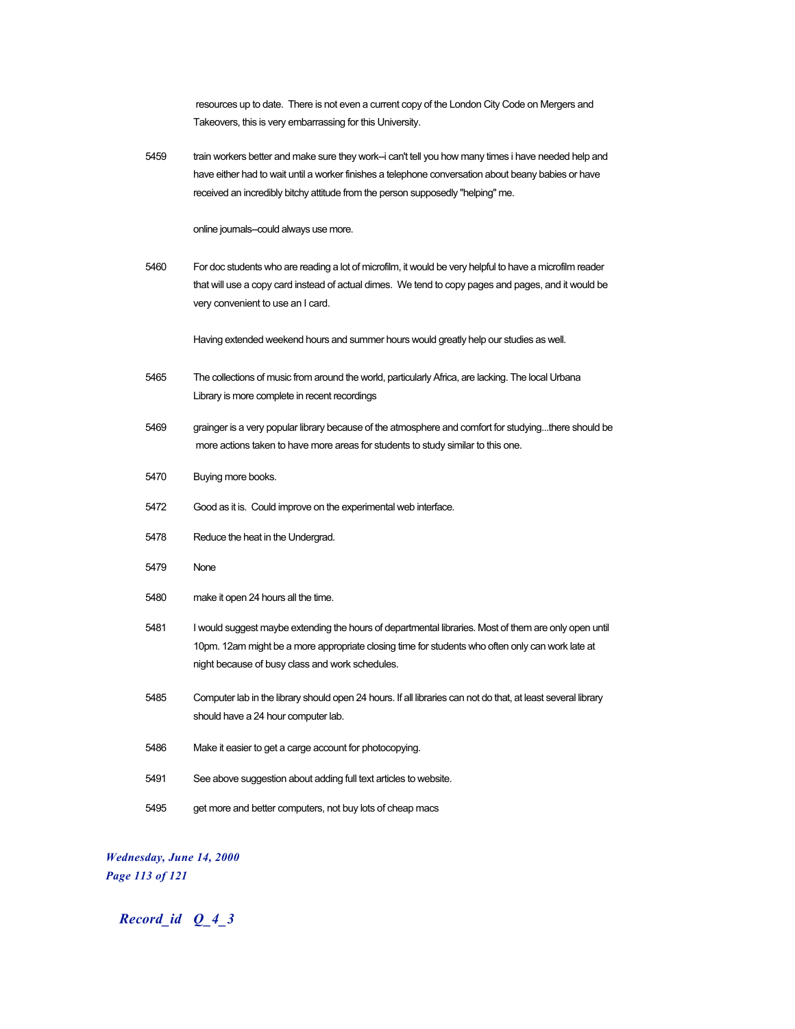resources up to date. There is not even a current copy of the London City Code on Mergers and Takeovers, this is very embarrassing for this University.

| | |
|---|---|
| 5459 | train workers better and make sure they work--i can't tell you how many times i have needed help and have either had to wait until a worker finishes a telephone conversation about beany babies or have received an incredibly bitchy attitude from the person supposedly "helping" me.<br><br>online journals--could always use more. |
| 5460 | For doc students who are reading a lot of microfilm, it would be very helpful to have a microfilm reader that will use a copy card instead of actual dimes. We tend to copy pages and pages, and it would be very convenient to use an I card.<br><br>Having extended weekend hours and summer hours would greatly help our studies as well. |
| 5465 | The collections of music from around the world, particularly Africa, are lacking. The local Urbana Library is more complete in recent recordings |
| 5469 | grainger is a very popular library because of the atmosphere and comfort for studying...there should be more actions taken to have more areas for students to study similar to this one. |
| 5470 | Buying more books. |
| 5472 | Good as it is. Could improve on the experimental web interface. |
| 5478 | Reduce the heat in the Undergrad. |
| 5479 | None |
| 5480 | make it open 24 hours all the time. |
| 5481 | I would suggest maybe extending the hours of departmental libraries. Most of them are only open until 10pm. 12am might be a more appropriate closing time for students who often only can work late at night because of busy class and work schedules. |
| 5485 | Computer lab in the library should open 24 hours. If all libraries can not do that, at least several library should have a 24 hour computer lab. |
| 5486 | Make it easier to get a carge account for photocopying. |
| 5491 | See above suggestion about adding full text articles to website. |
| 5495 | get more and better computers, not buy lots of cheap macs |

*Record_id Q_4_3*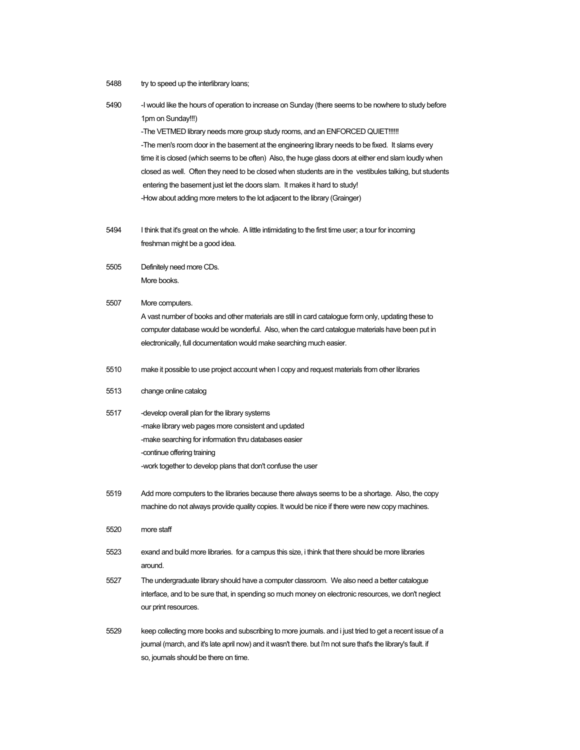5488 try to speed up the interlibrary loans;

5490 -I would like the hours of operation to increase on Sunday (there seems to be nowhere to study before 1pm on Sunday!!!)
-The VETMED library needs more group study rooms, and an ENFORCED QUIET!!!!!!
-The men's room door in the basement at the engineering library needs to be fixed. It slams every time it is closed (which seems to be often) Also, the huge glass doors at either end slam loudly when closed as well. Often they need to be closed when students are in the vestibules talking, but students entering the basement just let the doors slam. It makes it hard to study!
-How about adding more meters to the lot adjacent to the library (Grainger)

5494 I think that it's great on the whole. A little intimidating to the first time user; a tour for incoming freshman might be a good idea.

5505 Definitely need more CDs.
More books.

5507 More computers.
A vast number of books and other materials are still in card catalogue form only, updating these to computer database would be wonderful. Also, when the card catalogue materials have been put in electronically, full documentation would make searching much easier.

5510 make it possible to use project account when I copy and request materials from other libraries

5513 change online catalog

5517 -develop overall plan for the library systems
-make library web pages more consistent and updated
-make searching for information thru databases easier
-continue offering training
-work together to develop plans that don't confuse the user

5519 Add more computers to the libraries because there always seems to be a shortage. Also, the copy machine do not always provide quality copies. It would be nice if there were new copy machines.

5520 more staff

5523 exand and build more libraries. for a campus this size, i think that there should be more libraries around.

5527 The undergraduate library should have a computer classroom. We also need a better catalogue interface, and to be sure that, in spending so much money on electronic resources, we don't neglect our print resources.

5529 keep collecting more books and subscribing to more journals. and i just tried to get a recent issue of a journal (march, and it's late april now) and it wasn't there. but i'm not sure that's the library's fault. if so, journals should be there on time.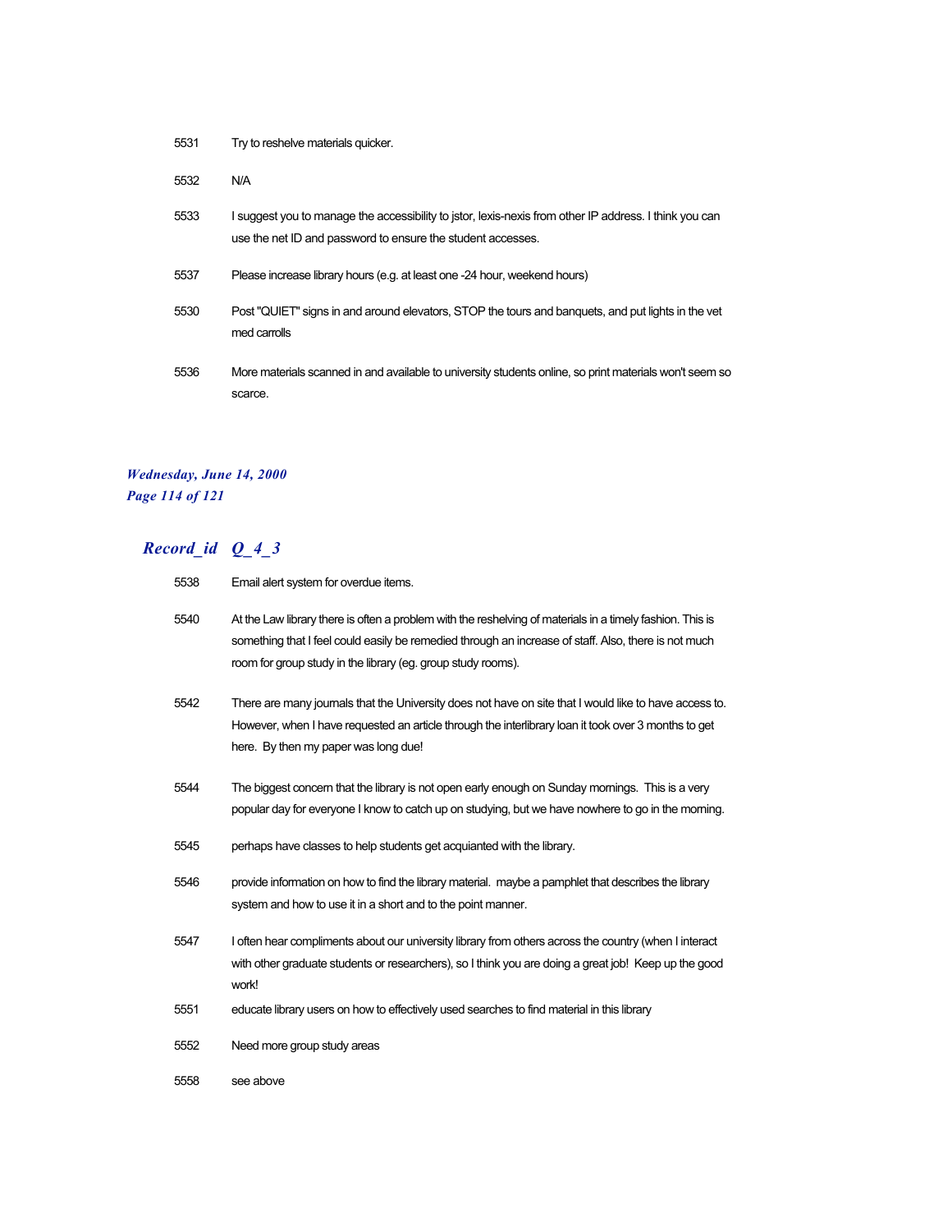| | |
|---|---|
| 5531 | Try to reshelve materials quicker. |
| 5532 | N/A |
| 5533 | I suggest you to manage the accessibility to jstor, lexis-nexis from other IP address. I think you can use the net ID and password to ensure the student accesses. |
| 5537 | Please increase library hours (e.g. at least one -24 hour, weekend hours) |
| 5530 | Post "QUIET" signs in and around elevators, STOP the tours and banquets, and put lights in the vet med carrolls |
| 5536 | More materials scanned in and available to university students online, so print materials won't seem so scarce. |

| Record_id | Q_4_3 |
|---|---|
| 5538 | Email alert system for overdue items. |
| 5540 | At the Law library there is often a problem with the reshelving of materials in a timely fashion. This is something that I feel could easily be remedied through an increase of staff. Also, there is not much room for group study in the library (eg. group study rooms). |
| 5542 | There are many journals that the University does not have on site that I would like to have access to. However, when I have requested an article through the interlibrary loan it took over 3 months to get here. By then my paper was long due! |
| 5544 | The biggest concern that the library is not open early enough on Sunday mornings. This is a very popular day for everyone I know to catch up on studying, but we have nowhere to go in the morning. |
| 5545 | perhaps have classes to help students get acquianted with the library. |
| 5546 | provide information on how to find the library material. maybe a pamphlet that describes the library system and how to use it in a short and to the point manner. |
| 5547 | I often hear compliments about our university library from others across the country (when I interact with other graduate students or researchers), so I think you are doing a great job! Keep up the good work! |
| 5551 | educate library users on how to effectively used searches to find material in this library |
| 5552 | Need more group study areas |
| 5558 | see above |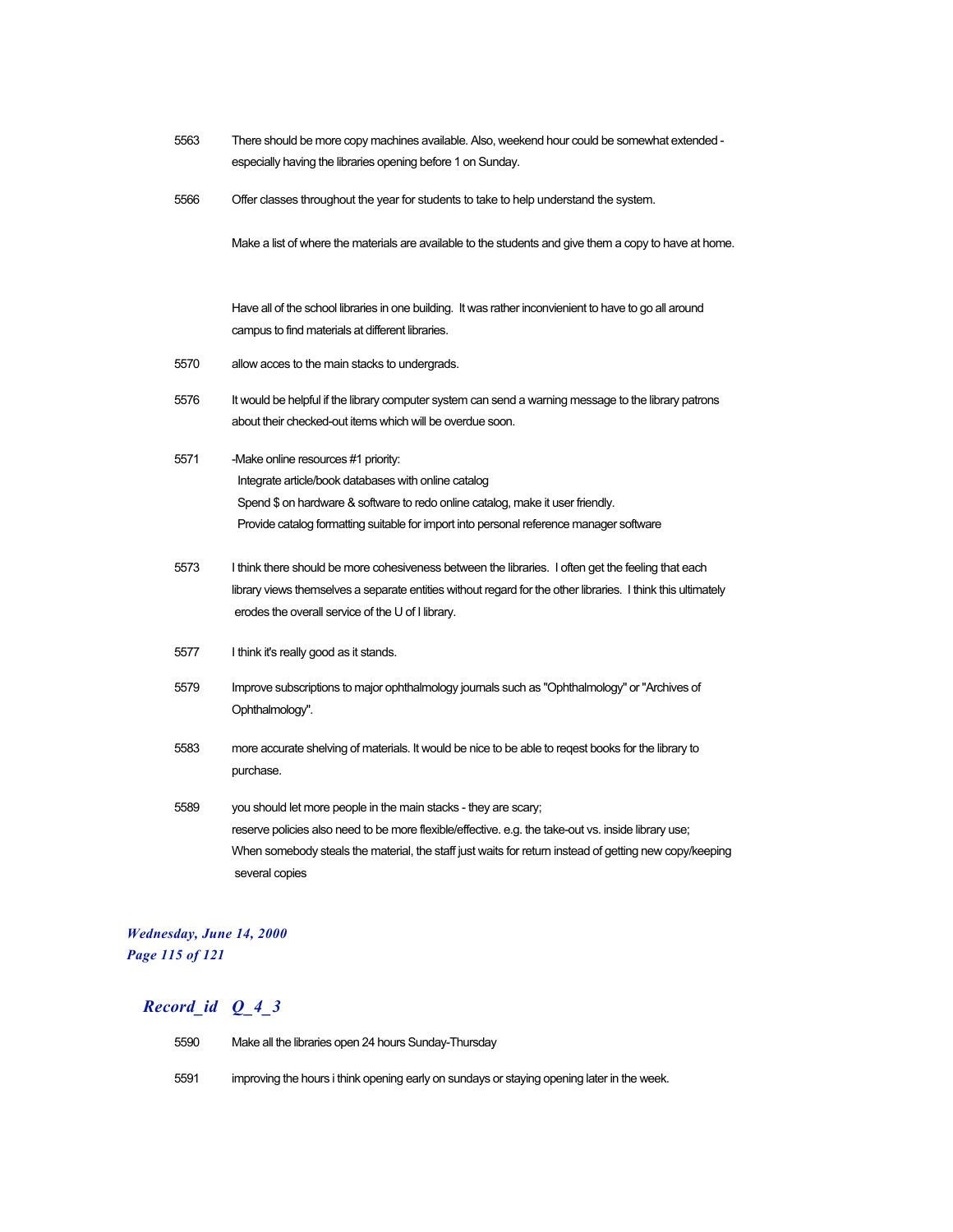5563 There should be more copy machines available. Also, weekend hour could be somewhat extended - especially having the libraries opening before 1 on Sunday.

5566 Offer classes throughout the year for students to take to help understand the system.

Make a list of where the materials are available to the students and give them a copy to have at home.

Have all of the school libraries in one building. It was rather inconvienient to have to go all around campus to find materials at different libraries.

5570 allow acces to the main stacks to undergrads.

5576 It would be helpful if the library computer system can send a warning message to the library patrons about their checked-out items which will be overdue soon.

5571 -Make online resources #1 priority:
  Integrate article/book databases with online catalog
  Spend $ on hardware & software to redo online catalog, make it user friendly.
  Provide catalog formatting suitable for import into personal reference manager software

5573 I think there should be more cohesiveness between the libraries. I often get the feeling that each library views themselves a separate entities without regard for the other libraries. I think this ultimately erodes the overall service of the U of I library.

5577 I think it's really good as it stands.

5579 Improve subscriptions to major ophthalmology journals such as "Ophthalmology" or "Archives of Ophthalmology".

5583 more accurate shelving of materials. It would be nice to be able to reqest books for the library to purchase.

5589 you should let more people in the main stacks - they are scary;
reserve policies also need to be more flexible/effective. e.g. the take-out vs. inside library use;
When somebody steals the material, the staff just waits for return instead of getting new copy/keeping several copies

## *Record_id Q_4_3*

5590 Make all the libraries open 24 hours Sunday-Thursday

5591 improving the hours i think opening early on sundays or staying opening later in the week.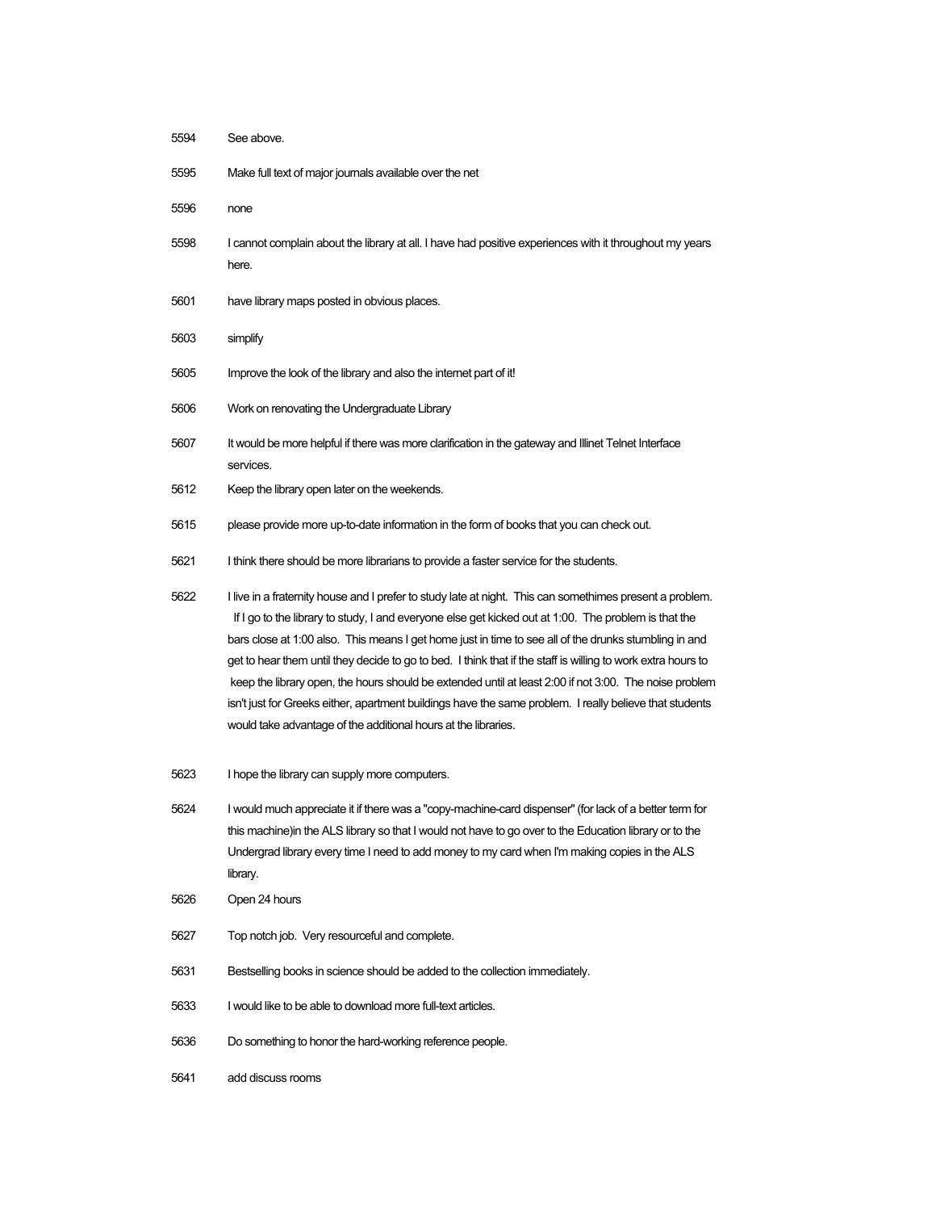5594 See above.

5595 Make full text of major journals available over the net

5596 none

5598 I cannot complain about the library at all. I have had positive experiences with it throughout my years here.

5601 have library maps posted in obvious places.

5603 simplify

5605 Improve the look of the library and also the internet part of it!

5606 Work on renovating the Undergraduate Library

5607 It would be more helpful if there was more clarification in the gateway and Illinet Telnet Interface services.

5612 Keep the library open later on the weekends.

5615 please provide more up-to-date information in the form of books that you can check out.

5621 I think there should be more librarians to provide a faster service for the students.

5622 I live in a fraternity house and I prefer to study late at night. This can somethimes present a problem. If I go to the library to study, I and everyone else get kicked out at 1:00. The problem is that the bars close at 1:00 also. This means I get home just in time to see all of the drunks stumbling in and get to hear them until they decide to go to bed. I think that if the staff is willing to work extra hours to keep the library open, the hours should be extended until at least 2:00 if not 3:00. The noise problem isn't just for Greeks either, apartment buildings have the same problem. I really believe that students would take advantage of the additional hours at the libraries.

5623 I hope the library can supply more computers.

5624 I would much appreciate it if there was a "copy-machine-card dispenser" (for lack of a better term for this machine)in the ALS library so that I would not have to go over to the Education library or to the Undergrad library every time I need to add money to my card when I'm making copies in the ALS library.

5626 Open 24 hours

5627 Top notch job. Very resourceful and complete.

5631 Bestselling books in science should be added to the collection immediately.

5633 I would like to be able to download more full-text articles.

5636 Do something to honor the hard-working reference people.

5641 add discuss rooms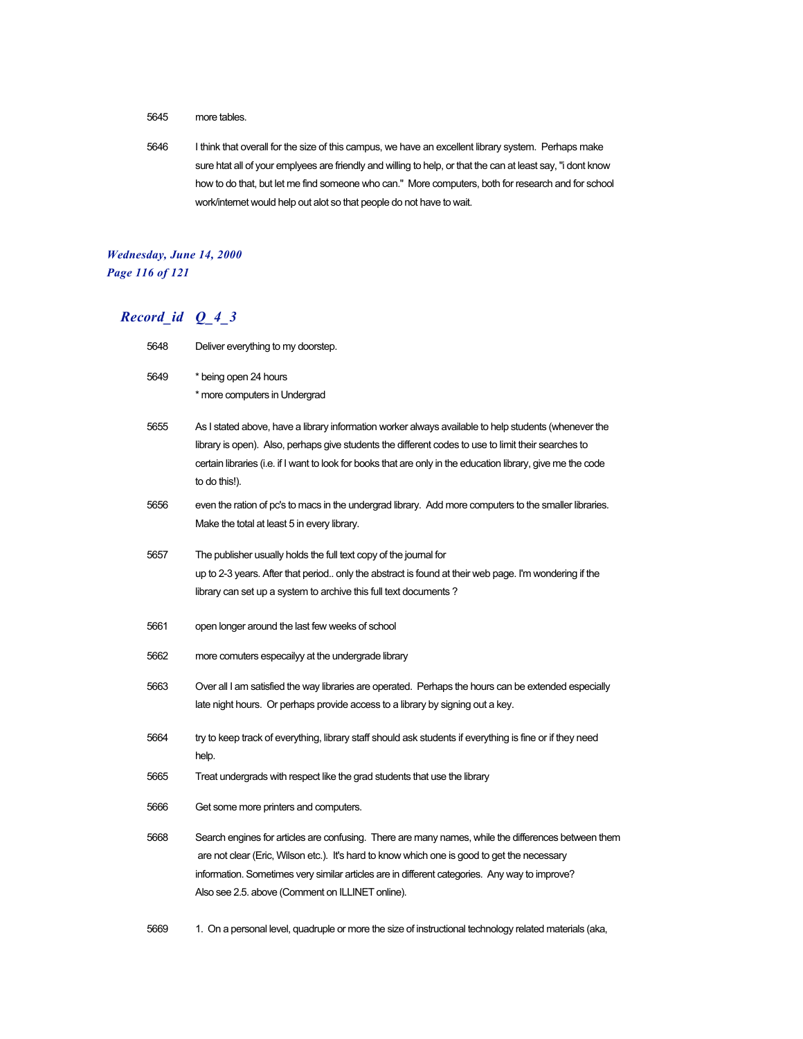5645 more tables.

5646 I think that overall for the size of this campus, we have an excellent library system. Perhaps make sure htat all of your emplyees are friendly and willing to help, or that the can at least say, "i dont know how to do that, but let me find someone who can." More computers, both for research and for school work/internet would help out alot so that people do not have to wait.

## *Record_id Q_4_3*

5648 Deliver everything to my doorstep.

5649 * being open 24 hours
* more computers in Undergrad

5655 As I stated above, have a library information worker always available to help students (whenever the library is open). Also, perhaps give students the different codes to use to limit their searches to certain libraries (i.e. if I want to look for books that are only in the education library, give me the code to do this!).

5656 even the ration of pc's to macs in the undergrad library. Add more computers to the smaller libraries. Make the total at least 5 in every library.

5657 The publisher usually holds the full text copy of the journal for
up to 2-3 years. After that period.. only the abstract is found at their web page. I'm wondering if the library can set up a system to archive this full text documents ?

5661 open longer around the last few weeks of school

5662 more comuters especailyy at the undergrade library

5663 Over all I am satisfied the way libraries are operated. Perhaps the hours can be extended especially late night hours. Or perhaps provide access to a library by signing out a key.

5664 try to keep track of everything, library staff should ask students if everything is fine or if they need help.

5665 Treat undergrads with respect like the grad students that use the library

5666 Get some more printers and computers.

5668 Search engines for articles are confusing. There are many names, while the differences between them are not clear (Eric, Wilson etc.). It's hard to know which one is good to get the necessary information. Sometimes very similar articles are in different categories. Any way to improve?
Also see 2.5. above (Comment on ILLINET online).

5669 1. On a personal level, quadruple or more the size of instructional technology related materials (aka,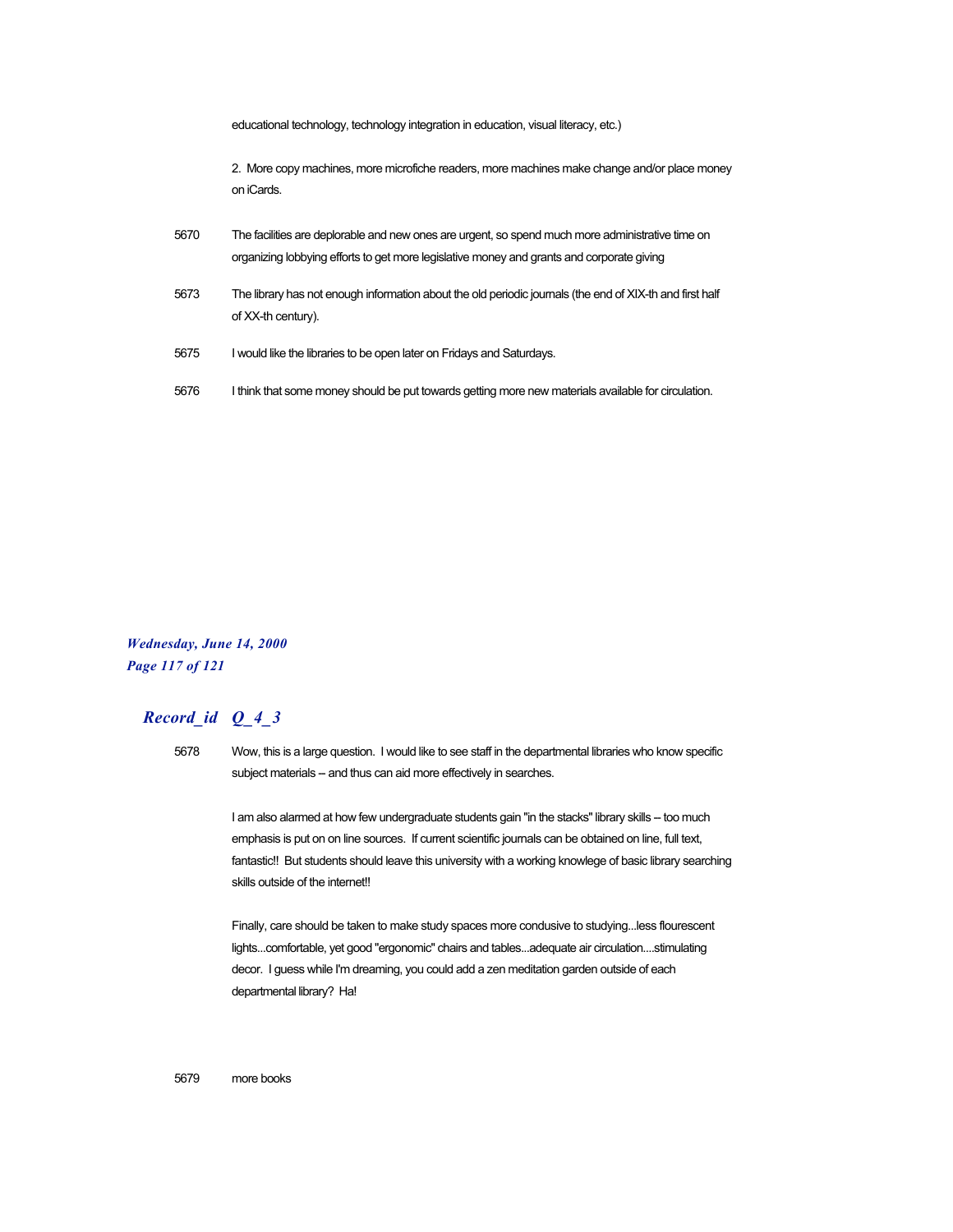educational technology, technology integration in education, visual literacy, etc.)

2. More copy machines, more microfiche readers, more machines make change and/or place money on iCards.

5670 The facilities are deplorable and new ones are urgent, so spend much more administrative time on organizing lobbying efforts to get more legislative money and grants and corporate giving

5673 The library has not enough information about the old periodic journals (the end of XIX-th and first half of XX-th century).

5675 I would like the libraries to be open later on Fridays and Saturdays.

5676 I think that some money should be put towards getting more new materials available for circulation.

## *Record_id Q_4_3*

5678 Wow, this is a large question. I would like to see staff in the departmental libraries who know specific subject materials -- and thus can aid more effectively in searches.

I am also alarmed at how few undergraduate students gain "in the stacks" library skills -- too much emphasis is put on on line sources. If current scientific journals can be obtained on line, full text, fantastic!! But students should leave this university with a working knowlege of basic library searching skills outside of the internet!!

Finally, care should be taken to make study spaces more condusive to studying...less flourescent lights...comfortable, yet good "ergonomic" chairs and tables...adequate air circulation....stimulating decor. I guess while I'm dreaming, you could add a zen meditation garden outside of each departmental library? Ha!

5679 more books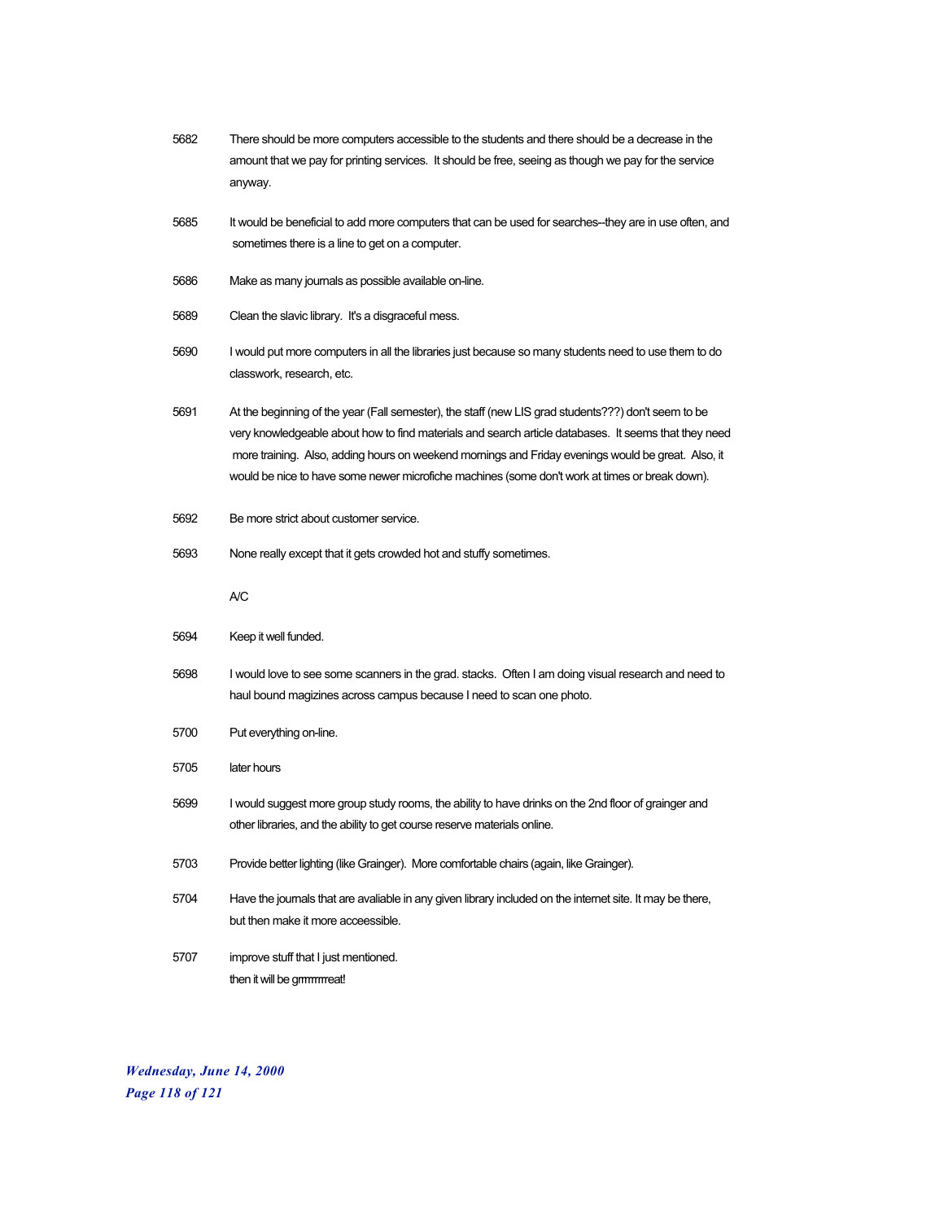5682 There should be more computers accessible to the students and there should be a decrease in the amount that we pay for printing services. It should be free, seeing as though we pay for the service anyway.

5685 It would be beneficial to add more computers that can be used for searches--they are in use often, and sometimes there is a line to get on a computer.

5686 Make as many journals as possible available on-line.

5689 Clean the slavic library. It's a disgraceful mess.

5690 I would put more computers in all the libraries just because so many students need to use them to do classwork, research, etc.

5691 At the beginning of the year (Fall semester), the staff (new LIS grad students???) don't seem to be very knowledgeable about how to find materials and search article databases. It seems that they need more training. Also, adding hours on weekend mornings and Friday evenings would be great. Also, it would be nice to have some newer microfiche machines (some don't work at times or break down).

5692 Be more strict about customer service.

5693 None really except that it gets crowded hot and stuffy sometimes.

A/C

5694 Keep it well funded.

5698 I would love to see some scanners in the grad. stacks. Often I am doing visual research and need to haul bound magizines across campus because I need to scan one photo.

5700 Put everything on-line.

5705 later hours

5699 I would suggest more group study rooms, the ability to have drinks on the 2nd floor of grainger and other libraries, and the ability to get course reserve materials online.

5703 Provide better lighting (like Grainger). More comfortable chairs (again, like Grainger).

5704 Have the journals that are avaliable in any given library included on the internet site. It may be there, but then make it more acceessible.

5707 improve stuff that I just mentioned.
then it will be grrrrrrrreat!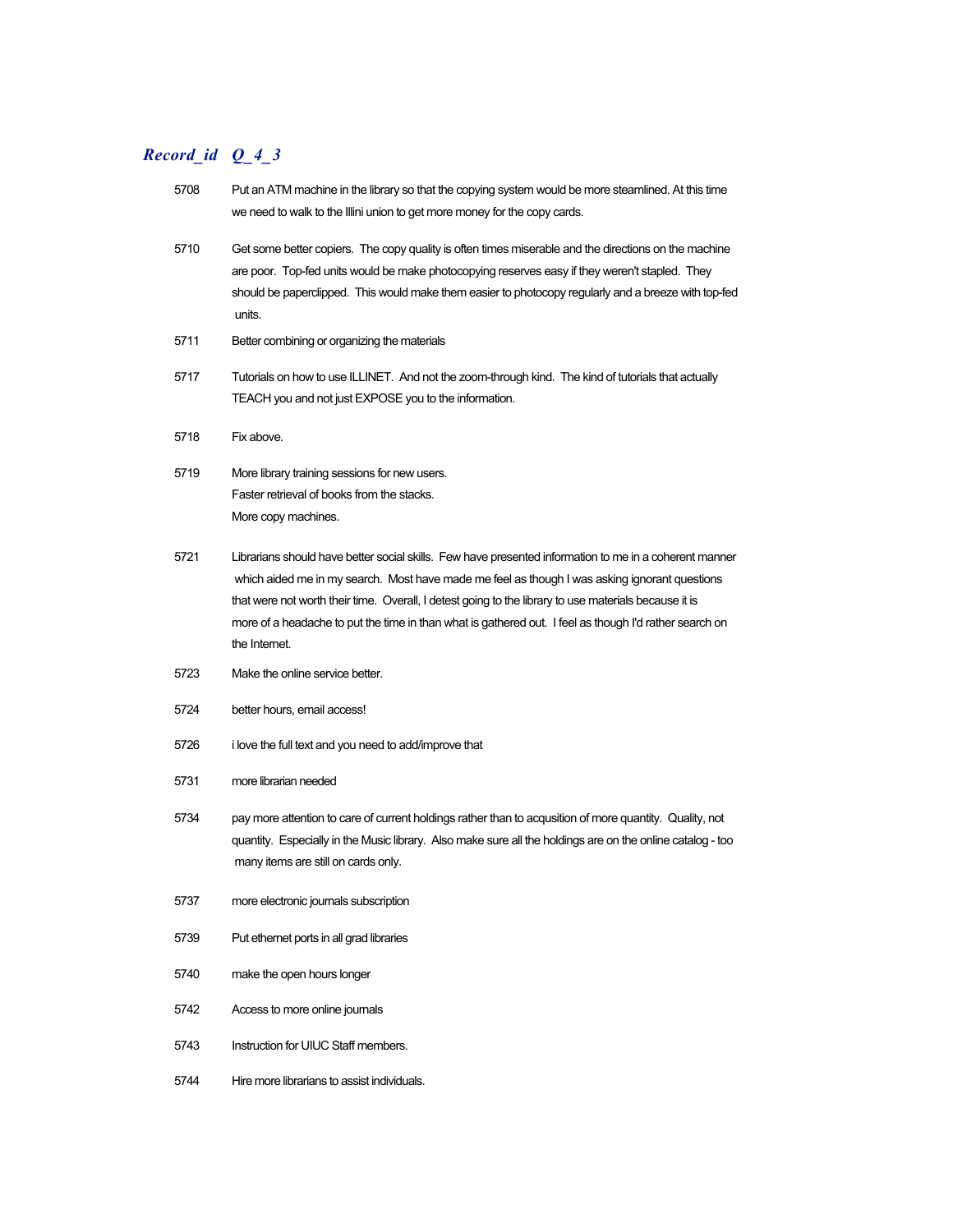| Record_id | Q_4_3 |
|---|---|
| 5708 | Put an ATM machine in the library so that the copying system would be more steamlined. At this time we need to walk to the Illini union to get more money for the copy cards. |
| 5710 | Get some better copiers. The copy quality is often times miserable and the directions on the machine are poor. Top-fed units would be make photocopying reserves easy if they weren't stapled. They should be paperclipped. This would make them easier to photocopy regularly and a breeze with top-fed units. |
| 5711 | Better combining or organizing the materials |
| 5717 | Tutorials on how to use ILLINET. And not the zoom-through kind. The kind of tutorials that actually TEACH you and not just EXPOSE you to the information. |
| 5718 | Fix above. |
| 5719 | More library training sessions for new users.<br>Faster retrieval of books from the stacks.<br>More copy machines. |
| 5721 | Librarians should have better social skills. Few have presented information to me in a coherent manner which aided me in my search. Most have made me feel as though I was asking ignorant questions that were not worth their time. Overall, I detest going to the library to use materials because it is more of a headache to put the time in than what is gathered out. I feel as though I'd rather search on the Internet. |
| 5723 | Make the online service better. |
| 5724 | better hours, email access! |
| 5726 | i love the full text and you need to add/improve that |
| 5731 | more librarian needed |
| 5734 | pay more attention to care of current holdings rather than to acqusition of more quantity. Quality, not quantity. Especially in the Music library. Also make sure all the holdings are on the online catalog - too many items are still on cards only. |
| 5737 | more electronic journals subscription |
| 5739 | Put ethernet ports in all grad libraries |
| 5740 | make the open hours longer |
| 5742 | Access to more online journals |
| 5743 | Instruction for UIUC Staff members. |
| 5744 | Hire more librarians to assist individuals. |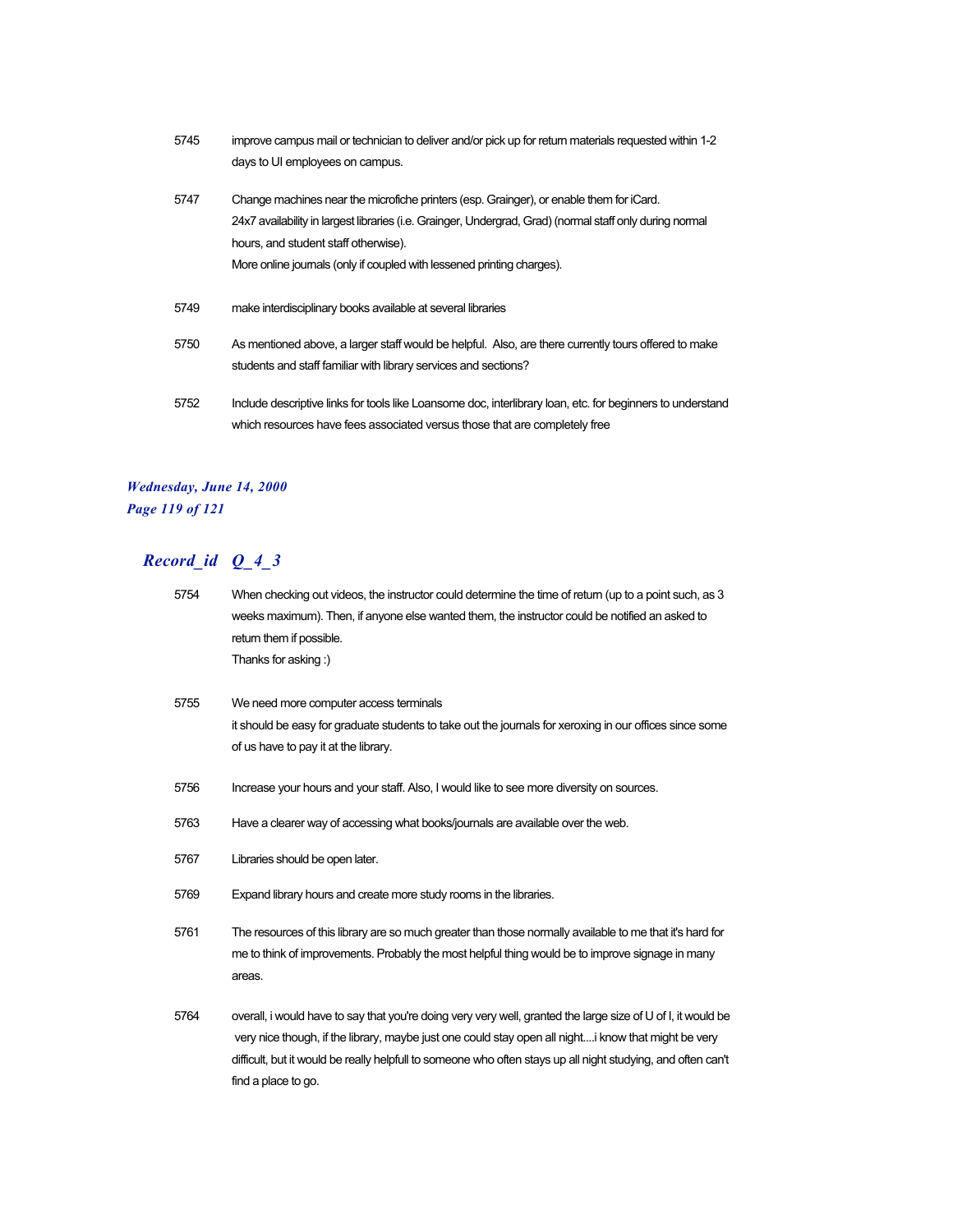| | |
|---|---|
| 5745 | improve campus mail or technician to deliver and/or pick up for return materials requested within 1-2 days to UI employees on campus. |
| 5747 | Change machines near the microfiche printers (esp. Grainger), or enable them for iCard.<br>24x7 availability in largest libraries (i.e. Grainger, Undergrad, Grad) (normal staff only during normal hours, and student staff otherwise).<br>More online journals (only if coupled with lessened printing charges). |
| 5749 | make interdisciplinary books available at several libraries |
| 5750 | As mentioned above, a larger staff would be helpful. Also, are there currently tours offered to make students and staff familiar with library services and sections? |
| 5752 | Include descriptive links for tools like Loansome doc, interlibrary loan, etc. for beginners to understand which resources have fees associated versus those that are completely free |

***Wednesday, June 14, 2000***

## *Record_id Q_4_3*

| | |
|---|---|
| 5754 | When checking out videos, the instructor could determine the time of return (up to a point such, as 3 weeks maximum). Then, if anyone else wanted them, the instructor could be notified an asked to return them if possible.<br>Thanks for asking :) |
| 5755 | We need more computer access terminals<br>it should be easy for graduate students to take out the journals for xeroxing in our offices since some of us have to pay it at the library. |
| 5756 | Increase your hours and your staff. Also, I would like to see more diversity on sources. |
| 5763 | Have a clearer way of accessing what books/journals are available over the web. |
| 5767 | Libraries should be open later. |
| 5769 | Expand library hours and create more study rooms in the libraries. |
| 5761 | The resources of this library are so much greater than those normally available to me that it's hard for me to think of improvements. Probably the most helpful thing would be to improve signage in many areas. |
| 5764 | overall, i would have to say that you're doing very very well, granted the large size of U of I, it would be very nice though, if the library, maybe just one could stay open all night....i know that might be very difficult, but it would be really helpfull to someone who often stays up all night studying, and often can't find a place to go. |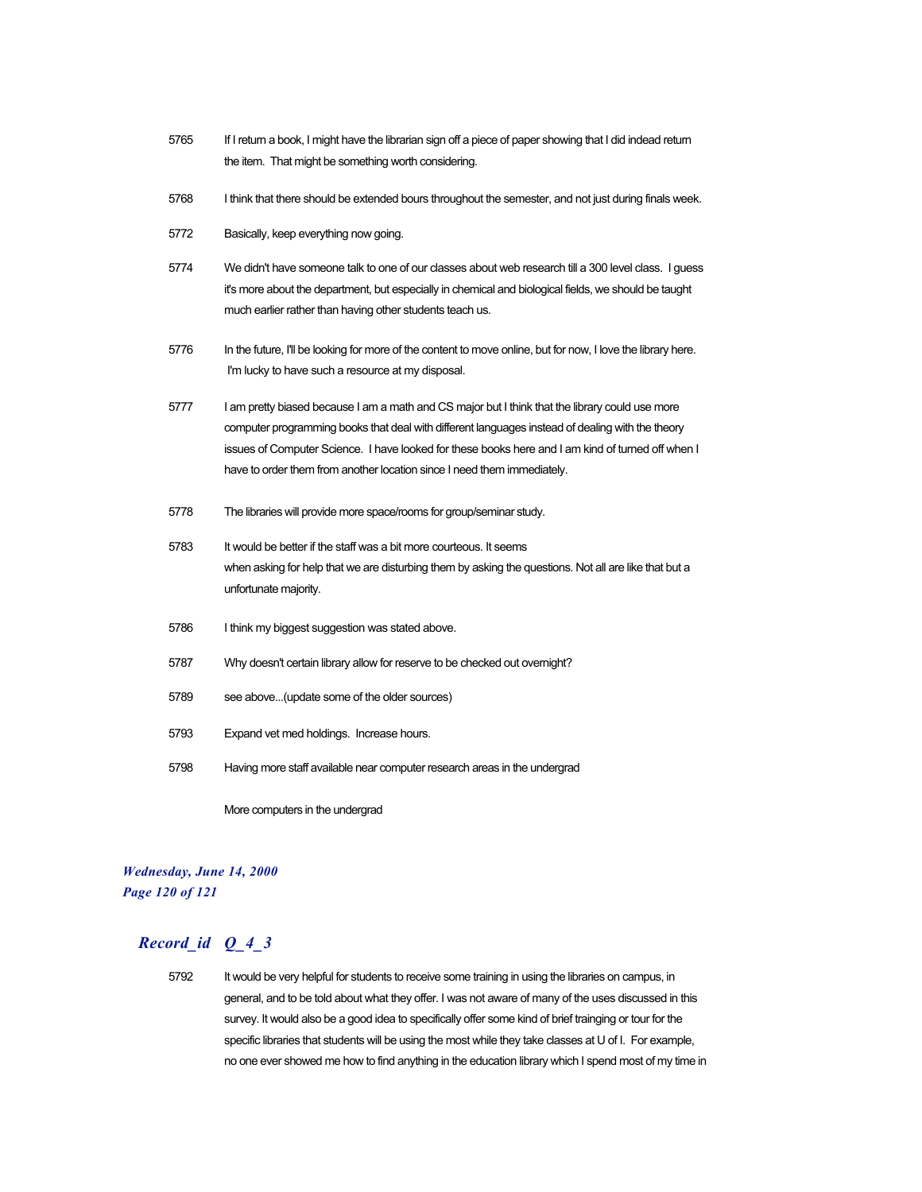| | |
|---|---|
| 5765 | If I return a book, I might have the librarian sign off a piece of paper showing that I did indead return the item. That might be something worth considering. |
| 5768 | I think that there should be extended bours throughout the semester, and not just during finals week. |
| 5772 | Basically, keep everything now going. |
| 5774 | We didn't have someone talk to one of our classes about web research till a 300 level class. I guess it's more about the department, but especially in chemical and biological fields, we should be taught much earlier rather than having other students teach us. |
| 5776 | In the future, I'll be looking for more of the content to move online, but for now, I love the library here. I'm lucky to have such a resource at my disposal. |
| 5777 | I am pretty biased because I am a math and CS major but I think that the library could use more computer programming books that deal with different languages instead of dealing with the theory issues of Computer Science. I have looked for these books here and I am kind of turned off when I have to order them from another location since I need them immediately. |
| 5778 | The libraries will provide more space/rooms for group/seminar study. |
| 5783 | It would be better if the staff was a bit more courteous. It seems when asking for help that we are disturbing them by asking the questions. Not all are like that but a unfortunate majority. |
| 5786 | I think my biggest suggestion was stated above. |
| 5787 | Why doesn't certain library allow for reserve to be checked out overnight? |
| 5789 | see above...(update some of the older sources) |
| 5793 | Expand vet med holdings. Increase hours. |
| 5798 | Having more staff available near computer research areas in the undergrad<br><br>More computers in the undergrad |

*Wednesday, June 14, 2000*

## *Record_id Q_4_3*

| | |
|---|---|
| 5792 | It would be very helpful for students to receive some training in using the libraries on campus, in general, and to be told about what they offer. I was not aware of many of the uses discussed in this survey. It would also be a good idea to specifically offer some kind of brief trainging or tour for the specific libraries that students will be using the most while they take classes at U of I. For example, no one ever showed me how to find anything in the education library which I spend most of my time in |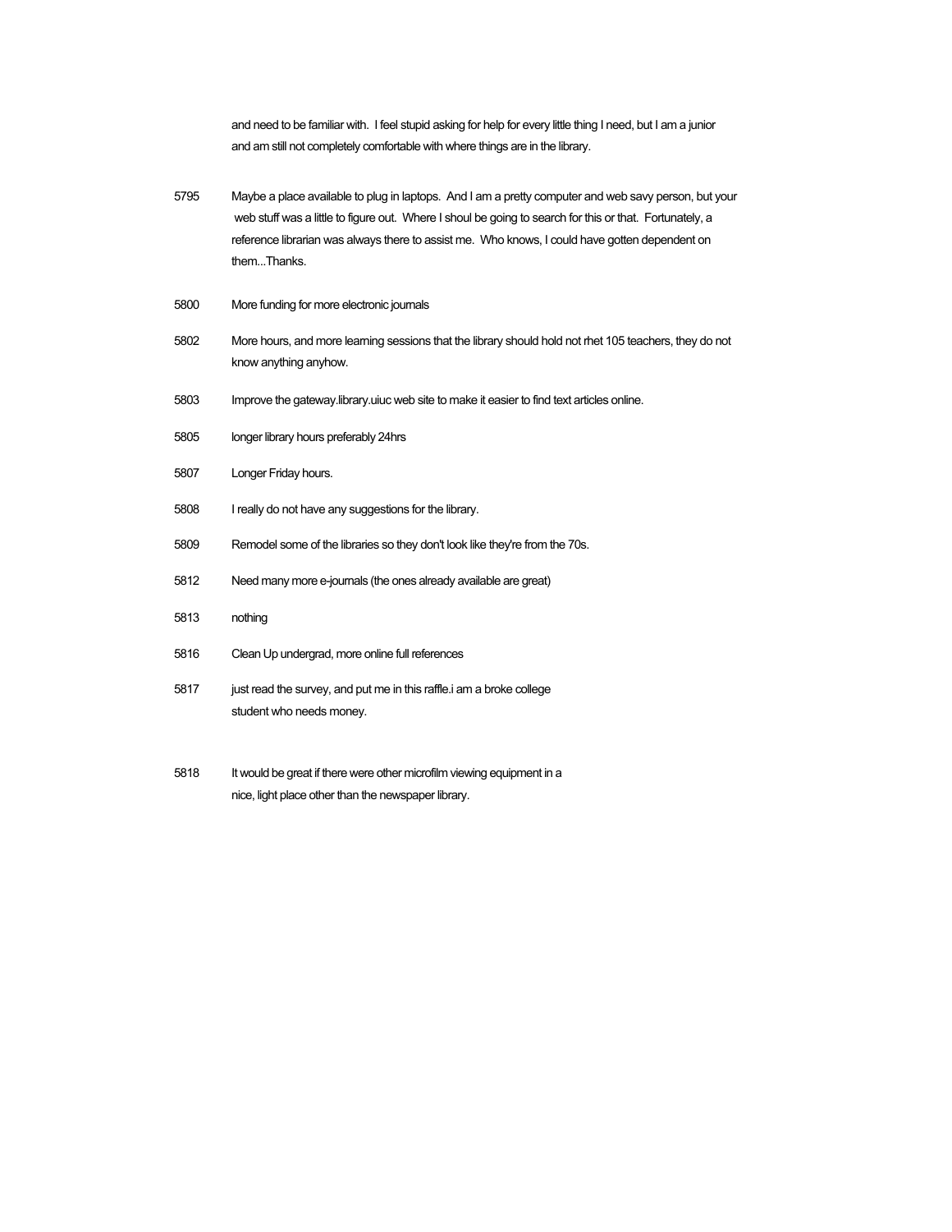and need to be familiar with. I feel stupid asking for help for every little thing I need, but I am a junior and am still not completely comfortable with where things are in the library.

5795 Maybe a place available to plug in laptops. And I am a pretty computer and web savy person, but your web stuff was a little to figure out. Where I shoul be going to search for this or that. Fortunately, a reference librarian was always there to assist me. Who knows, I could have gotten dependent on them...Thanks.

5800 More funding for more electronic journals

5802 More hours, and more learning sessions that the library should hold not rhet 105 teachers, they do not know anything anyhow.

5803 Improve the gateway.library.uiuc web site to make it easier to find text articles online.

5805 longer library hours preferably 24hrs

5807 Longer Friday hours.

5808 I really do not have any suggestions for the library.

5809 Remodel some of the libraries so they don't look like they're from the 70s.

5812 Need many more e-journals (the ones already available are great)

5813 nothing

5816 Clean Up undergrad, more online full references

5817 just read the survey, and put me in this raffle.i am a broke college student who needs money.

5818 It would be great if there were other microfilm viewing equipment in a nice, light place other than the newspaper library.